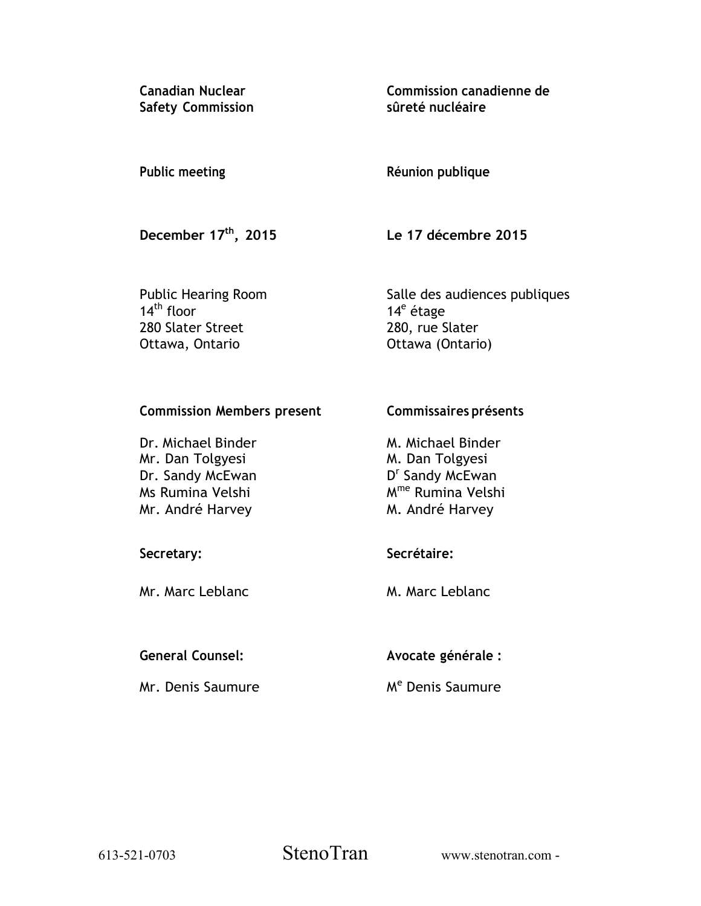**Canadian Nuclear Safety Commission**

**Commission canadienne de sûreté nucléaire**

**Public meeting**

**Réunion publique**

**December 17th, 2015**

**Le 17 décembre 2015**

Public Hearing Room
14th floor
280 Slater Street
Ottawa, Ontario

Salle des audiences publiques
14e étage
280, rue Slater
Ottawa (Ontario)

**Commission Members present**

Dr. Michael Binder
Mr. Dan Tolgyesi
Dr. Sandy McEwan
Ms Rumina Velshi
Mr. André Harvey

**Commissaires présents**

M. Michael Binder
M. Dan Tolgyesi
Dr Sandy McEwan
Mme Rumina Velshi
M. André Harvey

**Secretary:**

Mr. Marc Leblanc

**Secrétaire:**

M. Marc Leblanc

**General Counsel:**

Mr. Denis Saumure

**Avocate générale :**

Me Denis Saumure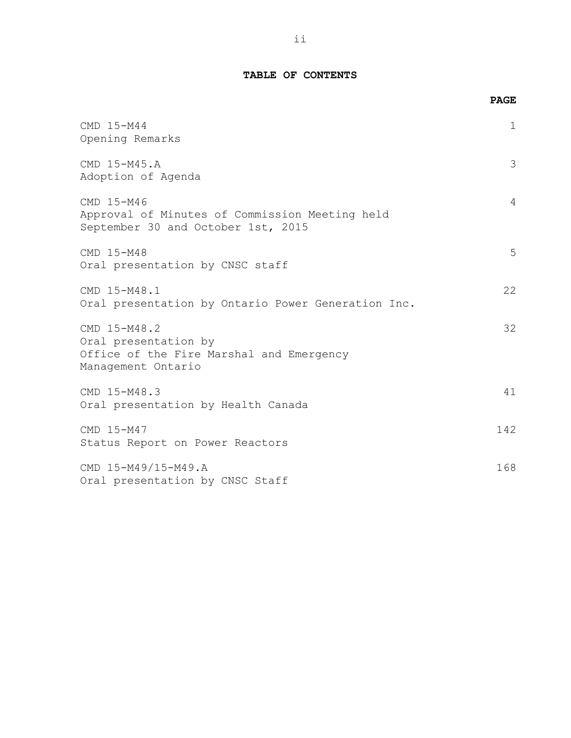# TABLE OF CONTENTS

| | PAGE |
|---|---|
| CMD 15-M44<br>Opening Remarks | 1 |
| CMD 15-M45.A<br>Adoption of Agenda | 3 |
| CMD 15-M46<br>Approval of Minutes of Commission Meeting held September 30 and October 1st, 2015 | 4 |
| CMD 15-M48<br>Oral presentation by CNSC staff | 5 |
| CMD 15-M48.1<br>Oral presentation by Ontario Power Generation Inc. | 22 |
| CMD 15-M48.2<br>Oral presentation by Office of the Fire Marshal and Emergency Management Ontario | 32 |
| CMD 15-M48.3<br>Oral presentation by Health Canada | 41 |
| CMD 15-M47<br>Status Report on Power Reactors | 142 |
| CMD 15-M49/15-M49.A<br>Oral presentation by CNSC Staff | 168 |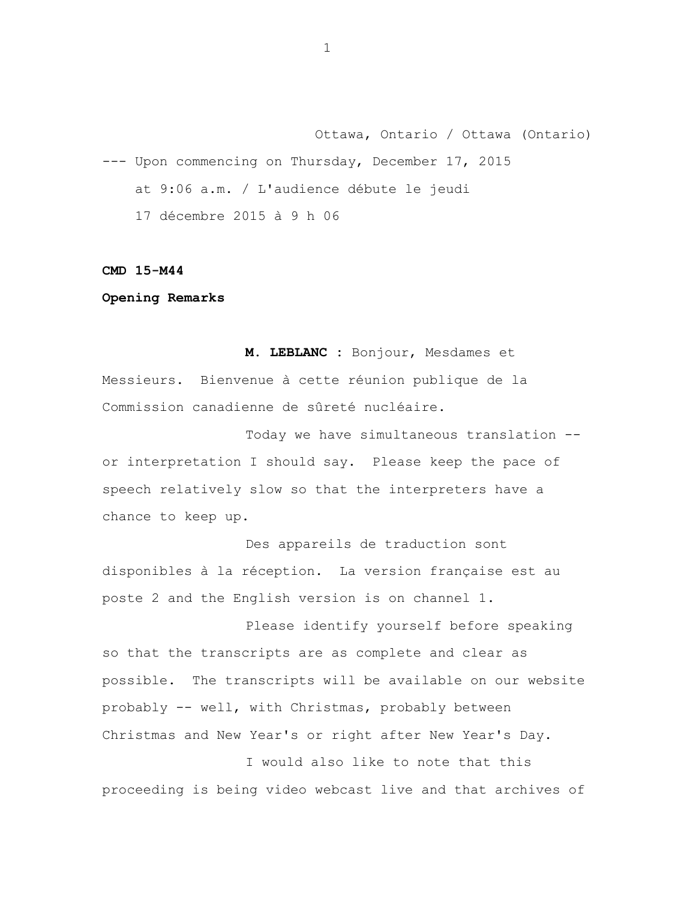Ottawa, Ontario / Ottawa (Ontario)

--- Upon commencing on Thursday, December 17, 2015 at 9:06 a.m. / L'audience débute le jeudi 17 décembre 2015 à 9 h 06

**CMD 15-M44**

**Opening Remarks**

**M. LEBLANC :** Bonjour, Mesdames et Messieurs. Bienvenue à cette réunion publique de la Commission canadienne de sûreté nucléaire.

Today we have simultaneous translation -- or interpretation I should say. Please keep the pace of speech relatively slow so that the interpreters have a chance to keep up.

Des appareils de traduction sont disponibles à la réception. La version française est au poste 2 and the English version is on channel 1.

Please identify yourself before speaking so that the transcripts are as complete and clear as possible. The transcripts will be available on our website probably -- well, with Christmas, probably between Christmas and New Year's or right after New Year's Day.

I would also like to note that this proceeding is being video webcast live and that archives of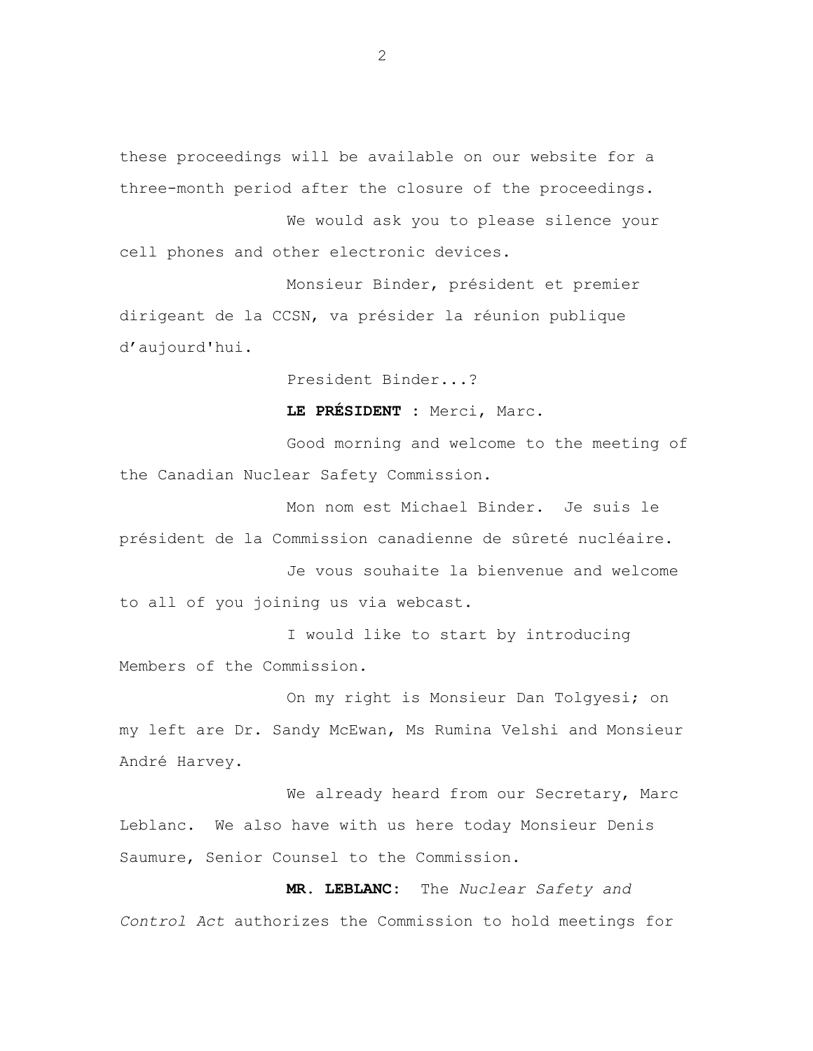these proceedings will be available on our website for a three-month period after the closure of the proceedings.

We would ask you to please silence your cell phones and other electronic devices.

Monsieur Binder, président et premier dirigeant de la CCSN, va présider la réunion publique d'aujourd'hui.

President Binder...?

**LE PRÉSIDENT :** Merci, Marc.

Good morning and welcome to the meeting of the Canadian Nuclear Safety Commission.

Mon nom est Michael Binder. Je suis le président de la Commission canadienne de sûreté nucléaire.

Je vous souhaite la bienvenue and welcome to all of you joining us via webcast.

I would like to start by introducing Members of the Commission.

On my right is Monsieur Dan Tolgyesi; on my left are Dr. Sandy McEwan, Ms Rumina Velshi and Monsieur André Harvey.

We already heard from our Secretary, Marc Leblanc. We also have with us here today Monsieur Denis Saumure, Senior Counsel to the Commission.

**MR. LEBLANC:** The *Nuclear Safety and Control Act* authorizes the Commission to hold meetings for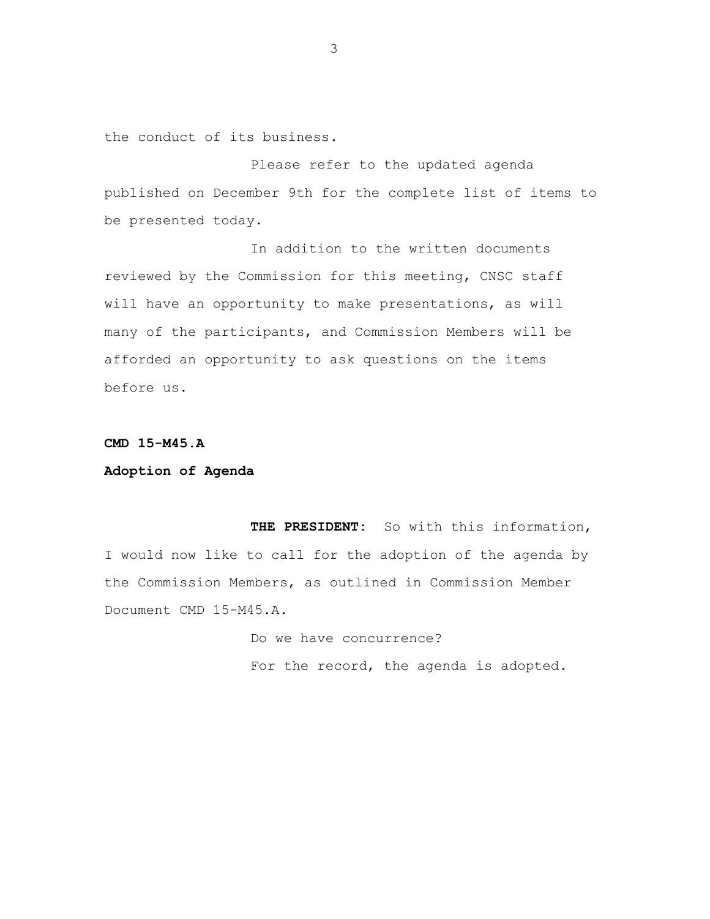the conduct of its business.

Please refer to the updated agenda published on December 9th for the complete list of items to be presented today.

In addition to the written documents reviewed by the Commission for this meeting, CNSC staff will have an opportunity to make presentations, as will many of the participants, and Commission Members will be afforded an opportunity to ask questions on the items before us.

**CMD 15-M45.A**

**Adoption of Agenda**

**THE PRESIDENT:** So with this information, I would now like to call for the adoption of the agenda by the Commission Members, as outlined in Commission Member Document CMD 15-M45.A.

Do we have concurrence?

For the record, the agenda is adopted.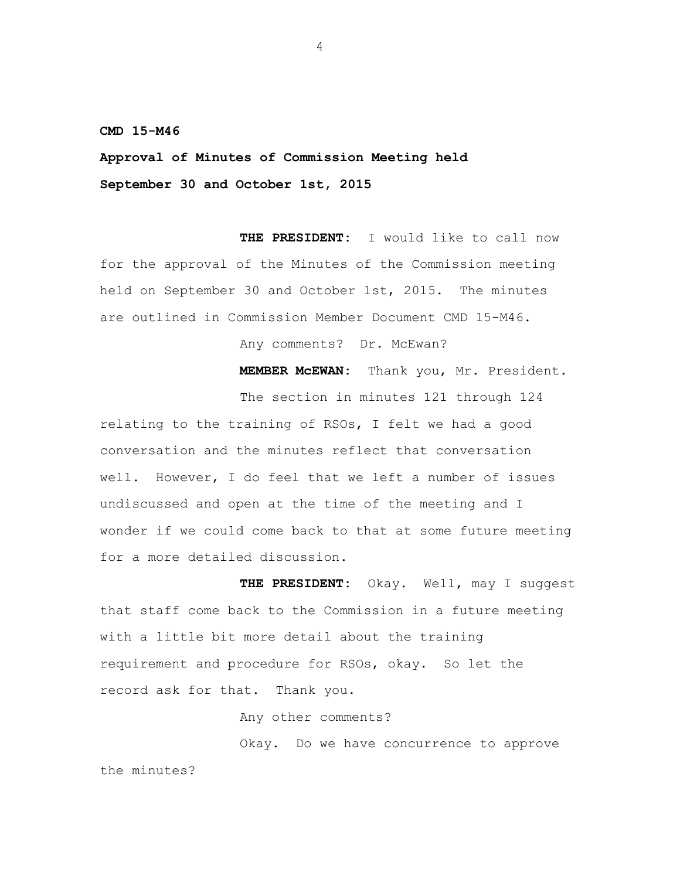**CMD 15-M46**

**Approval of Minutes of Commission Meeting held September 30 and October 1st, 2015**

**THE PRESIDENT:** I would like to call now for the approval of the Minutes of the Commission meeting held on September 30 and October 1st, 2015. The minutes are outlined in Commission Member Document CMD 15-M46.

Any comments? Dr. McEwan?

**MEMBER McEWAN:** Thank you, Mr. President.

The section in minutes 121 through 124 relating to the training of RSOs, I felt we had a good conversation and the minutes reflect that conversation well. However, I do feel that we left a number of issues undiscussed and open at the time of the meeting and I wonder if we could come back to that at some future meeting for a more detailed discussion.

**THE PRESIDENT:** Okay. Well, may I suggest that staff come back to the Commission in a future meeting with a little bit more detail about the training requirement and procedure for RSOs, okay. So let the record ask for that. Thank you.

Any other comments?

Okay. Do we have concurrence to approve the minutes?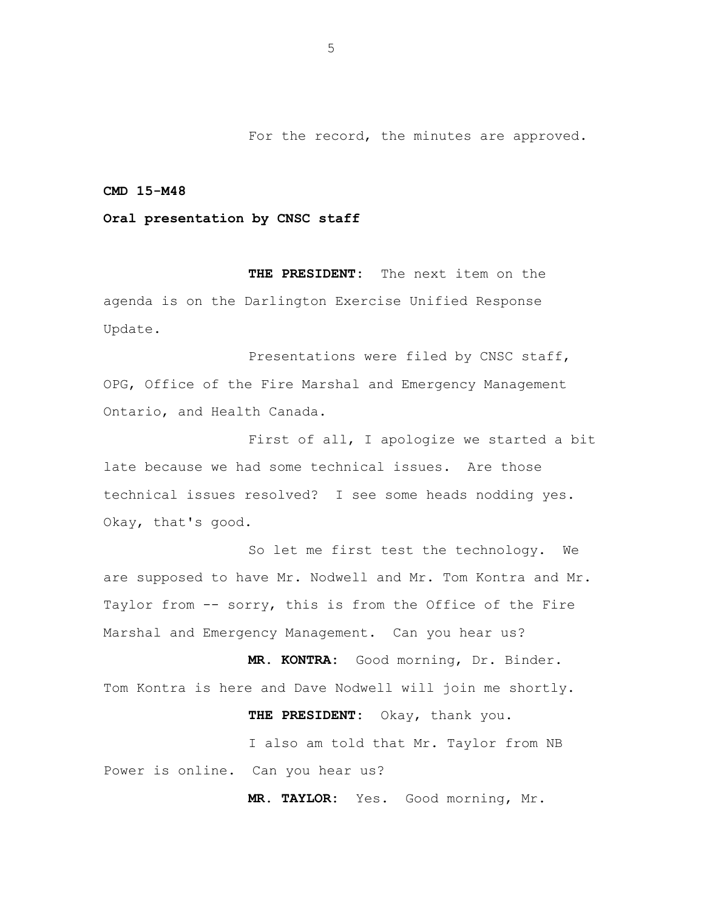For the record, the minutes are approved.

**CMD 15-M48**

**Oral presentation by CNSC staff**

**THE PRESIDENT:** The next item on the agenda is on the Darlington Exercise Unified Response Update.

Presentations were filed by CNSC staff, OPG, Office of the Fire Marshal and Emergency Management Ontario, and Health Canada.

First of all, I apologize we started a bit late because we had some technical issues. Are those technical issues resolved? I see some heads nodding yes. Okay, that's good.

So let me first test the technology. We are supposed to have Mr. Nodwell and Mr. Tom Kontra and Mr. Taylor from -- sorry, this is from the Office of the Fire Marshal and Emergency Management. Can you hear us?

**MR. KONTRA:** Good morning, Dr. Binder. Tom Kontra is here and Dave Nodwell will join me shortly.

**THE PRESIDENT:** Okay, thank you.

I also am told that Mr. Taylor from NB Power is online. Can you hear us?

**MR. TAYLOR:** Yes. Good morning, Mr.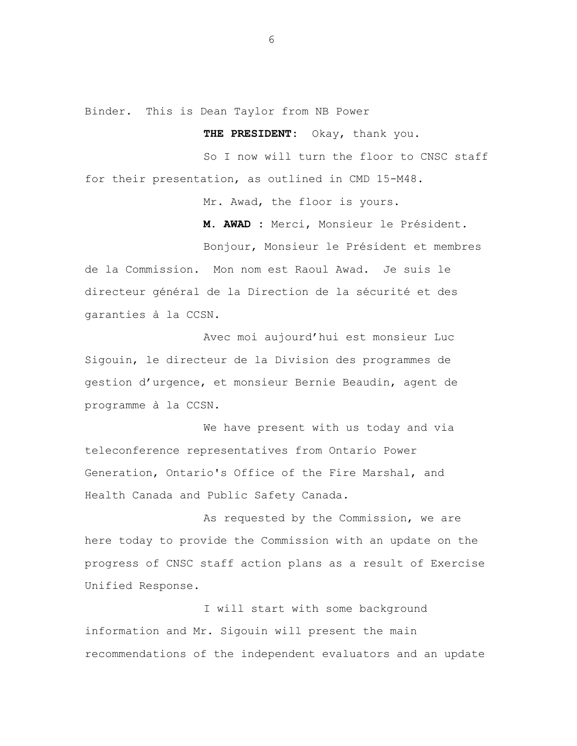Binder. This is Dean Taylor from NB Power

**THE PRESIDENT:** Okay, thank you.

So I now will turn the floor to CNSC staff for their presentation, as outlined in CMD 15-M48.

Mr. Awad, the floor is yours.

**M. AWAD :** Merci, Monsieur le Président.

Bonjour, Monsieur le Président et membres de la Commission. Mon nom est Raoul Awad. Je suis le directeur général de la Direction de la sécurité et des garanties à la CCSN.

Avec moi aujourd'hui est monsieur Luc Sigouin, le directeur de la Division des programmes de gestion d'urgence, et monsieur Bernie Beaudin, agent de programme à la CCSN.

We have present with us today and via teleconference representatives from Ontario Power Generation, Ontario's Office of the Fire Marshal, and Health Canada and Public Safety Canada.

As requested by the Commission, we are here today to provide the Commission with an update on the progress of CNSC staff action plans as a result of Exercise Unified Response.

I will start with some background information and Mr. Sigouin will present the main recommendations of the independent evaluators and an update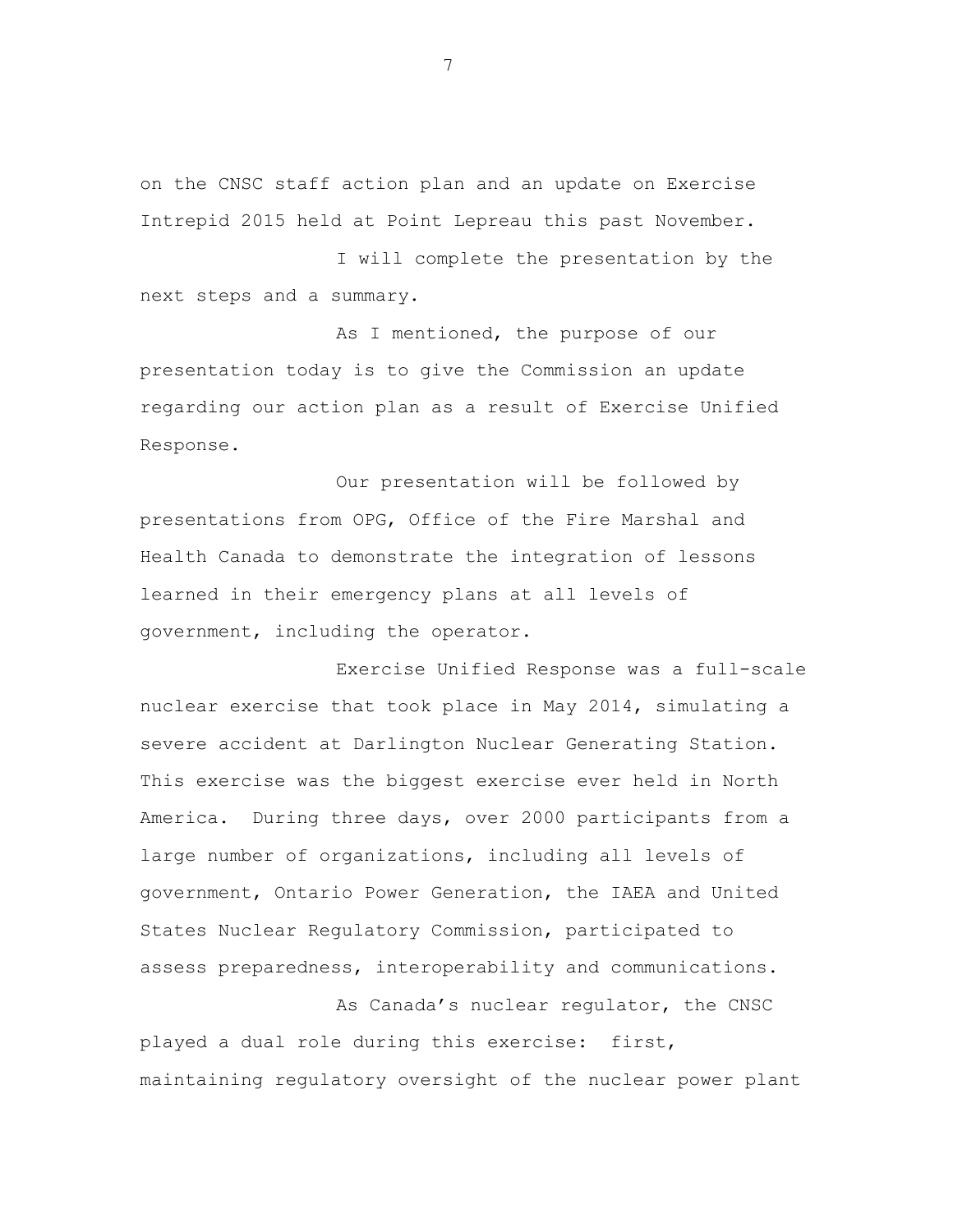on the CNSC staff action plan and an update on Exercise Intrepid 2015 held at Point Lepreau this past November.

I will complete the presentation by the next steps and a summary.

As I mentioned, the purpose of our presentation today is to give the Commission an update regarding our action plan as a result of Exercise Unified Response.

Our presentation will be followed by presentations from OPG, Office of the Fire Marshal and Health Canada to demonstrate the integration of lessons learned in their emergency plans at all levels of government, including the operator.

Exercise Unified Response was a full-scale nuclear exercise that took place in May 2014, simulating a severe accident at Darlington Nuclear Generating Station. This exercise was the biggest exercise ever held in North America. During three days, over 2000 participants from a large number of organizations, including all levels of government, Ontario Power Generation, the IAEA and United States Nuclear Regulatory Commission, participated to assess preparedness, interoperability and communications.

As Canada's nuclear regulator, the CNSC played a dual role during this exercise: first, maintaining regulatory oversight of the nuclear power plant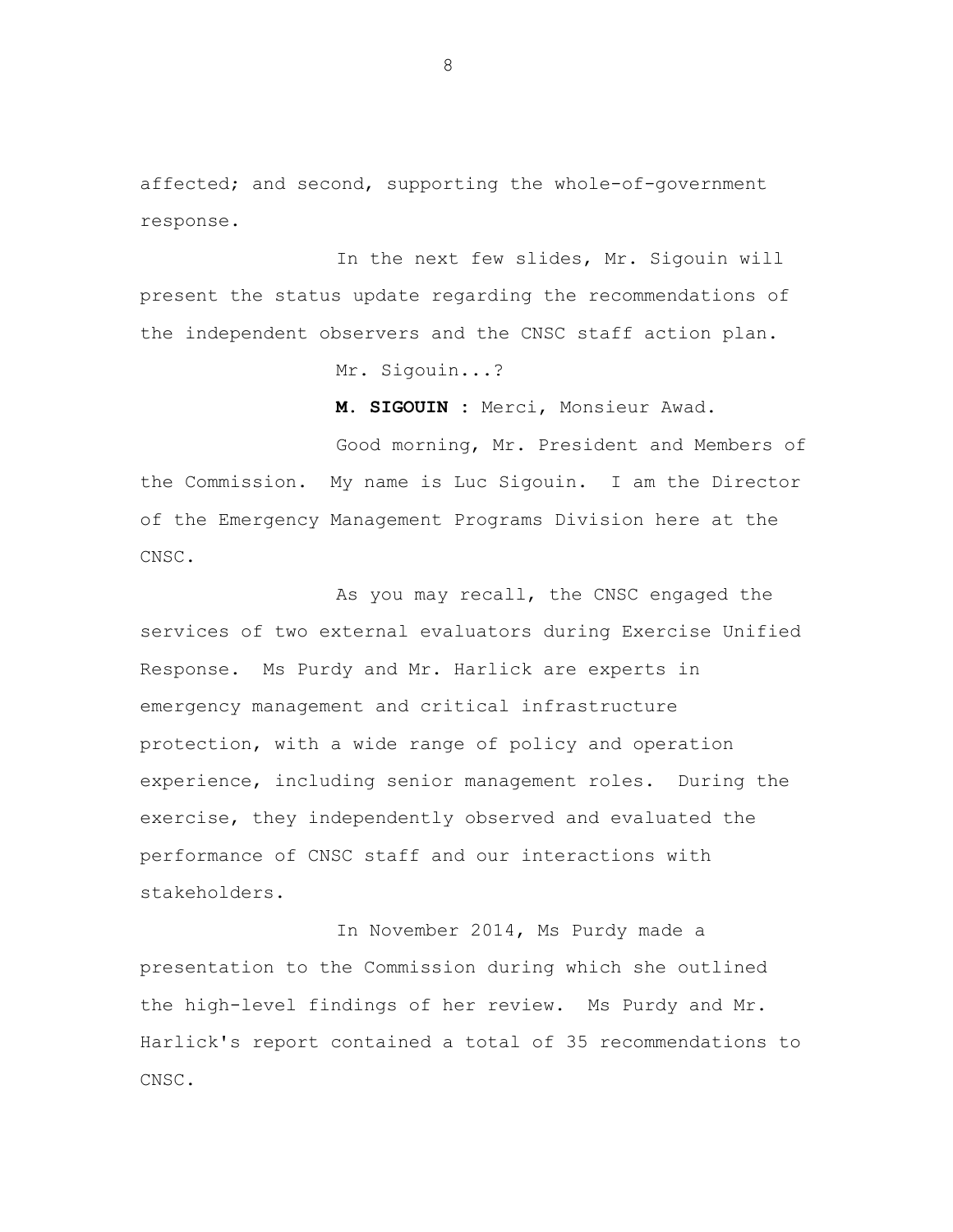affected; and second, supporting the whole-of-government response.

In the next few slides, Mr. Sigouin will present the status update regarding the recommendations of the independent observers and the CNSC staff action plan.

Mr. Sigouin...?

**M. SIGOUIN** : Merci, Monsieur Awad.

Good morning, Mr. President and Members of the Commission. My name is Luc Sigouin. I am the Director of the Emergency Management Programs Division here at the CNSC.

As you may recall, the CNSC engaged the services of two external evaluators during Exercise Unified Response. Ms Purdy and Mr. Harlick are experts in emergency management and critical infrastructure protection, with a wide range of policy and operation experience, including senior management roles. During the exercise, they independently observed and evaluated the performance of CNSC staff and our interactions with stakeholders.

In November 2014, Ms Purdy made a presentation to the Commission during which she outlined the high-level findings of her review. Ms Purdy and Mr. Harlick's report contained a total of 35 recommendations to CNSC.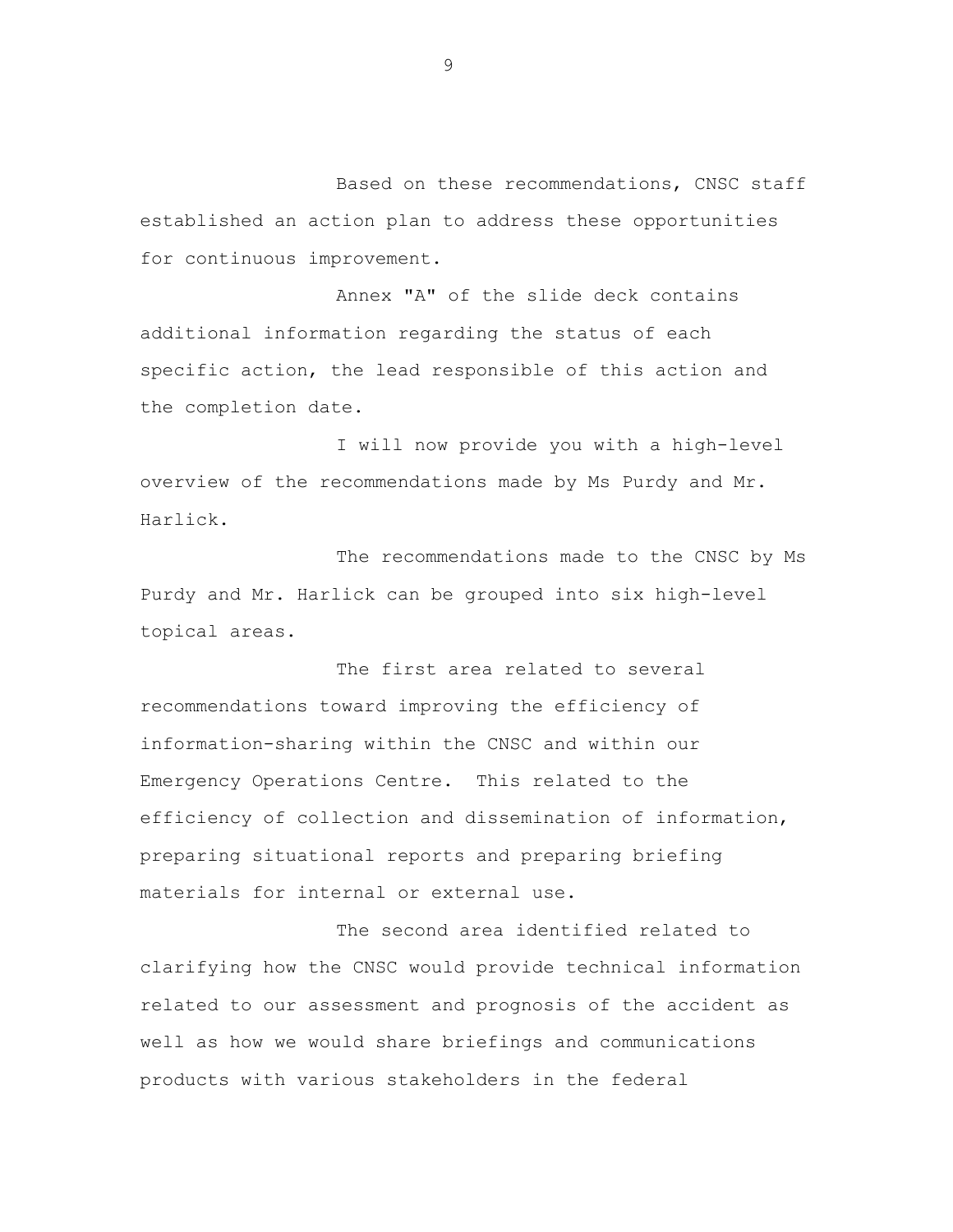Based on these recommendations, CNSC staff established an action plan to address these opportunities for continuous improvement.

Annex "A" of the slide deck contains additional information regarding the status of each specific action, the lead responsible of this action and the completion date.

I will now provide you with a high-level overview of the recommendations made by Ms Purdy and Mr. Harlick.

The recommendations made to the CNSC by Ms Purdy and Mr. Harlick can be grouped into six high-level topical areas.

The first area related to several recommendations toward improving the efficiency of information-sharing within the CNSC and within our Emergency Operations Centre. This related to the efficiency of collection and dissemination of information, preparing situational reports and preparing briefing materials for internal or external use.

The second area identified related to clarifying how the CNSC would provide technical information related to our assessment and prognosis of the accident as well as how we would share briefings and communications products with various stakeholders in the federal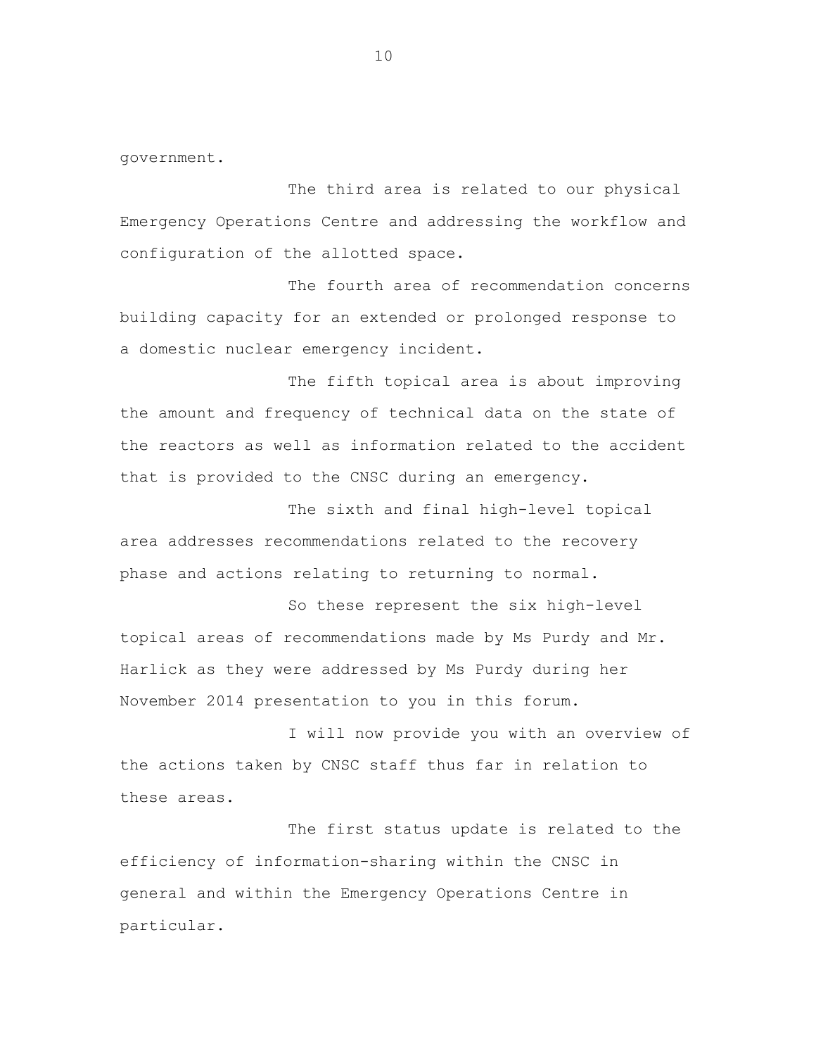government.

The third area is related to our physical Emergency Operations Centre and addressing the workflow and configuration of the allotted space.

The fourth area of recommendation concerns building capacity for an extended or prolonged response to a domestic nuclear emergency incident.

The fifth topical area is about improving the amount and frequency of technical data on the state of the reactors as well as information related to the accident that is provided to the CNSC during an emergency.

The sixth and final high-level topical area addresses recommendations related to the recovery phase and actions relating to returning to normal.

So these represent the six high-level topical areas of recommendations made by Ms Purdy and Mr. Harlick as they were addressed by Ms Purdy during her November 2014 presentation to you in this forum.

I will now provide you with an overview of the actions taken by CNSC staff thus far in relation to these areas.

The first status update is related to the efficiency of information-sharing within the CNSC in general and within the Emergency Operations Centre in particular.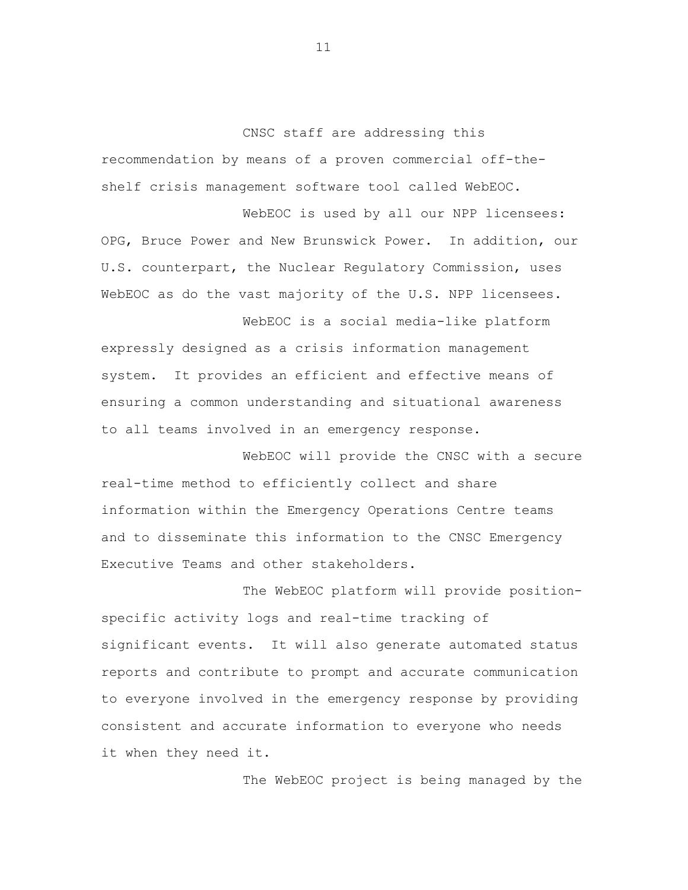CNSC staff are addressing this recommendation by means of a proven commercial off-the-shelf crisis management software tool called WebEOC.

WebEOC is used by all our NPP licensees: OPG, Bruce Power and New Brunswick Power. In addition, our U.S. counterpart, the Nuclear Regulatory Commission, uses WebEOC as do the vast majority of the U.S. NPP licensees.

WebEOC is a social media-like platform expressly designed as a crisis information management system. It provides an efficient and effective means of ensuring a common understanding and situational awareness to all teams involved in an emergency response.

WebEOC will provide the CNSC with a secure real-time method to efficiently collect and share information within the Emergency Operations Centre teams and to disseminate this information to the CNSC Emergency Executive Teams and other stakeholders.

The WebEOC platform will provide position-specific activity logs and real-time tracking of significant events. It will also generate automated status reports and contribute to prompt and accurate communication to everyone involved in the emergency response by providing consistent and accurate information to everyone who needs it when they need it.

The WebEOC project is being managed by the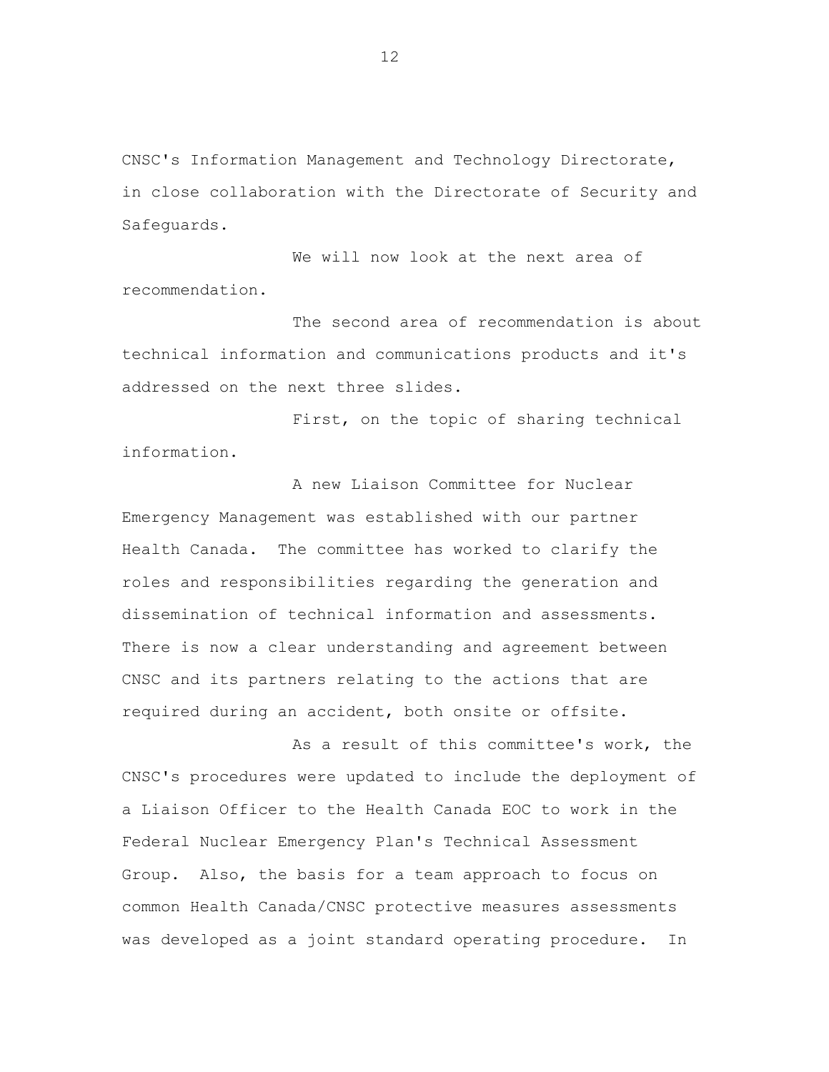CNSC's Information Management and Technology Directorate, in close collaboration with the Directorate of Security and Safeguards.

We will now look at the next area of recommendation.

The second area of recommendation is about technical information and communications products and it's addressed on the next three slides.

First, on the topic of sharing technical information.

A new Liaison Committee for Nuclear Emergency Management was established with our partner Health Canada. The committee has worked to clarify the roles and responsibilities regarding the generation and dissemination of technical information and assessments. There is now a clear understanding and agreement between CNSC and its partners relating to the actions that are required during an accident, both onsite or offsite.

As a result of this committee's work, the CNSC's procedures were updated to include the deployment of a Liaison Officer to the Health Canada EOC to work in the Federal Nuclear Emergency Plan's Technical Assessment Group. Also, the basis for a team approach to focus on common Health Canada/CNSC protective measures assessments was developed as a joint standard operating procedure. In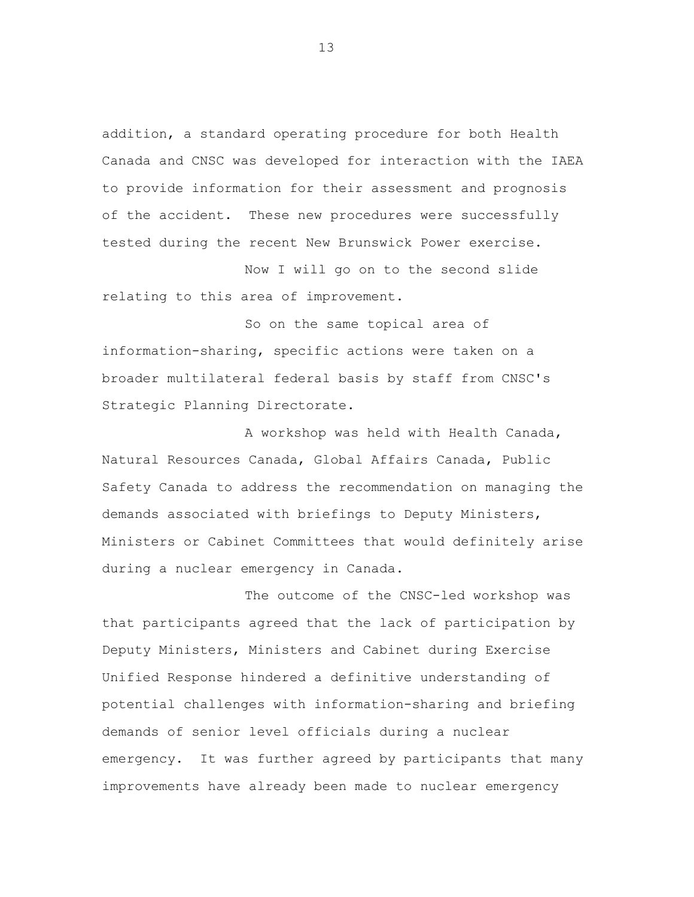addition, a standard operating procedure for both Health Canada and CNSC was developed for interaction with the IAEA to provide information for their assessment and prognosis of the accident. These new procedures were successfully tested during the recent New Brunswick Power exercise.

Now I will go on to the second slide relating to this area of improvement.

So on the same topical area of information-sharing, specific actions were taken on a broader multilateral federal basis by staff from CNSC's Strategic Planning Directorate.

A workshop was held with Health Canada, Natural Resources Canada, Global Affairs Canada, Public Safety Canada to address the recommendation on managing the demands associated with briefings to Deputy Ministers, Ministers or Cabinet Committees that would definitely arise during a nuclear emergency in Canada.

The outcome of the CNSC-led workshop was that participants agreed that the lack of participation by Deputy Ministers, Ministers and Cabinet during Exercise Unified Response hindered a definitive understanding of potential challenges with information-sharing and briefing demands of senior level officials during a nuclear emergency. It was further agreed by participants that many improvements have already been made to nuclear emergency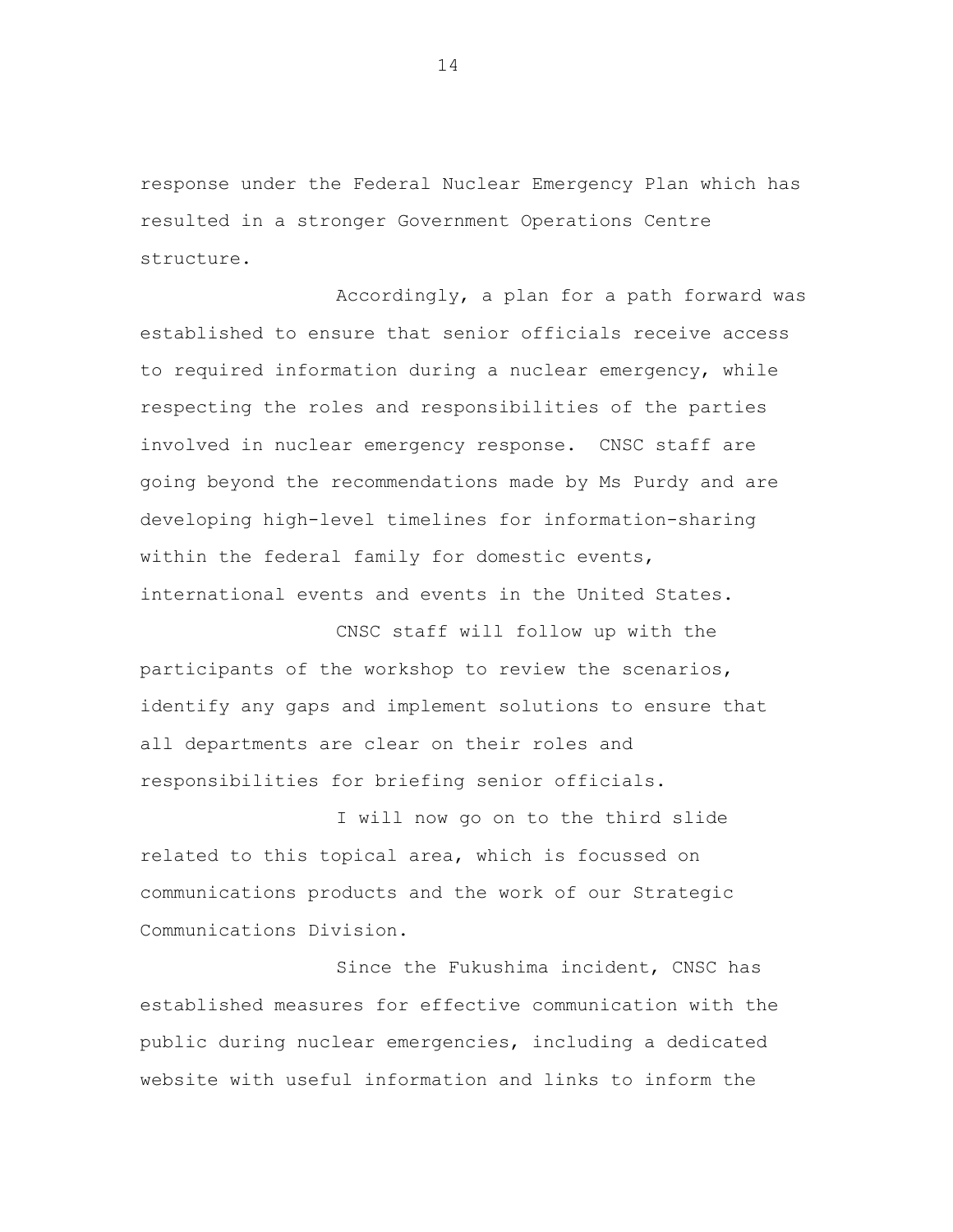response under the Federal Nuclear Emergency Plan which has resulted in a stronger Government Operations Centre structure.

Accordingly, a plan for a path forward was established to ensure that senior officials receive access to required information during a nuclear emergency, while respecting the roles and responsibilities of the parties involved in nuclear emergency response. CNSC staff are going beyond the recommendations made by Ms Purdy and are developing high-level timelines for information-sharing within the federal family for domestic events, international events and events in the United States.

CNSC staff will follow up with the participants of the workshop to review the scenarios, identify any gaps and implement solutions to ensure that all departments are clear on their roles and responsibilities for briefing senior officials.

I will now go on to the third slide related to this topical area, which is focussed on communications products and the work of our Strategic Communications Division.

Since the Fukushima incident, CNSC has established measures for effective communication with the public during nuclear emergencies, including a dedicated website with useful information and links to inform the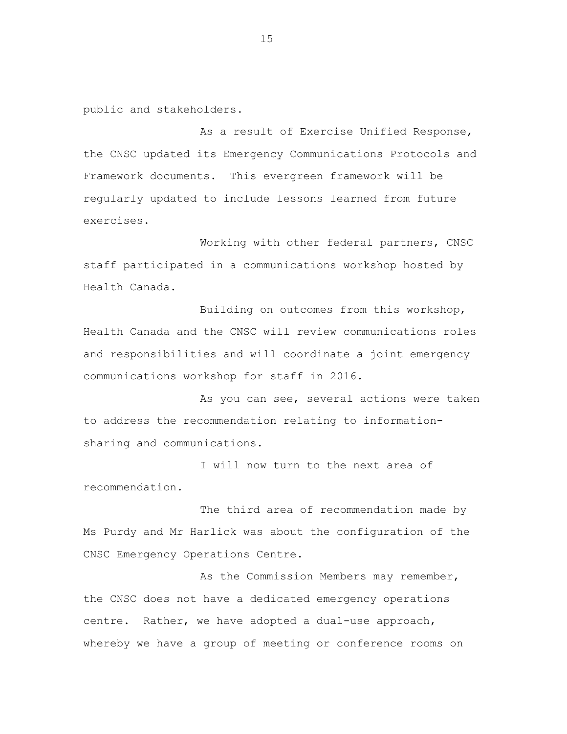public and stakeholders.

As a result of Exercise Unified Response, the CNSC updated its Emergency Communications Protocols and Framework documents. This evergreen framework will be regularly updated to include lessons learned from future exercises.

Working with other federal partners, CNSC staff participated in a communications workshop hosted by Health Canada.

Building on outcomes from this workshop, Health Canada and the CNSC will review communications roles and responsibilities and will coordinate a joint emergency communications workshop for staff in 2016.

As you can see, several actions were taken to address the recommendation relating to information-sharing and communications.

I will now turn to the next area of recommendation.

The third area of recommendation made by Ms Purdy and Mr Harlick was about the configuration of the CNSC Emergency Operations Centre.

As the Commission Members may remember, the CNSC does not have a dedicated emergency operations centre. Rather, we have adopted a dual-use approach, whereby we have a group of meeting or conference rooms on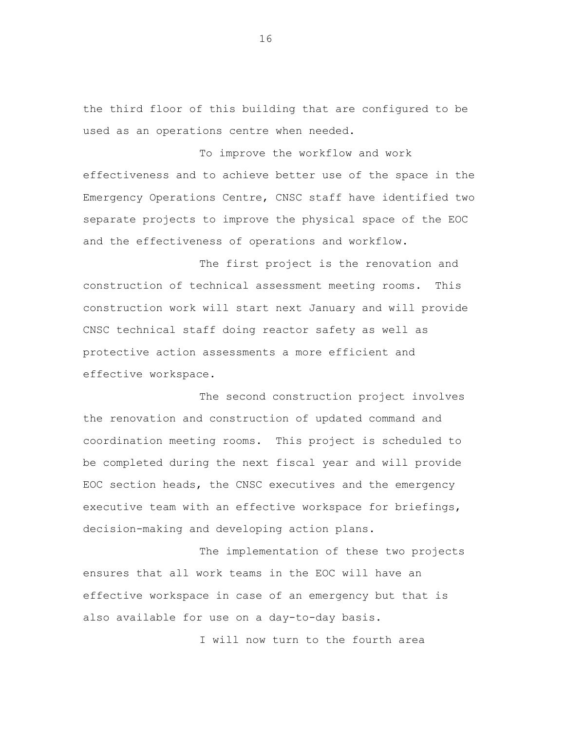the third floor of this building that are configured to be used as an operations centre when needed.

To improve the workflow and work effectiveness and to achieve better use of the space in the Emergency Operations Centre, CNSC staff have identified two separate projects to improve the physical space of the EOC and the effectiveness of operations and workflow.

The first project is the renovation and construction of technical assessment meeting rooms. This construction work will start next January and will provide CNSC technical staff doing reactor safety as well as protective action assessments a more efficient and effective workspace.

The second construction project involves the renovation and construction of updated command and coordination meeting rooms. This project is scheduled to be completed during the next fiscal year and will provide EOC section heads, the CNSC executives and the emergency executive team with an effective workspace for briefings, decision-making and developing action plans.

The implementation of these two projects ensures that all work teams in the EOC will have an effective workspace in case of an emergency but that is also available for use on a day-to-day basis.

I will now turn to the fourth area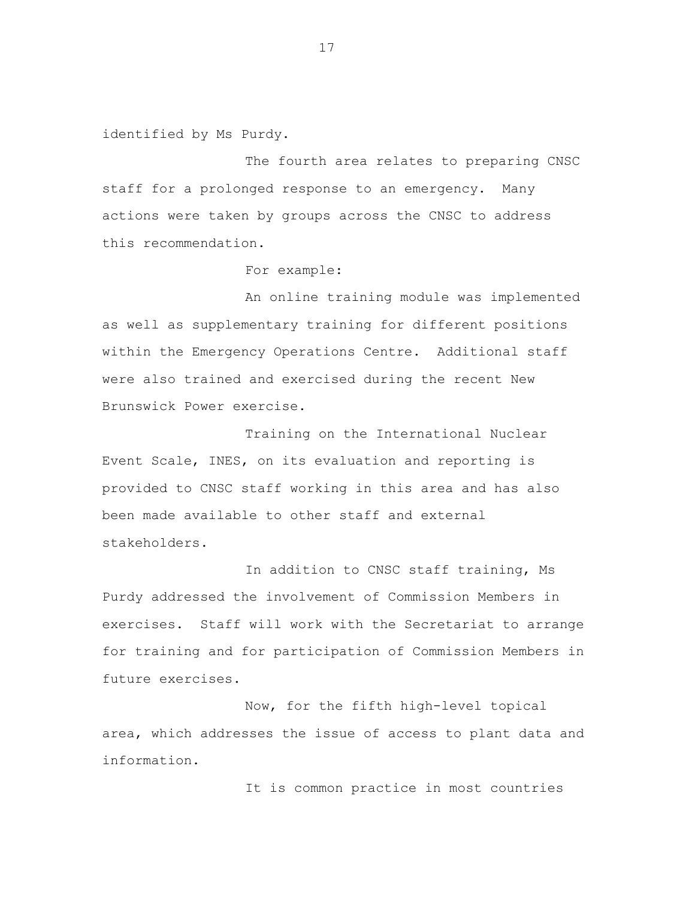identified by Ms Purdy.

The fourth area relates to preparing CNSC staff for a prolonged response to an emergency. Many actions were taken by groups across the CNSC to address this recommendation.

For example:

An online training module was implemented as well as supplementary training for different positions within the Emergency Operations Centre. Additional staff were also trained and exercised during the recent New Brunswick Power exercise.

Training on the International Nuclear Event Scale, INES, on its evaluation and reporting is provided to CNSC staff working in this area and has also been made available to other staff and external stakeholders.

In addition to CNSC staff training, Ms Purdy addressed the involvement of Commission Members in exercises. Staff will work with the Secretariat to arrange for training and for participation of Commission Members in future exercises.

Now, for the fifth high-level topical area, which addresses the issue of access to plant data and information.

It is common practice in most countries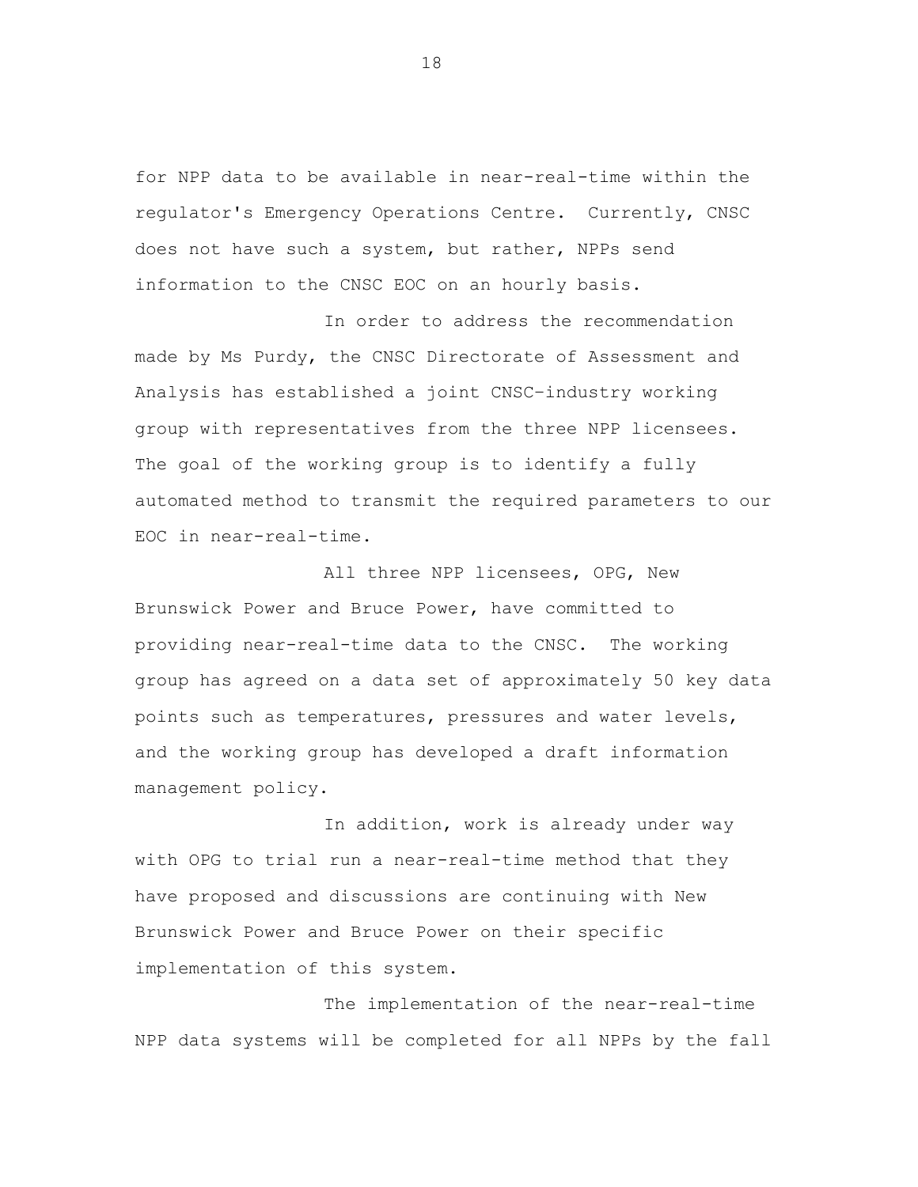for NPP data to be available in near-real-time within the regulator's Emergency Operations Centre. Currently, CNSC does not have such a system, but rather, NPPs send information to the CNSC EOC on an hourly basis.

In order to address the recommendation made by Ms Purdy, the CNSC Directorate of Assessment and Analysis has established a joint CNSC–industry working group with representatives from the three NPP licensees. The goal of the working group is to identify a fully automated method to transmit the required parameters to our EOC in near-real-time.

All three NPP licensees, OPG, New Brunswick Power and Bruce Power, have committed to providing near-real-time data to the CNSC. The working group has agreed on a data set of approximately 50 key data points such as temperatures, pressures and water levels, and the working group has developed a draft information management policy.

In addition, work is already under way with OPG to trial run a near-real-time method that they have proposed and discussions are continuing with New Brunswick Power and Bruce Power on their specific implementation of this system.

The implementation of the near-real-time NPP data systems will be completed for all NPPs by the fall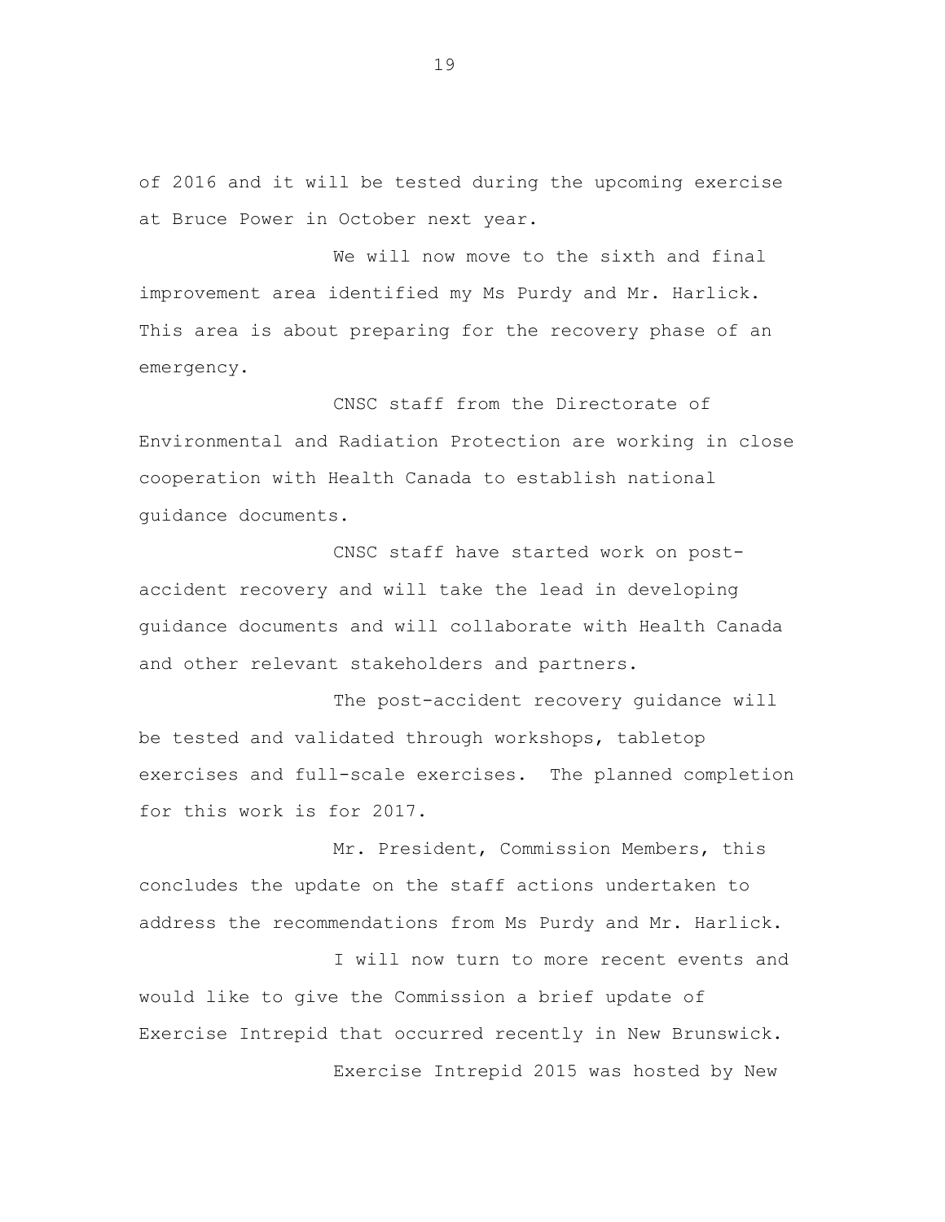of 2016 and it will be tested during the upcoming exercise at Bruce Power in October next year.

We will now move to the sixth and final improvement area identified my Ms Purdy and Mr. Harlick. This area is about preparing for the recovery phase of an emergency.

CNSC staff from the Directorate of Environmental and Radiation Protection are working in close cooperation with Health Canada to establish national guidance documents.

CNSC staff have started work on post-accident recovery and will take the lead in developing guidance documents and will collaborate with Health Canada and other relevant stakeholders and partners.

The post-accident recovery guidance will be tested and validated through workshops, tabletop exercises and full-scale exercises. The planned completion for this work is for 2017.

Mr. President, Commission Members, this concludes the update on the staff actions undertaken to address the recommendations from Ms Purdy and Mr. Harlick.

I will now turn to more recent events and would like to give the Commission a brief update of Exercise Intrepid that occurred recently in New Brunswick.

Exercise Intrepid 2015 was hosted by New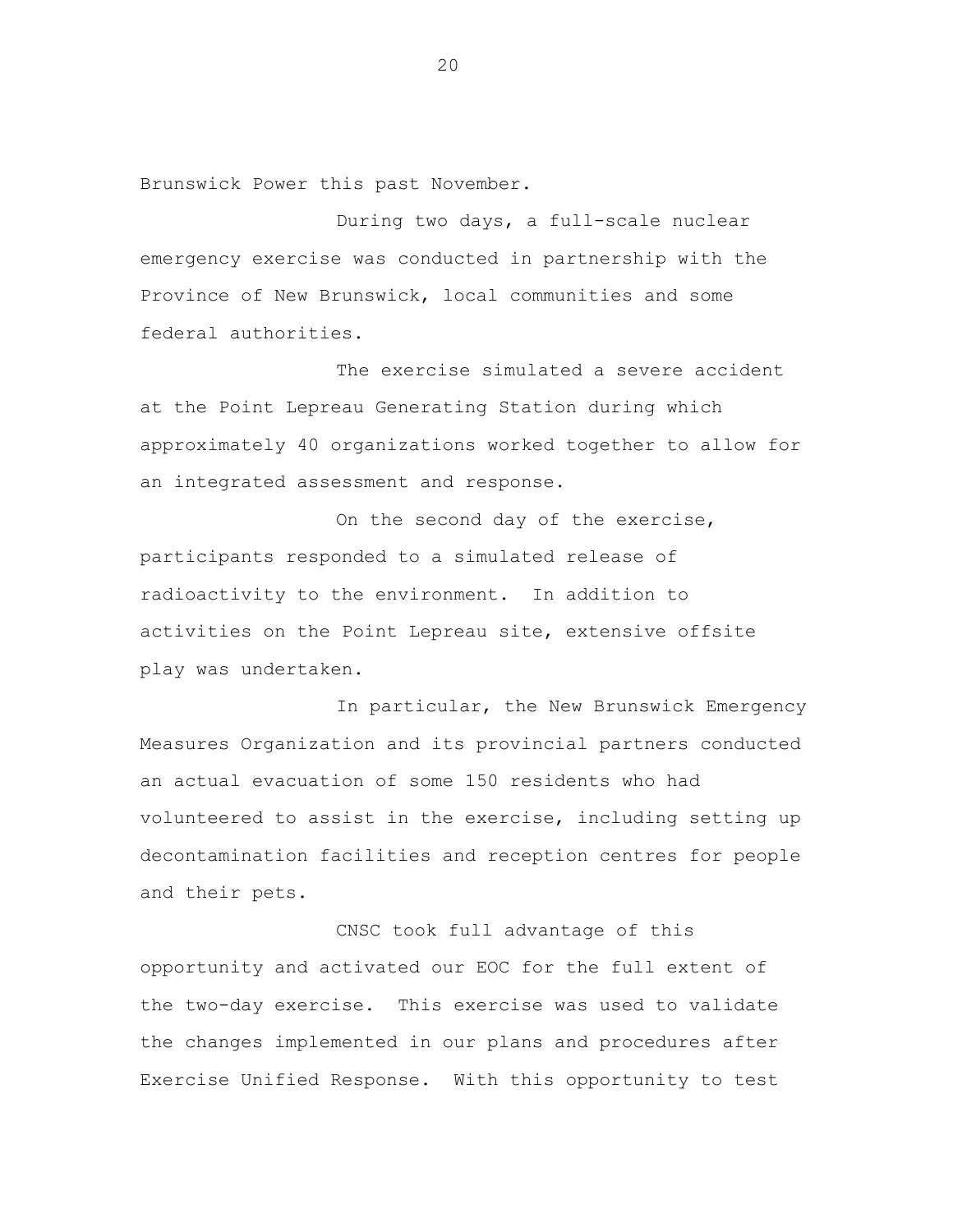Brunswick Power this past November.

During two days, a full-scale nuclear emergency exercise was conducted in partnership with the Province of New Brunswick, local communities and some federal authorities.

The exercise simulated a severe accident at the Point Lepreau Generating Station during which approximately 40 organizations worked together to allow for an integrated assessment and response.

On the second day of the exercise, participants responded to a simulated release of radioactivity to the environment. In addition to activities on the Point Lepreau site, extensive offsite play was undertaken.

In particular, the New Brunswick Emergency Measures Organization and its provincial partners conducted an actual evacuation of some 150 residents who had volunteered to assist in the exercise, including setting up decontamination facilities and reception centres for people and their pets.

CNSC took full advantage of this opportunity and activated our EOC for the full extent of the two-day exercise. This exercise was used to validate the changes implemented in our plans and procedures after Exercise Unified Response. With this opportunity to test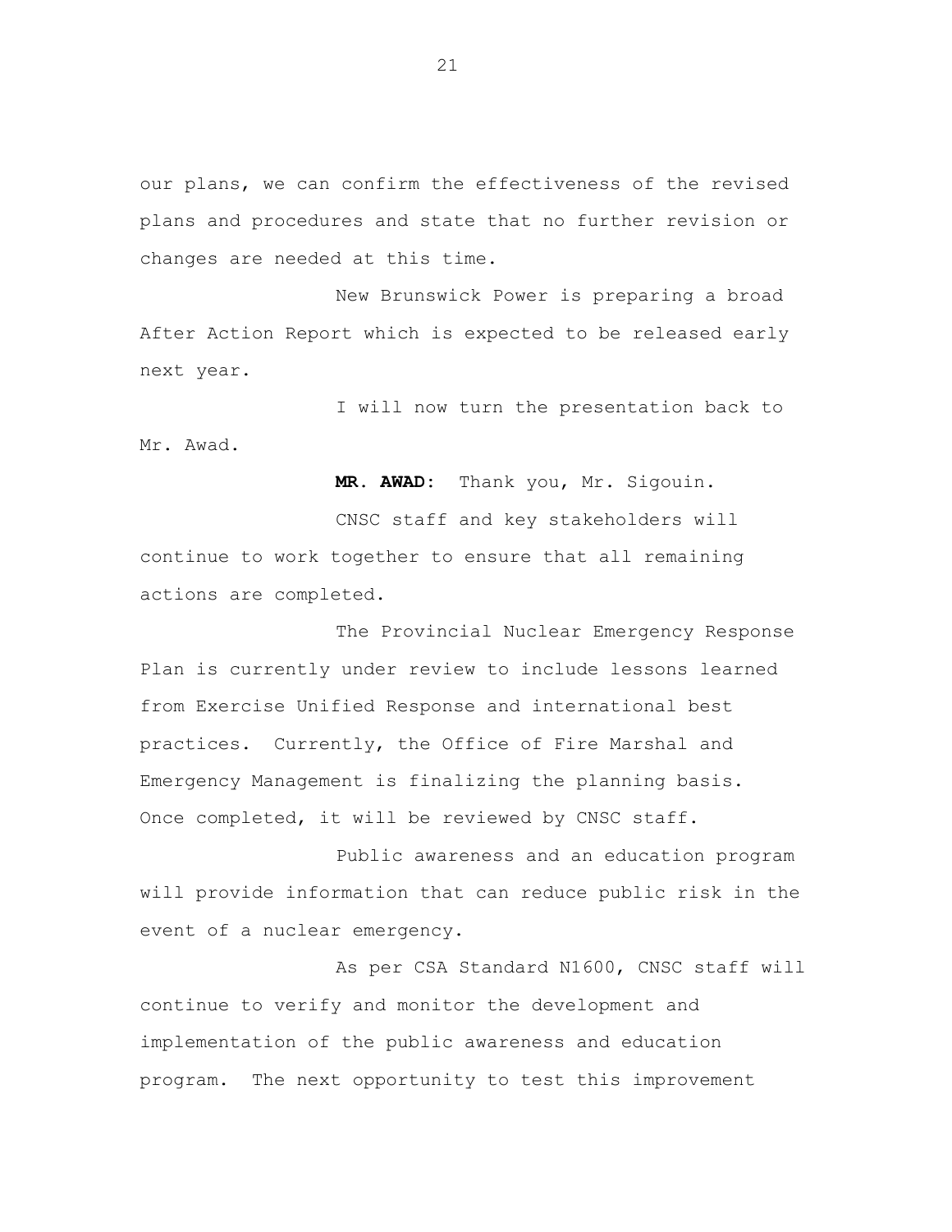our plans, we can confirm the effectiveness of the revised plans and procedures and state that no further revision or changes are needed at this time.

New Brunswick Power is preparing a broad After Action Report which is expected to be released early next year.

I will now turn the presentation back to Mr. Awad.

**MR. AWAD:** Thank you, Mr. Sigouin.

CNSC staff and key stakeholders will continue to work together to ensure that all remaining actions are completed.

The Provincial Nuclear Emergency Response Plan is currently under review to include lessons learned from Exercise Unified Response and international best practices. Currently, the Office of Fire Marshal and Emergency Management is finalizing the planning basis. Once completed, it will be reviewed by CNSC staff.

Public awareness and an education program will provide information that can reduce public risk in the event of a nuclear emergency.

As per CSA Standard N1600, CNSC staff will continue to verify and monitor the development and implementation of the public awareness and education program. The next opportunity to test this improvement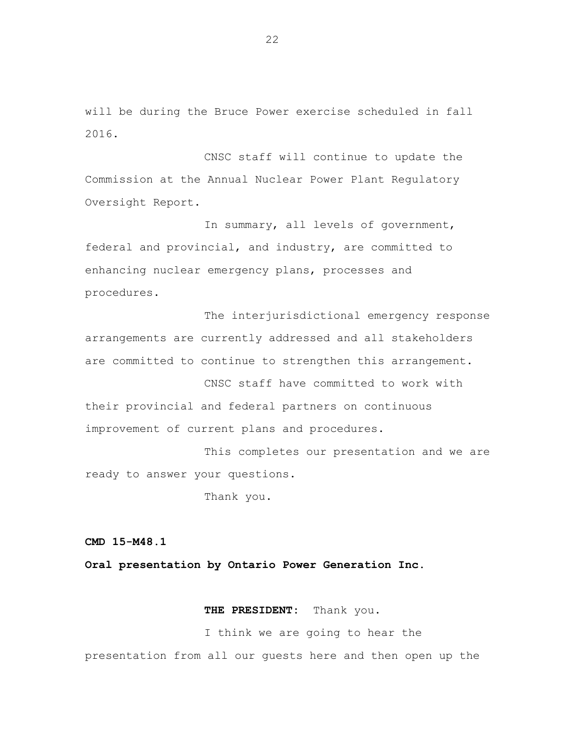will be during the Bruce Power exercise scheduled in fall 2016.

CNSC staff will continue to update the Commission at the Annual Nuclear Power Plant Regulatory Oversight Report.

In summary, all levels of government, federal and provincial, and industry, are committed to enhancing nuclear emergency plans, processes and procedures.

The interjurisdictional emergency response arrangements are currently addressed and all stakeholders are committed to continue to strengthen this arrangement.

CNSC staff have committed to work with their provincial and federal partners on continuous improvement of current plans and procedures.

This completes our presentation and we are ready to answer your questions.

Thank you.

**CMD 15-M48.1**

**Oral presentation by Ontario Power Generation Inc.**

**THE PRESIDENT:** Thank you.

I think we are going to hear the presentation from all our guests here and then open up the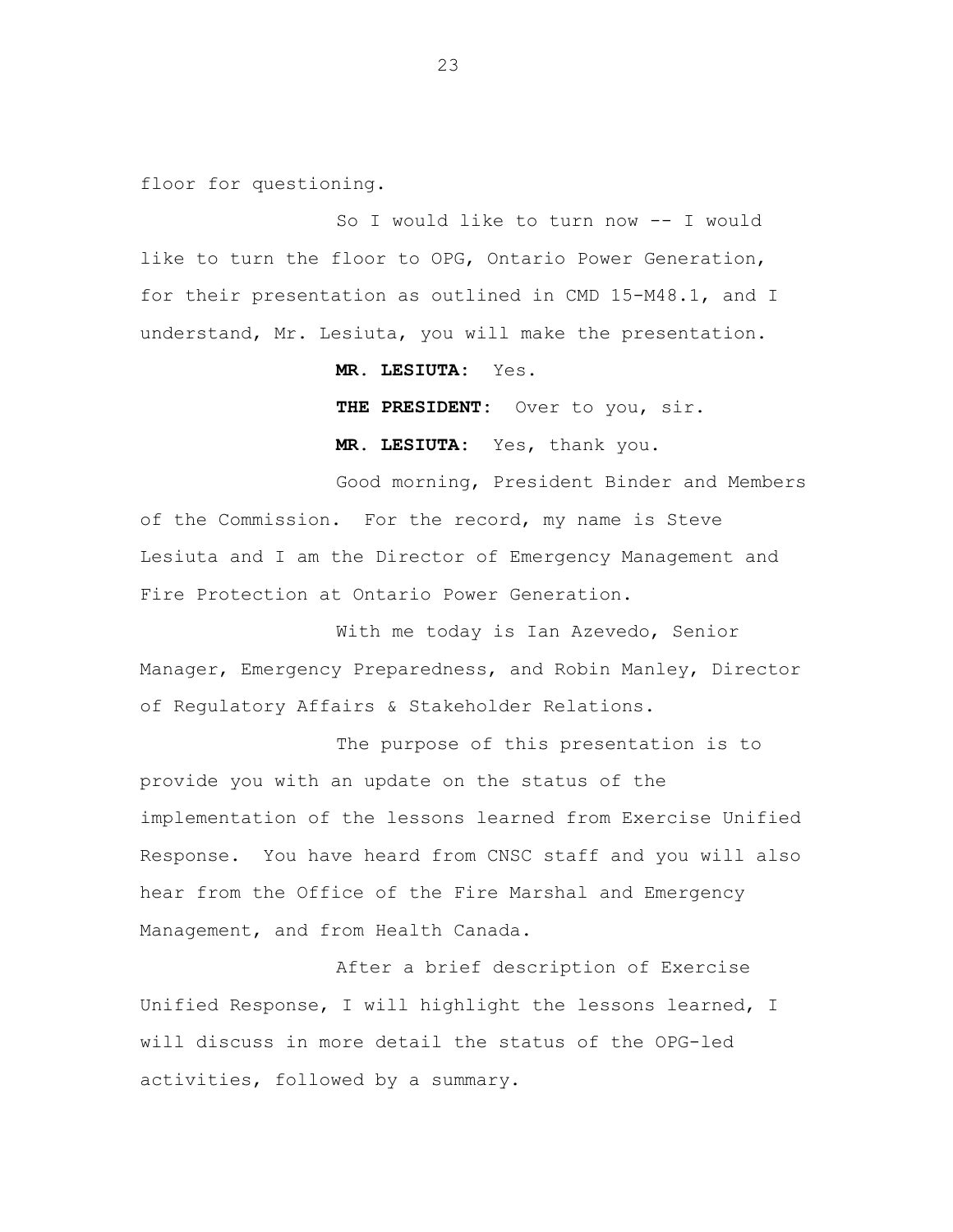floor for questioning.

So I would like to turn now -- I would like to turn the floor to OPG, Ontario Power Generation, for their presentation as outlined in CMD 15-M48.1, and I understand, Mr. Lesiuta, you will make the presentation.

**MR. LESIUTA:** Yes.

**THE PRESIDENT:** Over to you, sir.

**MR. LESIUTA:** Yes, thank you.

Good morning, President Binder and Members of the Commission. For the record, my name is Steve Lesiuta and I am the Director of Emergency Management and Fire Protection at Ontario Power Generation.

With me today is Ian Azevedo, Senior Manager, Emergency Preparedness, and Robin Manley, Director of Regulatory Affairs & Stakeholder Relations.

The purpose of this presentation is to provide you with an update on the status of the implementation of the lessons learned from Exercise Unified Response. You have heard from CNSC staff and you will also hear from the Office of the Fire Marshal and Emergency Management, and from Health Canada.

After a brief description of Exercise Unified Response, I will highlight the lessons learned, I will discuss in more detail the status of the OPG-led activities, followed by a summary.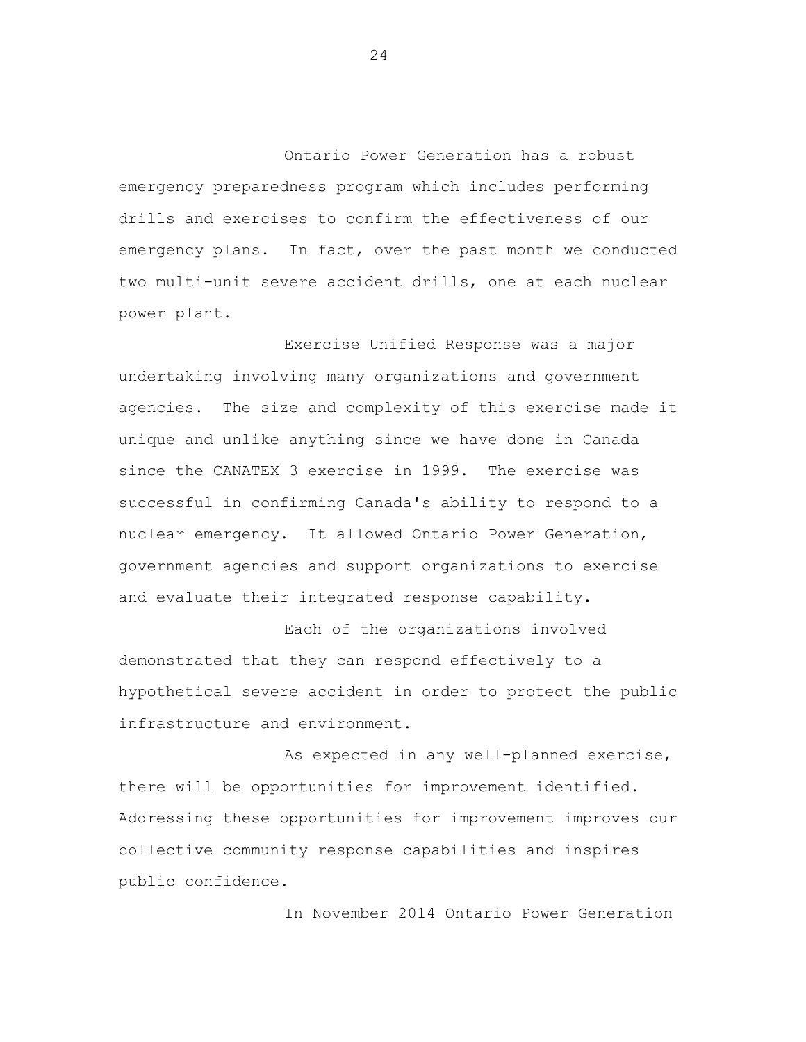Ontario Power Generation has a robust emergency preparedness program which includes performing drills and exercises to confirm the effectiveness of our emergency plans.  In fact, over the past month we conducted two multi-unit severe accident drills, one at each nuclear power plant.

Exercise Unified Response was a major undertaking involving many organizations and government agencies.  The size and complexity of this exercise made it unique and unlike anything since we have done in Canada since the CANATEX 3 exercise in 1999.  The exercise was successful in confirming Canada's ability to respond to a nuclear emergency.  It allowed Ontario Power Generation, government agencies and support organizations to exercise and evaluate their integrated response capability.

Each of the organizations involved demonstrated that they can respond effectively to a hypothetical severe accident in order to protect the public infrastructure and environment.

As expected in any well-planned exercise, there will be opportunities for improvement identified. Addressing these opportunities for improvement improves our collective community response capabilities and inspires public confidence.

In November 2014 Ontario Power Generation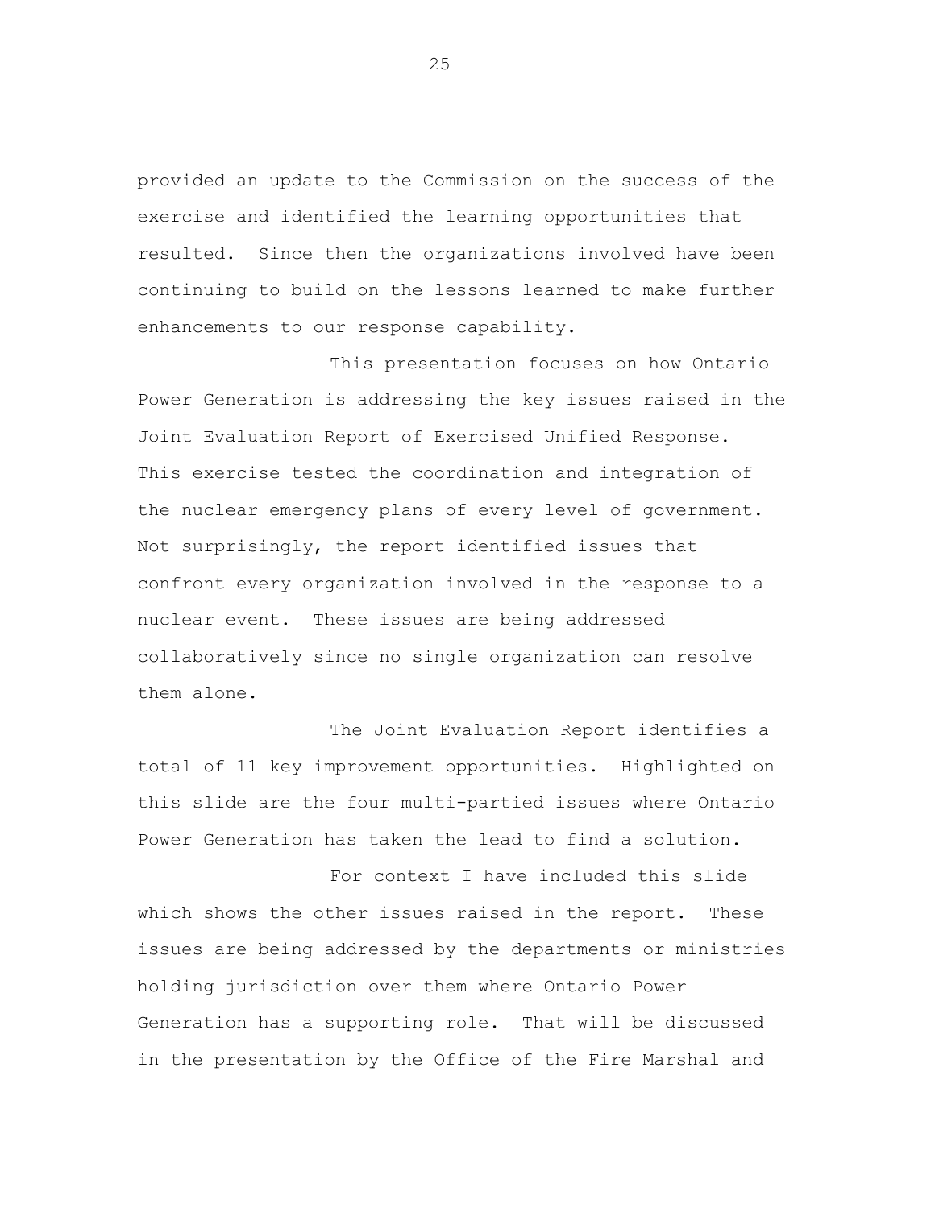provided an update to the Commission on the success of the exercise and identified the learning opportunities that resulted. Since then the organizations involved have been continuing to build on the lessons learned to make further enhancements to our response capability.

This presentation focuses on how Ontario Power Generation is addressing the key issues raised in the Joint Evaluation Report of Exercised Unified Response. This exercise tested the coordination and integration of the nuclear emergency plans of every level of government. Not surprisingly, the report identified issues that confront every organization involved in the response to a nuclear event. These issues are being addressed collaboratively since no single organization can resolve them alone.

The Joint Evaluation Report identifies a total of 11 key improvement opportunities. Highlighted on this slide are the four multi-partied issues where Ontario Power Generation has taken the lead to find a solution.

For context I have included this slide which shows the other issues raised in the report. These issues are being addressed by the departments or ministries holding jurisdiction over them where Ontario Power Generation has a supporting role. That will be discussed in the presentation by the Office of the Fire Marshal and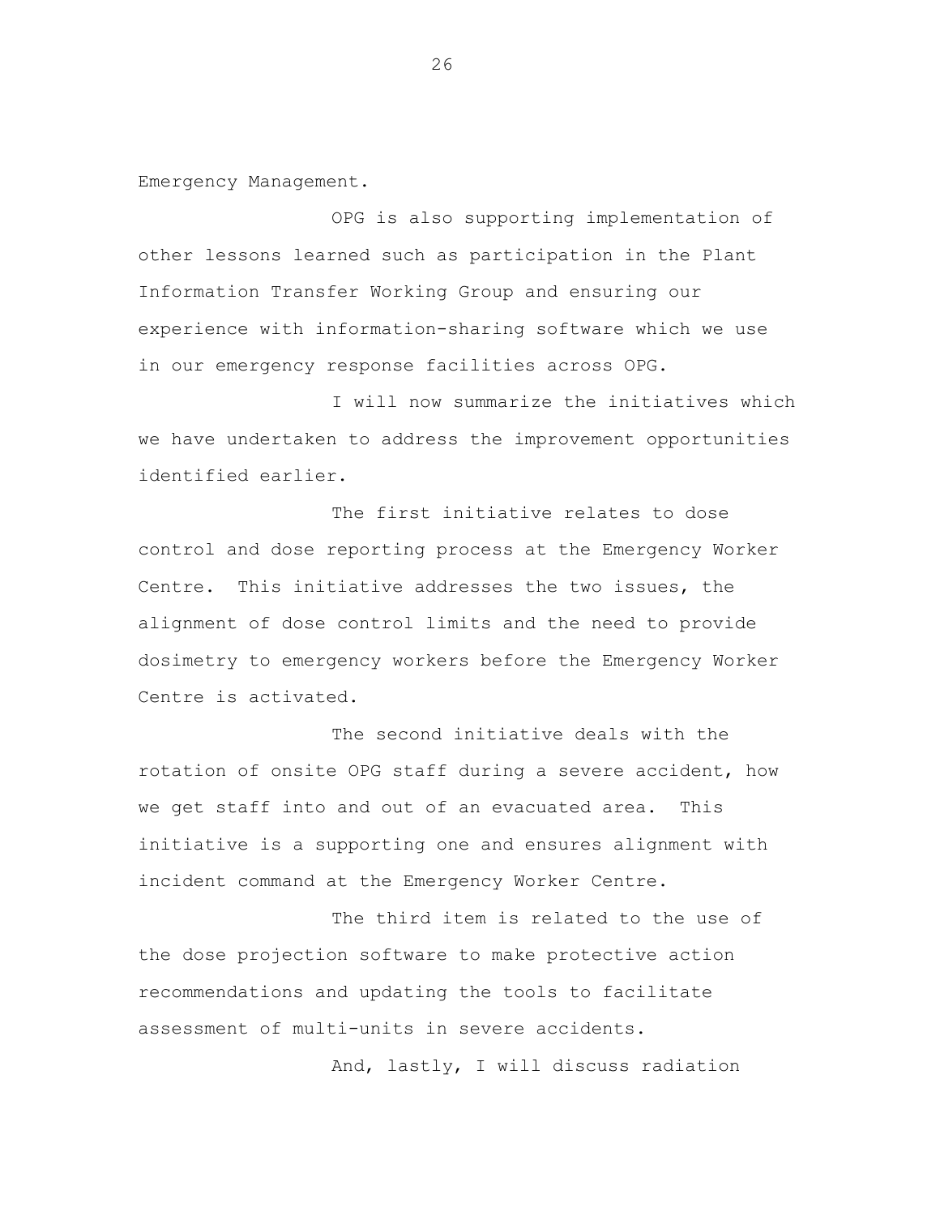Emergency Management.

OPG is also supporting implementation of other lessons learned such as participation in the Plant Information Transfer Working Group and ensuring our experience with information-sharing software which we use in our emergency response facilities across OPG.

I will now summarize the initiatives which we have undertaken to address the improvement opportunities identified earlier.

The first initiative relates to dose control and dose reporting process at the Emergency Worker Centre. This initiative addresses the two issues, the alignment of dose control limits and the need to provide dosimetry to emergency workers before the Emergency Worker Centre is activated.

The second initiative deals with the rotation of onsite OPG staff during a severe accident, how we get staff into and out of an evacuated area. This initiative is a supporting one and ensures alignment with incident command at the Emergency Worker Centre.

The third item is related to the use of the dose projection software to make protective action recommendations and updating the tools to facilitate assessment of multi-units in severe accidents.

And, lastly, I will discuss radiation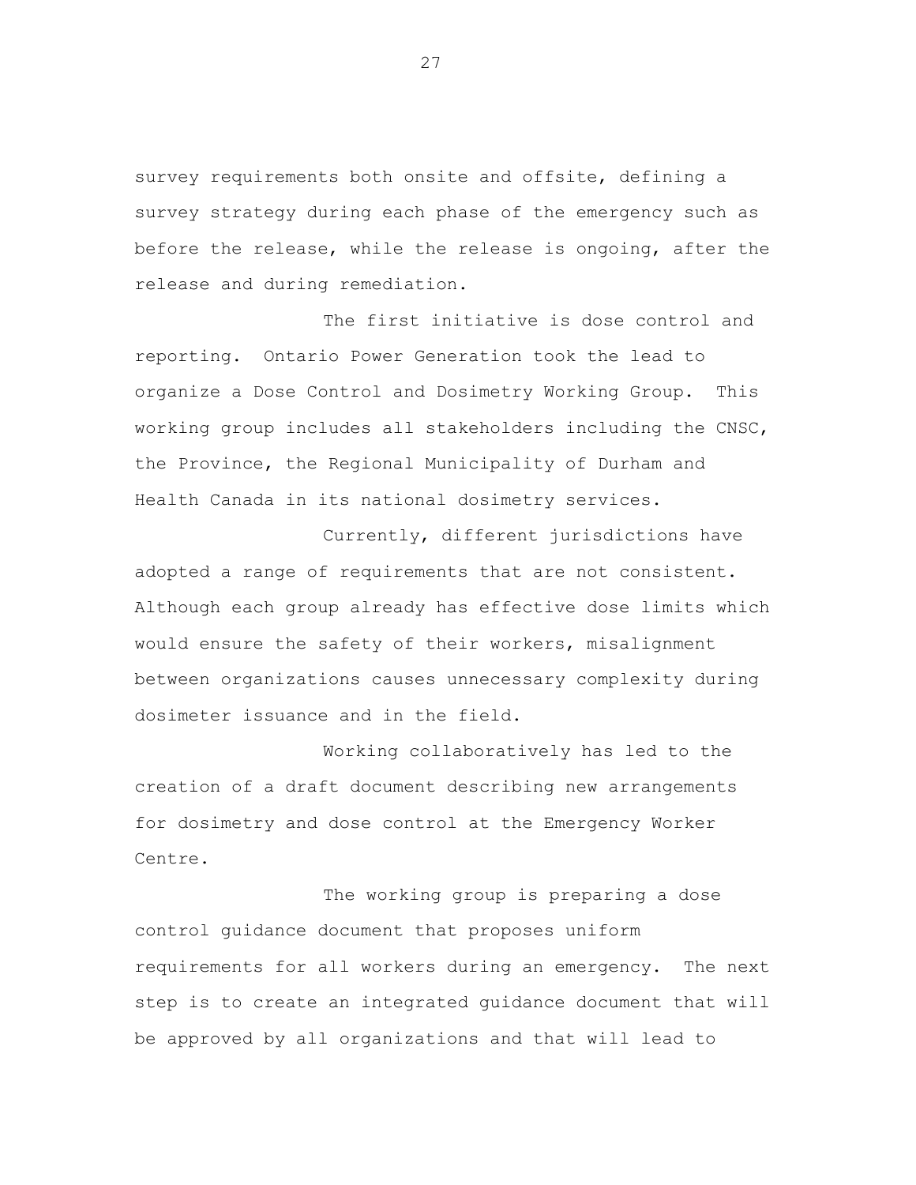survey requirements both onsite and offsite, defining a survey strategy during each phase of the emergency such as before the release, while the release is ongoing, after the release and during remediation.

The first initiative is dose control and reporting. Ontario Power Generation took the lead to organize a Dose Control and Dosimetry Working Group. This working group includes all stakeholders including the CNSC, the Province, the Regional Municipality of Durham and Health Canada in its national dosimetry services.

Currently, different jurisdictions have adopted a range of requirements that are not consistent. Although each group already has effective dose limits which would ensure the safety of their workers, misalignment between organizations causes unnecessary complexity during dosimeter issuance and in the field.

Working collaboratively has led to the creation of a draft document describing new arrangements for dosimetry and dose control at the Emergency Worker Centre.

The working group is preparing a dose control guidance document that proposes uniform requirements for all workers during an emergency. The next step is to create an integrated guidance document that will be approved by all organizations and that will lead to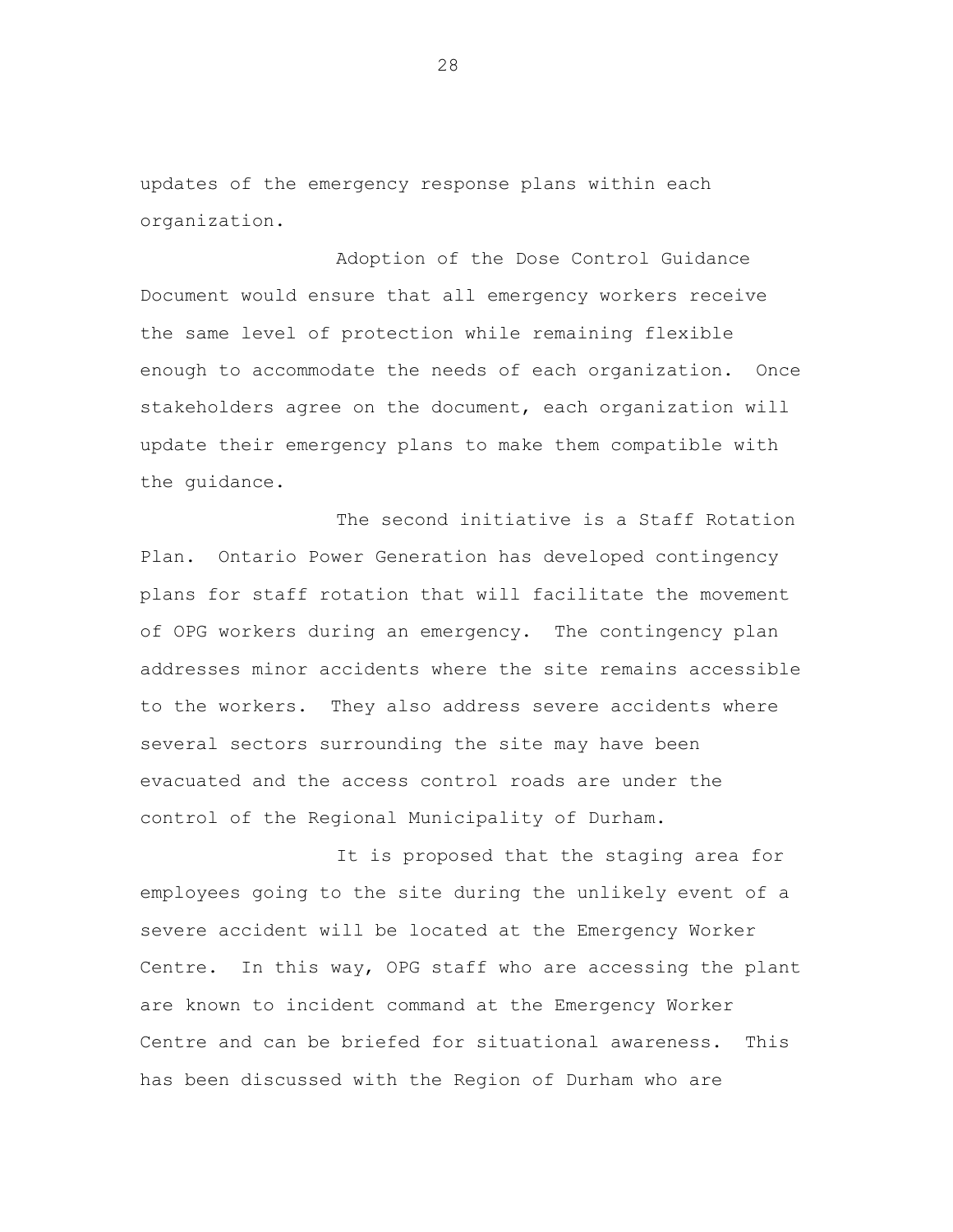updates of the emergency response plans within each organization.

Adoption of the Dose Control Guidance Document would ensure that all emergency workers receive the same level of protection while remaining flexible enough to accommodate the needs of each organization. Once stakeholders agree on the document, each organization will update their emergency plans to make them compatible with the guidance.

The second initiative is a Staff Rotation Plan. Ontario Power Generation has developed contingency plans for staff rotation that will facilitate the movement of OPG workers during an emergency. The contingency plan addresses minor accidents where the site remains accessible to the workers. They also address severe accidents where several sectors surrounding the site may have been evacuated and the access control roads are under the control of the Regional Municipality of Durham.

It is proposed that the staging area for employees going to the site during the unlikely event of a severe accident will be located at the Emergency Worker Centre. In this way, OPG staff who are accessing the plant are known to incident command at the Emergency Worker Centre and can be briefed for situational awareness. This has been discussed with the Region of Durham who are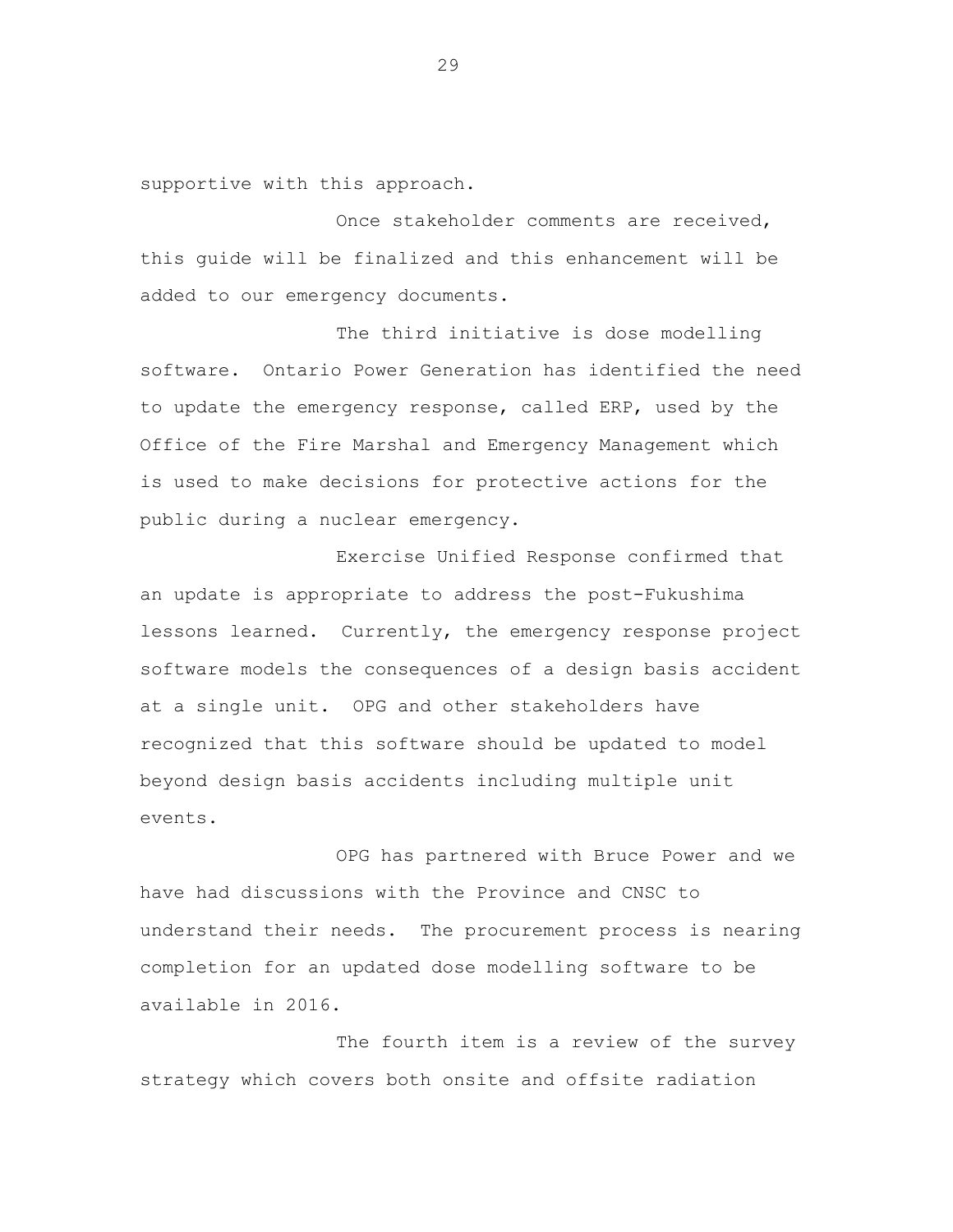supportive with this approach.

Once stakeholder comments are received, this guide will be finalized and this enhancement will be added to our emergency documents.

The third initiative is dose modelling software. Ontario Power Generation has identified the need to update the emergency response, called ERP, used by the Office of the Fire Marshal and Emergency Management which is used to make decisions for protective actions for the public during a nuclear emergency.

Exercise Unified Response confirmed that an update is appropriate to address the post-Fukushima lessons learned. Currently, the emergency response project software models the consequences of a design basis accident at a single unit. OPG and other stakeholders have recognized that this software should be updated to model beyond design basis accidents including multiple unit events.

OPG has partnered with Bruce Power and we have had discussions with the Province and CNSC to understand their needs. The procurement process is nearing completion for an updated dose modelling software to be available in 2016.

The fourth item is a review of the survey strategy which covers both onsite and offsite radiation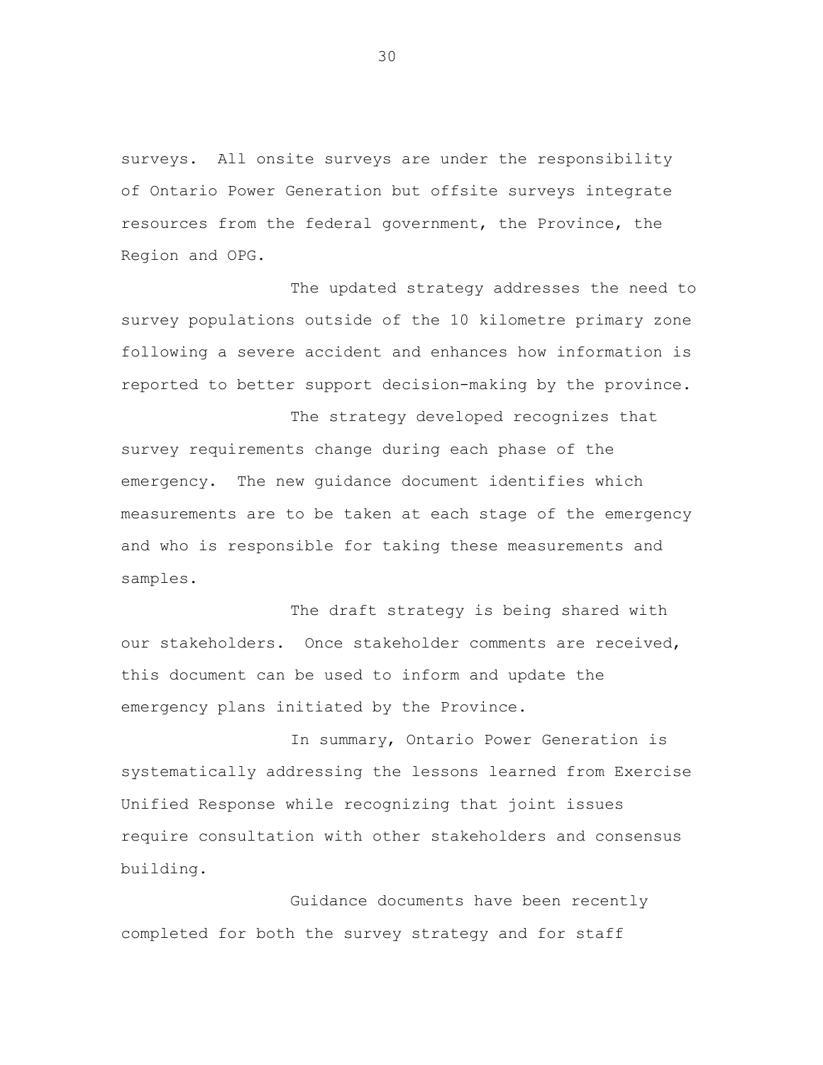surveys. All onsite surveys are under the responsibility of Ontario Power Generation but offsite surveys integrate resources from the federal government, the Province, the Region and OPG.

The updated strategy addresses the need to survey populations outside of the 10 kilometre primary zone following a severe accident and enhances how information is reported to better support decision-making by the province.

The strategy developed recognizes that survey requirements change during each phase of the emergency. The new guidance document identifies which measurements are to be taken at each stage of the emergency and who is responsible for taking these measurements and samples.

The draft strategy is being shared with our stakeholders. Once stakeholder comments are received, this document can be used to inform and update the emergency plans initiated by the Province.

In summary, Ontario Power Generation is systematically addressing the lessons learned from Exercise Unified Response while recognizing that joint issues require consultation with other stakeholders and consensus building.

Guidance documents have been recently completed for both the survey strategy and for staff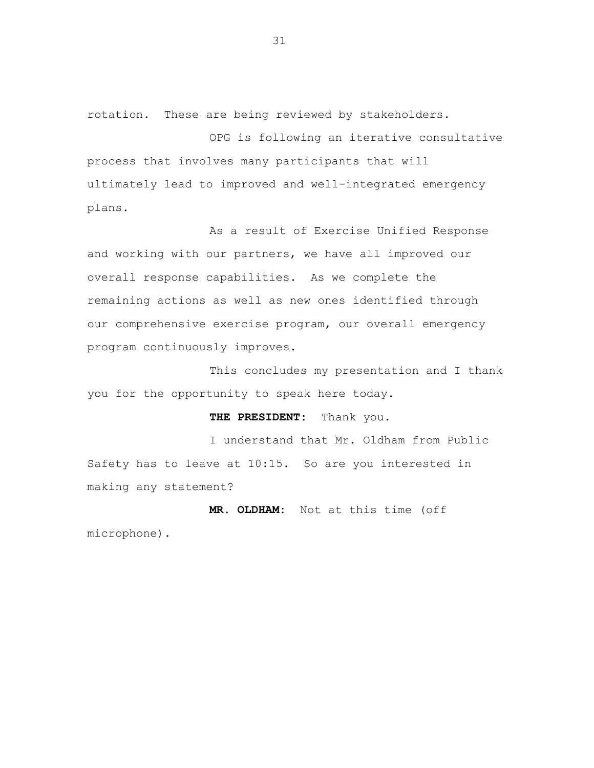rotation. These are being reviewed by stakeholders.

OPG is following an iterative consultative process that involves many participants that will ultimately lead to improved and well-integrated emergency plans.

As a result of Exercise Unified Response and working with our partners, we have all improved our overall response capabilities. As we complete the remaining actions as well as new ones identified through our comprehensive exercise program, our overall emergency program continuously improves.

This concludes my presentation and I thank you for the opportunity to speak here today.

**THE PRESIDENT:** Thank you.

I understand that Mr. Oldham from Public Safety has to leave at 10:15. So are you interested in making any statement?

**MR. OLDHAM:** Not at this time (off microphone).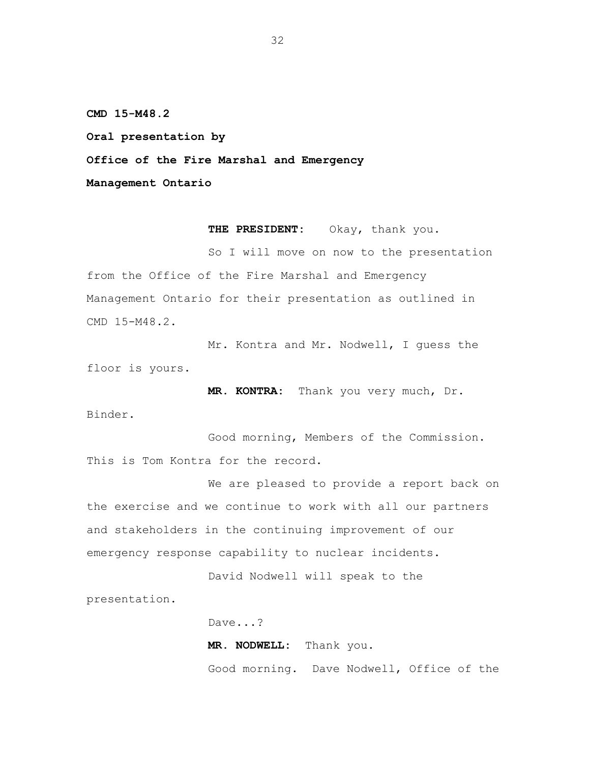**CMD 15-M48.2**

**Oral presentation by**

**Office of the Fire Marshal and Emergency Management Ontario**

**THE PRESIDENT:** Okay, thank you.

So I will move on now to the presentation from the Office of the Fire Marshal and Emergency Management Ontario for their presentation as outlined in CMD 15-M48.2.

Mr. Kontra and Mr. Nodwell, I guess the floor is yours.

**MR. KONTRA:** Thank you very much, Dr. Binder.

Good morning, Members of the Commission. This is Tom Kontra for the record.

We are pleased to provide a report back on the exercise and we continue to work with all our partners and stakeholders in the continuing improvement of our emergency response capability to nuclear incidents.

David Nodwell will speak to the presentation.

Dave...?

**MR. NODWELL:** Thank you.

Good morning. Dave Nodwell, Office of the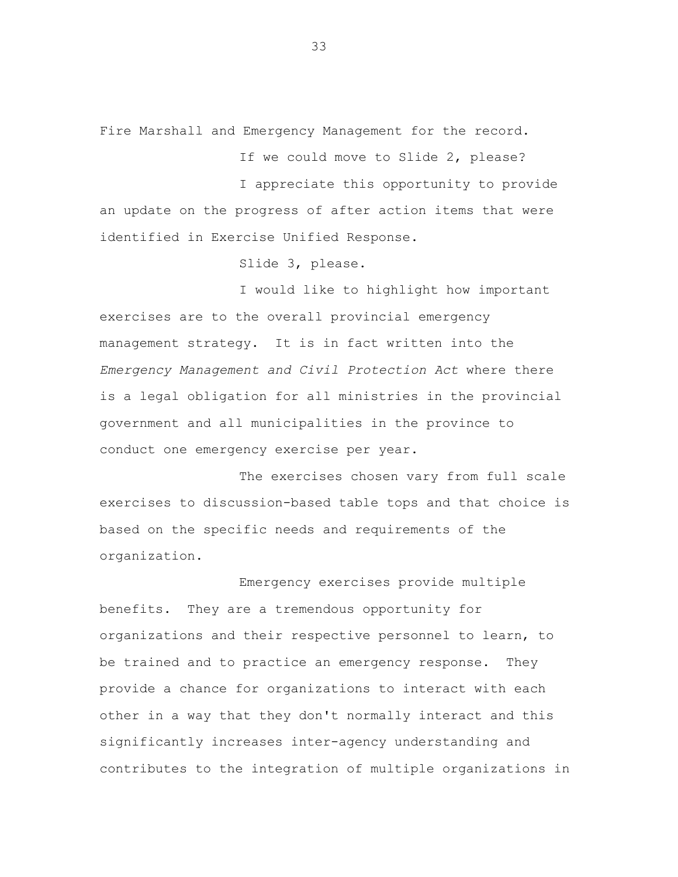Fire Marshall and Emergency Management for the record.

If we could move to Slide 2, please?

I appreciate this opportunity to provide an update on the progress of after action items that were identified in Exercise Unified Response.

Slide 3, please.

I would like to highlight how important exercises are to the overall provincial emergency management strategy. It is in fact written into the *Emergency Management and Civil Protection Act* where there is a legal obligation for all ministries in the provincial government and all municipalities in the province to conduct one emergency exercise per year.

The exercises chosen vary from full scale exercises to discussion-based table tops and that choice is based on the specific needs and requirements of the organization.

Emergency exercises provide multiple benefits. They are a tremendous opportunity for organizations and their respective personnel to learn, to be trained and to practice an emergency response. They provide a chance for organizations to interact with each other in a way that they don't normally interact and this significantly increases inter-agency understanding and contributes to the integration of multiple organizations in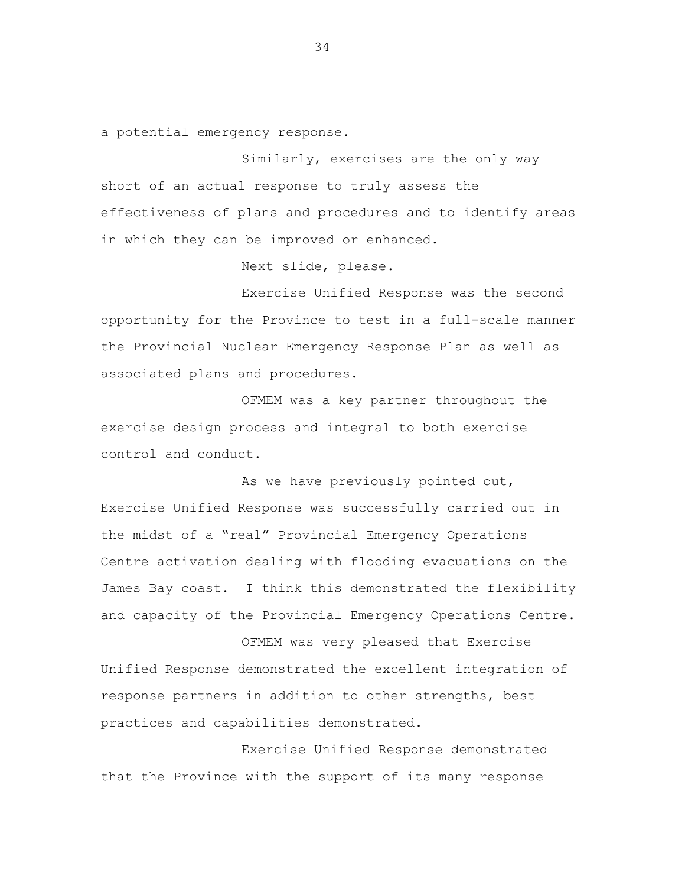a potential emergency response.

Similarly, exercises are the only way short of an actual response to truly assess the effectiveness of plans and procedures and to identify areas in which they can be improved or enhanced.

Next slide, please.

Exercise Unified Response was the second opportunity for the Province to test in a full-scale manner the Provincial Nuclear Emergency Response Plan as well as associated plans and procedures.

OFMEM was a key partner throughout the exercise design process and integral to both exercise control and conduct.

As we have previously pointed out, Exercise Unified Response was successfully carried out in the midst of a "real" Provincial Emergency Operations Centre activation dealing with flooding evacuations on the James Bay coast. I think this demonstrated the flexibility and capacity of the Provincial Emergency Operations Centre.

OFMEM was very pleased that Exercise Unified Response demonstrated the excellent integration of response partners in addition to other strengths, best practices and capabilities demonstrated.

Exercise Unified Response demonstrated that the Province with the support of its many response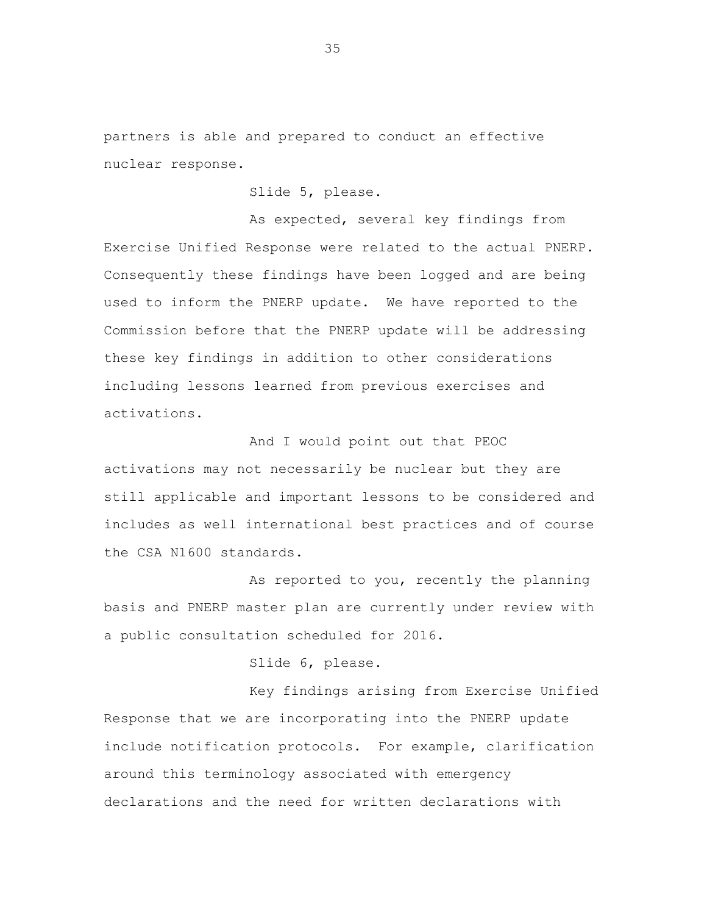partners is able and prepared to conduct an effective nuclear response.

Slide 5, please.

As expected, several key findings from Exercise Unified Response were related to the actual PNERP. Consequently these findings have been logged and are being used to inform the PNERP update. We have reported to the Commission before that the PNERP update will be addressing these key findings in addition to other considerations including lessons learned from previous exercises and activations.

And I would point out that PEOC activations may not necessarily be nuclear but they are still applicable and important lessons to be considered and includes as well international best practices and of course the CSA N1600 standards.

As reported to you, recently the planning basis and PNERP master plan are currently under review with a public consultation scheduled for 2016.

Slide 6, please.

Key findings arising from Exercise Unified Response that we are incorporating into the PNERP update include notification protocols. For example, clarification around this terminology associated with emergency declarations and the need for written declarations with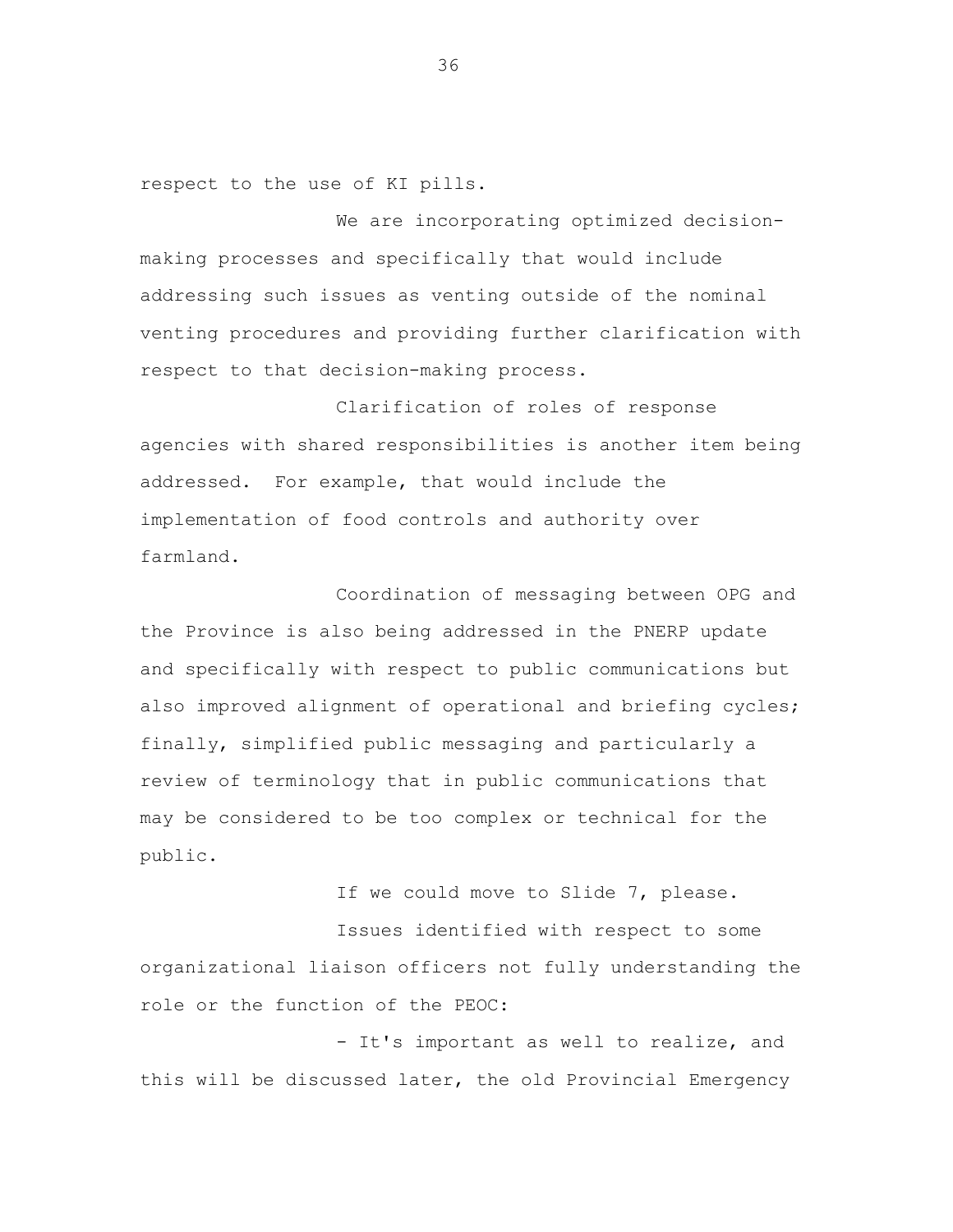respect to the use of KI pills.

We are incorporating optimized decision-making processes and specifically that would include addressing such issues as venting outside of the nominal venting procedures and providing further clarification with respect to that decision-making process.

Clarification of roles of response agencies with shared responsibilities is another item being addressed. For example, that would include the implementation of food controls and authority over farmland.

Coordination of messaging between OPG and the Province is also being addressed in the PNERP update and specifically with respect to public communications but also improved alignment of operational and briefing cycles; finally, simplified public messaging and particularly a review of terminology that in public communications that may be considered to be too complex or technical for the public.

If we could move to Slide 7, please.

Issues identified with respect to some organizational liaison officers not fully understanding the role or the function of the PEOC:

- It's important as well to realize, and this will be discussed later, the old Provincial Emergency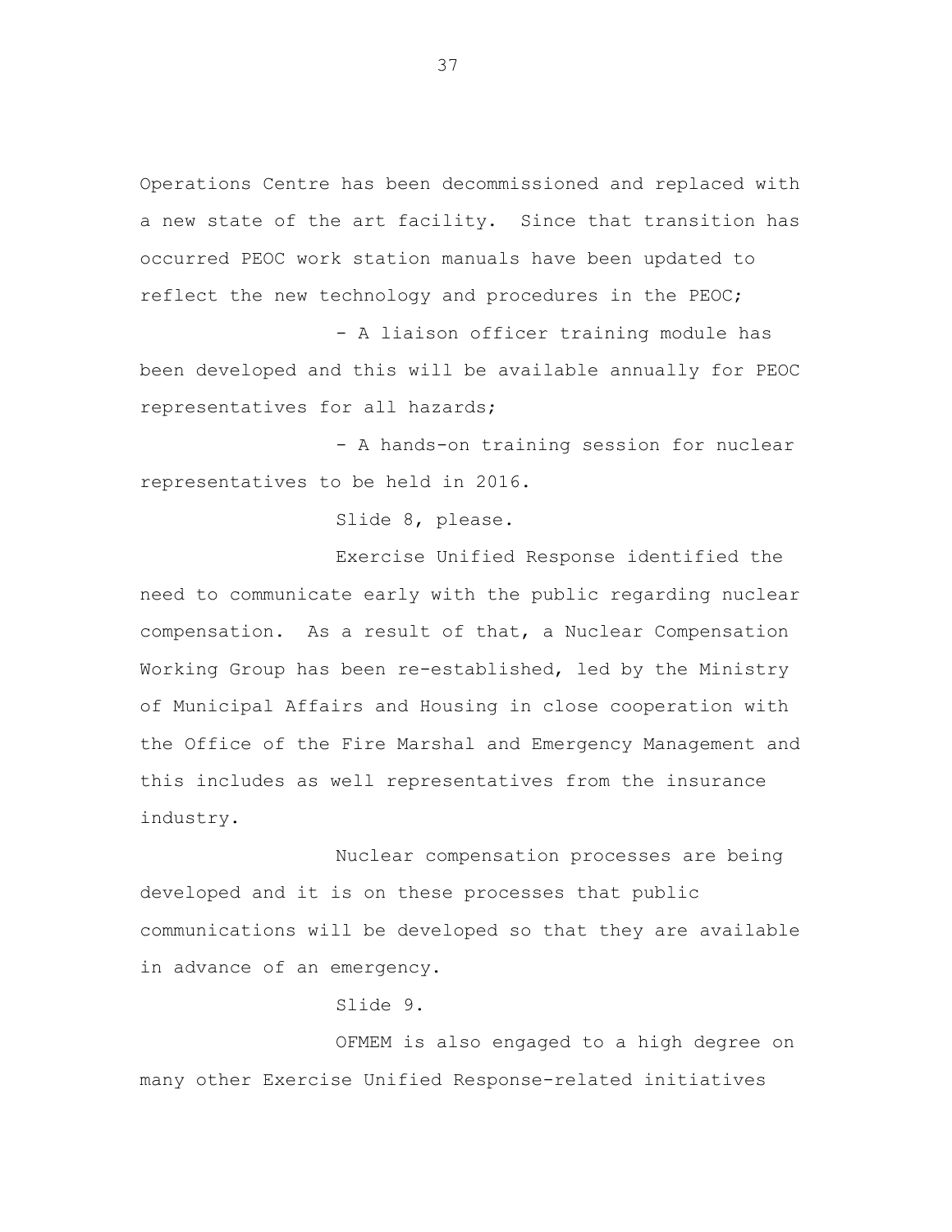Operations Centre has been decommissioned and replaced with a new state of the art facility. Since that transition has occurred PEOC work station manuals have been updated to reflect the new technology and procedures in the PEOC;

- A liaison officer training module has been developed and this will be available annually for PEOC representatives for all hazards;

- A hands-on training session for nuclear representatives to be held in 2016.

Slide 8, please.

Exercise Unified Response identified the need to communicate early with the public regarding nuclear compensation. As a result of that, a Nuclear Compensation Working Group has been re-established, led by the Ministry of Municipal Affairs and Housing in close cooperation with the Office of the Fire Marshal and Emergency Management and this includes as well representatives from the insurance industry.

Nuclear compensation processes are being developed and it is on these processes that public communications will be developed so that they are available in advance of an emergency.

Slide 9.

OFMEM is also engaged to a high degree on many other Exercise Unified Response-related initiatives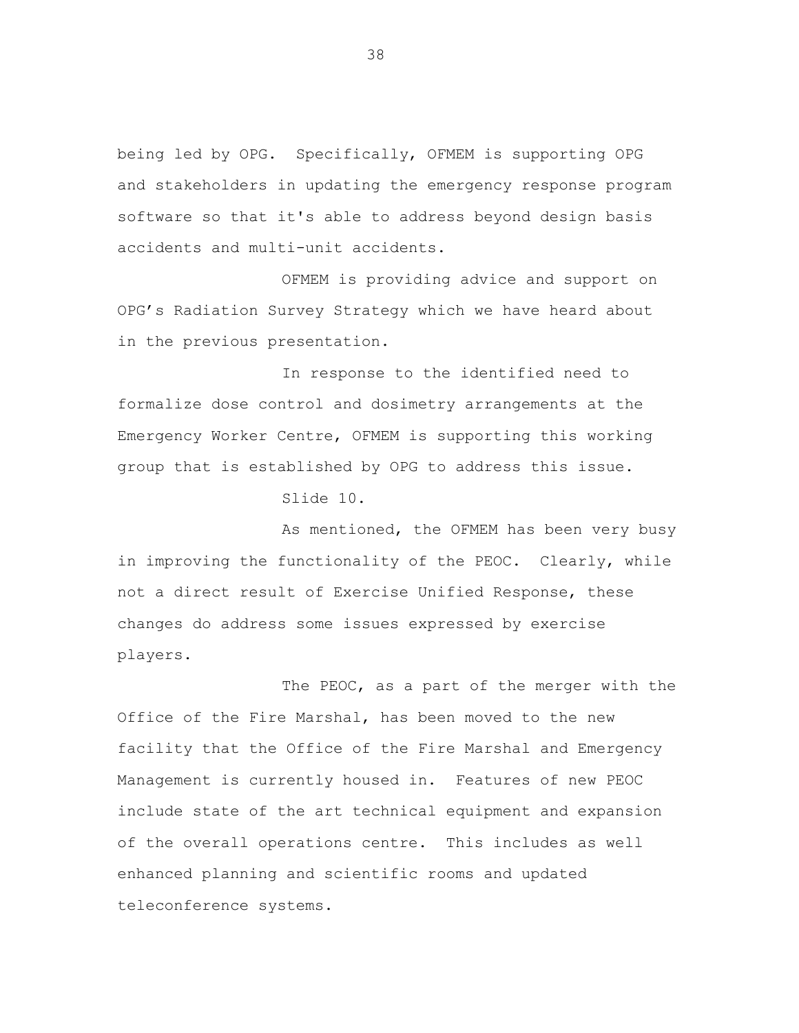being led by OPG. Specifically, OFMEM is supporting OPG and stakeholders in updating the emergency response program software so that it's able to address beyond design basis accidents and multi-unit accidents.

OFMEM is providing advice and support on OPG's Radiation Survey Strategy which we have heard about in the previous presentation.

In response to the identified need to formalize dose control and dosimetry arrangements at the Emergency Worker Centre, OFMEM is supporting this working group that is established by OPG to address this issue.

Slide 10.

As mentioned, the OFMEM has been very busy in improving the functionality of the PEOC. Clearly, while not a direct result of Exercise Unified Response, these changes do address some issues expressed by exercise players.

The PEOC, as a part of the merger with the Office of the Fire Marshal, has been moved to the new facility that the Office of the Fire Marshal and Emergency Management is currently housed in. Features of new PEOC include state of the art technical equipment and expansion of the overall operations centre. This includes as well enhanced planning and scientific rooms and updated teleconference systems.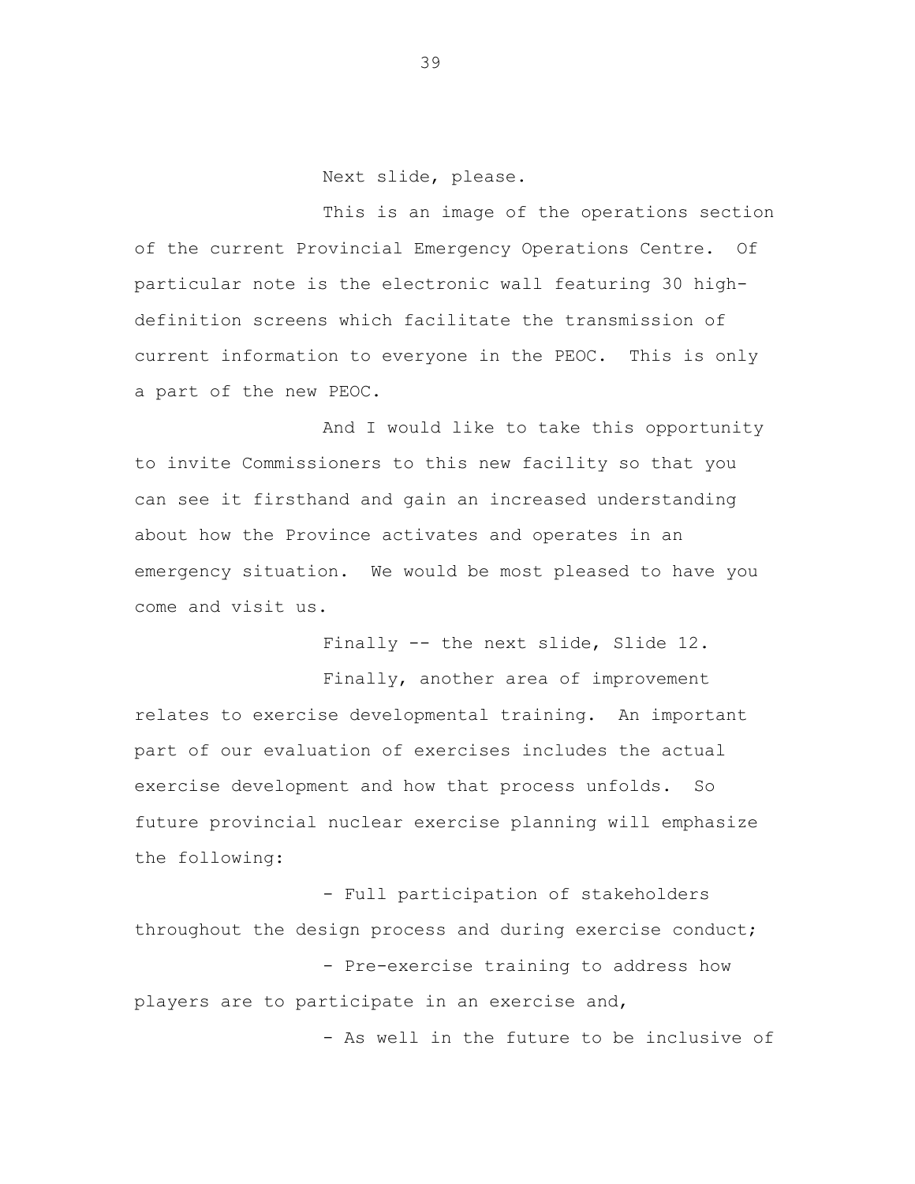Next slide, please.

This is an image of the operations section of the current Provincial Emergency Operations Centre. Of particular note is the electronic wall featuring 30 high-definition screens which facilitate the transmission of current information to everyone in the PEOC. This is only a part of the new PEOC.

And I would like to take this opportunity to invite Commissioners to this new facility so that you can see it firsthand and gain an increased understanding about how the Province activates and operates in an emergency situation. We would be most pleased to have you come and visit us.

Finally -- the next slide, Slide 12.

Finally, another area of improvement relates to exercise developmental training. An important part of our evaluation of exercises includes the actual exercise development and how that process unfolds. So future provincial nuclear exercise planning will emphasize the following:

- Full participation of stakeholders throughout the design process and during exercise conduct;
- Pre-exercise training to address how players are to participate in an exercise and,
- As well in the future to be inclusive of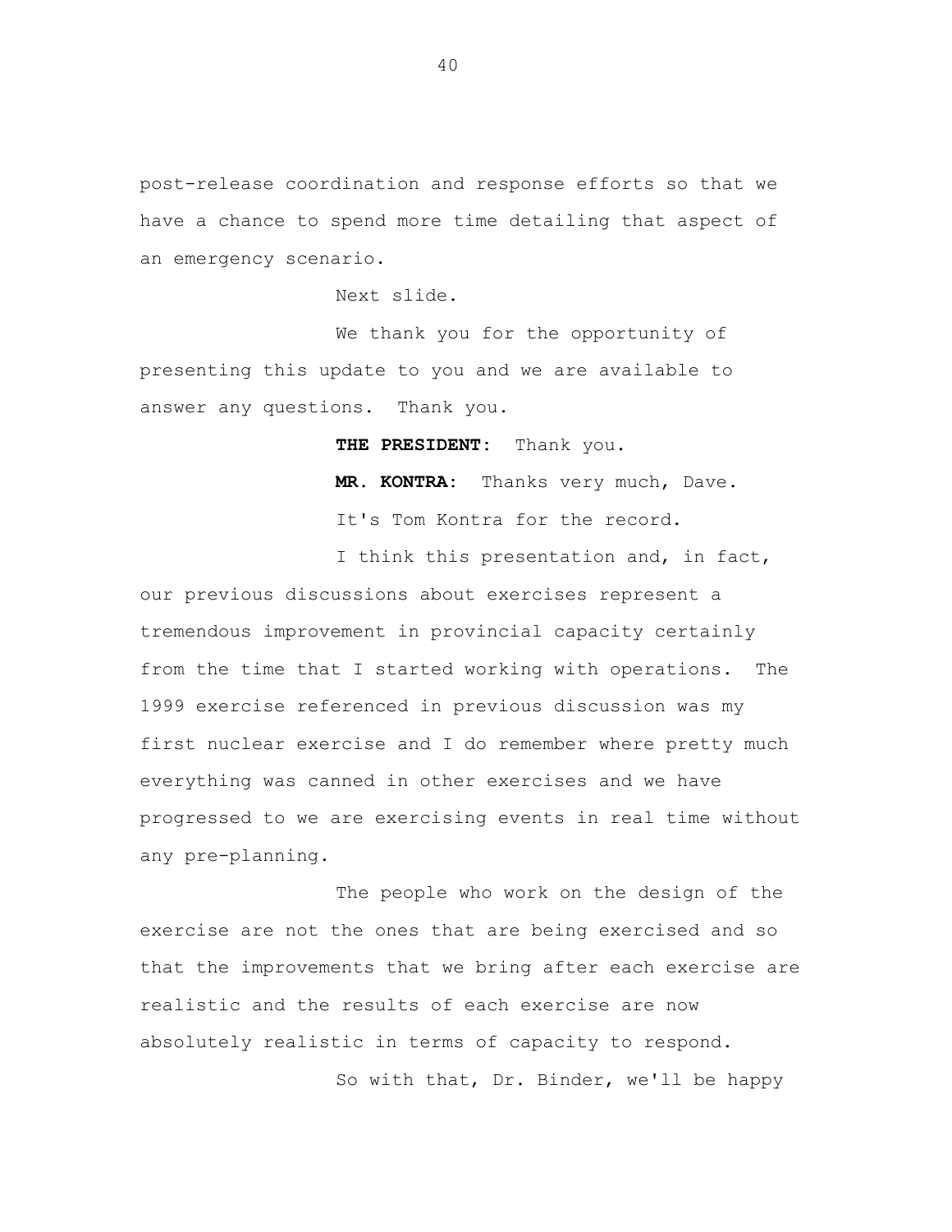post-release coordination and response efforts so that we have a chance to spend more time detailing that aspect of an emergency scenario.

Next slide.

We thank you for the opportunity of presenting this update to you and we are available to answer any questions. Thank you.

**THE PRESIDENT:** Thank you.

**MR. KONTRA:** Thanks very much, Dave.

It's Tom Kontra for the record.

I think this presentation and, in fact, our previous discussions about exercises represent a tremendous improvement in provincial capacity certainly from the time that I started working with operations. The 1999 exercise referenced in previous discussion was my first nuclear exercise and I do remember where pretty much everything was canned in other exercises and we have progressed to we are exercising events in real time without any pre-planning.

The people who work on the design of the exercise are not the ones that are being exercised and so that the improvements that we bring after each exercise are realistic and the results of each exercise are now absolutely realistic in terms of capacity to respond.

So with that, Dr. Binder, we'll be happy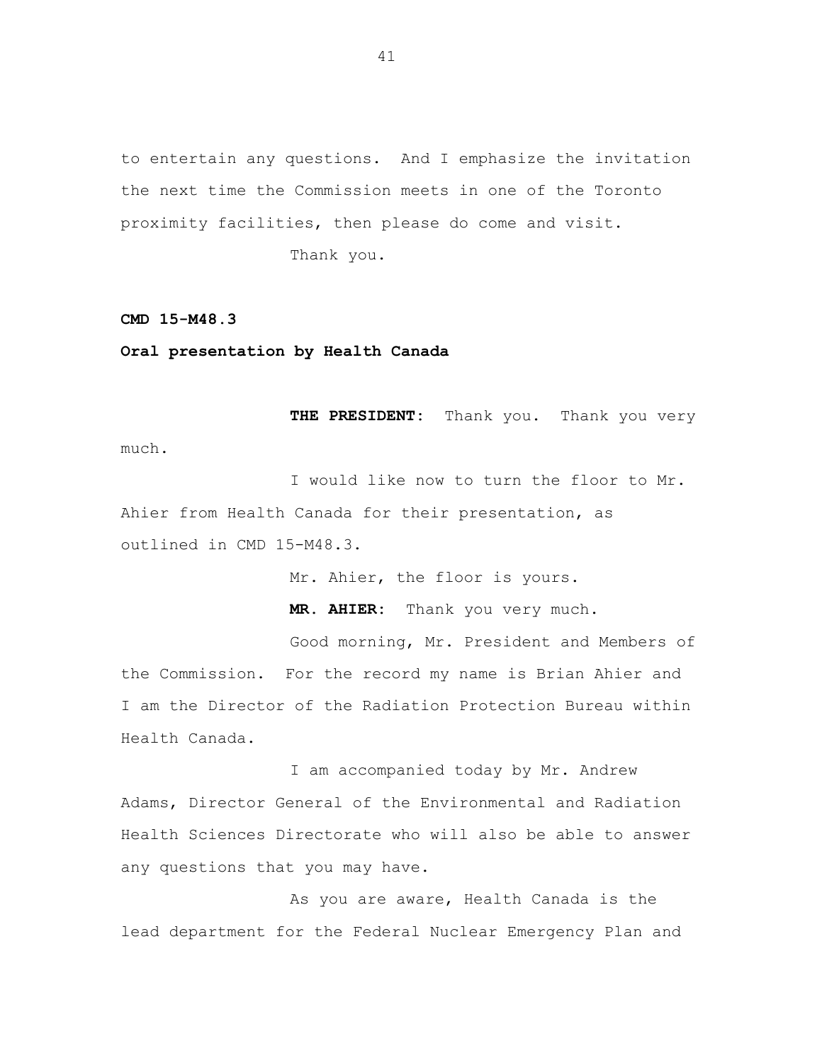to entertain any questions. And I emphasize the invitation the next time the Commission meets in one of the Toronto proximity facilities, then please do come and visit.

Thank you.

**CMD 15-M48.3**

**Oral presentation by Health Canada**

**THE PRESIDENT:** Thank you. Thank you very much.

I would like now to turn the floor to Mr. Ahier from Health Canada for their presentation, as outlined in CMD 15-M48.3.

Mr. Ahier, the floor is yours.

**MR. AHIER:** Thank you very much.

Good morning, Mr. President and Members of the Commission. For the record my name is Brian Ahier and I am the Director of the Radiation Protection Bureau within Health Canada.

I am accompanied today by Mr. Andrew Adams, Director General of the Environmental and Radiation Health Sciences Directorate who will also be able to answer any questions that you may have.

As you are aware, Health Canada is the lead department for the Federal Nuclear Emergency Plan and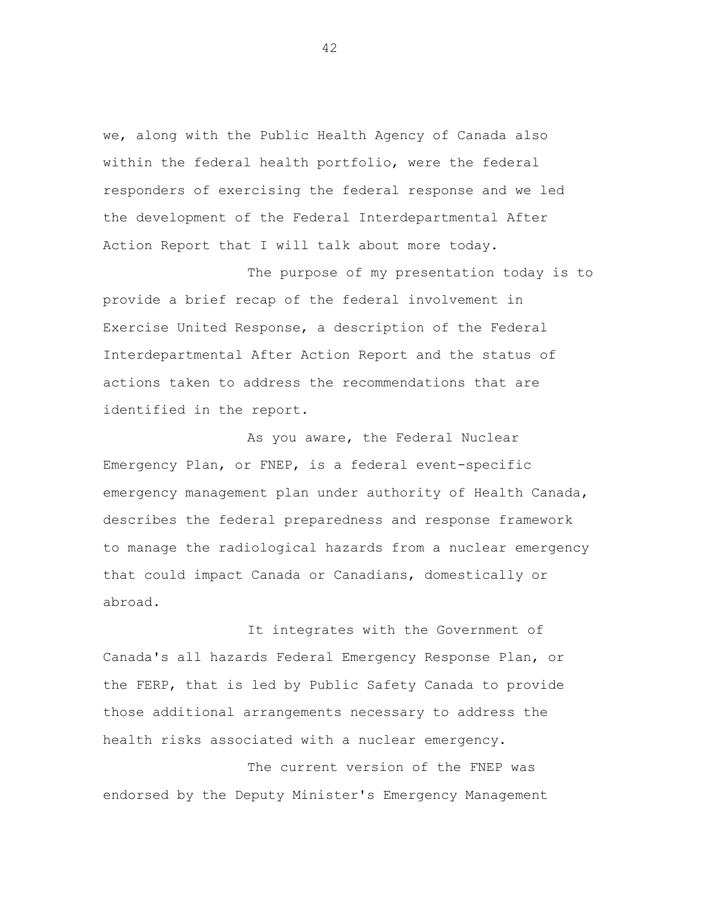we, along with the Public Health Agency of Canada also within the federal health portfolio, were the federal responders of exercising the federal response and we led the development of the Federal Interdepartmental After Action Report that I will talk about more today.

The purpose of my presentation today is to provide a brief recap of the federal involvement in Exercise United Response, a description of the Federal Interdepartmental After Action Report and the status of actions taken to address the recommendations that are identified in the report.

As you aware, the Federal Nuclear Emergency Plan, or FNEP, is a federal event-specific emergency management plan under authority of Health Canada, describes the federal preparedness and response framework to manage the radiological hazards from a nuclear emergency that could impact Canada or Canadians, domestically or abroad.

It integrates with the Government of Canada's all hazards Federal Emergency Response Plan, or the FERP, that is led by Public Safety Canada to provide those additional arrangements necessary to address the health risks associated with a nuclear emergency.

The current version of the FNEP was endorsed by the Deputy Minister's Emergency Management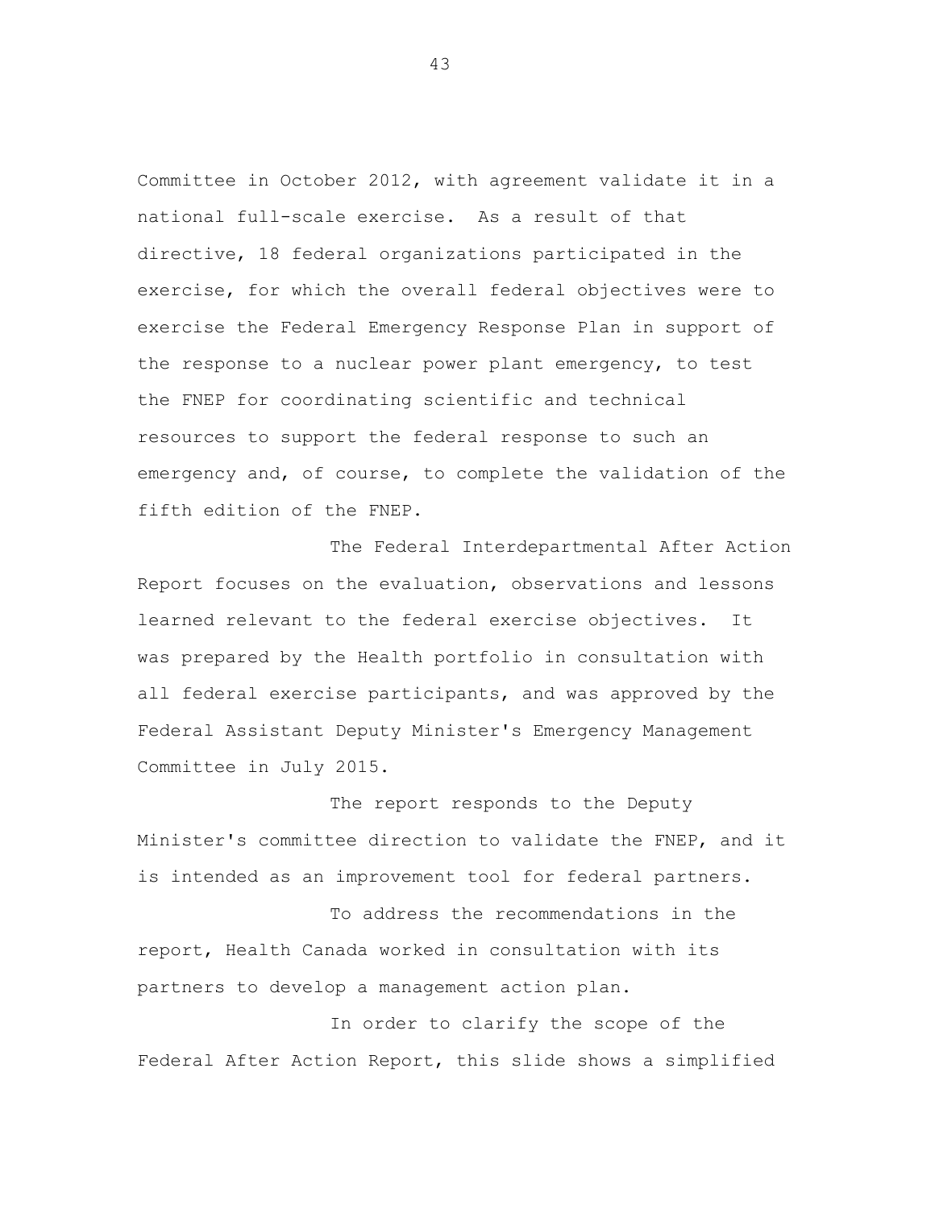Committee in October 2012, with agreement validate it in a national full-scale exercise. As a result of that directive, 18 federal organizations participated in the exercise, for which the overall federal objectives were to exercise the Federal Emergency Response Plan in support of the response to a nuclear power plant emergency, to test the FNEP for coordinating scientific and technical resources to support the federal response to such an emergency and, of course, to complete the validation of the fifth edition of the FNEP.

The Federal Interdepartmental After Action Report focuses on the evaluation, observations and lessons learned relevant to the federal exercise objectives. It was prepared by the Health portfolio in consultation with all federal exercise participants, and was approved by the Federal Assistant Deputy Minister's Emergency Management Committee in July 2015.

The report responds to the Deputy Minister's committee direction to validate the FNEP, and it is intended as an improvement tool for federal partners.

To address the recommendations in the report, Health Canada worked in consultation with its partners to develop a management action plan.

In order to clarify the scope of the Federal After Action Report, this slide shows a simplified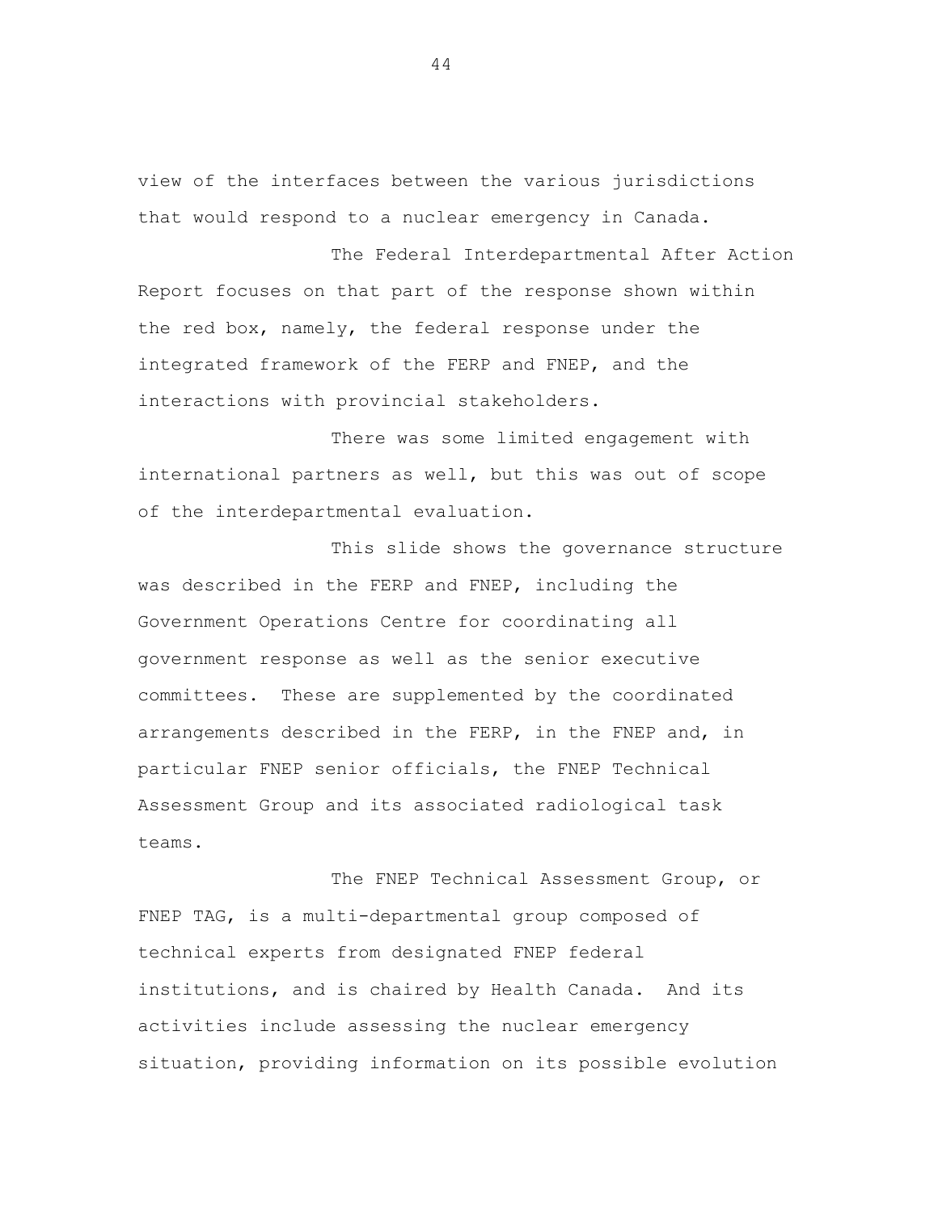view of the interfaces between the various jurisdictions that would respond to a nuclear emergency in Canada.

The Federal Interdepartmental After Action Report focuses on that part of the response shown within the red box, namely, the federal response under the integrated framework of the FERP and FNEP, and the interactions with provincial stakeholders.

There was some limited engagement with international partners as well, but this was out of scope of the interdepartmental evaluation.

This slide shows the governance structure was described in the FERP and FNEP, including the Government Operations Centre for coordinating all government response as well as the senior executive committees. These are supplemented by the coordinated arrangements described in the FERP, in the FNEP and, in particular FNEP senior officials, the FNEP Technical Assessment Group and its associated radiological task teams.

The FNEP Technical Assessment Group, or FNEP TAG, is a multi-departmental group composed of technical experts from designated FNEP federal institutions, and is chaired by Health Canada. And its activities include assessing the nuclear emergency situation, providing information on its possible evolution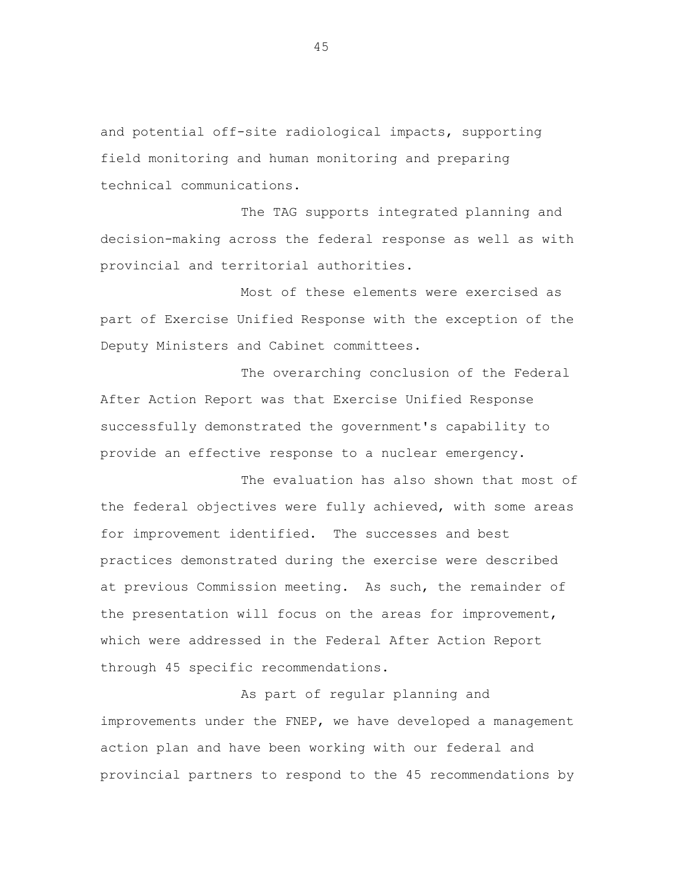and potential off-site radiological impacts, supporting field monitoring and human monitoring and preparing technical communications.

The TAG supports integrated planning and decision-making across the federal response as well as with provincial and territorial authorities.

Most of these elements were exercised as part of Exercise Unified Response with the exception of the Deputy Ministers and Cabinet committees.

The overarching conclusion of the Federal After Action Report was that Exercise Unified Response successfully demonstrated the government's capability to provide an effective response to a nuclear emergency.

The evaluation has also shown that most of the federal objectives were fully achieved, with some areas for improvement identified. The successes and best practices demonstrated during the exercise were described at previous Commission meeting. As such, the remainder of the presentation will focus on the areas for improvement, which were addressed in the Federal After Action Report through 45 specific recommendations.

As part of regular planning and improvements under the FNEP, we have developed a management action plan and have been working with our federal and provincial partners to respond to the 45 recommendations by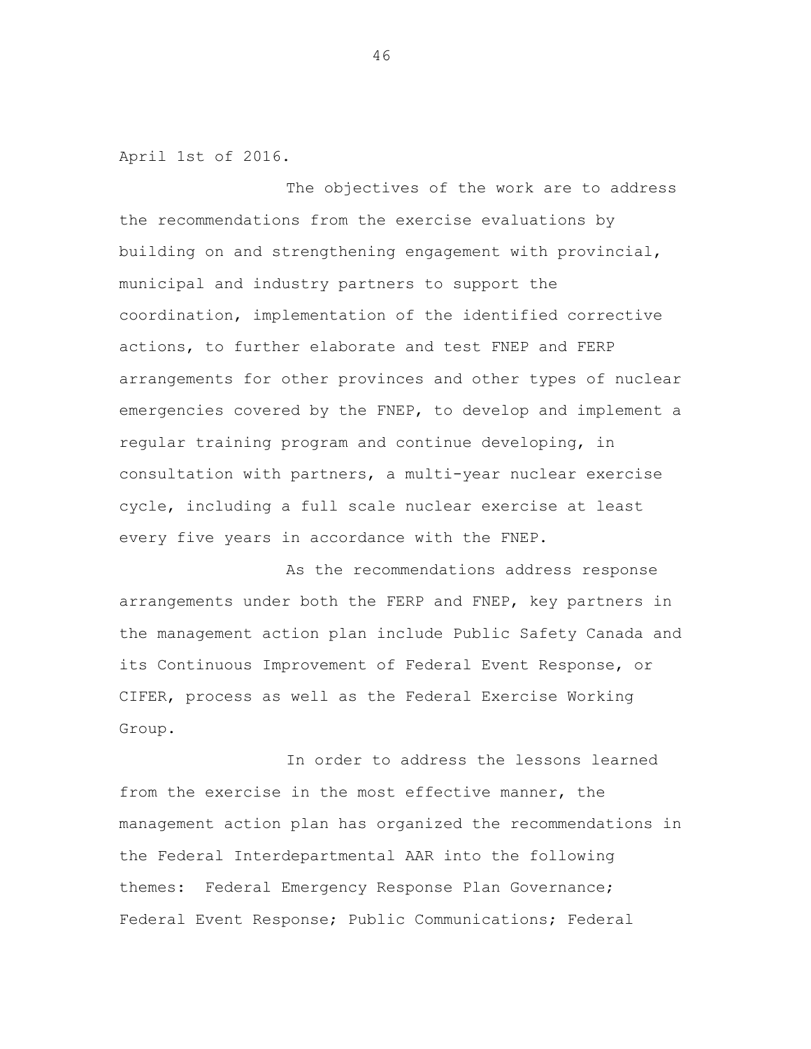April 1st of 2016.

The objectives of the work are to address the recommendations from the exercise evaluations by building on and strengthening engagement with provincial, municipal and industry partners to support the coordination, implementation of the identified corrective actions, to further elaborate and test FNEP and FERP arrangements for other provinces and other types of nuclear emergencies covered by the FNEP, to develop and implement a regular training program and continue developing, in consultation with partners, a multi-year nuclear exercise cycle, including a full scale nuclear exercise at least every five years in accordance with the FNEP.

As the recommendations address response arrangements under both the FERP and FNEP, key partners in the management action plan include Public Safety Canada and its Continuous Improvement of Federal Event Response, or CIFER, process as well as the Federal Exercise Working Group.

In order to address the lessons learned from the exercise in the most effective manner, the management action plan has organized the recommendations in the Federal Interdepartmental AAR into the following themes: Federal Emergency Response Plan Governance; Federal Event Response; Public Communications; Federal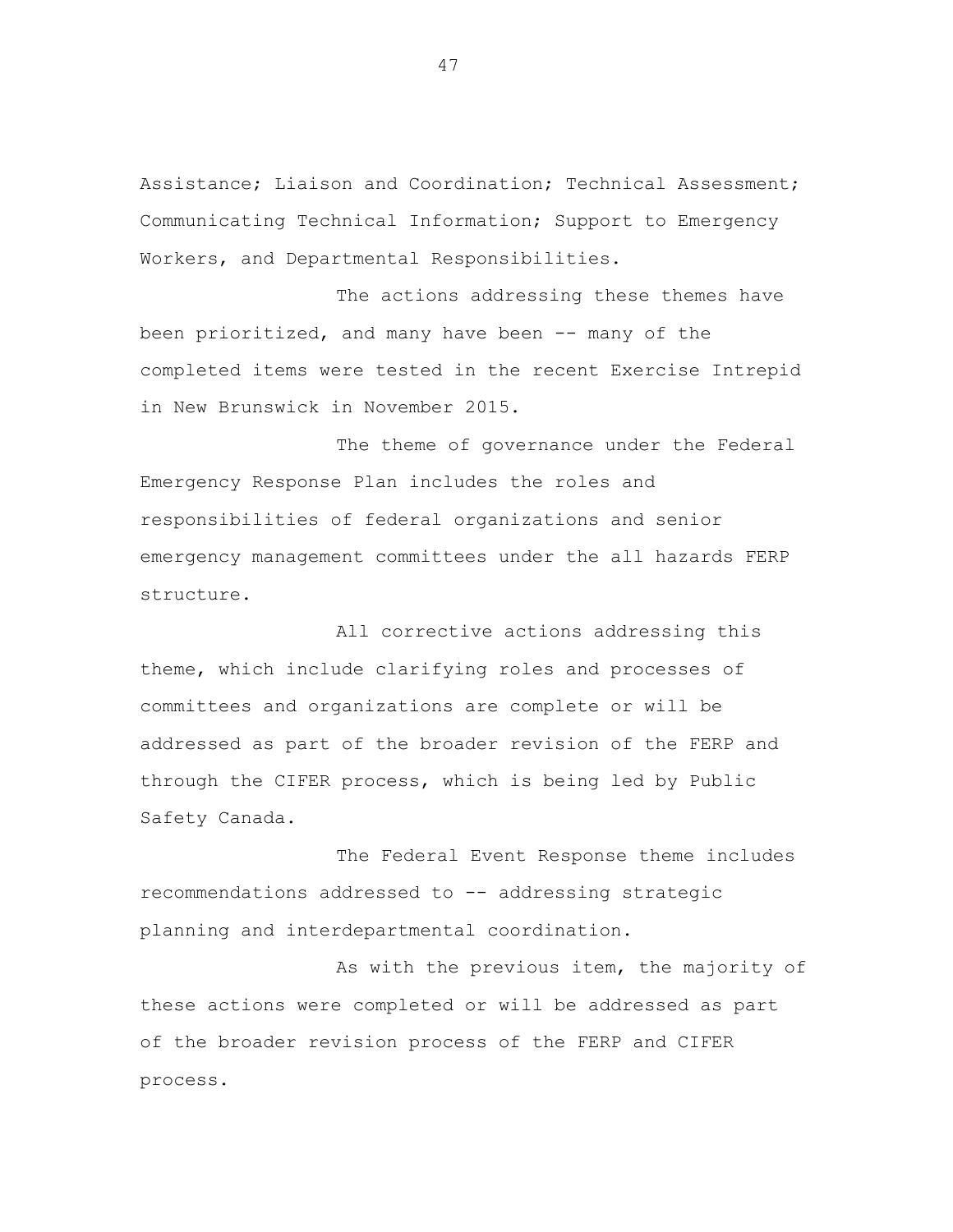Assistance; Liaison and Coordination; Technical Assessment; Communicating Technical Information; Support to Emergency Workers, and Departmental Responsibilities.

The actions addressing these themes have been prioritized, and many have been -- many of the completed items were tested in the recent Exercise Intrepid in New Brunswick in November 2015.

The theme of governance under the Federal Emergency Response Plan includes the roles and responsibilities of federal organizations and senior emergency management committees under the all hazards FERP structure.

All corrective actions addressing this theme, which include clarifying roles and processes of committees and organizations are complete or will be addressed as part of the broader revision of the FERP and through the CIFER process, which is being led by Public Safety Canada.

The Federal Event Response theme includes recommendations addressed to -- addressing strategic planning and interdepartmental coordination.

As with the previous item, the majority of these actions were completed or will be addressed as part of the broader revision process of the FERP and CIFER process.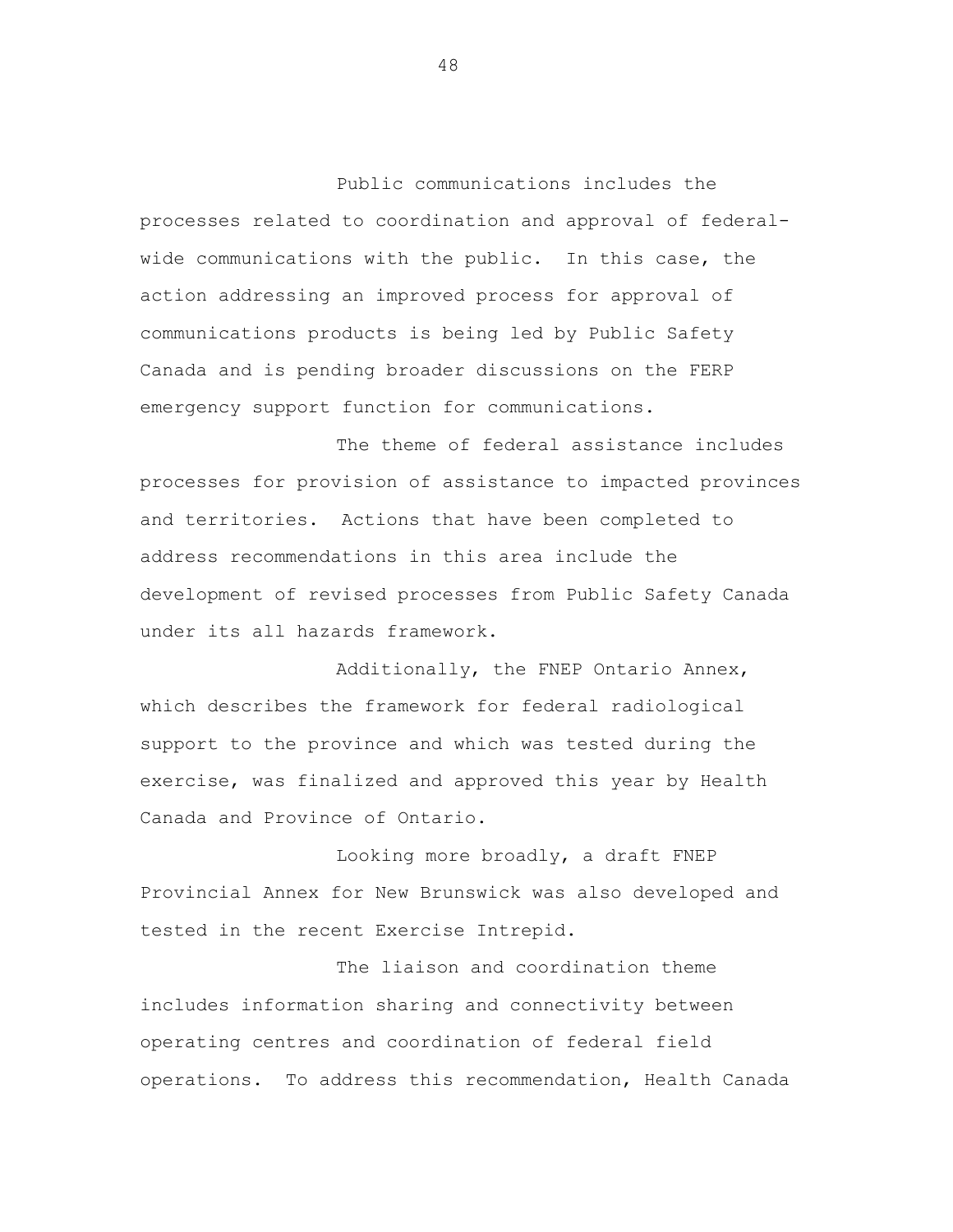Public communications includes the processes related to coordination and approval of federal-wide communications with the public. In this case, the action addressing an improved process for approval of communications products is being led by Public Safety Canada and is pending broader discussions on the FERP emergency support function for communications.

The theme of federal assistance includes processes for provision of assistance to impacted provinces and territories. Actions that have been completed to address recommendations in this area include the development of revised processes from Public Safety Canada under its all hazards framework.

Additionally, the FNEP Ontario Annex, which describes the framework for federal radiological support to the province and which was tested during the exercise, was finalized and approved this year by Health Canada and Province of Ontario.

Looking more broadly, a draft FNEP Provincial Annex for New Brunswick was also developed and tested in the recent Exercise Intrepid.

The liaison and coordination theme includes information sharing and connectivity between operating centres and coordination of federal field operations. To address this recommendation, Health Canada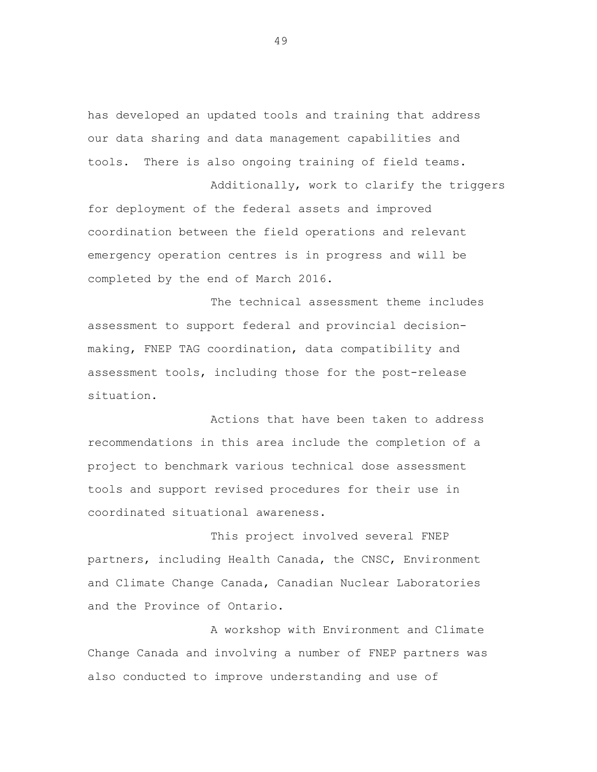has developed an updated tools and training that address our data sharing and data management capabilities and tools. There is also ongoing training of field teams.

Additionally, work to clarify the triggers for deployment of the federal assets and improved coordination between the field operations and relevant emergency operation centres is in progress and will be completed by the end of March 2016.

The technical assessment theme includes assessment to support federal and provincial decision-making, FNEP TAG coordination, data compatibility and assessment tools, including those for the post-release situation.

Actions that have been taken to address recommendations in this area include the completion of a project to benchmark various technical dose assessment tools and support revised procedures for their use in coordinated situational awareness.

This project involved several FNEP partners, including Health Canada, the CNSC, Environment and Climate Change Canada, Canadian Nuclear Laboratories and the Province of Ontario.

A workshop with Environment and Climate Change Canada and involving a number of FNEP partners was also conducted to improve understanding and use of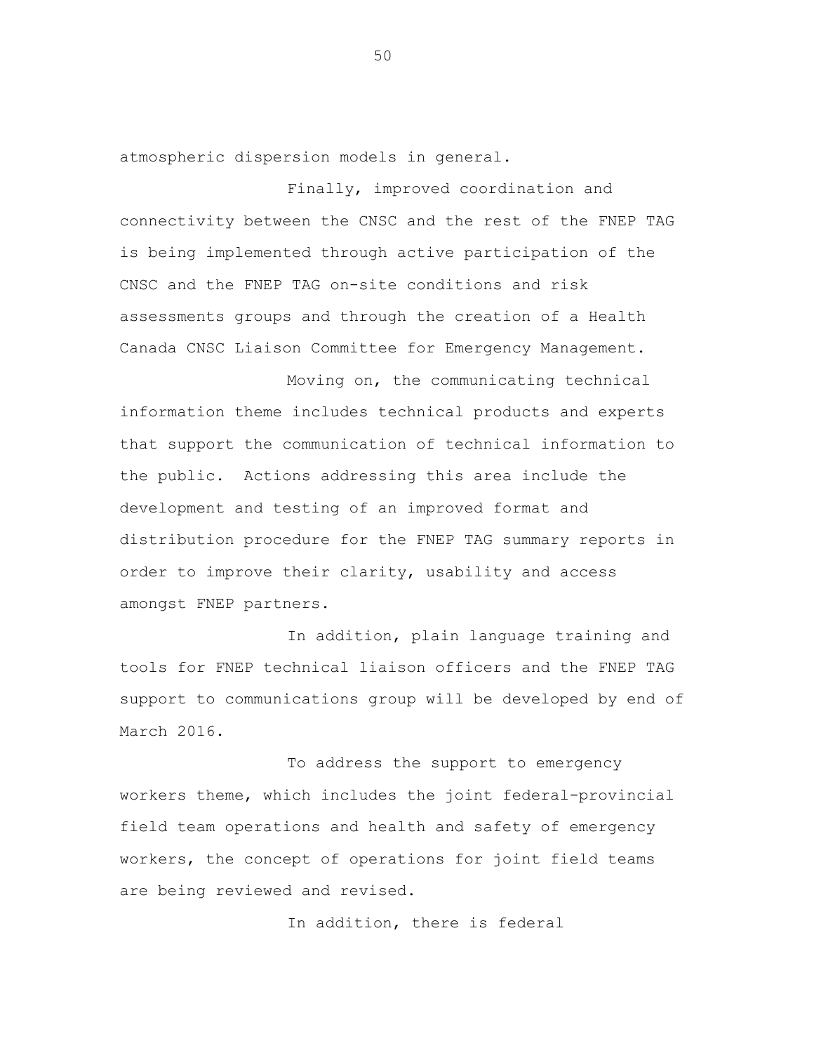atmospheric dispersion models in general.

Finally, improved coordination and connectivity between the CNSC and the rest of the FNEP TAG is being implemented through active participation of the CNSC and the FNEP TAG on-site conditions and risk assessments groups and through the creation of a Health Canada CNSC Liaison Committee for Emergency Management.

Moving on, the communicating technical information theme includes technical products and experts that support the communication of technical information to the public. Actions addressing this area include the development and testing of an improved format and distribution procedure for the FNEP TAG summary reports in order to improve their clarity, usability and access amongst FNEP partners.

In addition, plain language training and tools for FNEP technical liaison officers and the FNEP TAG support to communications group will be developed by end of March 2016.

To address the support to emergency workers theme, which includes the joint federal-provincial field team operations and health and safety of emergency workers, the concept of operations for joint field teams are being reviewed and revised.

In addition, there is federal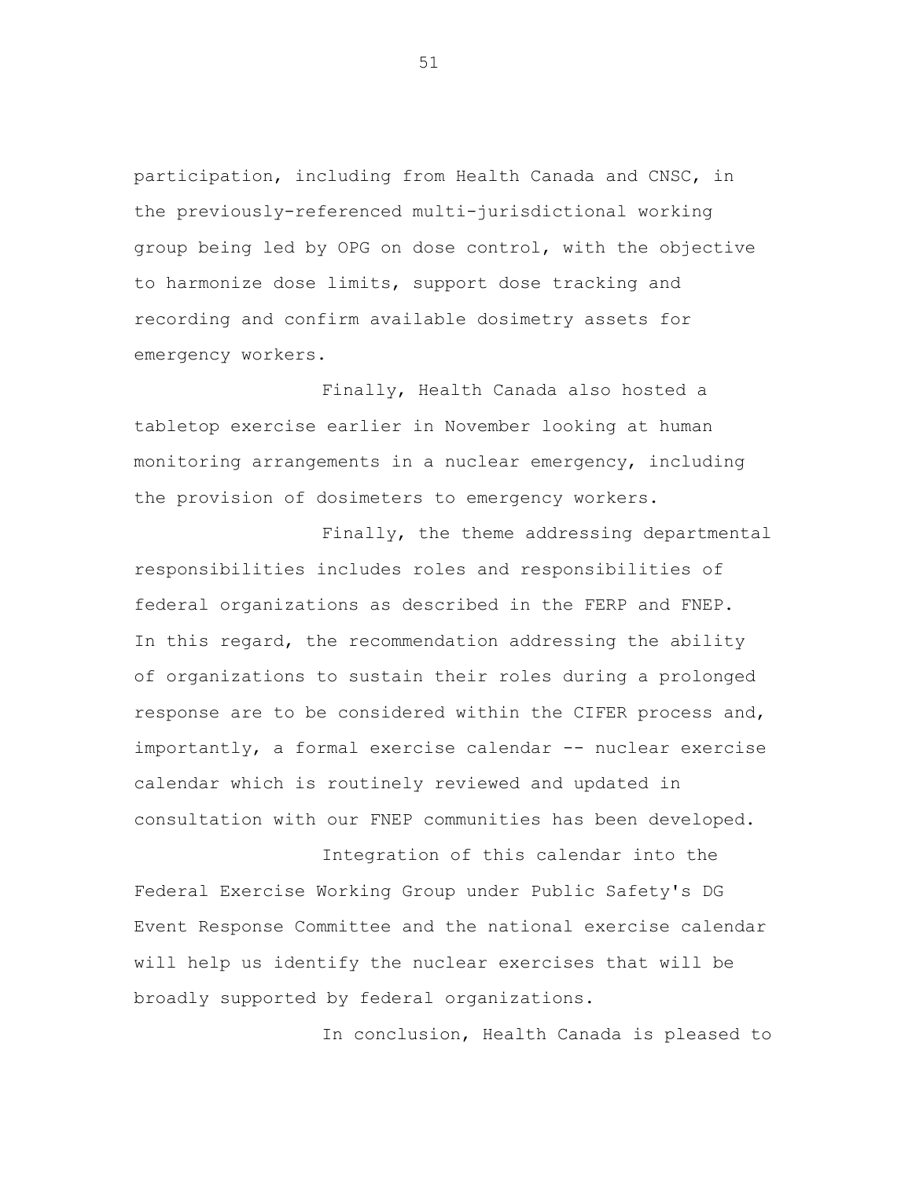participation, including from Health Canada and CNSC, in the previously-referenced multi-jurisdictional working group being led by OPG on dose control, with the objective to harmonize dose limits, support dose tracking and recording and confirm available dosimetry assets for emergency workers.

Finally, Health Canada also hosted a tabletop exercise earlier in November looking at human monitoring arrangements in a nuclear emergency, including the provision of dosimeters to emergency workers.

Finally, the theme addressing departmental responsibilities includes roles and responsibilities of federal organizations as described in the FERP and FNEP. In this regard, the recommendation addressing the ability of organizations to sustain their roles during a prolonged response are to be considered within the CIFER process and, importantly, a formal exercise calendar -- nuclear exercise calendar which is routinely reviewed and updated in consultation with our FNEP communities has been developed.

Integration of this calendar into the Federal Exercise Working Group under Public Safety's DG Event Response Committee and the national exercise calendar will help us identify the nuclear exercises that will be broadly supported by federal organizations.

In conclusion, Health Canada is pleased to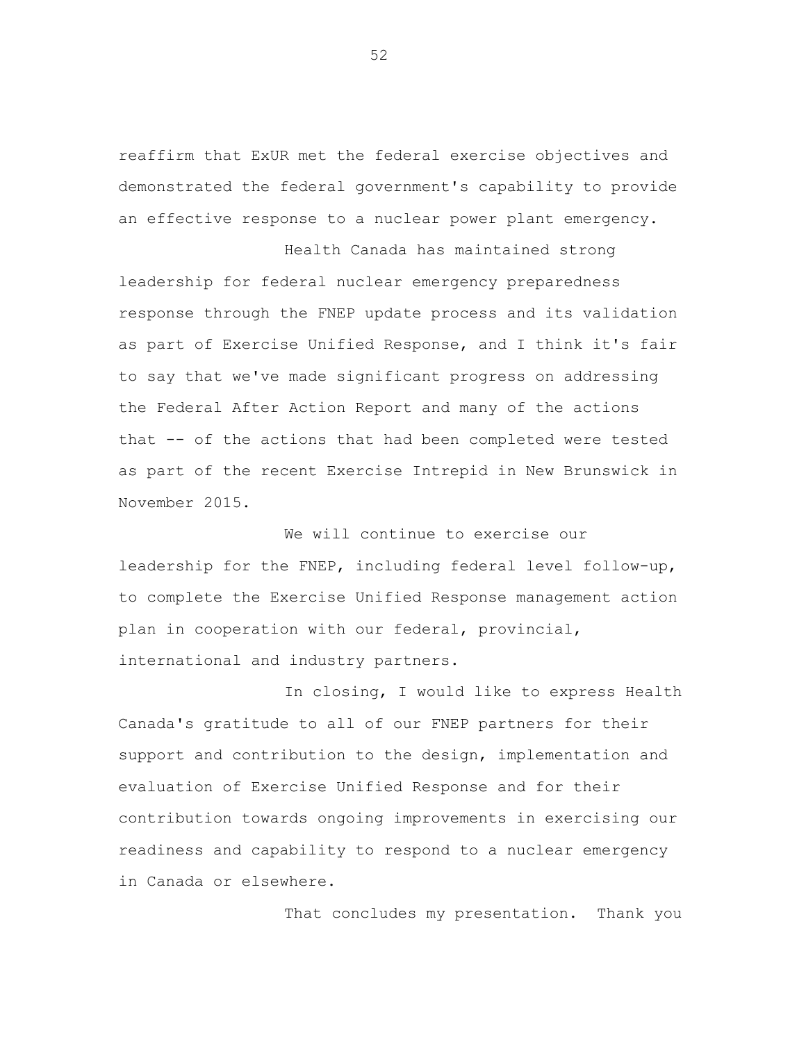reaffirm that ExUR met the federal exercise objectives and demonstrated the federal government's capability to provide an effective response to a nuclear power plant emergency.

Health Canada has maintained strong leadership for federal nuclear emergency preparedness response through the FNEP update process and its validation as part of Exercise Unified Response, and I think it's fair to say that we've made significant progress on addressing the Federal After Action Report and many of the actions that -- of the actions that had been completed were tested as part of the recent Exercise Intrepid in New Brunswick in November 2015.

We will continue to exercise our leadership for the FNEP, including federal level follow-up, to complete the Exercise Unified Response management action plan in cooperation with our federal, provincial, international and industry partners.

In closing, I would like to express Health Canada's gratitude to all of our FNEP partners for their support and contribution to the design, implementation and evaluation of Exercise Unified Response and for their contribution towards ongoing improvements in exercising our readiness and capability to respond to a nuclear emergency in Canada or elsewhere.

That concludes my presentation. Thank you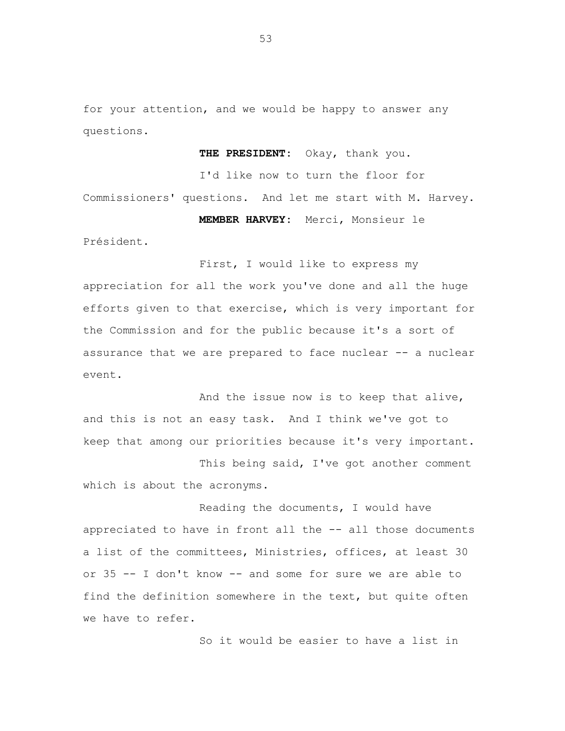for your attention, and we would be happy to answer any questions.

**THE PRESIDENT:** Okay, thank you.

I'd like now to turn the floor for Commissioners' questions. And let me start with M. Harvey.

**MEMBER HARVEY:** Merci, Monsieur le Président.

First, I would like to express my appreciation for all the work you've done and all the huge efforts given to that exercise, which is very important for the Commission and for the public because it's a sort of assurance that we are prepared to face nuclear -- a nuclear event.

And the issue now is to keep that alive, and this is not an easy task. And I think we've got to keep that among our priorities because it's very important.

This being said, I've got another comment which is about the acronyms.

Reading the documents, I would have appreciated to have in front all the -- all those documents a list of the committees, Ministries, offices, at least 30 or 35 -- I don't know -- and some for sure we are able to find the definition somewhere in the text, but quite often we have to refer.

So it would be easier to have a list in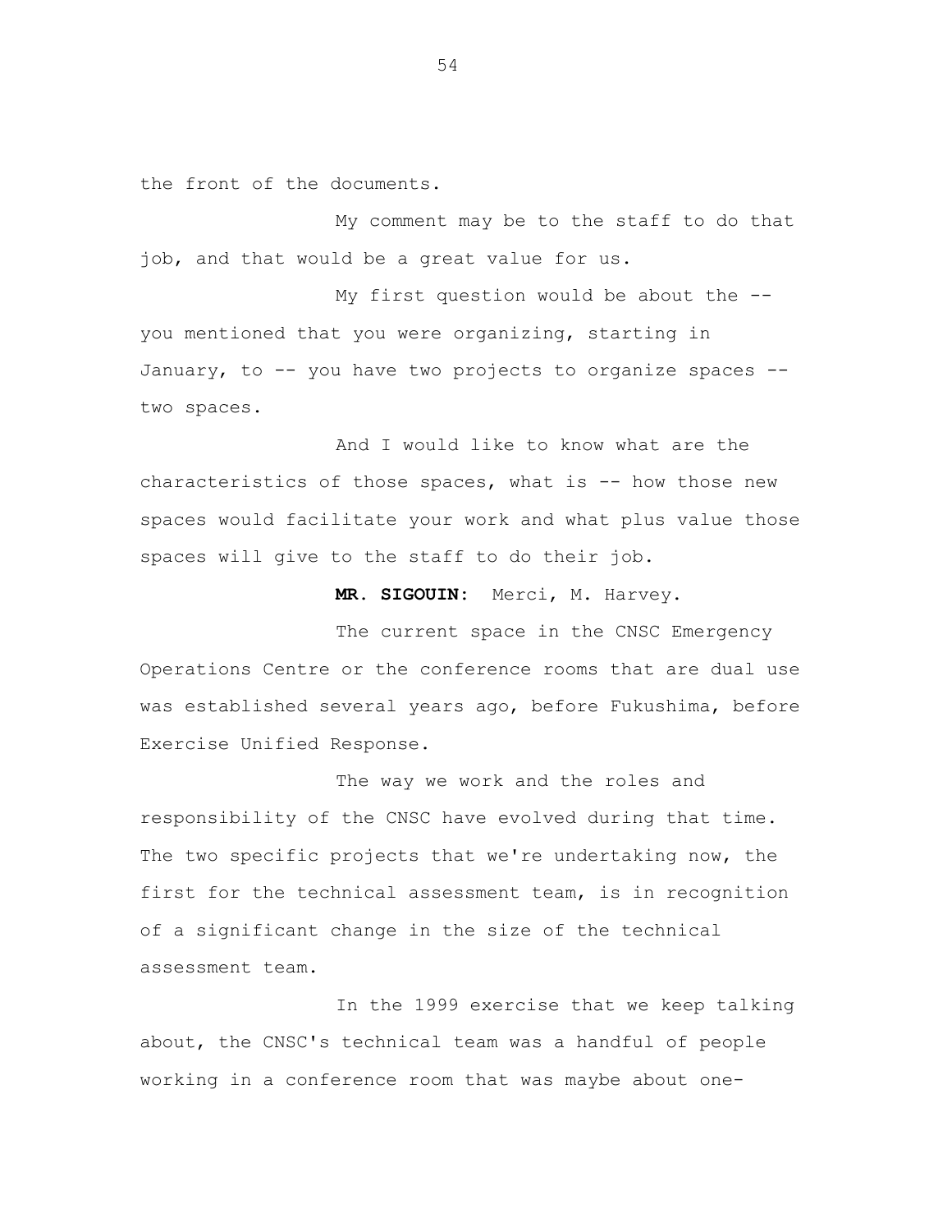the front of the documents.

My comment may be to the staff to do that job, and that would be a great value for us.

My first question would be about the -- you mentioned that you were organizing, starting in January, to -- you have two projects to organize spaces -- two spaces.

And I would like to know what are the characteristics of those spaces, what is -- how those new spaces would facilitate your work and what plus value those spaces will give to the staff to do their job.

**MR. SIGOUIN:** Merci, M. Harvey.

The current space in the CNSC Emergency Operations Centre or the conference rooms that are dual use was established several years ago, before Fukushima, before Exercise Unified Response.

The way we work and the roles and responsibility of the CNSC have evolved during that time. The two specific projects that we're undertaking now, the first for the technical assessment team, is in recognition of a significant change in the size of the technical assessment team.

In the 1999 exercise that we keep talking about, the CNSC's technical team was a handful of people working in a conference room that was maybe about one-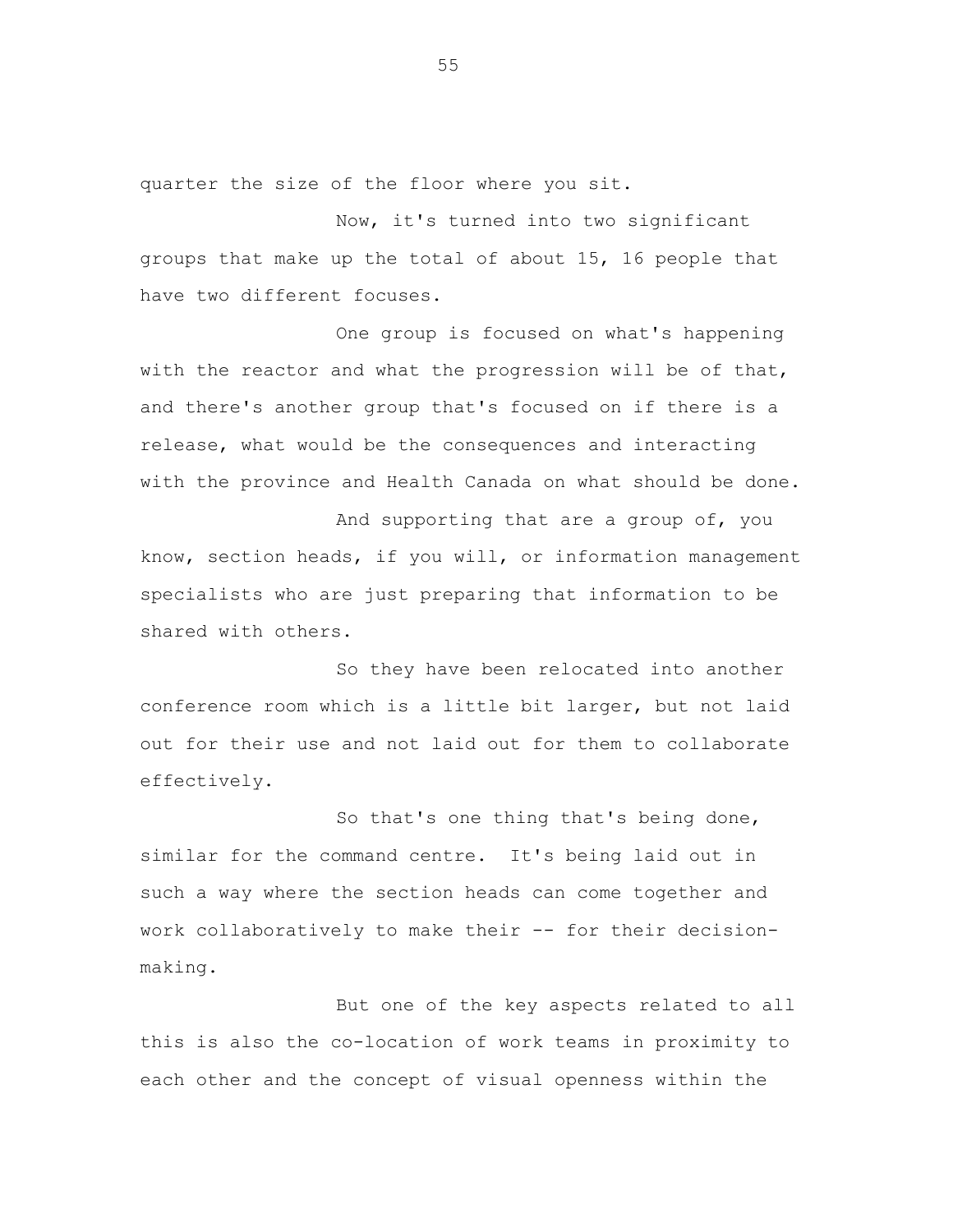quarter the size of the floor where you sit.

Now, it's turned into two significant groups that make up the total of about 15, 16 people that have two different focuses.

One group is focused on what's happening with the reactor and what the progression will be of that, and there's another group that's focused on if there is a release, what would be the consequences and interacting with the province and Health Canada on what should be done.

And supporting that are a group of, you know, section heads, if you will, or information management specialists who are just preparing that information to be shared with others.

So they have been relocated into another conference room which is a little bit larger, but not laid out for their use and not laid out for them to collaborate effectively.

So that's one thing that's being done, similar for the command centre. It's being laid out in such a way where the section heads can come together and work collaboratively to make their -- for their decision-making.

But one of the key aspects related to all this is also the co-location of work teams in proximity to each other and the concept of visual openness within the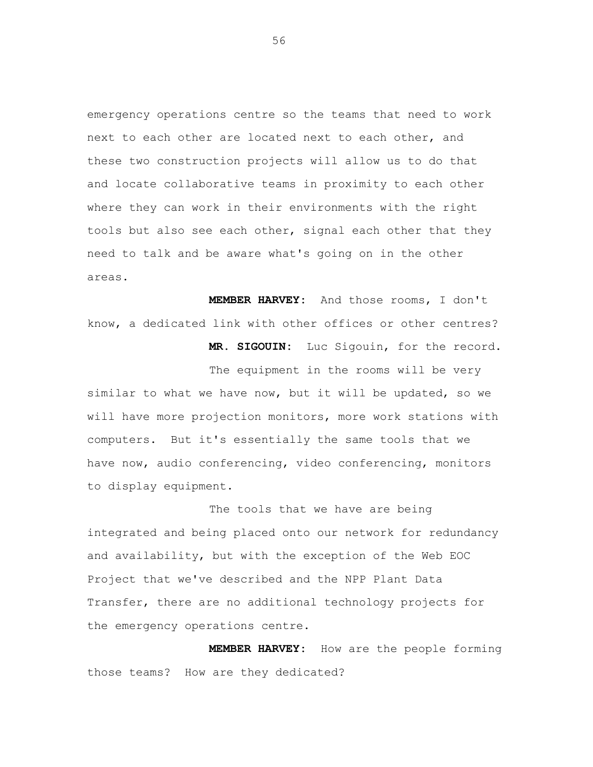emergency operations centre so the teams that need to work next to each other are located next to each other, and these two construction projects will allow us to do that and locate collaborative teams in proximity to each other where they can work in their environments with the right tools but also see each other, signal each other that they need to talk and be aware what's going on in the other areas.

**MEMBER HARVEY:** And those rooms, I don't know, a dedicated link with other offices or other centres?

**MR. SIGOUIN:** Luc Sigouin, for the record.

The equipment in the rooms will be very similar to what we have now, but it will be updated, so we will have more projection monitors, more work stations with computers. But it's essentially the same tools that we have now, audio conferencing, video conferencing, monitors to display equipment.

The tools that we have are being integrated and being placed onto our network for redundancy and availability, but with the exception of the Web EOC Project that we've described and the NPP Plant Data Transfer, there are no additional technology projects for the emergency operations centre.

**MEMBER HARVEY:** How are the people forming those teams? How are they dedicated?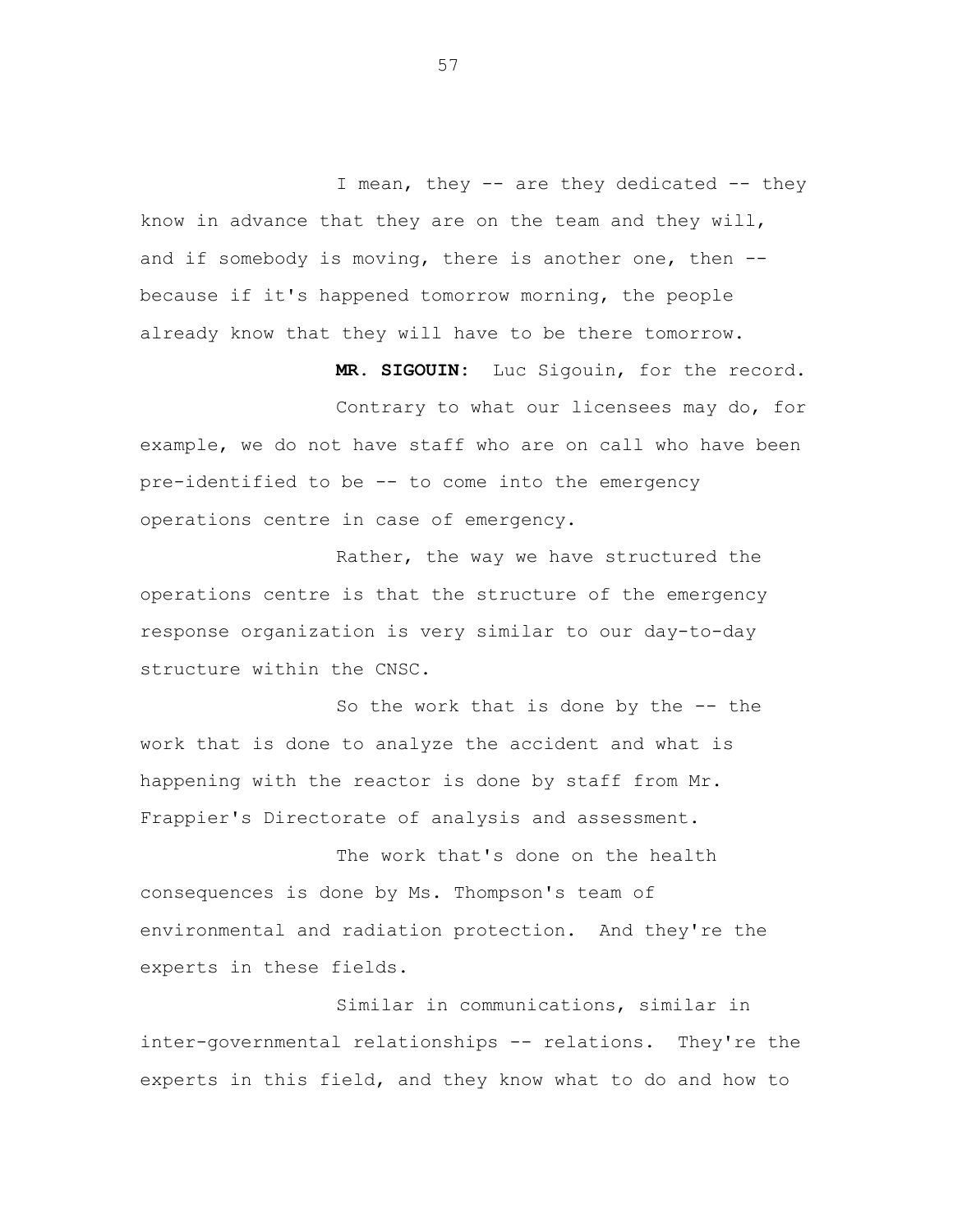I mean, they -- are they dedicated -- they know in advance that they are on the team and they will, and if somebody is moving, there is another one, then -- because if it's happened tomorrow morning, the people already know that they will have to be there tomorrow.

**MR. SIGOUIN:** Luc Sigouin, for the record.

Contrary to what our licensees may do, for example, we do not have staff who are on call who have been pre-identified to be -- to come into the emergency operations centre in case of emergency.

Rather, the way we have structured the operations centre is that the structure of the emergency response organization is very similar to our day-to-day structure within the CNSC.

So the work that is done by the -- the work that is done to analyze the accident and what is happening with the reactor is done by staff from Mr. Frappier's Directorate of analysis and assessment.

The work that's done on the health consequences is done by Ms. Thompson's team of environmental and radiation protection. And they're the experts in these fields.

Similar in communications, similar in inter-governmental relationships -- relations. They're the experts in this field, and they know what to do and how to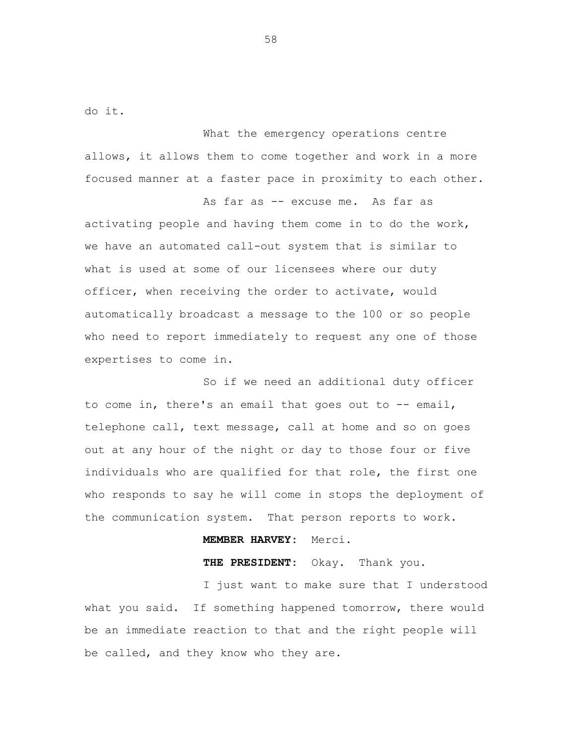do it.

What the emergency operations centre allows, it allows them to come together and work in a more focused manner at a faster pace in proximity to each other.

As far as -- excuse me. As far as activating people and having them come in to do the work, we have an automated call-out system that is similar to what is used at some of our licensees where our duty officer, when receiving the order to activate, would automatically broadcast a message to the 100 or so people who need to report immediately to request any one of those expertises to come in.

So if we need an additional duty officer to come in, there's an email that goes out to -- email, telephone call, text message, call at home and so on goes out at any hour of the night or day to those four or five individuals who are qualified for that role, the first one who responds to say he will come in stops the deployment of the communication system. That person reports to work.

**MEMBER HARVEY:** Merci.

**THE PRESIDENT:** Okay. Thank you.

I just want to make sure that I understood what you said. If something happened tomorrow, there would be an immediate reaction to that and the right people will be called, and they know who they are.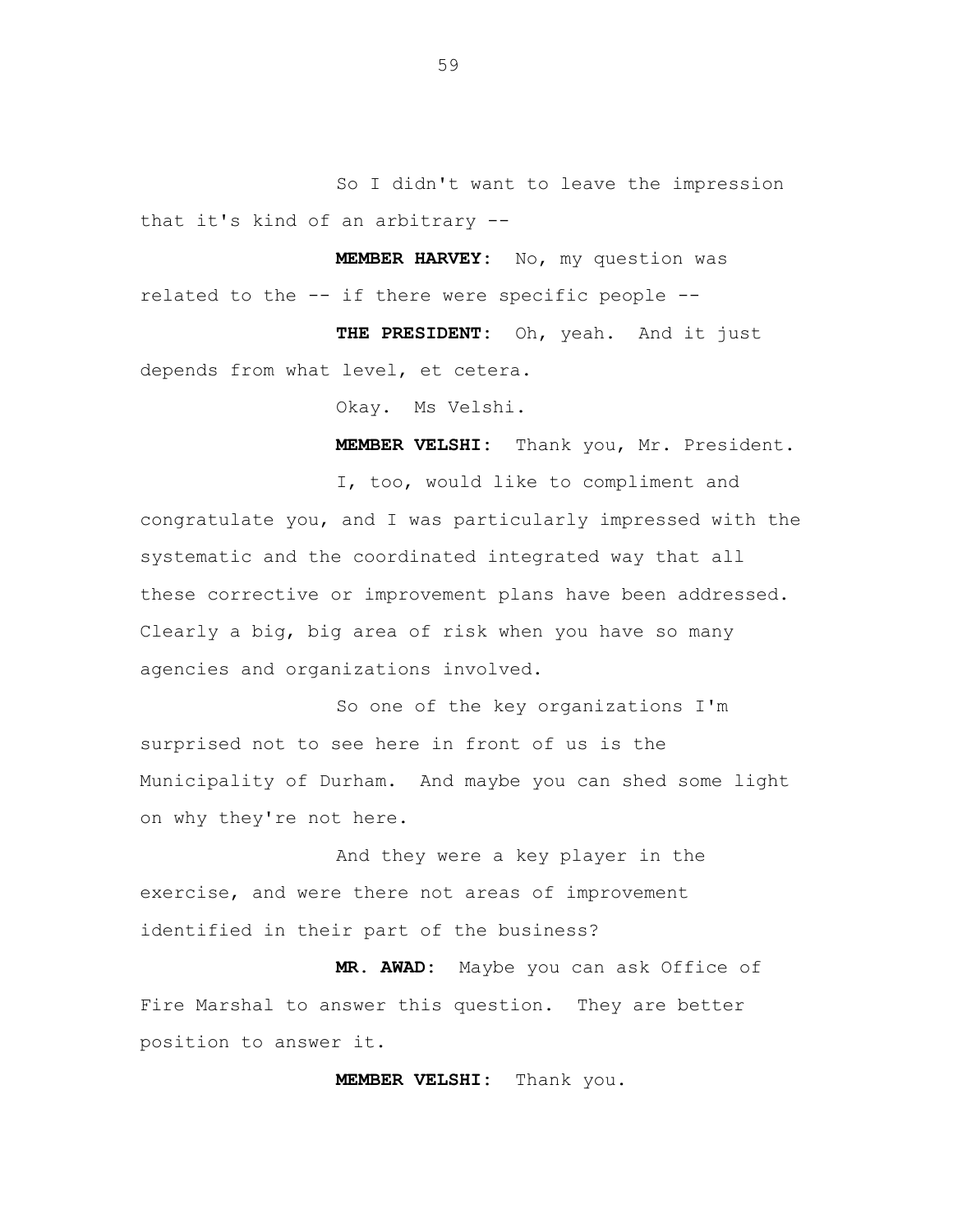So I didn't want to leave the impression that it's kind of an arbitrary --

**MEMBER HARVEY:** No, my question was related to the -- if there were specific people --

**THE PRESIDENT:** Oh, yeah. And it just depends from what level, et cetera.

Okay. Ms Velshi.

**MEMBER VELSHI:** Thank you, Mr. President.

I, too, would like to compliment and congratulate you, and I was particularly impressed with the systematic and the coordinated integrated way that all these corrective or improvement plans have been addressed. Clearly a big, big area of risk when you have so many agencies and organizations involved.

So one of the key organizations I'm surprised not to see here in front of us is the Municipality of Durham. And maybe you can shed some light on why they're not here.

And they were a key player in the exercise, and were there not areas of improvement identified in their part of the business?

**MR. AWAD:** Maybe you can ask Office of Fire Marshal to answer this question. They are better position to answer it.

**MEMBER VELSHI:** Thank you.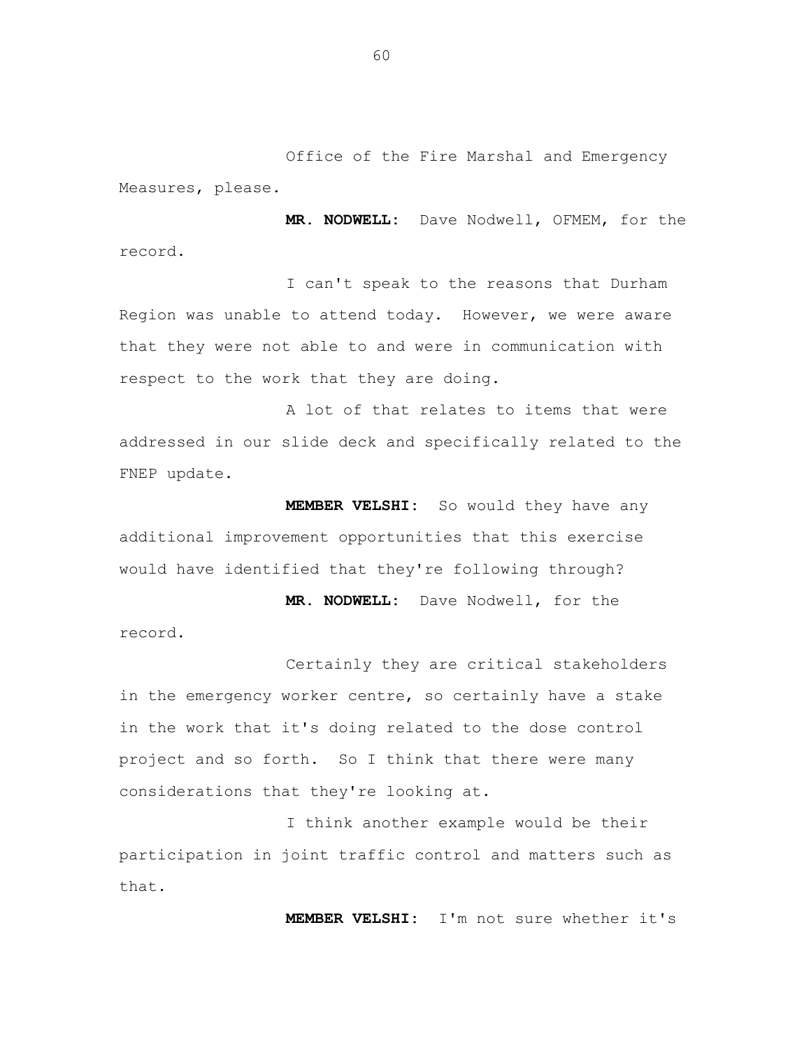Office of the Fire Marshal and Emergency Measures, please.

**MR. NODWELL:** Dave Nodwell, OFMEM, for the record.

I can't speak to the reasons that Durham Region was unable to attend today. However, we were aware that they were not able to and were in communication with respect to the work that they are doing.

A lot of that relates to items that were addressed in our slide deck and specifically related to the FNEP update.

**MEMBER VELSHI:** So would they have any additional improvement opportunities that this exercise would have identified that they're following through?

**MR. NODWELL:** Dave Nodwell, for the record.

Certainly they are critical stakeholders in the emergency worker centre, so certainly have a stake in the work that it's doing related to the dose control project and so forth. So I think that there were many considerations that they're looking at.

I think another example would be their participation in joint traffic control and matters such as that.

**MEMBER VELSHI:** I'm not sure whether it's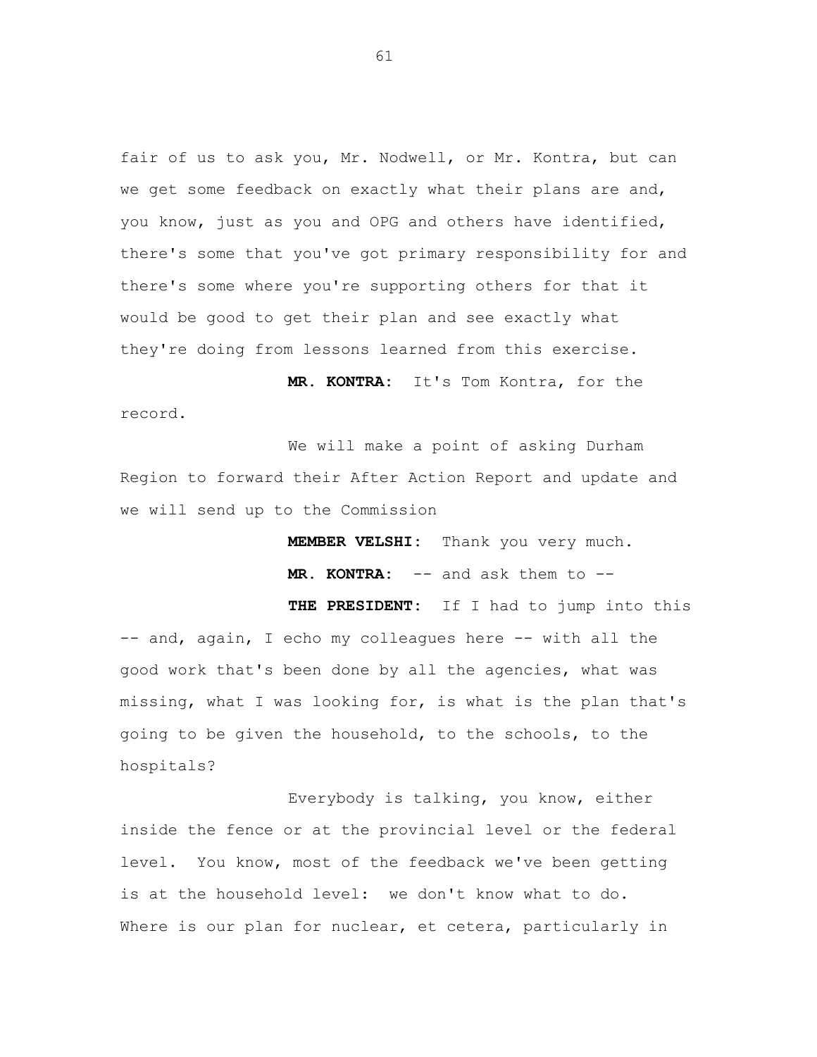fair of us to ask you, Mr. Nodwell, or Mr. Kontra, but can we get some feedback on exactly what their plans are and, you know, just as you and OPG and others have identified, there's some that you've got primary responsibility for and there's some where you're supporting others for that it would be good to get their plan and see exactly what they're doing from lessons learned from this exercise.

**MR. KONTRA:** It's Tom Kontra, for the record.

We will make a point of asking Durham Region to forward their After Action Report and update and we will send up to the Commission

**MEMBER VELSHI:** Thank you very much.

**MR. KONTRA:** -- and ask them to --

**THE PRESIDENT:** If I had to jump into this -- and, again, I echo my colleagues here -- with all the good work that's been done by all the agencies, what was missing, what I was looking for, is what is the plan that's going to be given the household, to the schools, to the hospitals?

Everybody is talking, you know, either inside the fence or at the provincial level or the federal level. You know, most of the feedback we've been getting is at the household level: we don't know what to do. Where is our plan for nuclear, et cetera, particularly in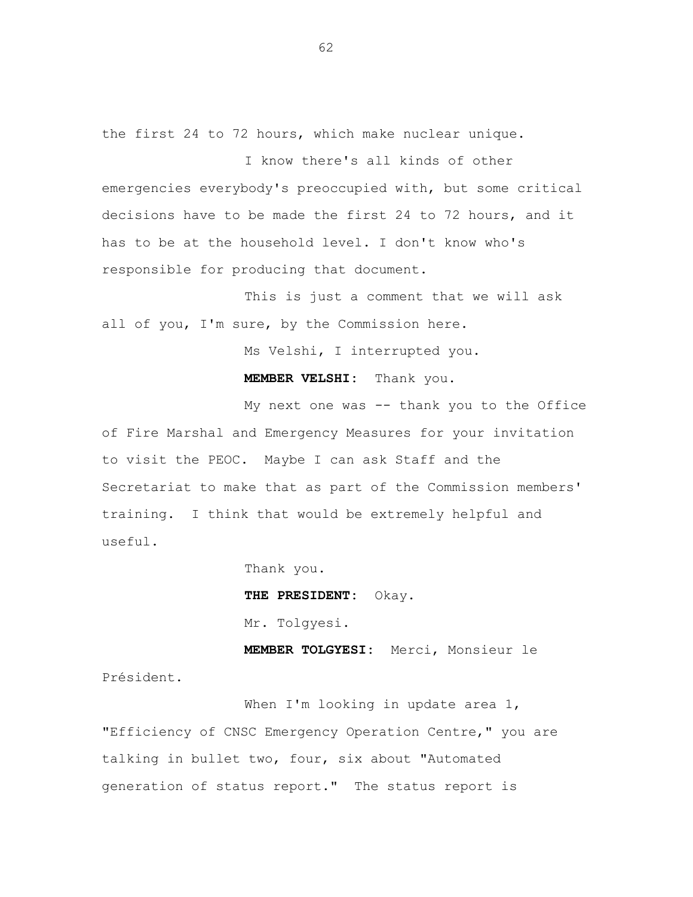the first 24 to 72 hours, which make nuclear unique.

I know there's all kinds of other emergencies everybody's preoccupied with, but some critical decisions have to be made the first 24 to 72 hours, and it has to be at the household level. I don't know who's responsible for producing that document.

This is just a comment that we will ask all of you, I'm sure, by the Commission here.

Ms Velshi, I interrupted you.

**MEMBER VELSHI:** Thank you.

My next one was -- thank you to the Office of Fire Marshal and Emergency Measures for your invitation to visit the PEOC. Maybe I can ask Staff and the Secretariat to make that as part of the Commission members' training. I think that would be extremely helpful and useful.

Thank you.

**THE PRESIDENT:** Okay.

Mr. Tolgyesi.

**MEMBER TOLGYESI:** Merci, Monsieur le Président.

When I'm looking in update area 1, "Efficiency of CNSC Emergency Operation Centre," you are talking in bullet two, four, six about "Automated generation of status report." The status report is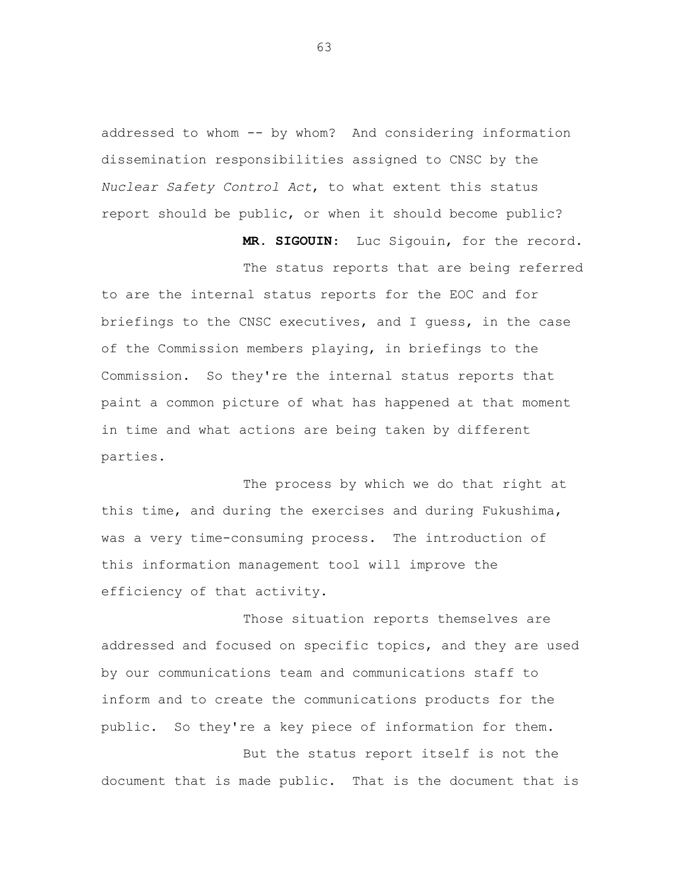addressed to whom -- by whom? And considering information dissemination responsibilities assigned to CNSC by the *Nuclear Safety Control Act*, to what extent this status report should be public, or when it should become public?

**MR. SIGOUIN:** Luc Sigouin, for the record.

The status reports that are being referred to are the internal status reports for the EOC and for briefings to the CNSC executives, and I guess, in the case of the Commission members playing, in briefings to the Commission. So they're the internal status reports that paint a common picture of what has happened at that moment in time and what actions are being taken by different parties.

The process by which we do that right at this time, and during the exercises and during Fukushima, was a very time-consuming process. The introduction of this information management tool will improve the efficiency of that activity.

Those situation reports themselves are addressed and focused on specific topics, and they are used by our communications team and communications staff to inform and to create the communications products for the public. So they're a key piece of information for them.

But the status report itself is not the document that is made public. That is the document that is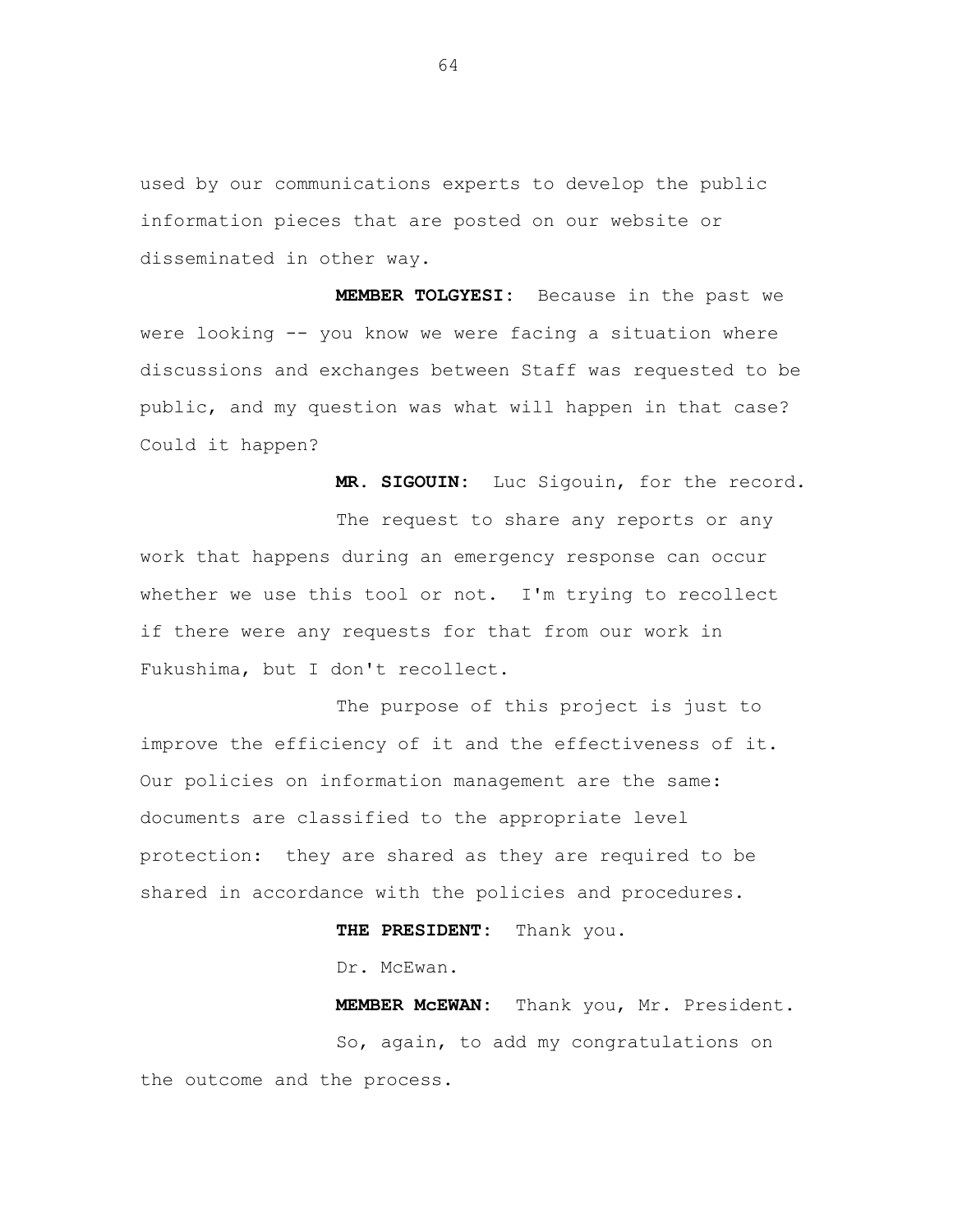used by our communications experts to develop the public information pieces that are posted on our website or disseminated in other way.

**MEMBER TOLGYESI:** Because in the past we were looking -- you know we were facing a situation where discussions and exchanges between Staff was requested to be public, and my question was what will happen in that case? Could it happen?

**MR. SIGOUIN:** Luc Sigouin, for the record.

The request to share any reports or any work that happens during an emergency response can occur whether we use this tool or not. I'm trying to recollect if there were any requests for that from our work in Fukushima, but I don't recollect.

The purpose of this project is just to improve the efficiency of it and the effectiveness of it. Our policies on information management are the same: documents are classified to the appropriate level protection: they are shared as they are required to be shared in accordance with the policies and procedures.

**THE PRESIDENT:** Thank you.

Dr. McEwan.

**MEMBER McEWAN:** Thank you, Mr. President.

So, again, to add my congratulations on the outcome and the process.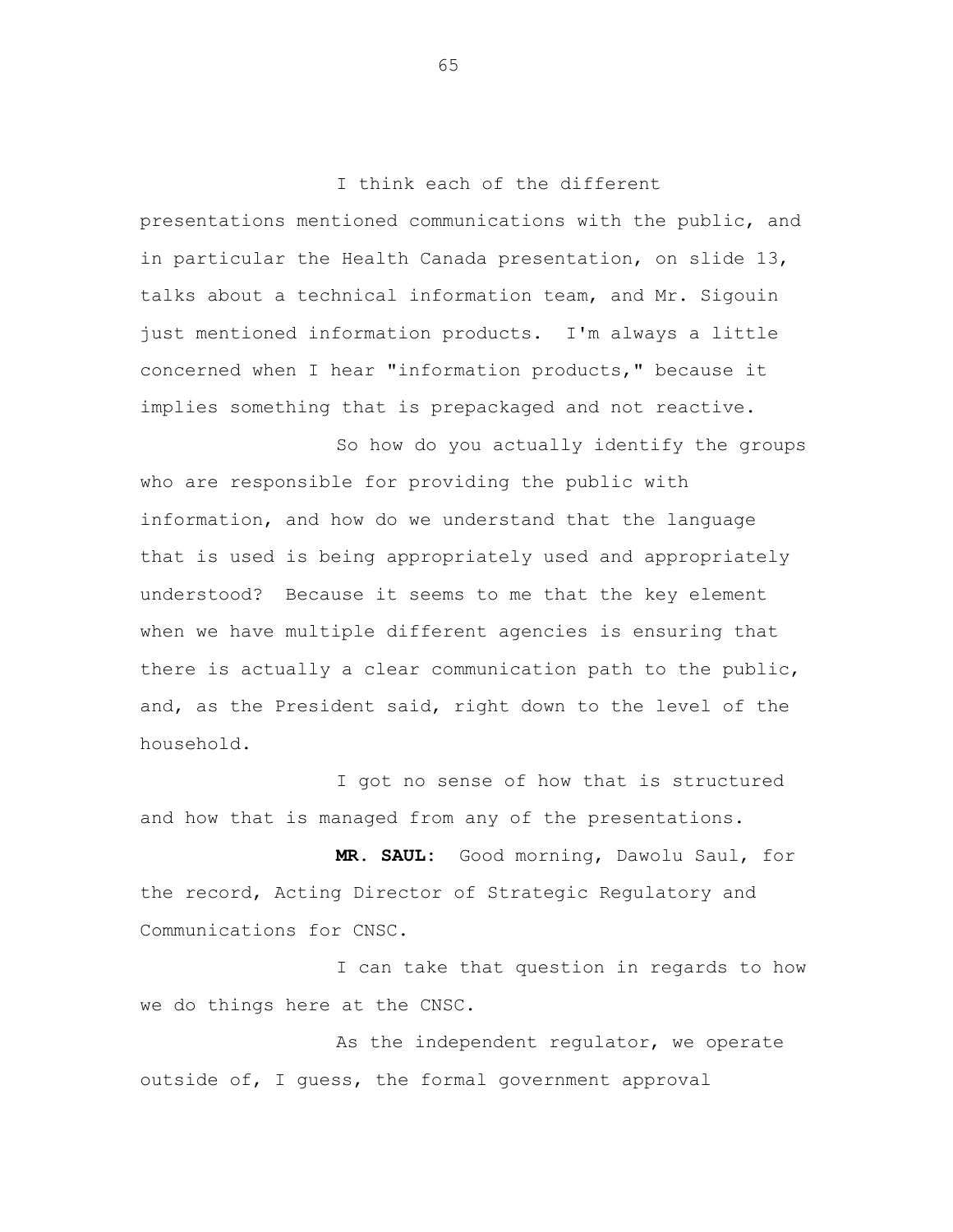I think each of the different presentations mentioned communications with the public, and in particular the Health Canada presentation, on slide 13, talks about a technical information team, and Mr. Sigouin just mentioned information products. I'm always a little concerned when I hear "information products," because it implies something that is prepackaged and not reactive.

So how do you actually identify the groups who are responsible for providing the public with information, and how do we understand that the language that is used is being appropriately used and appropriately understood? Because it seems to me that the key element when we have multiple different agencies is ensuring that there is actually a clear communication path to the public, and, as the President said, right down to the level of the household.

I got no sense of how that is structured and how that is managed from any of the presentations.

**MR. SAUL:** Good morning, Dawolu Saul, for the record, Acting Director of Strategic Regulatory and Communications for CNSC.

I can take that question in regards to how we do things here at the CNSC.

As the independent regulator, we operate outside of, I guess, the formal government approval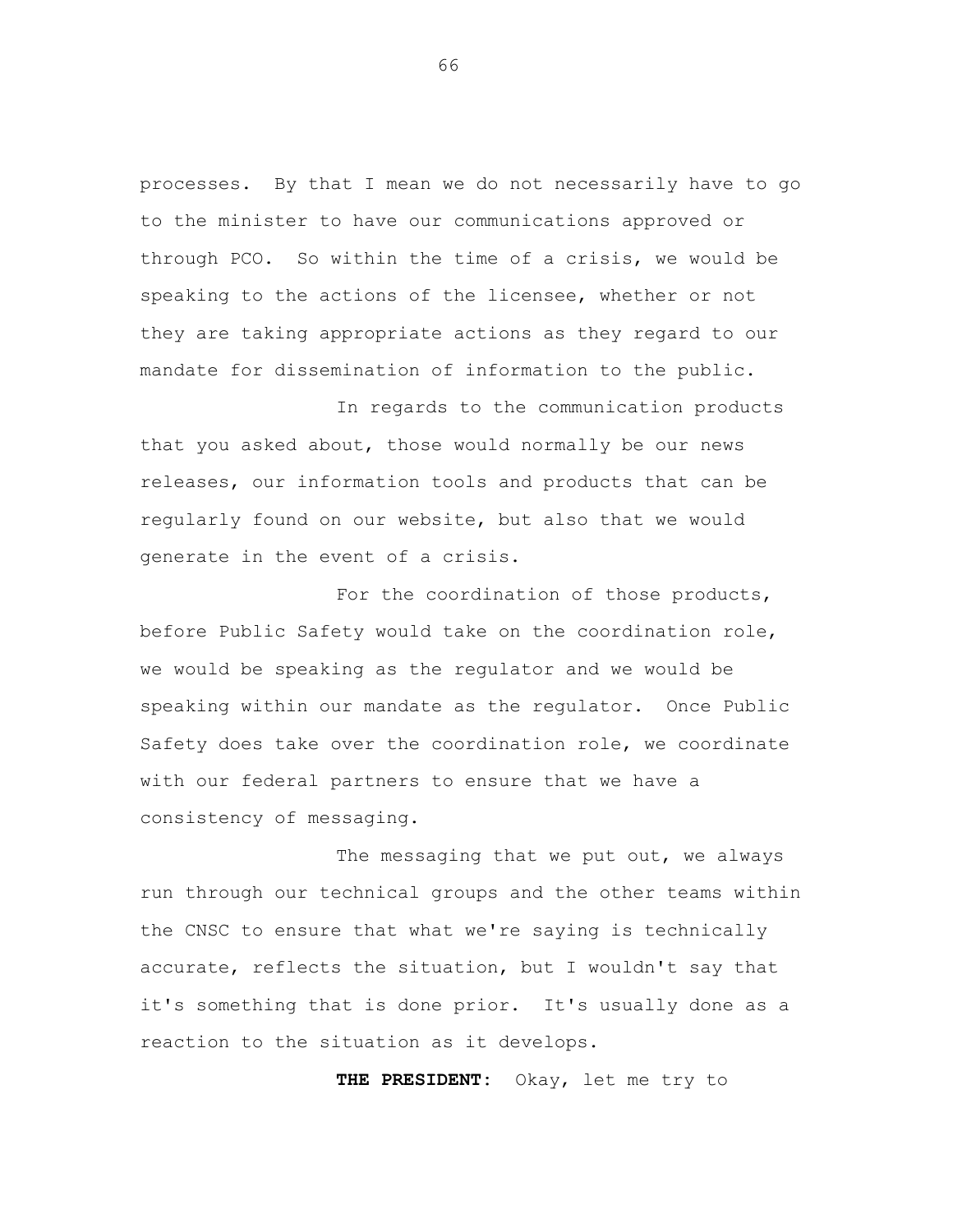processes. By that I mean we do not necessarily have to go to the minister to have our communications approved or through PCO. So within the time of a crisis, we would be speaking to the actions of the licensee, whether or not they are taking appropriate actions as they regard to our mandate for dissemination of information to the public.

In regards to the communication products that you asked about, those would normally be our news releases, our information tools and products that can be regularly found on our website, but also that we would generate in the event of a crisis.

For the coordination of those products, before Public Safety would take on the coordination role, we would be speaking as the regulator and we would be speaking within our mandate as the regulator. Once Public Safety does take over the coordination role, we coordinate with our federal partners to ensure that we have a consistency of messaging.

The messaging that we put out, we always run through our technical groups and the other teams within the CNSC to ensure that what we're saying is technically accurate, reflects the situation, but I wouldn't say that it's something that is done prior. It's usually done as a reaction to the situation as it develops.

**THE PRESIDENT:** Okay, let me try to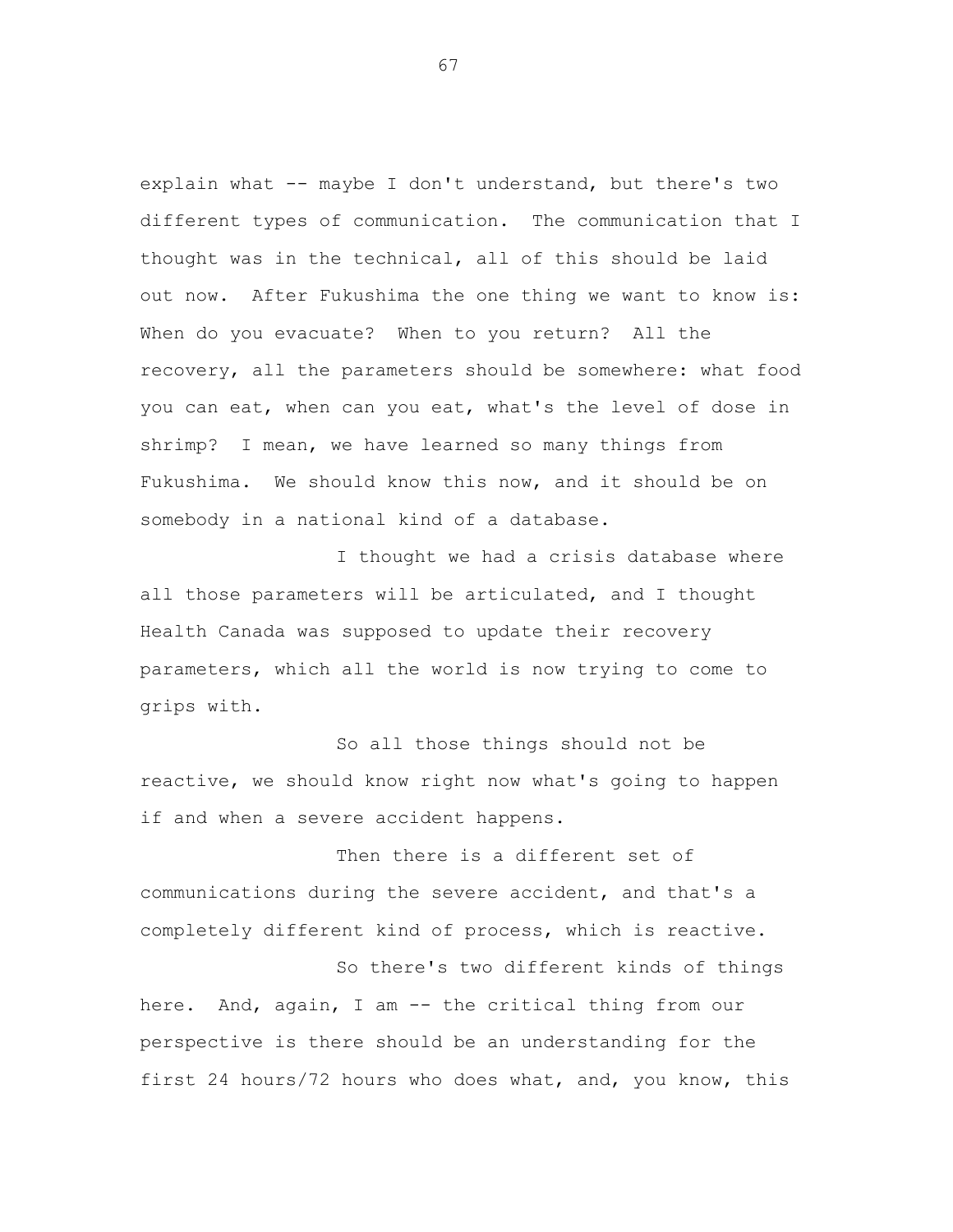explain what -- maybe I don't understand, but there's two different types of communication. The communication that I thought was in the technical, all of this should be laid out now. After Fukushima the one thing we want to know is: When do you evacuate? When to you return? All the recovery, all the parameters should be somewhere: what food you can eat, when can you eat, what's the level of dose in shrimp? I mean, we have learned so many things from Fukushima. We should know this now, and it should be on somebody in a national kind of a database.

I thought we had a crisis database where all those parameters will be articulated, and I thought Health Canada was supposed to update their recovery parameters, which all the world is now trying to come to grips with.

So all those things should not be reactive, we should know right now what's going to happen if and when a severe accident happens.

Then there is a different set of communications during the severe accident, and that's a completely different kind of process, which is reactive.

So there's two different kinds of things here. And, again, I am -- the critical thing from our perspective is there should be an understanding for the first 24 hours/72 hours who does what, and, you know, this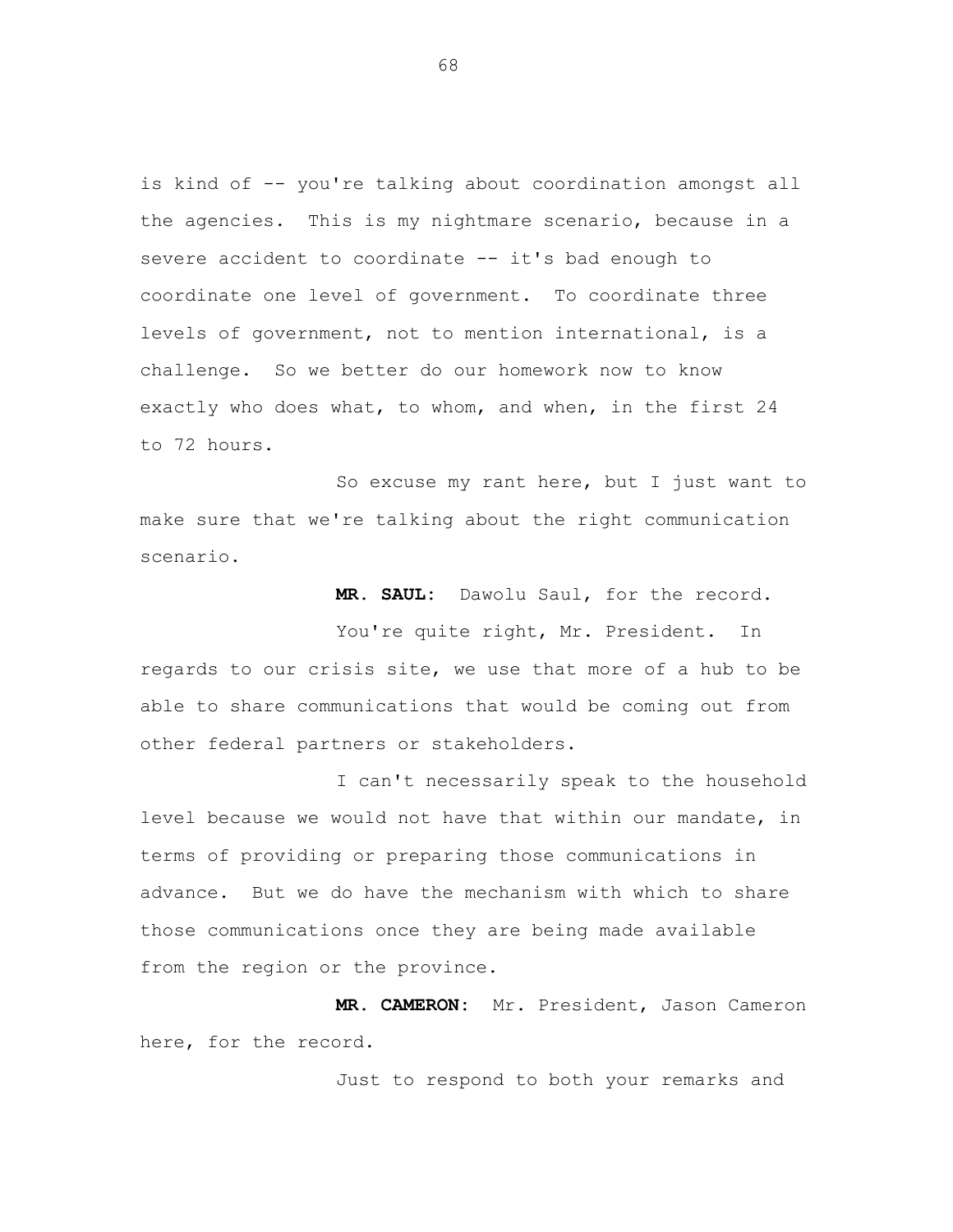is kind of -- you're talking about coordination amongst all the agencies. This is my nightmare scenario, because in a severe accident to coordinate -- it's bad enough to coordinate one level of government. To coordinate three levels of government, not to mention international, is a challenge. So we better do our homework now to know exactly who does what, to whom, and when, in the first 24 to 72 hours.

So excuse my rant here, but I just want to make sure that we're talking about the right communication scenario.

**MR. SAUL:** Dawolu Saul, for the record.

You're quite right, Mr. President. In regards to our crisis site, we use that more of a hub to be able to share communications that would be coming out from other federal partners or stakeholders.

I can't necessarily speak to the household level because we would not have that within our mandate, in terms of providing or preparing those communications in advance. But we do have the mechanism with which to share those communications once they are being made available from the region or the province.

**MR. CAMERON:** Mr. President, Jason Cameron here, for the record.

Just to respond to both your remarks and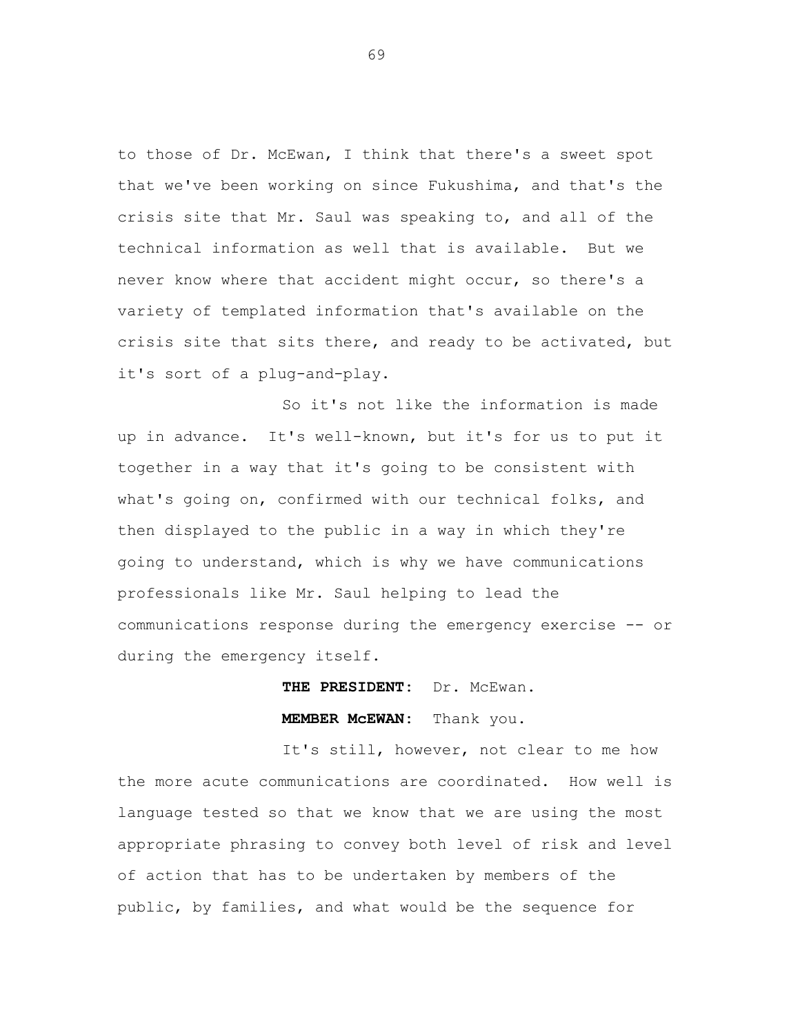to those of Dr. McEwan, I think that there's a sweet spot that we've been working on since Fukushima, and that's the crisis site that Mr. Saul was speaking to, and all of the technical information as well that is available. But we never know where that accident might occur, so there's a variety of templated information that's available on the crisis site that sits there, and ready to be activated, but it's sort of a plug-and-play.

So it's not like the information is made up in advance. It's well-known, but it's for us to put it together in a way that it's going to be consistent with what's going on, confirmed with our technical folks, and then displayed to the public in a way in which they're going to understand, which is why we have communications professionals like Mr. Saul helping to lead the communications response during the emergency exercise -- or during the emergency itself.

**THE PRESIDENT:** Dr. McEwan.

**MEMBER McEWAN:** Thank you.

It's still, however, not clear to me how the more acute communications are coordinated. How well is language tested so that we know that we are using the most appropriate phrasing to convey both level of risk and level of action that has to be undertaken by members of the public, by families, and what would be the sequence for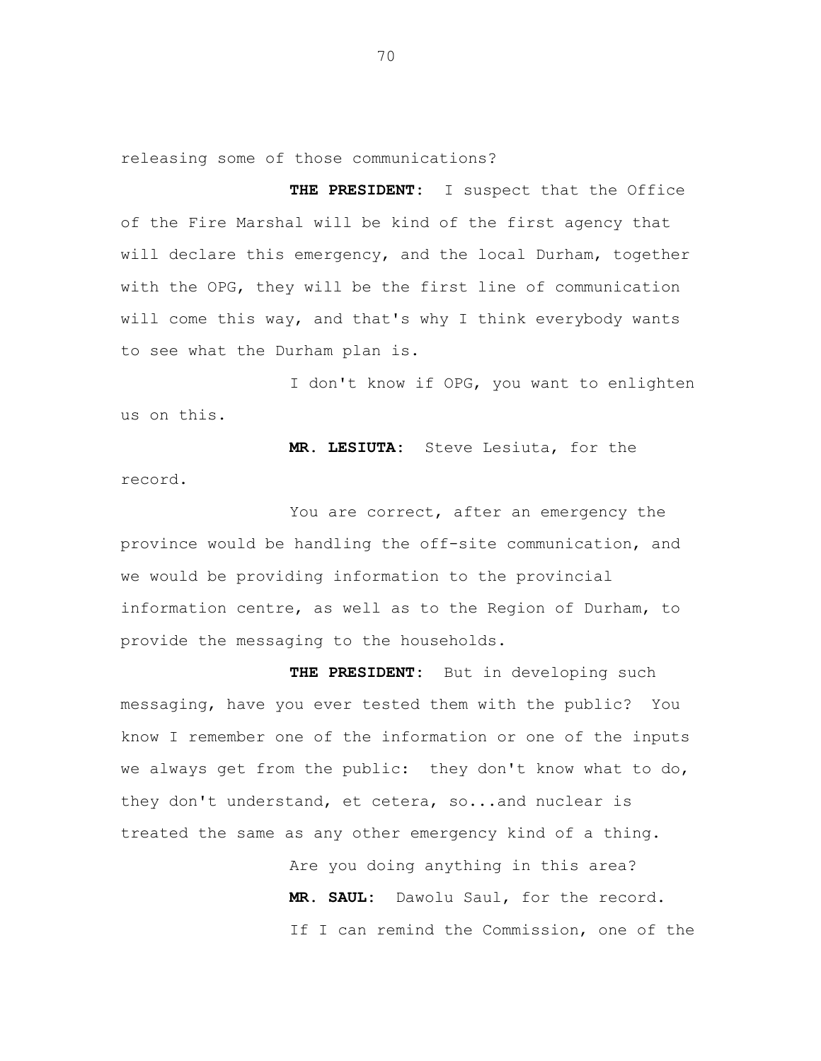releasing some of those communications?

**THE PRESIDENT:** I suspect that the Office of the Fire Marshal will be kind of the first agency that will declare this emergency, and the local Durham, together with the OPG, they will be the first line of communication will come this way, and that's why I think everybody wants to see what the Durham plan is.

I don't know if OPG, you want to enlighten us on this.

**MR. LESIUTA:** Steve Lesiuta, for the record.

You are correct, after an emergency the province would be handling the off-site communication, and we would be providing information to the provincial information centre, as well as to the Region of Durham, to provide the messaging to the households.

**THE PRESIDENT:** But in developing such messaging, have you ever tested them with the public? You know I remember one of the information or one of the inputs we always get from the public: they don't know what to do, they don't understand, et cetera, so...and nuclear is treated the same as any other emergency kind of a thing.

Are you doing anything in this area?

**MR. SAUL:** Dawolu Saul, for the record.

If I can remind the Commission, one of the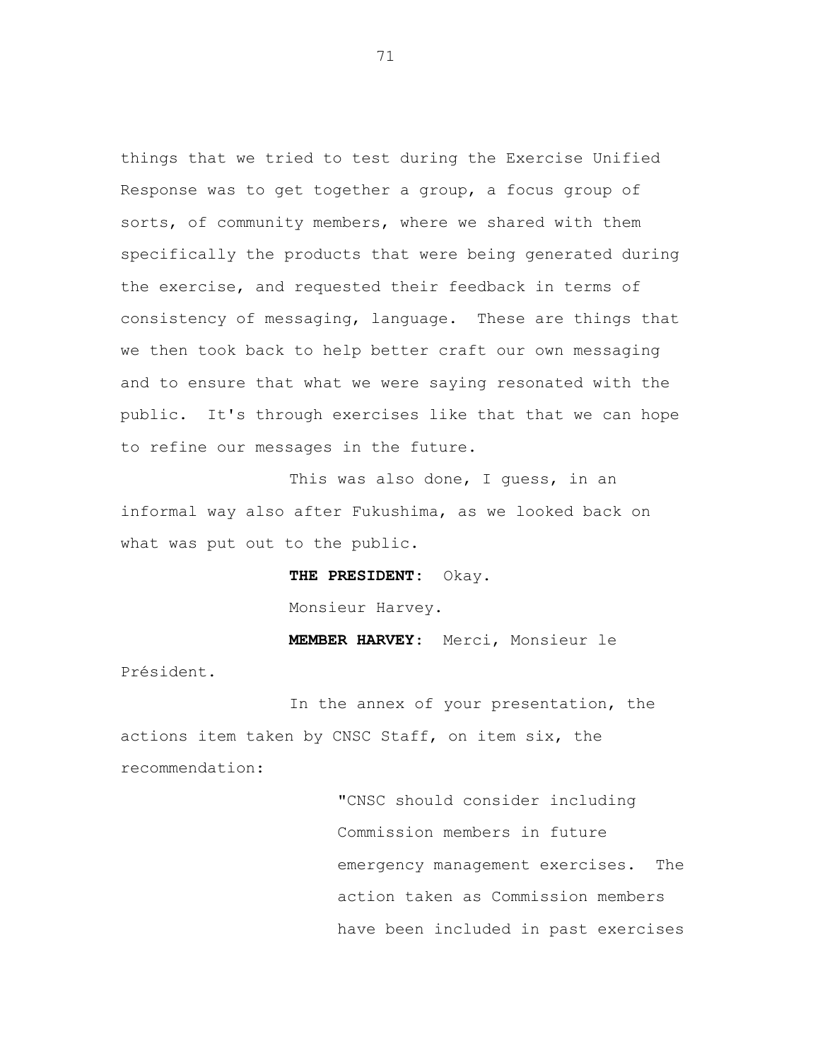things that we tried to test during the Exercise Unified Response was to get together a group, a focus group of sorts, of community members, where we shared with them specifically the products that were being generated during the exercise, and requested their feedback in terms of consistency of messaging, language. These are things that we then took back to help better craft our own messaging and to ensure that what we were saying resonated with the public. It's through exercises like that that we can hope to refine our messages in the future.

This was also done, I guess, in an informal way also after Fukushima, as we looked back on what was put out to the public.

**THE PRESIDENT:** Okay.

Monsieur Harvey.

**MEMBER HARVEY:** Merci, Monsieur le Président.

In the annex of your presentation, the actions item taken by CNSC Staff, on item six, the recommendation:

> "CNSC should consider including Commission members in future emergency management exercises. The action taken as Commission members have been included in past exercises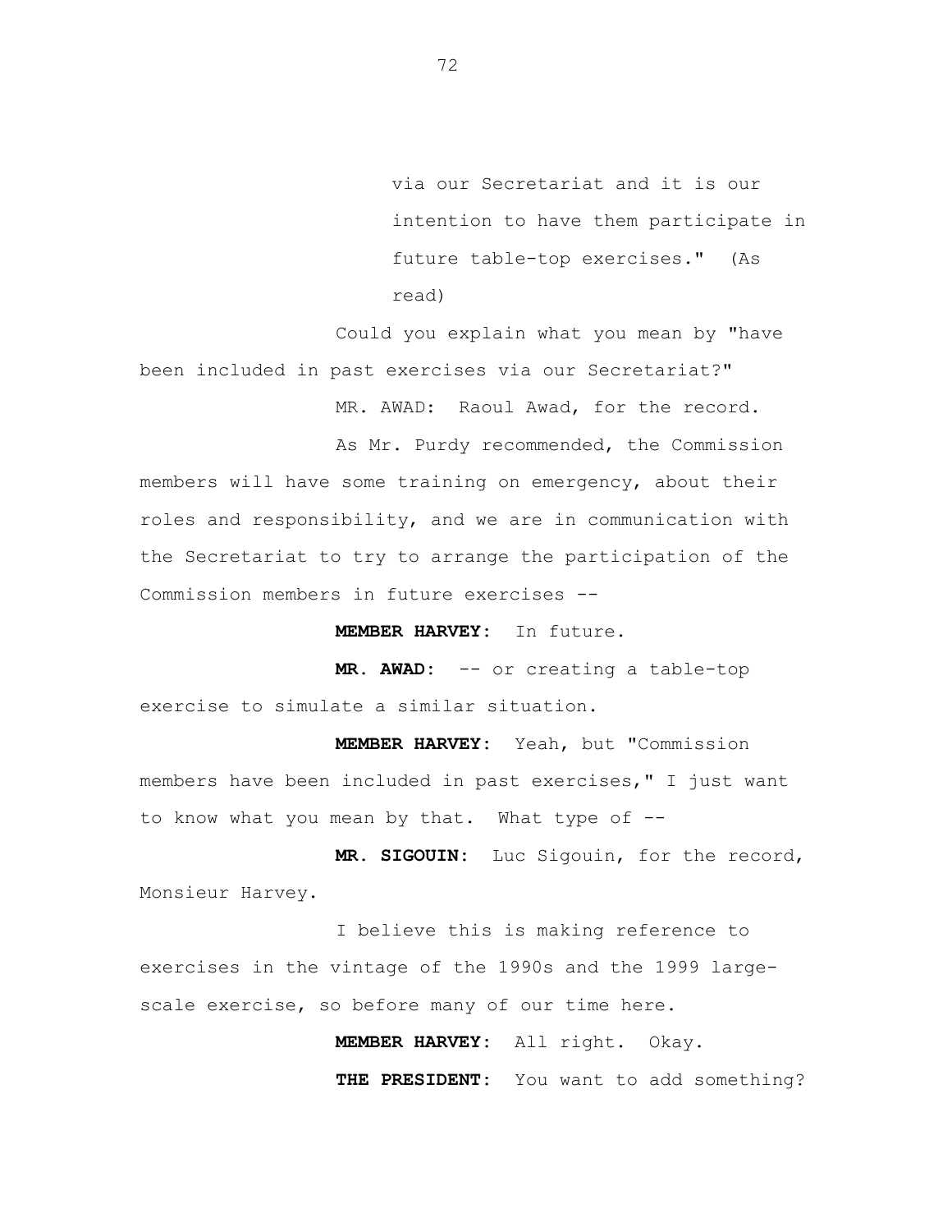> via our Secretariat and it is our intention to have them participate in future table-top exercises." (As read)

Could you explain what you mean by "have been included in past exercises via our Secretariat?"

MR. AWAD: Raoul Awad, for the record.

As Mr. Purdy recommended, the Commission members will have some training on emergency, about their roles and responsibility, and we are in communication with the Secretariat to try to arrange the participation of the Commission members in future exercises --

**MEMBER HARVEY:** In future.

**MR. AWAD:** -- or creating a table-top exercise to simulate a similar situation.

**MEMBER HARVEY:** Yeah, but "Commission members have been included in past exercises," I just want to know what you mean by that. What type of --

**MR. SIGOUIN:** Luc Sigouin, for the record, Monsieur Harvey.

I believe this is making reference to exercises in the vintage of the 1990s and the 1999 large-scale exercise, so before many of our time here.

**MEMBER HARVEY:** All right. Okay.

**THE PRESIDENT:** You want to add something?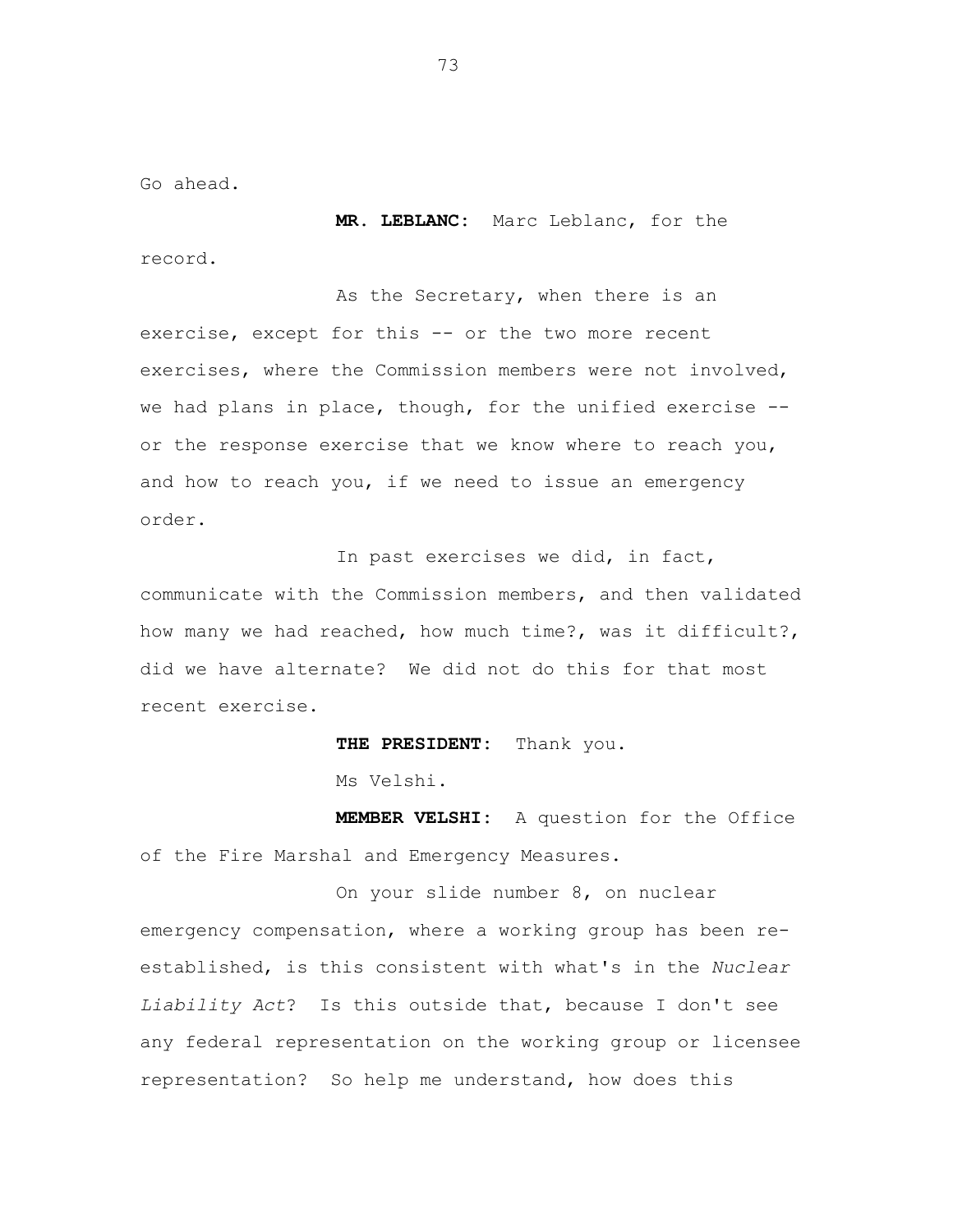Go ahead.

**MR. LEBLANC:** Marc Leblanc, for the record.

As the Secretary, when there is an exercise, except for this -- or the two more recent exercises, where the Commission members were not involved, we had plans in place, though, for the unified exercise -- or the response exercise that we know where to reach you, and how to reach you, if we need to issue an emergency order.

In past exercises we did, in fact, communicate with the Commission members, and then validated how many we had reached, how much time?, was it difficult?, did we have alternate? We did not do this for that most recent exercise.

**THE PRESIDENT:** Thank you.

Ms Velshi.

**MEMBER VELSHI:** A question for the Office of the Fire Marshal and Emergency Measures.

On your slide number 8, on nuclear emergency compensation, where a working group has been re-established, is this consistent with what's in the *Nuclear Liability Act*? Is this outside that, because I don't see any federal representation on the working group or licensee representation? So help me understand, how does this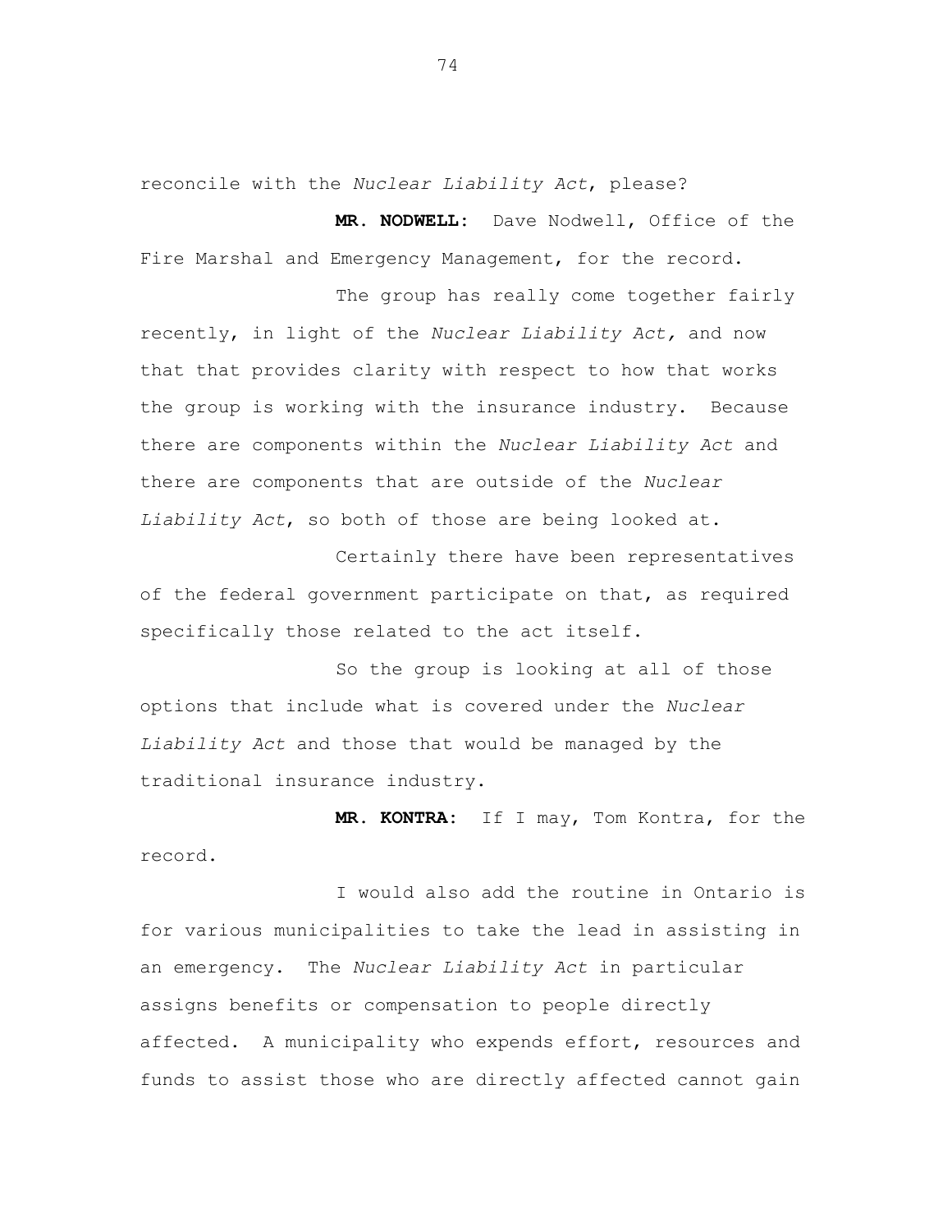reconcile with the *Nuclear Liability Act*, please?

**MR. NODWELL:** Dave Nodwell, Office of the Fire Marshal and Emergency Management, for the record.

The group has really come together fairly recently, in light of the *Nuclear Liability Act,* and now that that provides clarity with respect to how that works the group is working with the insurance industry. Because there are components within the *Nuclear Liability Act* and there are components that are outside of the *Nuclear Liability Act*, so both of those are being looked at.

Certainly there have been representatives of the federal government participate on that, as required specifically those related to the act itself.

So the group is looking at all of those options that include what is covered under the *Nuclear Liability Act* and those that would be managed by the traditional insurance industry.

**MR. KONTRA:** If I may, Tom Kontra, for the record.

I would also add the routine in Ontario is for various municipalities to take the lead in assisting in an emergency. The *Nuclear Liability Act* in particular assigns benefits or compensation to people directly affected. A municipality who expends effort, resources and funds to assist those who are directly affected cannot gain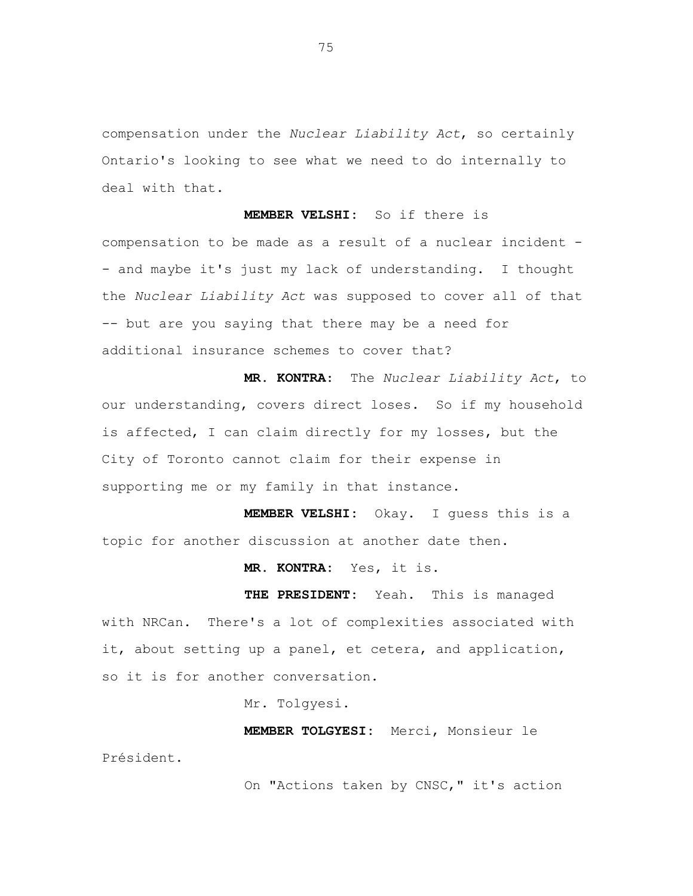compensation under the *Nuclear Liability Act*, so certainly Ontario's looking to see what we need to do internally to deal with that.

**MEMBER VELSHI:** So if there is compensation to be made as a result of a nuclear incident -- and maybe it's just my lack of understanding. I thought the *Nuclear Liability Act* was supposed to cover all of that -- but are you saying that there may be a need for additional insurance schemes to cover that?

**MR. KONTRA:** The *Nuclear Liability Act*, to our understanding, covers direct loses. So if my household is affected, I can claim directly for my losses, but the City of Toronto cannot claim for their expense in supporting me or my family in that instance.

**MEMBER VELSHI:** Okay. I guess this is a topic for another discussion at another date then.

**MR. KONTRA:** Yes, it is.

**THE PRESIDENT:** Yeah. This is managed with NRCan. There's a lot of complexities associated with it, about setting up a panel, et cetera, and application, so it is for another conversation.

Mr. Tolgyesi.

**MEMBER TOLGYESI:** Merci, Monsieur le Président.

On "Actions taken by CNSC," it's action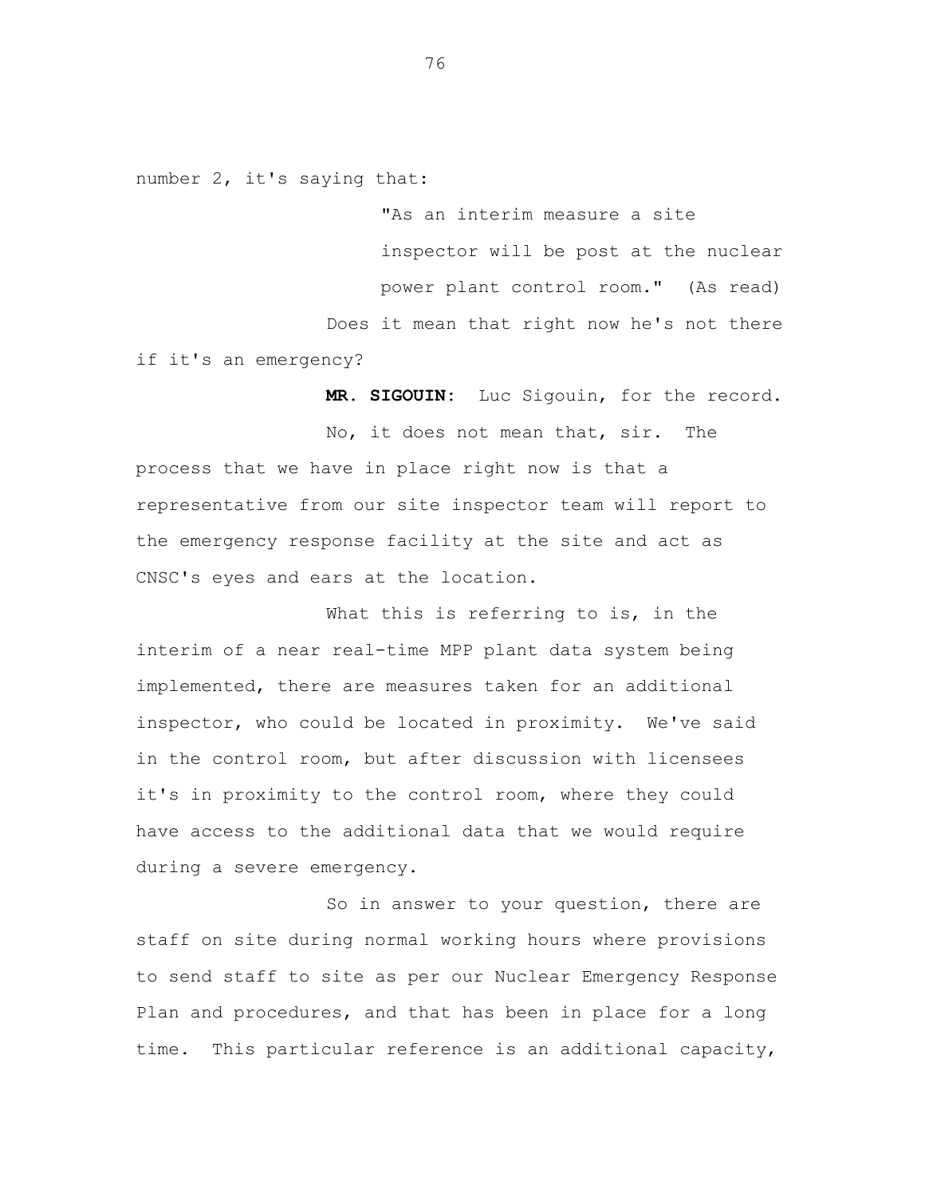number 2, it's saying that:

> "As an interim measure a site inspector will be post at the nuclear power plant control room." (As read)

Does it mean that right now he's not there if it's an emergency?

**MR. SIGOUIN:** Luc Sigouin, for the record.

No, it does not mean that, sir. The process that we have in place right now is that a representative from our site inspector team will report to the emergency response facility at the site and act as CNSC's eyes and ears at the location.

What this is referring to is, in the interim of a near real-time MPP plant data system being implemented, there are measures taken for an additional inspector, who could be located in proximity. We've said in the control room, but after discussion with licensees it's in proximity to the control room, where they could have access to the additional data that we would require during a severe emergency.

So in answer to your question, there are staff on site during normal working hours where provisions to send staff to site as per our Nuclear Emergency Response Plan and procedures, and that has been in place for a long time. This particular reference is an additional capacity,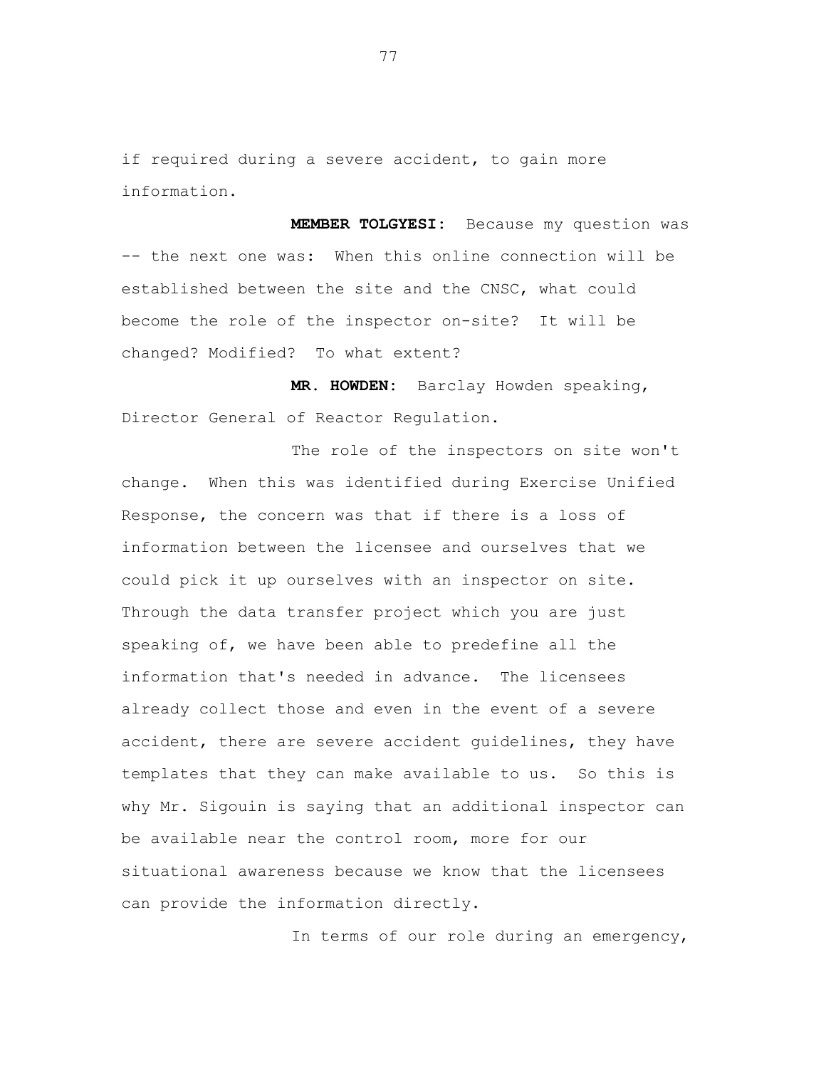if required during a severe accident, to gain more information.

**MEMBER TOLGYESI:** Because my question was -- the next one was: When this online connection will be established between the site and the CNSC, what could become the role of the inspector on-site? It will be changed? Modified? To what extent?

**MR. HOWDEN:** Barclay Howden speaking, Director General of Reactor Regulation.

The role of the inspectors on site won't change. When this was identified during Exercise Unified Response, the concern was that if there is a loss of information between the licensee and ourselves that we could pick it up ourselves with an inspector on site. Through the data transfer project which you are just speaking of, we have been able to predefine all the information that's needed in advance. The licensees already collect those and even in the event of a severe accident, there are severe accident guidelines, they have templates that they can make available to us. So this is why Mr. Sigouin is saying that an additional inspector can be available near the control room, more for our situational awareness because we know that the licensees can provide the information directly.

In terms of our role during an emergency,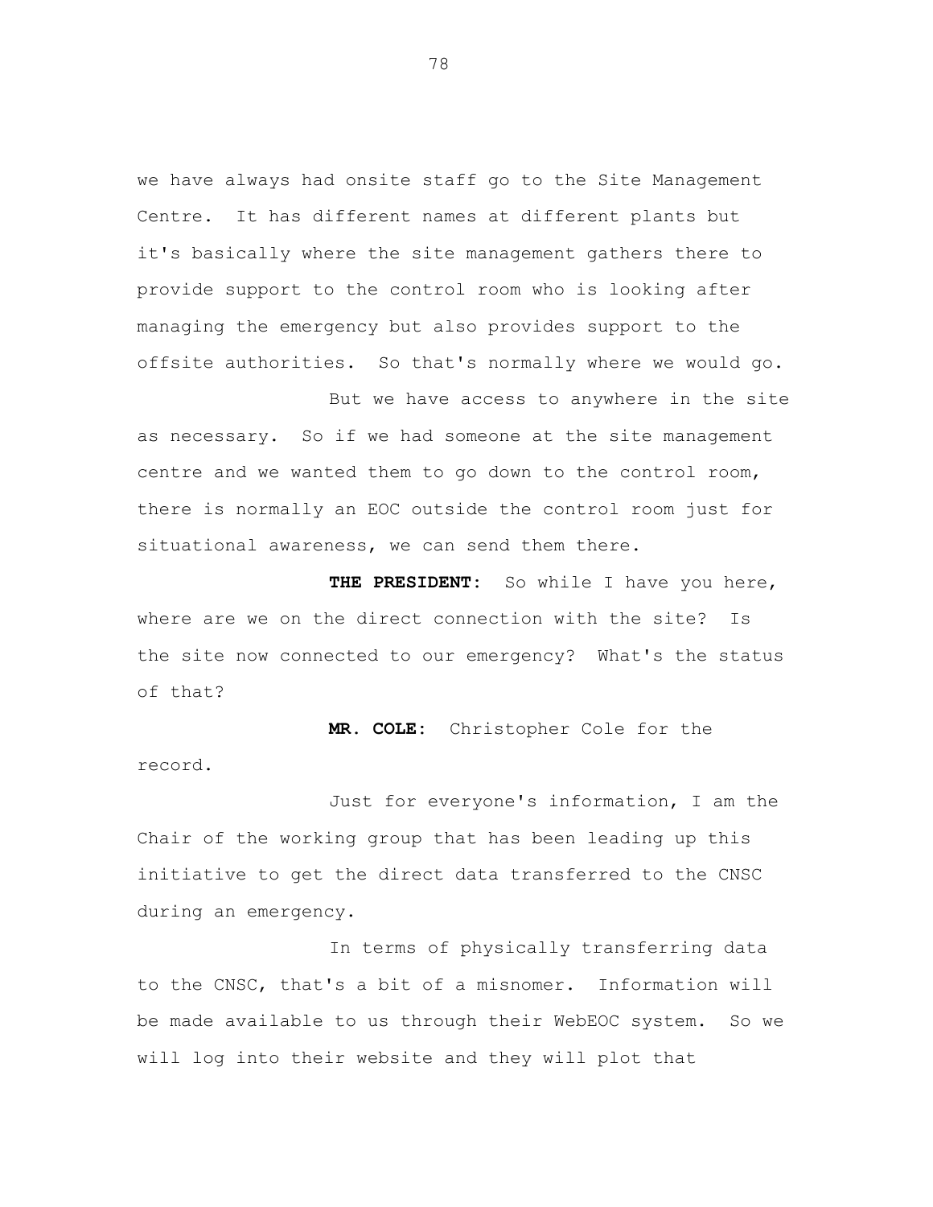we have always had onsite staff go to the Site Management Centre. It has different names at different plants but it's basically where the site management gathers there to provide support to the control room who is looking after managing the emergency but also provides support to the offsite authorities. So that's normally where we would go.

But we have access to anywhere in the site as necessary. So if we had someone at the site management centre and we wanted them to go down to the control room, there is normally an EOC outside the control room just for situational awareness, we can send them there.

**THE PRESIDENT:** So while I have you here, where are we on the direct connection with the site? Is the site now connected to our emergency? What's the status of that?

**MR. COLE:** Christopher Cole for the record.

Just for everyone's information, I am the Chair of the working group that has been leading up this initiative to get the direct data transferred to the CNSC during an emergency.

In terms of physically transferring data to the CNSC, that's a bit of a misnomer. Information will be made available to us through their WebEOC system. So we will log into their website and they will plot that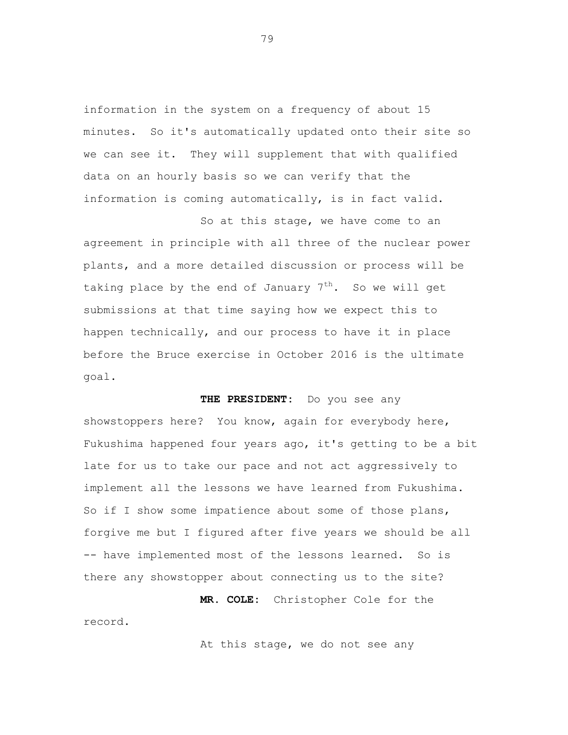information in the system on a frequency of about 15 minutes. So it's automatically updated onto their site so we can see it. They will supplement that with qualified data on an hourly basis so we can verify that the information is coming automatically, is in fact valid.

So at this stage, we have come to an agreement in principle with all three of the nuclear power plants, and a more detailed discussion or process will be taking place by the end of January 7th. So we will get submissions at that time saying how we expect this to happen technically, and our process to have it in place before the Bruce exercise in October 2016 is the ultimate goal.

**THE PRESIDENT:** Do you see any showstoppers here? You know, again for everybody here, Fukushima happened four years ago, it's getting to be a bit late for us to take our pace and not act aggressively to implement all the lessons we have learned from Fukushima. So if I show some impatience about some of those plans, forgive me but I figured after five years we should be all -- have implemented most of the lessons learned. So is there any showstopper about connecting us to the site?

**MR. COLE:** Christopher Cole for the record.

At this stage, we do not see any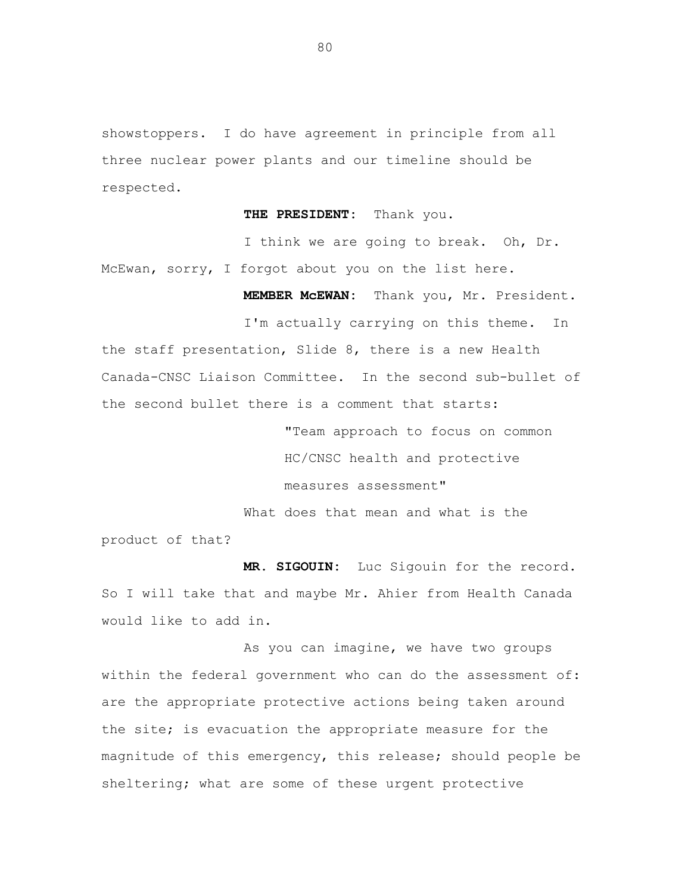showstoppers. I do have agreement in principle from all three nuclear power plants and our timeline should be respected.

**THE PRESIDENT:** Thank you.

I think we are going to break. Oh, Dr. McEwan, sorry, I forgot about you on the list here.

**MEMBER McEWAN:** Thank you, Mr. President.

I'm actually carrying on this theme. In the staff presentation, Slide 8, there is a new Health Canada-CNSC Liaison Committee. In the second sub-bullet of the second bullet there is a comment that starts:

> "Team approach to focus on common HC/CNSC health and protective measures assessment"

What does that mean and what is the product of that?

**MR. SIGOUIN:** Luc Sigouin for the record. So I will take that and maybe Mr. Ahier from Health Canada would like to add in.

As you can imagine, we have two groups within the federal government who can do the assessment of: are the appropriate protective actions being taken around the site; is evacuation the appropriate measure for the magnitude of this emergency, this release; should people be sheltering; what are some of these urgent protective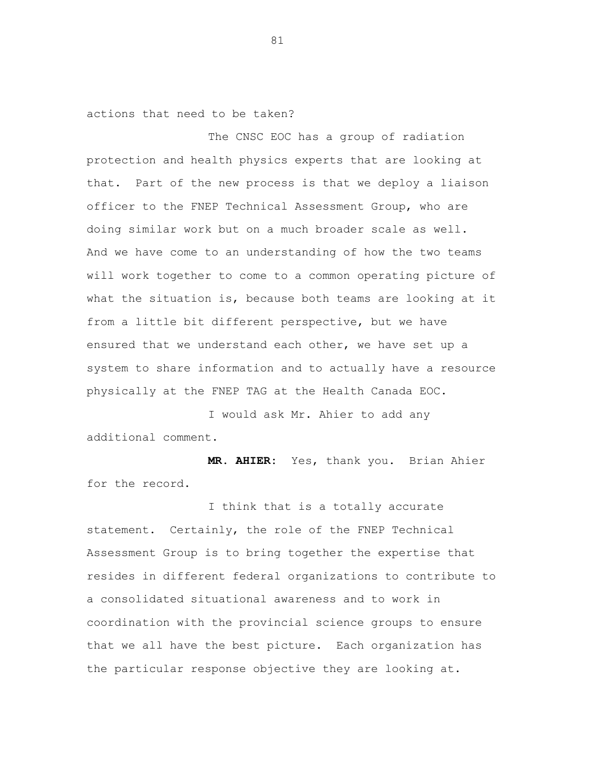actions that need to be taken?

The CNSC EOC has a group of radiation protection and health physics experts that are looking at that. Part of the new process is that we deploy a liaison officer to the FNEP Technical Assessment Group, who are doing similar work but on a much broader scale as well. And we have come to an understanding of how the two teams will work together to come to a common operating picture of what the situation is, because both teams are looking at it from a little bit different perspective, but we have ensured that we understand each other, we have set up a system to share information and to actually have a resource physically at the FNEP TAG at the Health Canada EOC.

I would ask Mr. Ahier to add any additional comment.

**MR. AHIER:** Yes, thank you. Brian Ahier for the record.

I think that is a totally accurate statement. Certainly, the role of the FNEP Technical Assessment Group is to bring together the expertise that resides in different federal organizations to contribute to a consolidated situational awareness and to work in coordination with the provincial science groups to ensure that we all have the best picture. Each organization has the particular response objective they are looking at.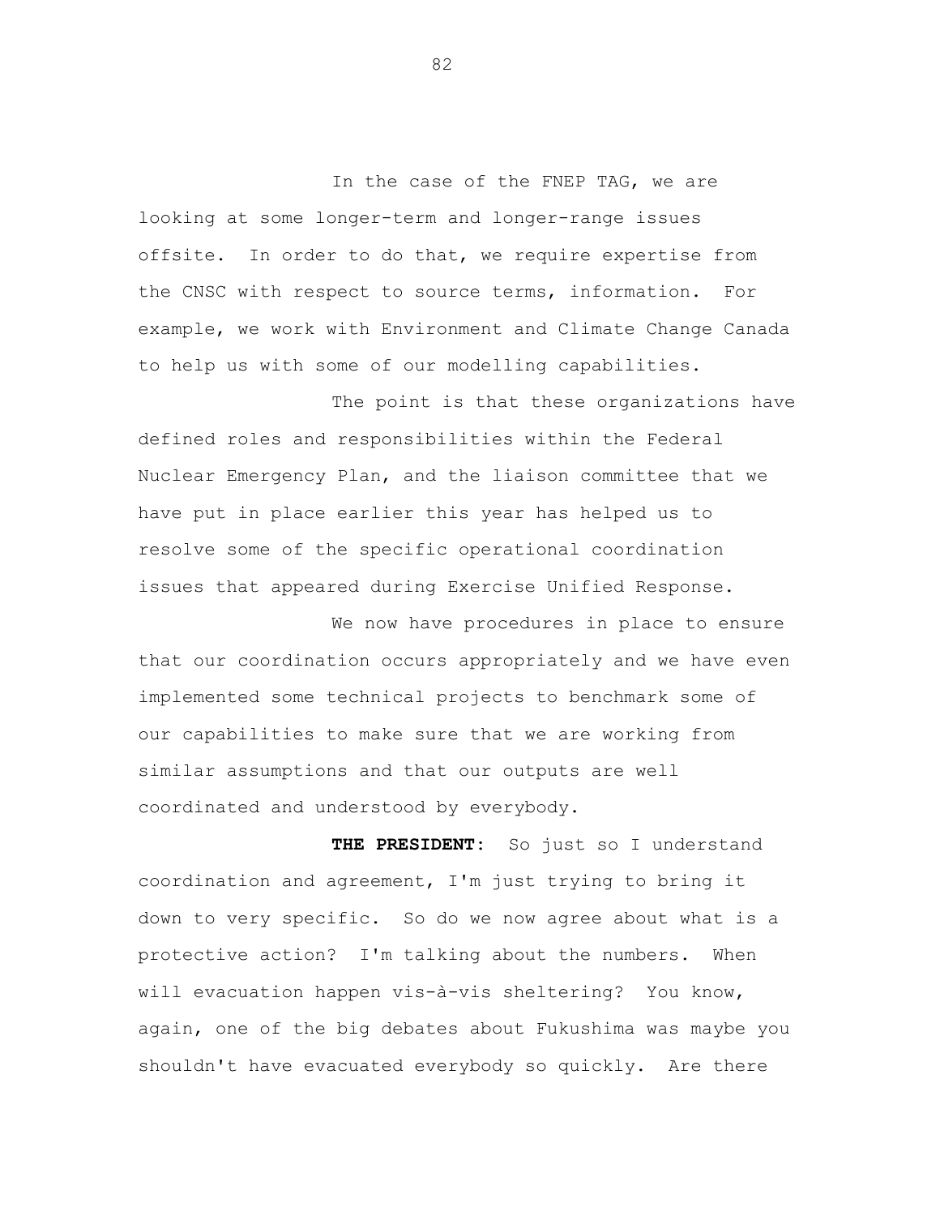In the case of the FNEP TAG, we are looking at some longer-term and longer-range issues offsite. In order to do that, we require expertise from the CNSC with respect to source terms, information. For example, we work with Environment and Climate Change Canada to help us with some of our modelling capabilities.

The point is that these organizations have defined roles and responsibilities within the Federal Nuclear Emergency Plan, and the liaison committee that we have put in place earlier this year has helped us to resolve some of the specific operational coordination issues that appeared during Exercise Unified Response.

We now have procedures in place to ensure that our coordination occurs appropriately and we have even implemented some technical projects to benchmark some of our capabilities to make sure that we are working from similar assumptions and that our outputs are well coordinated and understood by everybody.

**THE PRESIDENT:** So just so I understand coordination and agreement, I'm just trying to bring it down to very specific. So do we now agree about what is a protective action? I'm talking about the numbers. When will evacuation happen vis-à-vis sheltering? You know, again, one of the big debates about Fukushima was maybe you shouldn't have evacuated everybody so quickly. Are there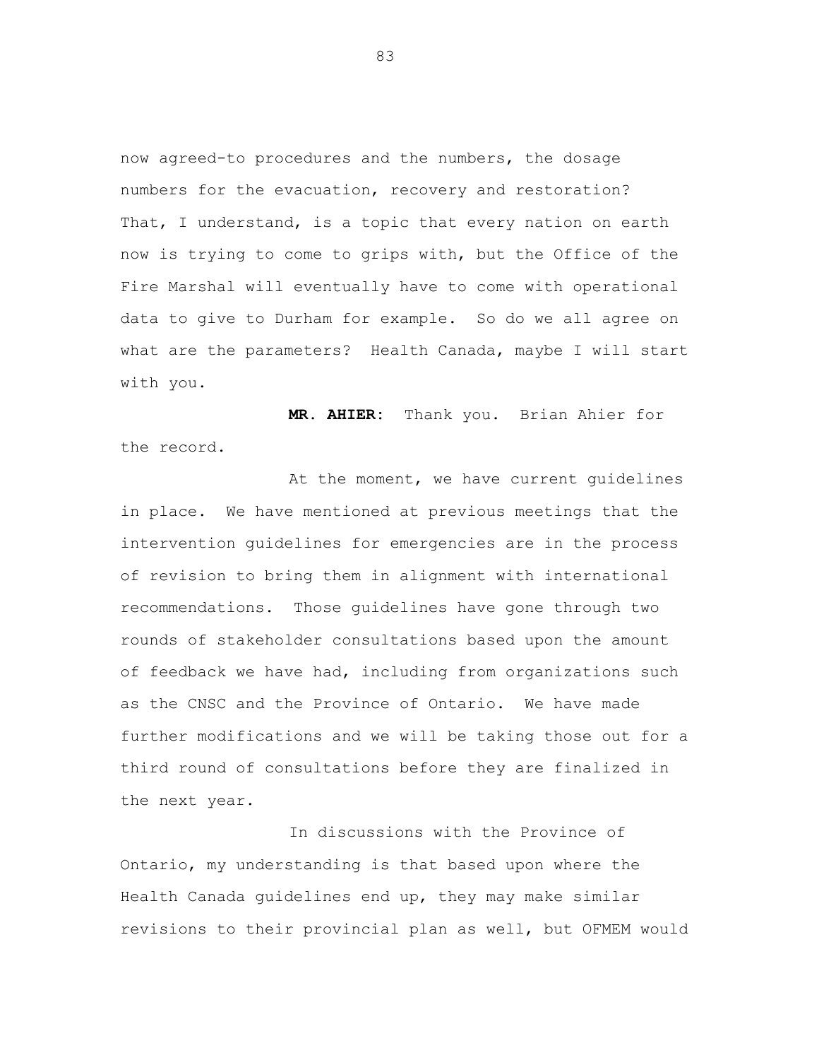now agreed-to procedures and the numbers, the dosage numbers for the evacuation, recovery and restoration? That, I understand, is a topic that every nation on earth now is trying to come to grips with, but the Office of the Fire Marshal will eventually have to come with operational data to give to Durham for example. So do we all agree on what are the parameters? Health Canada, maybe I will start with you.

**MR. AHIER:** Thank you. Brian Ahier for the record.

At the moment, we have current guidelines in place. We have mentioned at previous meetings that the intervention guidelines for emergencies are in the process of revision to bring them in alignment with international recommendations. Those guidelines have gone through two rounds of stakeholder consultations based upon the amount of feedback we have had, including from organizations such as the CNSC and the Province of Ontario. We have made further modifications and we will be taking those out for a third round of consultations before they are finalized in the next year.

In discussions with the Province of Ontario, my understanding is that based upon where the Health Canada guidelines end up, they may make similar revisions to their provincial plan as well, but OFMEM would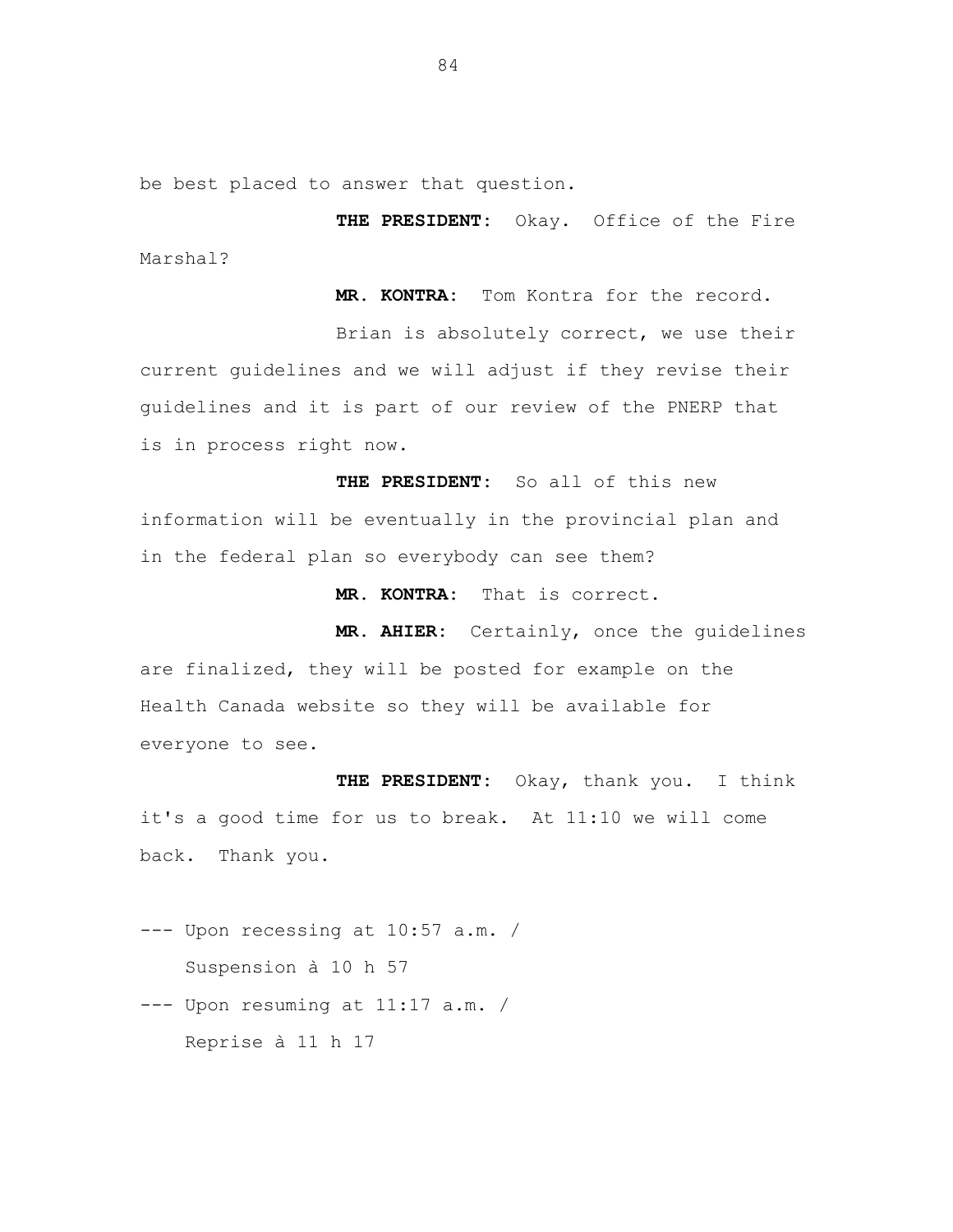be best placed to answer that question.

**THE PRESIDENT:** Okay. Office of the Fire Marshal?

**MR. KONTRA:** Tom Kontra for the record.

Brian is absolutely correct, we use their current guidelines and we will adjust if they revise their guidelines and it is part of our review of the PNERP that is in process right now.

**THE PRESIDENT:** So all of this new information will be eventually in the provincial plan and in the federal plan so everybody can see them?

**MR. KONTRA:** That is correct.

**MR. AHIER:** Certainly, once the guidelines are finalized, they will be posted for example on the Health Canada website so they will be available for everyone to see.

**THE PRESIDENT:** Okay, thank you. I think it's a good time for us to break. At 11:10 we will come back. Thank you.

--- Upon recessing at 10:57 a.m. /
Suspension à 10 h 57

--- Upon resuming at 11:17 a.m. /
Reprise à 11 h 17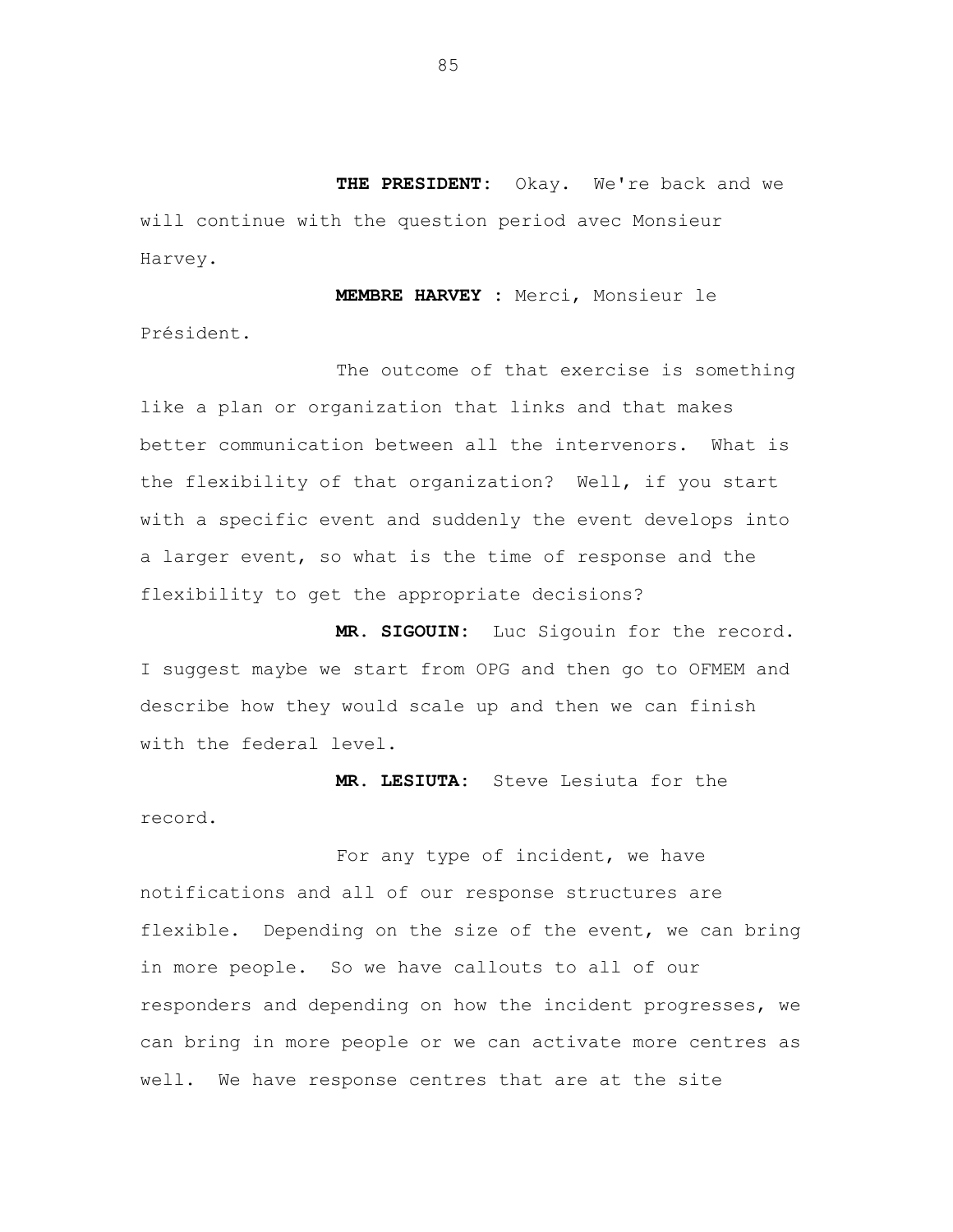**THE PRESIDENT:** Okay. We're back and we will continue with the question period avec Monsieur Harvey.

**MEMBRE HARVEY :** Merci, Monsieur le Président.

The outcome of that exercise is something like a plan or organization that links and that makes better communication between all the intervenors. What is the flexibility of that organization? Well, if you start with a specific event and suddenly the event develops into a larger event, so what is the time of response and the flexibility to get the appropriate decisions?

**MR. SIGOUIN:** Luc Sigouin for the record. I suggest maybe we start from OPG and then go to OFMEM and describe how they would scale up and then we can finish with the federal level.

**MR. LESIUTA:** Steve Lesiuta for the record.

For any type of incident, we have notifications and all of our response structures are flexible. Depending on the size of the event, we can bring in more people. So we have callouts to all of our responders and depending on how the incident progresses, we can bring in more people or we can activate more centres as well. We have response centres that are at the site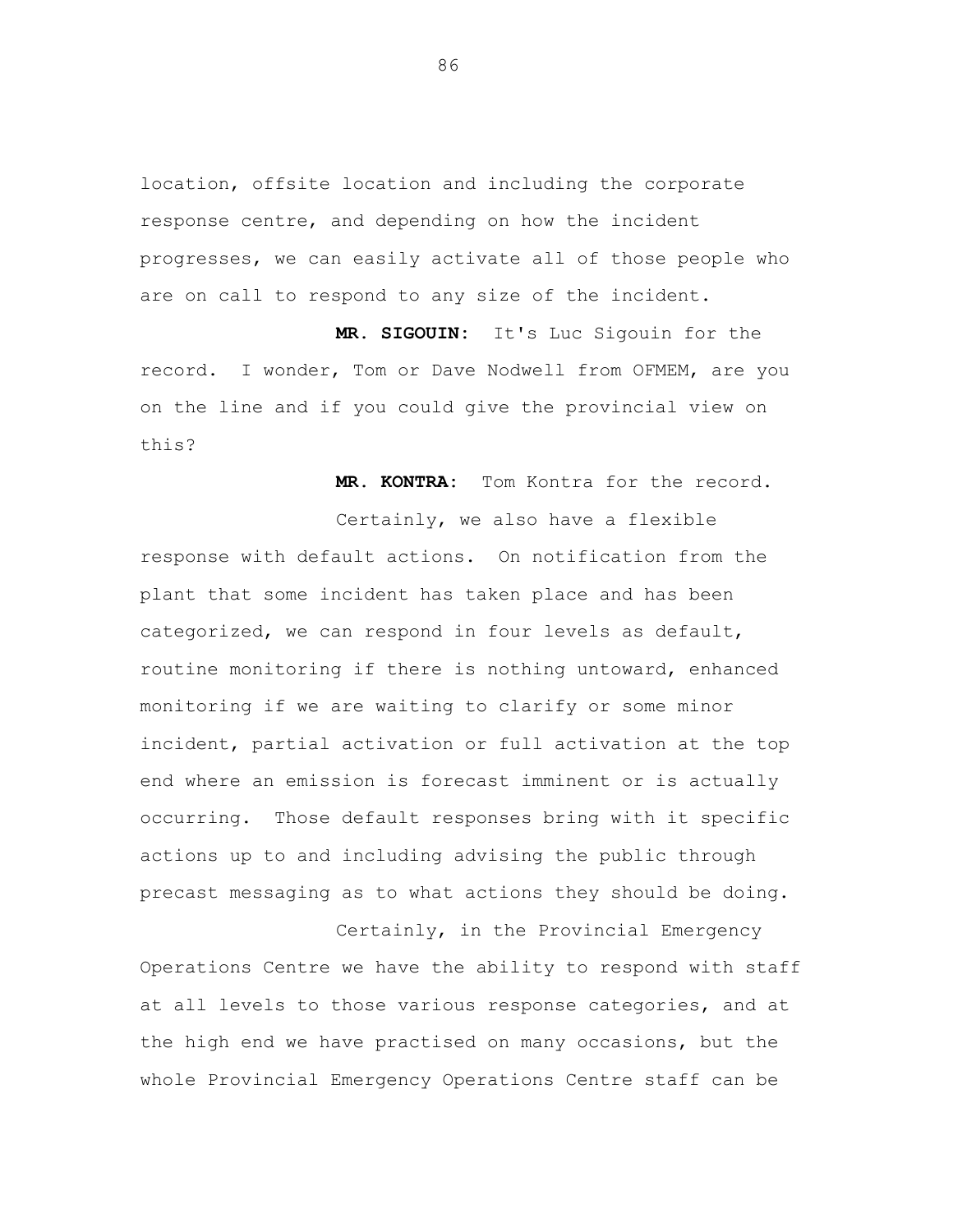location, offsite location and including the corporate response centre, and depending on how the incident progresses, we can easily activate all of those people who are on call to respond to any size of the incident.

**MR. SIGOUIN:** It's Luc Sigouin for the record. I wonder, Tom or Dave Nodwell from OFMEM, are you on the line and if you could give the provincial view on this?

**MR. KONTRA:** Tom Kontra for the record.

Certainly, we also have a flexible response with default actions. On notification from the plant that some incident has taken place and has been categorized, we can respond in four levels as default, routine monitoring if there is nothing untoward, enhanced monitoring if we are waiting to clarify or some minor incident, partial activation or full activation at the top end where an emission is forecast imminent or is actually occurring. Those default responses bring with it specific actions up to and including advising the public through precast messaging as to what actions they should be doing.

Certainly, in the Provincial Emergency Operations Centre we have the ability to respond with staff at all levels to those various response categories, and at the high end we have practised on many occasions, but the whole Provincial Emergency Operations Centre staff can be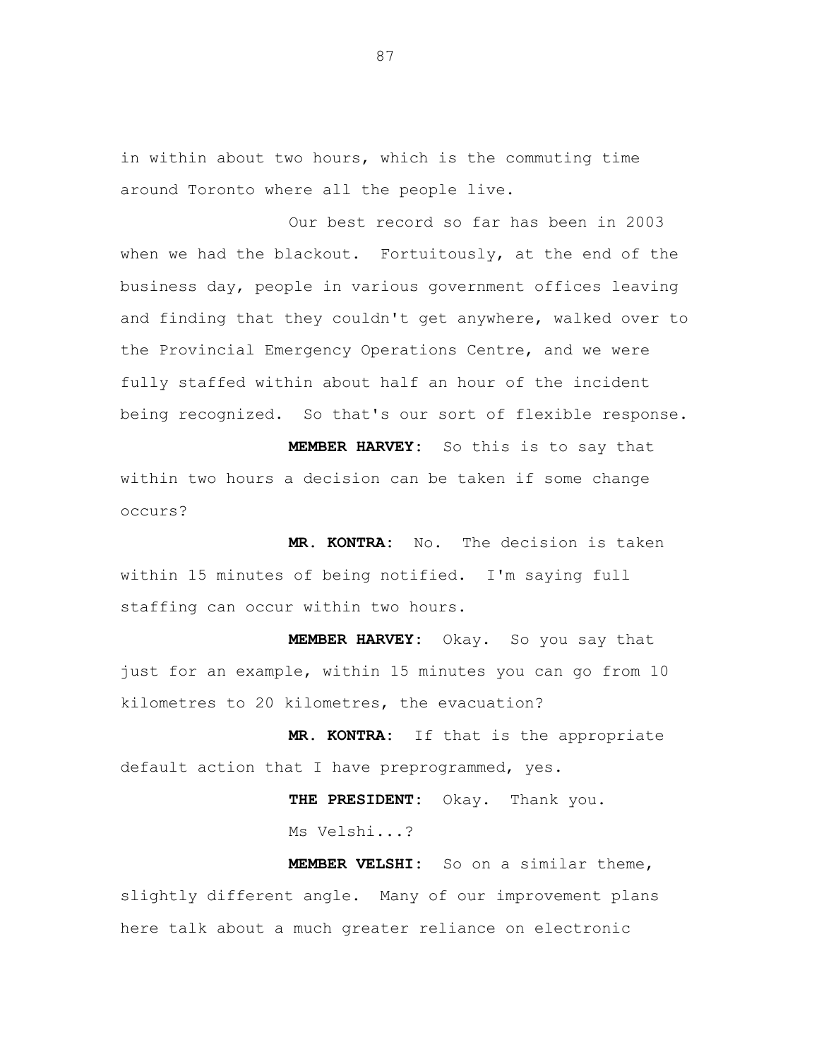in within about two hours, which is the commuting time around Toronto where all the people live.

Our best record so far has been in 2003 when we had the blackout. Fortuitously, at the end of the business day, people in various government offices leaving and finding that they couldn't get anywhere, walked over to the Provincial Emergency Operations Centre, and we were fully staffed within about half an hour of the incident being recognized. So that's our sort of flexible response.

**MEMBER HARVEY:** So this is to say that within two hours a decision can be taken if some change occurs?

**MR. KONTRA:** No. The decision is taken within 15 minutes of being notified. I'm saying full staffing can occur within two hours.

**MEMBER HARVEY:** Okay. So you say that just for an example, within 15 minutes you can go from 10 kilometres to 20 kilometres, the evacuation?

**MR. KONTRA:** If that is the appropriate default action that I have preprogrammed, yes.

**THE PRESIDENT:** Okay. Thank you.

Ms Velshi...?

**MEMBER VELSHI:** So on a similar theme, slightly different angle. Many of our improvement plans here talk about a much greater reliance on electronic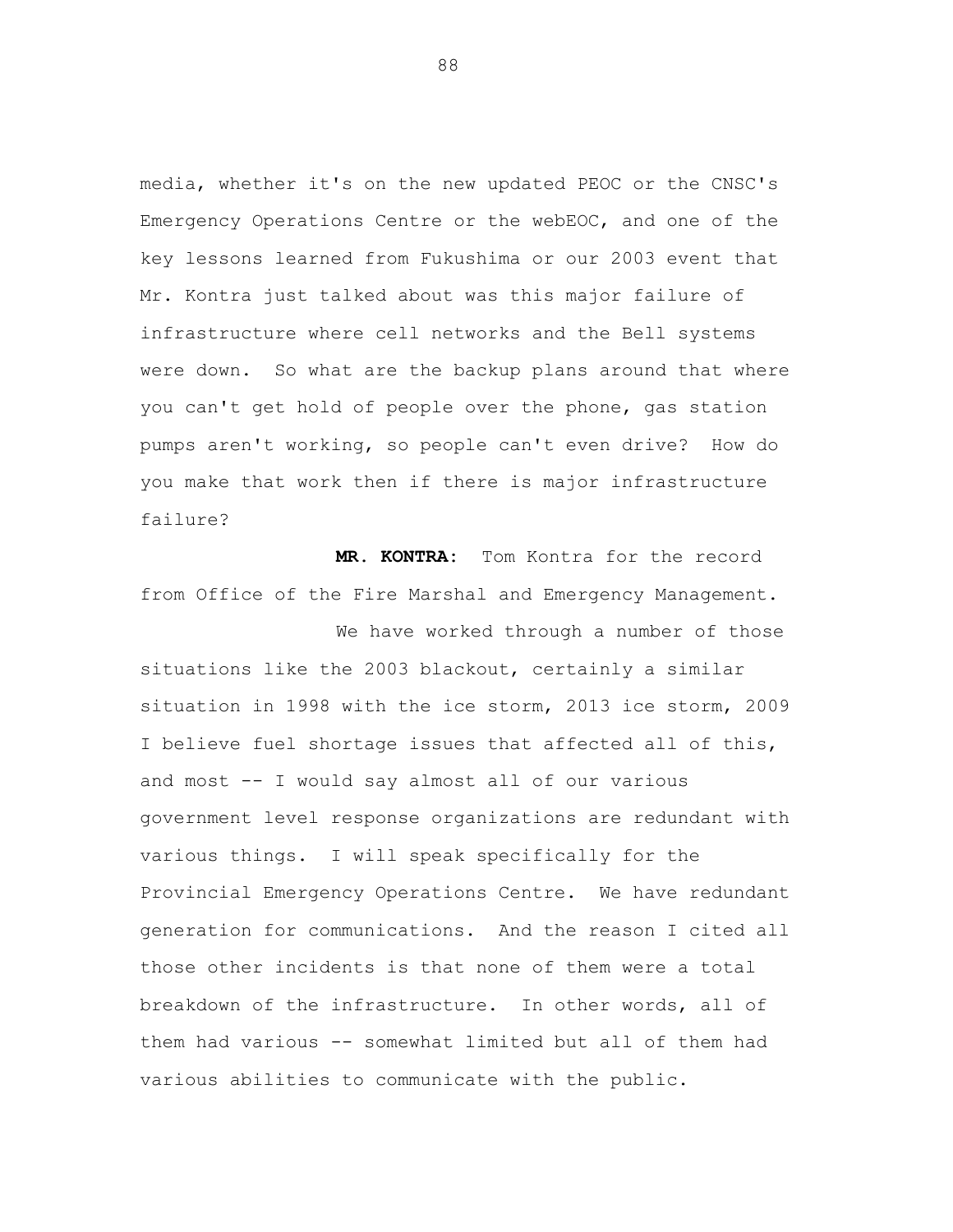media, whether it's on the new updated PEOC or the CNSC's Emergency Operations Centre or the webEOC, and one of the key lessons learned from Fukushima or our 2003 event that Mr. Kontra just talked about was this major failure of infrastructure where cell networks and the Bell systems were down. So what are the backup plans around that where you can't get hold of people over the phone, gas station pumps aren't working, so people can't even drive? How do you make that work then if there is major infrastructure failure?

**MR. KONTRA:** Tom Kontra for the record from Office of the Fire Marshal and Emergency Management.

We have worked through a number of those situations like the 2003 blackout, certainly a similar situation in 1998 with the ice storm, 2013 ice storm, 2009 I believe fuel shortage issues that affected all of this, and most -- I would say almost all of our various government level response organizations are redundant with various things. I will speak specifically for the Provincial Emergency Operations Centre. We have redundant generation for communications. And the reason I cited all those other incidents is that none of them were a total breakdown of the infrastructure. In other words, all of them had various -- somewhat limited but all of them had various abilities to communicate with the public.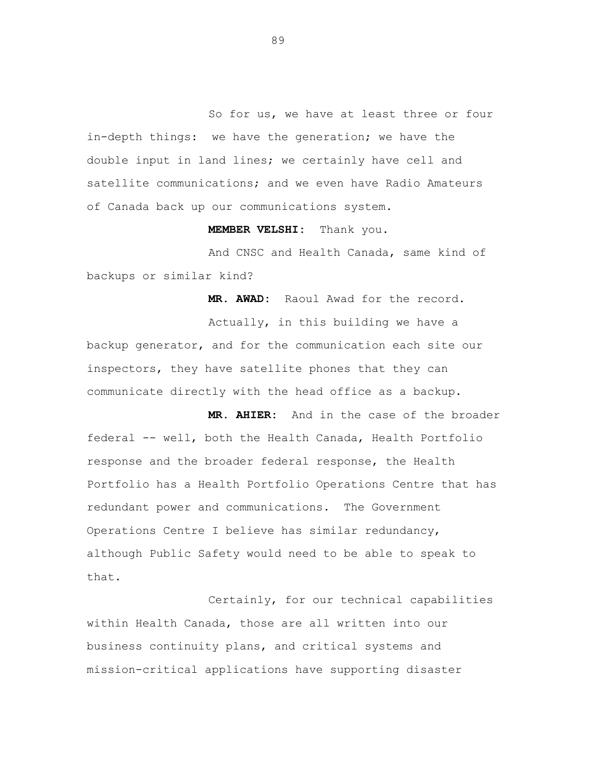So for us, we have at least three or four in-depth things: we have the generation; we have the double input in land lines; we certainly have cell and satellite communications; and we even have Radio Amateurs of Canada back up our communications system.

**MEMBER VELSHI:** Thank you.

And CNSC and Health Canada, same kind of backups or similar kind?

**MR. AWAD:** Raoul Awad for the record.

Actually, in this building we have a backup generator, and for the communication each site our inspectors, they have satellite phones that they can communicate directly with the head office as a backup.

**MR. AHIER:** And in the case of the broader federal -- well, both the Health Canada, Health Portfolio response and the broader federal response, the Health Portfolio has a Health Portfolio Operations Centre that has redundant power and communications. The Government Operations Centre I believe has similar redundancy, although Public Safety would need to be able to speak to that.

Certainly, for our technical capabilities within Health Canada, those are all written into our business continuity plans, and critical systems and mission-critical applications have supporting disaster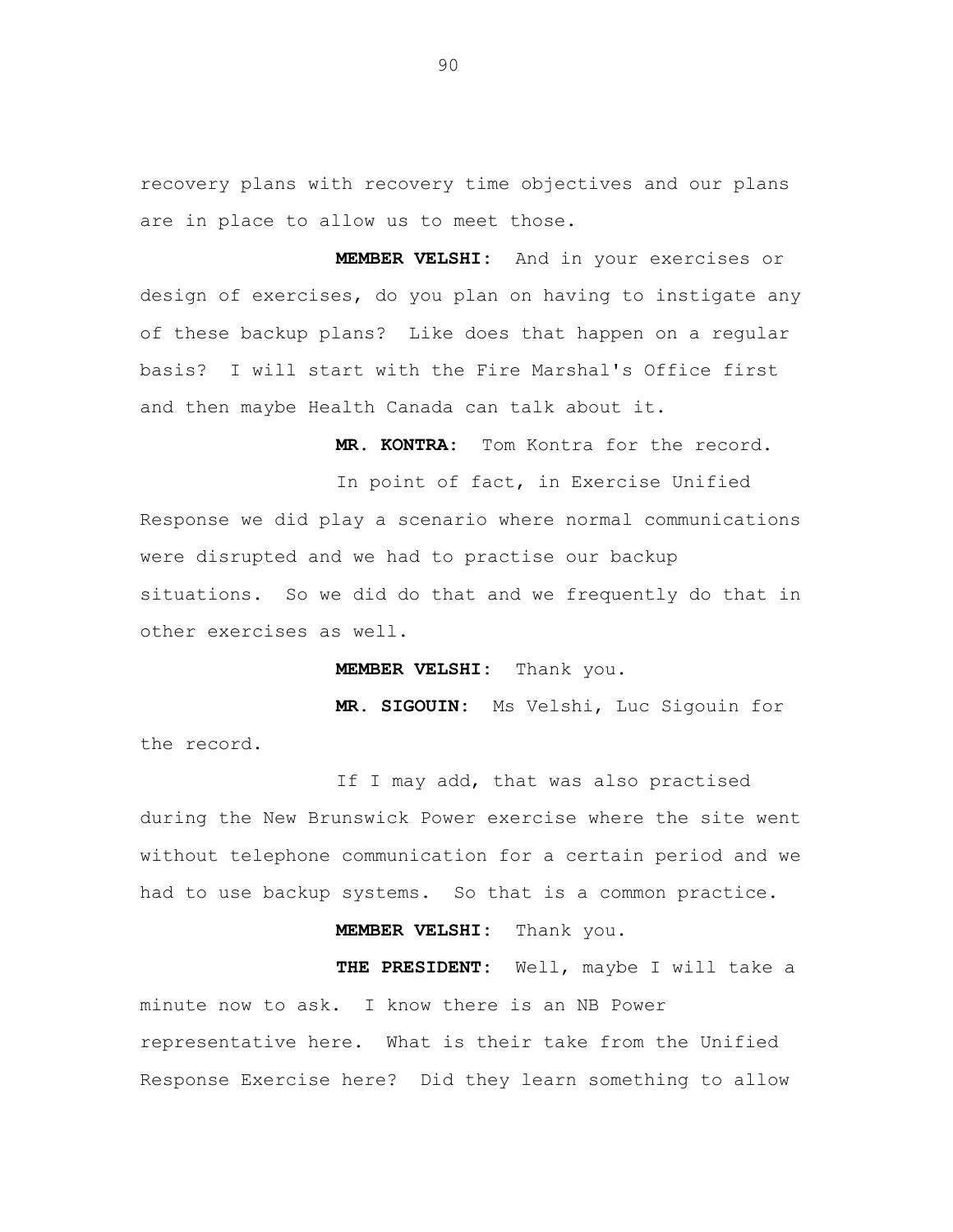recovery plans with recovery time objectives and our plans are in place to allow us to meet those.

**MEMBER VELSHI:** And in your exercises or design of exercises, do you plan on having to instigate any of these backup plans? Like does that happen on a regular basis? I will start with the Fire Marshal's Office first and then maybe Health Canada can talk about it.

**MR. KONTRA:** Tom Kontra for the record.

In point of fact, in Exercise Unified Response we did play a scenario where normal communications were disrupted and we had to practise our backup situations. So we did do that and we frequently do that in other exercises as well.

**MEMBER VELSHI:** Thank you.

**MR. SIGOUIN:** Ms Velshi, Luc Sigouin for the record.

If I may add, that was also practised during the New Brunswick Power exercise where the site went without telephone communication for a certain period and we had to use backup systems. So that is a common practice.

**MEMBER VELSHI:** Thank you.

**THE PRESIDENT:** Well, maybe I will take a minute now to ask. I know there is an NB Power representative here. What is their take from the Unified Response Exercise here? Did they learn something to allow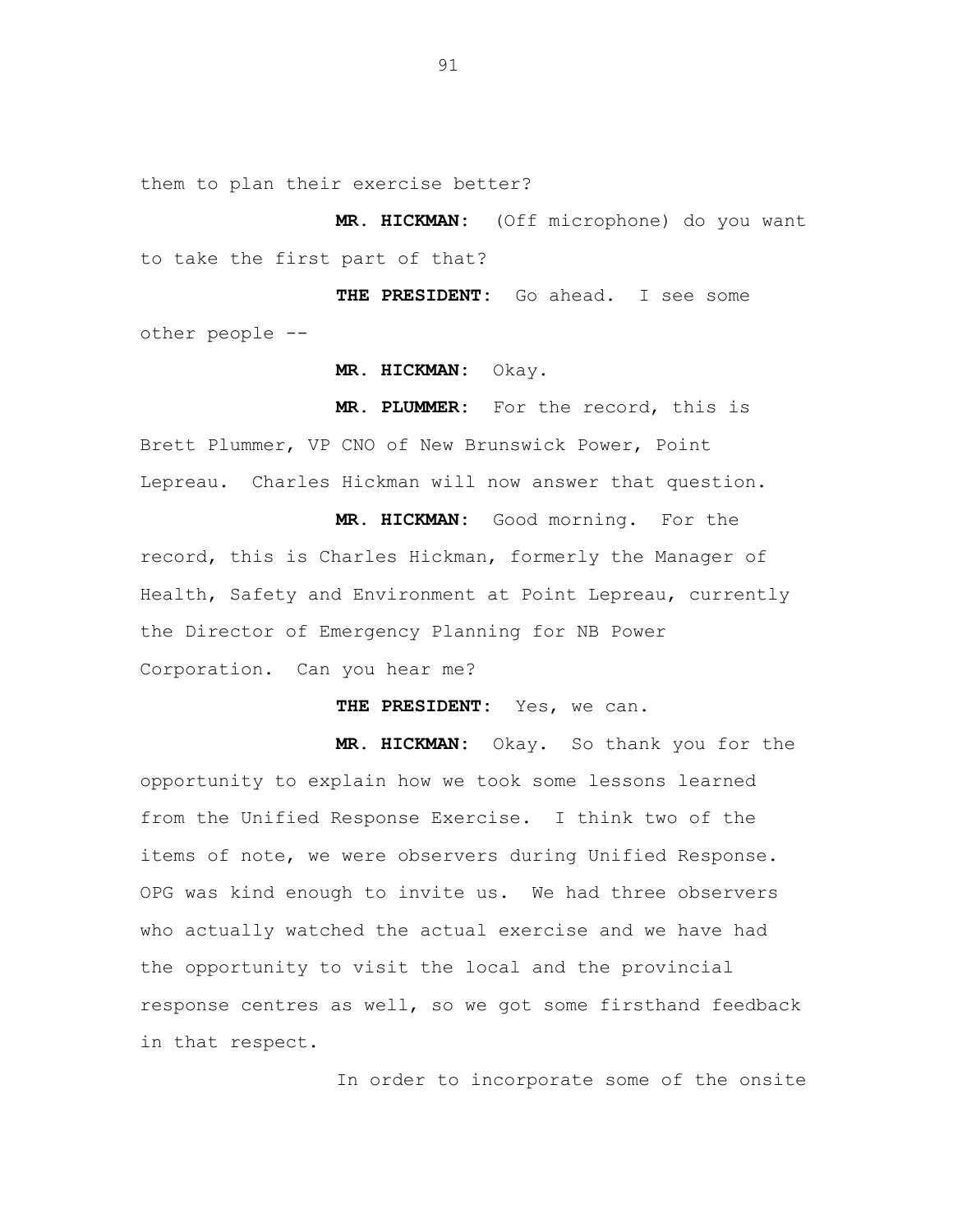them to plan their exercise better?

**MR. HICKMAN:** (Off microphone) do you want to take the first part of that?

**THE PRESIDENT:** Go ahead. I see some other people --

**MR. HICKMAN:** Okay.

**MR. PLUMMER:** For the record, this is Brett Plummer, VP CNO of New Brunswick Power, Point Lepreau. Charles Hickman will now answer that question.

**MR. HICKMAN:** Good morning. For the record, this is Charles Hickman, formerly the Manager of Health, Safety and Environment at Point Lepreau, currently the Director of Emergency Planning for NB Power Corporation. Can you hear me?

**THE PRESIDENT:** Yes, we can.

**MR. HICKMAN:** Okay. So thank you for the opportunity to explain how we took some lessons learned from the Unified Response Exercise. I think two of the items of note, we were observers during Unified Response. OPG was kind enough to invite us. We had three observers who actually watched the actual exercise and we have had the opportunity to visit the local and the provincial response centres as well, so we got some firsthand feedback in that respect.

In order to incorporate some of the onsite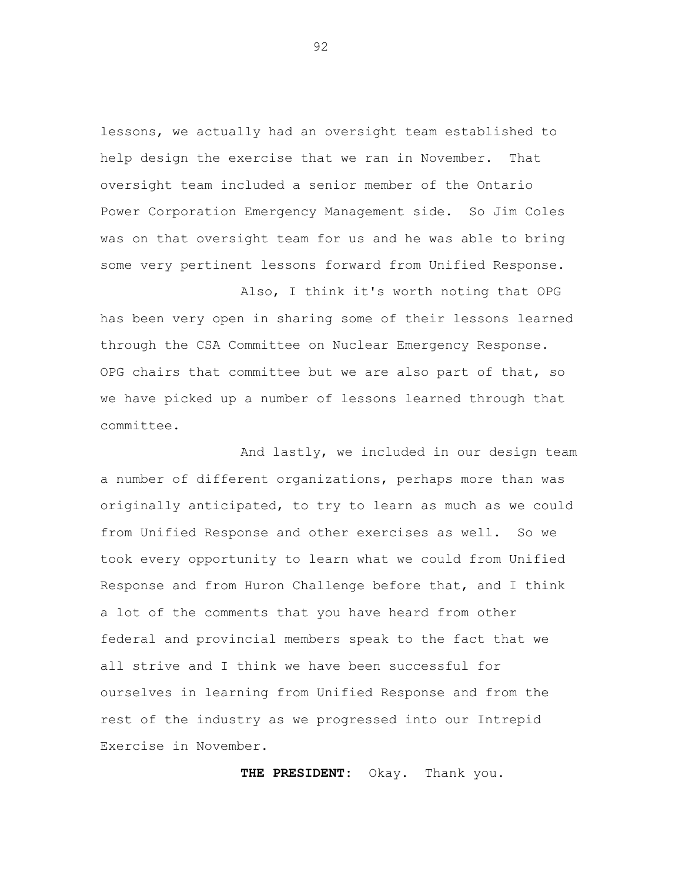lessons, we actually had an oversight team established to help design the exercise that we ran in November. That oversight team included a senior member of the Ontario Power Corporation Emergency Management side. So Jim Coles was on that oversight team for us and he was able to bring some very pertinent lessons forward from Unified Response.

Also, I think it's worth noting that OPG has been very open in sharing some of their lessons learned through the CSA Committee on Nuclear Emergency Response. OPG chairs that committee but we are also part of that, so we have picked up a number of lessons learned through that committee.

And lastly, we included in our design team a number of different organizations, perhaps more than was originally anticipated, to try to learn as much as we could from Unified Response and other exercises as well. So we took every opportunity to learn what we could from Unified Response and from Huron Challenge before that, and I think a lot of the comments that you have heard from other federal and provincial members speak to the fact that we all strive and I think we have been successful for ourselves in learning from Unified Response and from the rest of the industry as we progressed into our Intrepid Exercise in November.

**THE PRESIDENT:** Okay. Thank you.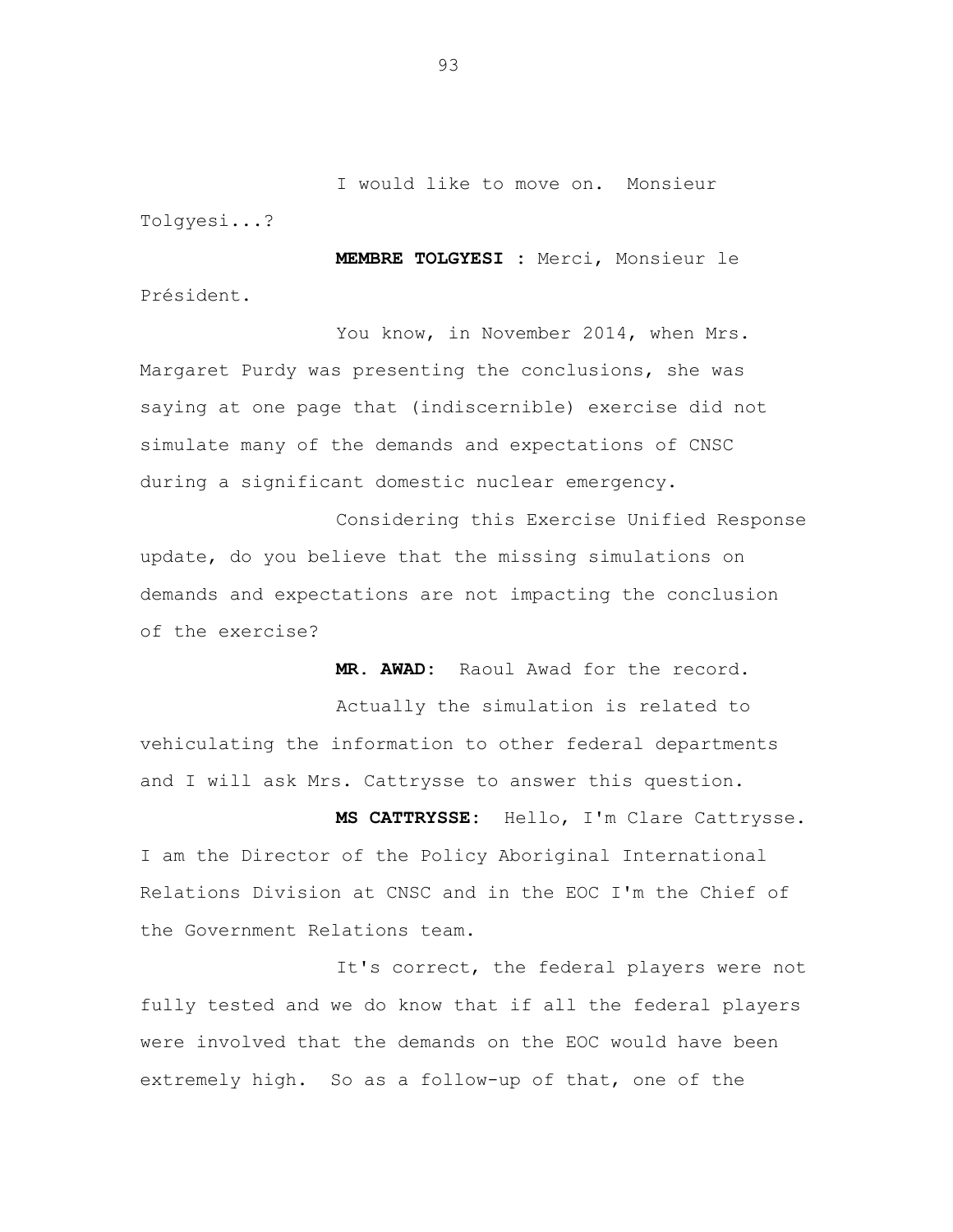I would like to move on. Monsieur Tolgyesi...?

**MEMBRE TOLGYESI** : Merci, Monsieur le Président.

You know, in November 2014, when Mrs. Margaret Purdy was presenting the conclusions, she was saying at one page that (indiscernible) exercise did not simulate many of the demands and expectations of CNSC during a significant domestic nuclear emergency.

Considering this Exercise Unified Response update, do you believe that the missing simulations on demands and expectations are not impacting the conclusion of the exercise?

**MR. AWAD:** Raoul Awad for the record.

Actually the simulation is related to vehiculating the information to other federal departments and I will ask Mrs. Cattrysse to answer this question.

**MS CATTRYSSE:** Hello, I'm Clare Cattrysse. I am the Director of the Policy Aboriginal International Relations Division at CNSC and in the EOC I'm the Chief of the Government Relations team.

It's correct, the federal players were not fully tested and we do know that if all the federal players were involved that the demands on the EOC would have been extremely high. So as a follow-up of that, one of the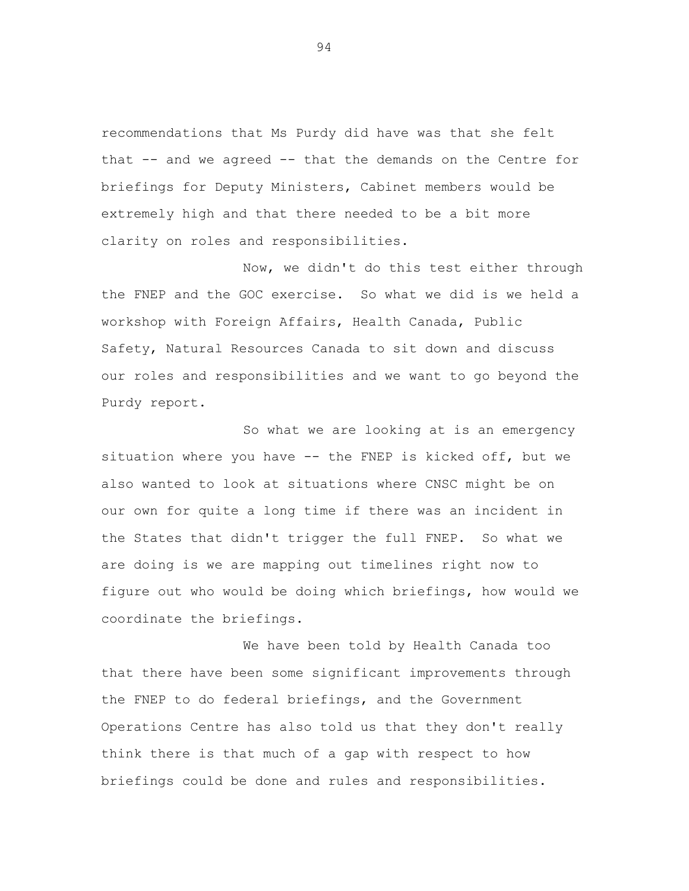recommendations that Ms Purdy did have was that she felt that -- and we agreed -- that the demands on the Centre for briefings for Deputy Ministers, Cabinet members would be extremely high and that there needed to be a bit more clarity on roles and responsibilities.

Now, we didn't do this test either through the FNEP and the GOC exercise. So what we did is we held a workshop with Foreign Affairs, Health Canada, Public Safety, Natural Resources Canada to sit down and discuss our roles and responsibilities and we want to go beyond the Purdy report.

So what we are looking at is an emergency situation where you have -- the FNEP is kicked off, but we also wanted to look at situations where CNSC might be on our own for quite a long time if there was an incident in the States that didn't trigger the full FNEP. So what we are doing is we are mapping out timelines right now to figure out who would be doing which briefings, how would we coordinate the briefings.

We have been told by Health Canada too that there have been some significant improvements through the FNEP to do federal briefings, and the Government Operations Centre has also told us that they don't really think there is that much of a gap with respect to how briefings could be done and rules and responsibilities.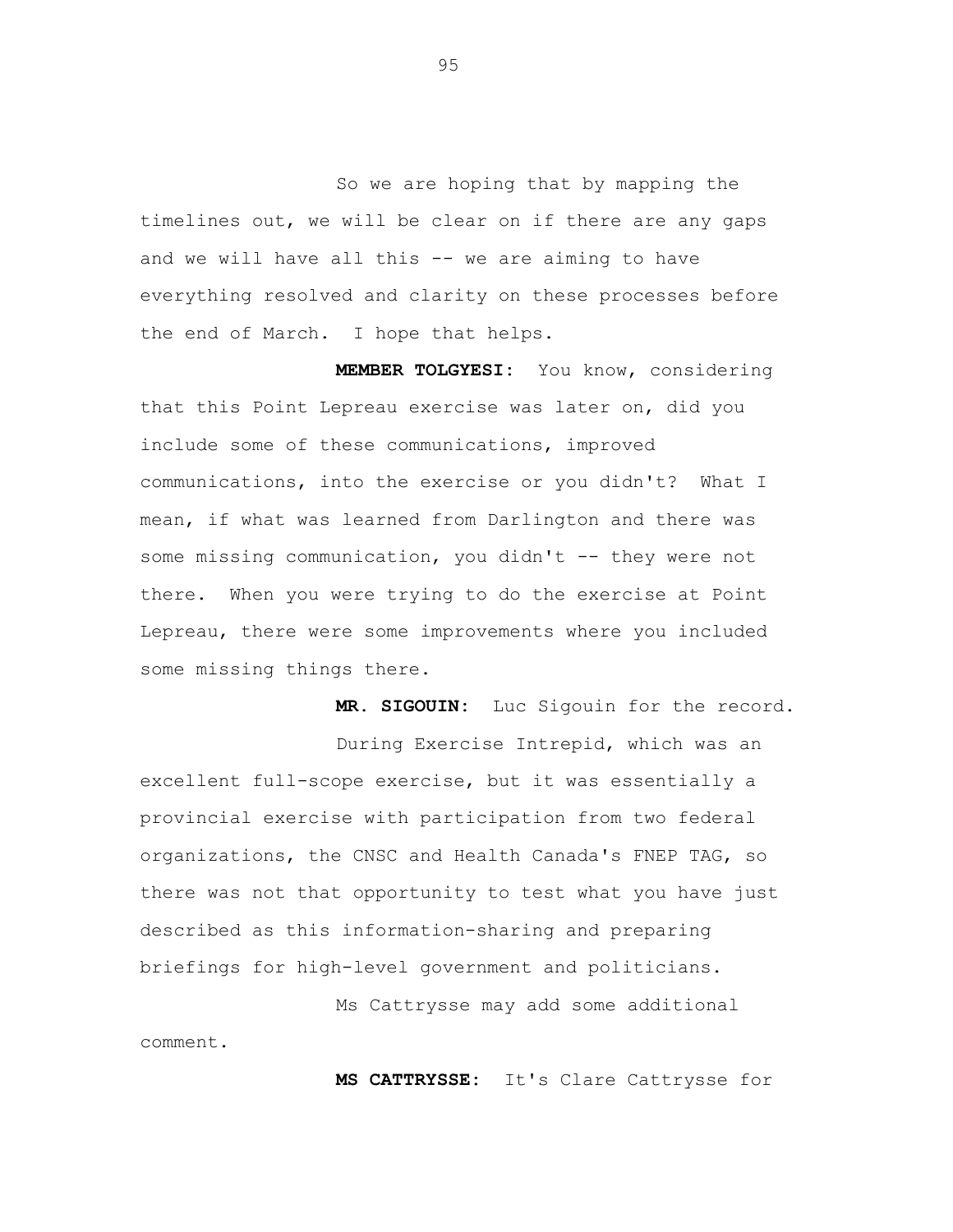So we are hoping that by mapping the timelines out, we will be clear on if there are any gaps and we will have all this -- we are aiming to have everything resolved and clarity on these processes before the end of March. I hope that helps.

**MEMBER TOLGYESI:** You know, considering that this Point Lepreau exercise was later on, did you include some of these communications, improved communications, into the exercise or you didn't? What I mean, if what was learned from Darlington and there was some missing communication, you didn't -- they were not there. When you were trying to do the exercise at Point Lepreau, there were some improvements where you included some missing things there.

**MR. SIGOUIN:** Luc Sigouin for the record.

During Exercise Intrepid, which was an excellent full-scope exercise, but it was essentially a provincial exercise with participation from two federal organizations, the CNSC and Health Canada's FNEP TAG, so there was not that opportunity to test what you have just described as this information-sharing and preparing briefings for high-level government and politicians.

Ms Cattrysse may add some additional comment.

**MS CATTRYSSE:** It's Clare Cattrysse for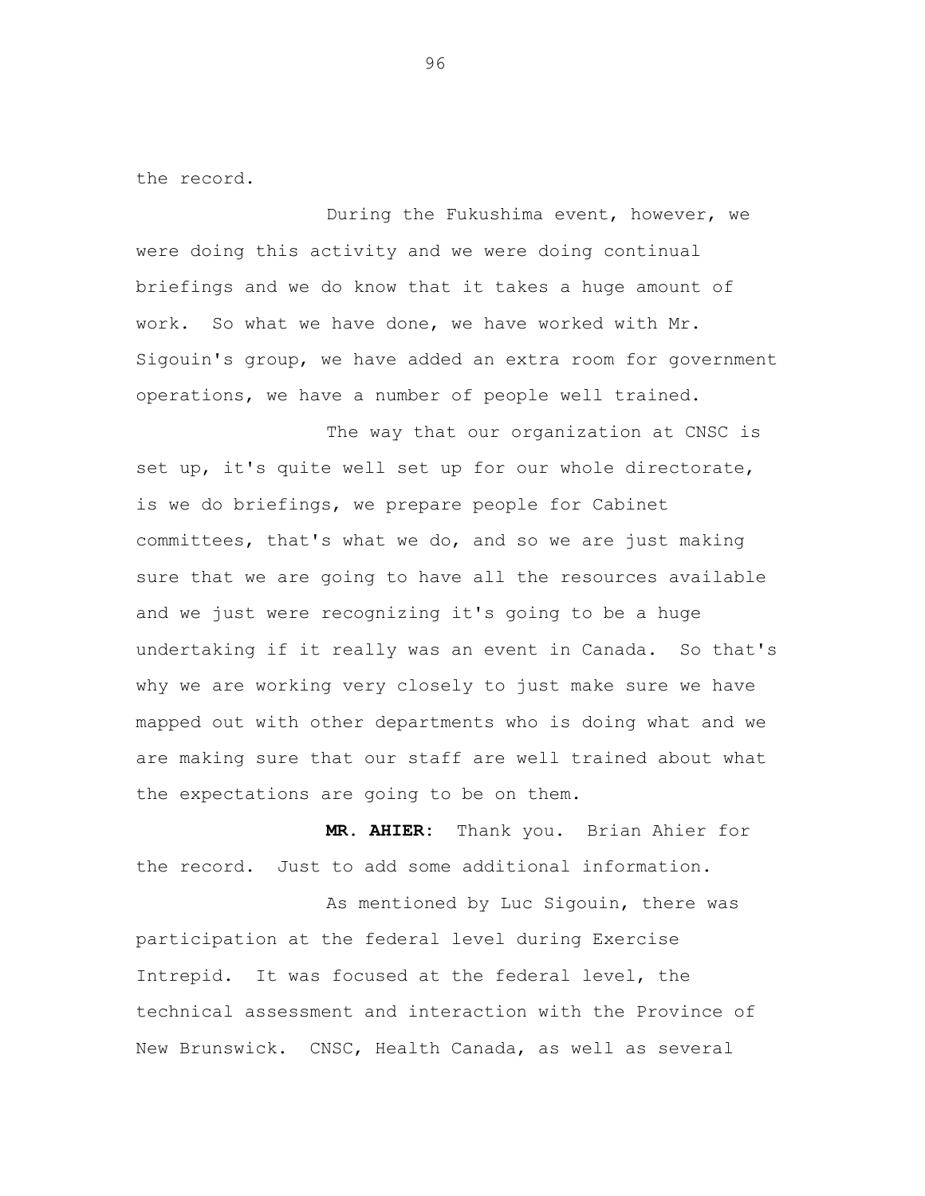the record.

During the Fukushima event, however, we were doing this activity and we were doing continual briefings and we do know that it takes a huge amount of work. So what we have done, we have worked with Mr. Sigouin's group, we have added an extra room for government operations, we have a number of people well trained.

The way that our organization at CNSC is set up, it's quite well set up for our whole directorate, is we do briefings, we prepare people for Cabinet committees, that's what we do, and so we are just making sure that we are going to have all the resources available and we just were recognizing it's going to be a huge undertaking if it really was an event in Canada. So that's why we are working very closely to just make sure we have mapped out with other departments who is doing what and we are making sure that our staff are well trained about what the expectations are going to be on them.

**MR. AHIER:** Thank you. Brian Ahier for the record. Just to add some additional information.

As mentioned by Luc Sigouin, there was participation at the federal level during Exercise Intrepid. It was focused at the federal level, the technical assessment and interaction with the Province of New Brunswick. CNSC, Health Canada, as well as several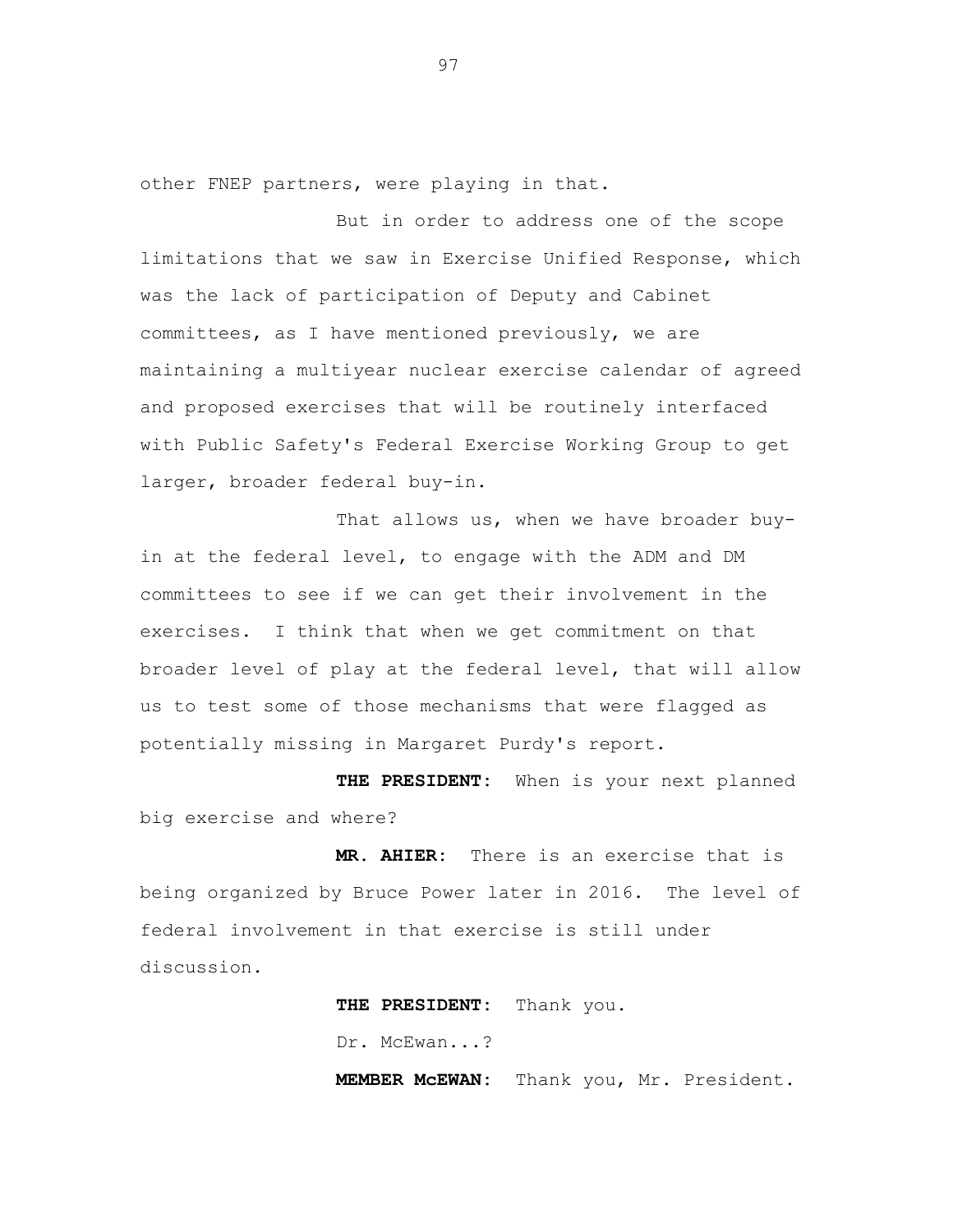other FNEP partners, were playing in that.

But in order to address one of the scope limitations that we saw in Exercise Unified Response, which was the lack of participation of Deputy and Cabinet committees, as I have mentioned previously, we are maintaining a multiyear nuclear exercise calendar of agreed and proposed exercises that will be routinely interfaced with Public Safety's Federal Exercise Working Group to get larger, broader federal buy-in.

That allows us, when we have broader buy-in at the federal level, to engage with the ADM and DM committees to see if we can get their involvement in the exercises. I think that when we get commitment on that broader level of play at the federal level, that will allow us to test some of those mechanisms that were flagged as potentially missing in Margaret Purdy's report.

**THE PRESIDENT:** When is your next planned big exercise and where?

**MR. AHIER:** There is an exercise that is being organized by Bruce Power later in 2016. The level of federal involvement in that exercise is still under discussion.

**THE PRESIDENT:** Thank you.

Dr. McEwan...?

**MEMBER McEWAN:** Thank you, Mr. President.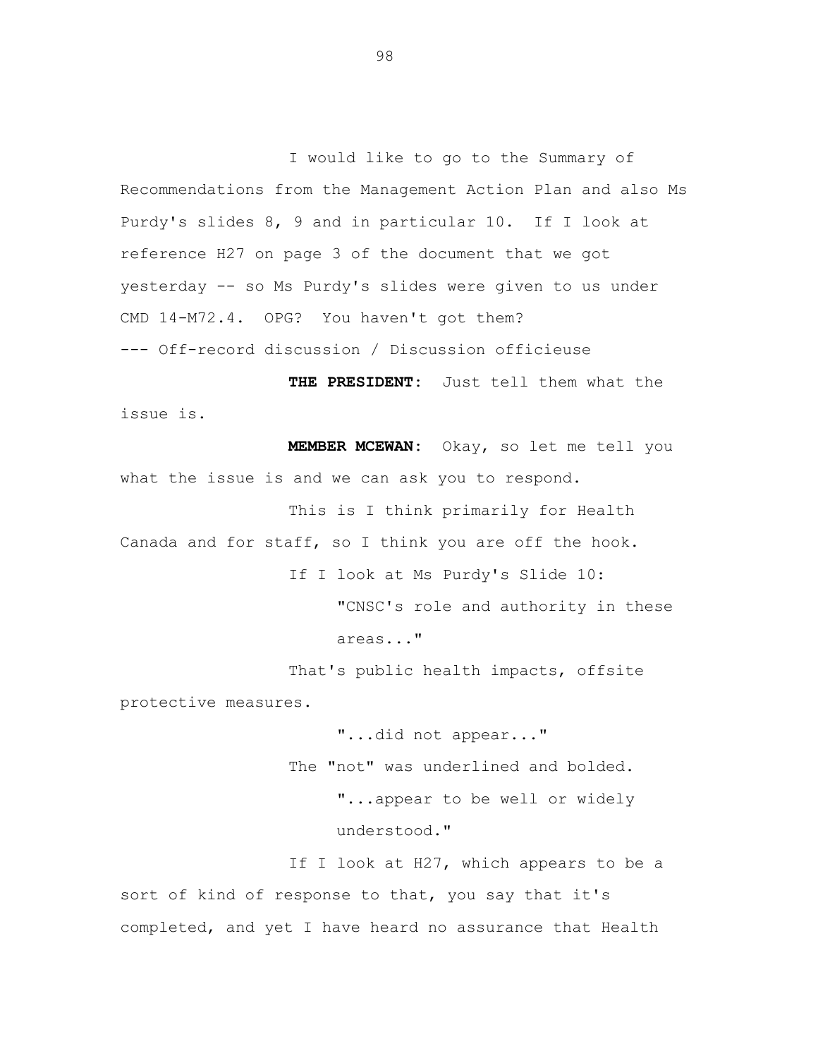I would like to go to the Summary of Recommendations from the Management Action Plan and also Ms Purdy's slides 8, 9 and in particular 10. If I look at reference H27 on page 3 of the document that we got yesterday -- so Ms Purdy's slides were given to us under CMD 14-M72.4. OPG? You haven't got them?

--- Off-record discussion / Discussion officieuse

**THE PRESIDENT:** Just tell them what the issue is.

**MEMBER MCEWAN:** Okay, so let me tell you what the issue is and we can ask you to respond.

This is I think primarily for Health Canada and for staff, so I think you are off the hook.

If I look at Ms Purdy's Slide 10:

> "CNSC's role and authority in these areas..."

That's public health impacts, offsite protective measures.

> "...did not appear..."

The "not" was underlined and bolded.

> "...appear to be well or widely understood."

If I look at H27, which appears to be a sort of kind of response to that, you say that it's completed, and yet I have heard no assurance that Health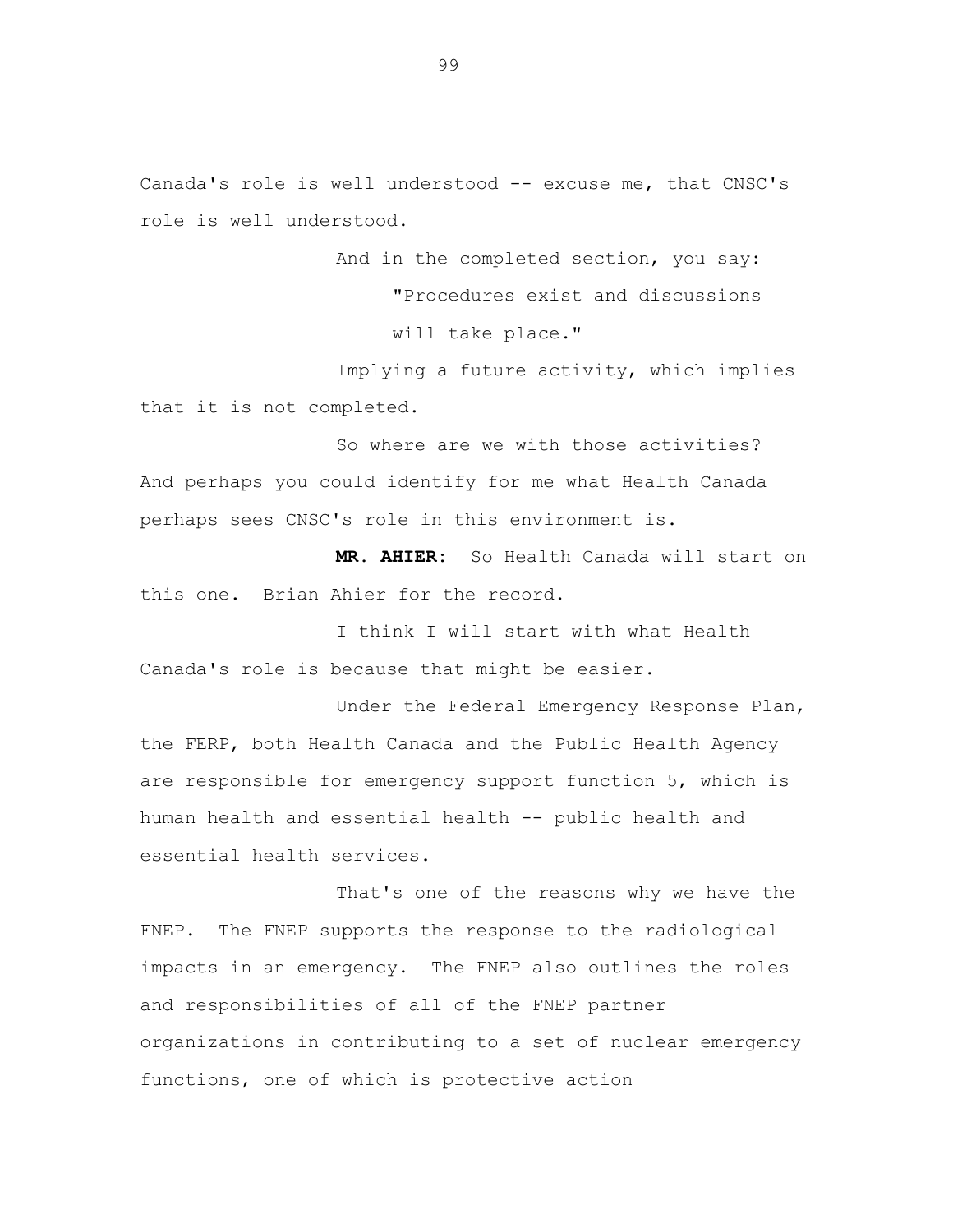Canada's role is well understood -- excuse me, that CNSC's role is well understood.

And in the completed section, you say:

"Procedures exist and discussions will take place."

Implying a future activity, which implies that it is not completed.

So where are we with those activities? And perhaps you could identify for me what Health Canada perhaps sees CNSC's role in this environment is.

**MR. AHIER:** So Health Canada will start on this one. Brian Ahier for the record.

I think I will start with what Health Canada's role is because that might be easier.

Under the Federal Emergency Response Plan, the FERP, both Health Canada and the Public Health Agency are responsible for emergency support function 5, which is human health and essential health -- public health and essential health services.

That's one of the reasons why we have the FNEP. The FNEP supports the response to the radiological impacts in an emergency. The FNEP also outlines the roles and responsibilities of all of the FNEP partner organizations in contributing to a set of nuclear emergency functions, one of which is protective action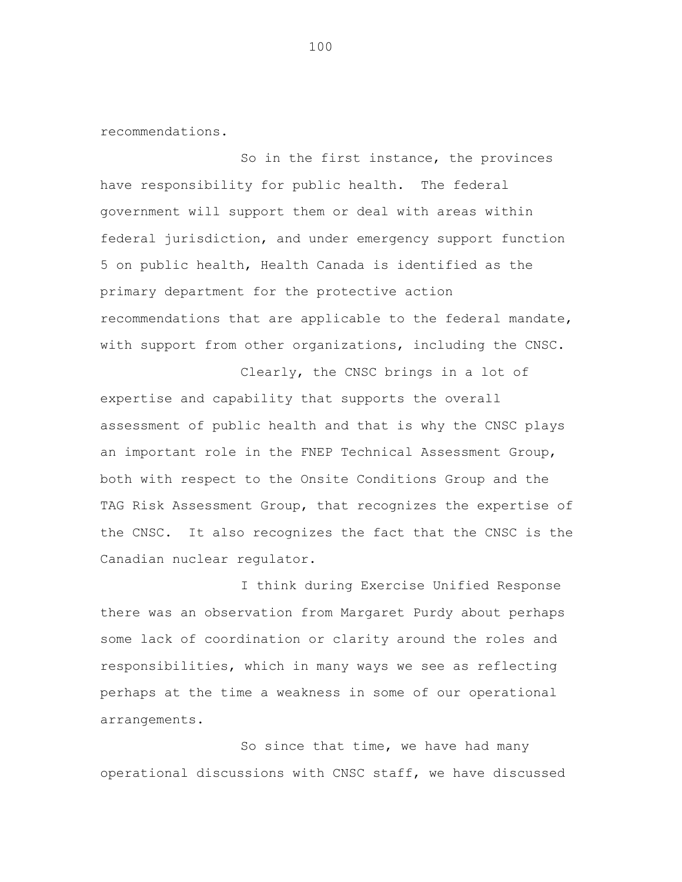recommendations.

So in the first instance, the provinces have responsibility for public health. The federal government will support them or deal with areas within federal jurisdiction, and under emergency support function 5 on public health, Health Canada is identified as the primary department for the protective action recommendations that are applicable to the federal mandate, with support from other organizations, including the CNSC.

Clearly, the CNSC brings in a lot of expertise and capability that supports the overall assessment of public health and that is why the CNSC plays an important role in the FNEP Technical Assessment Group, both with respect to the Onsite Conditions Group and the TAG Risk Assessment Group, that recognizes the expertise of the CNSC. It also recognizes the fact that the CNSC is the Canadian nuclear regulator.

I think during Exercise Unified Response there was an observation from Margaret Purdy about perhaps some lack of coordination or clarity around the roles and responsibilities, which in many ways we see as reflecting perhaps at the time a weakness in some of our operational arrangements.

So since that time, we have had many operational discussions with CNSC staff, we have discussed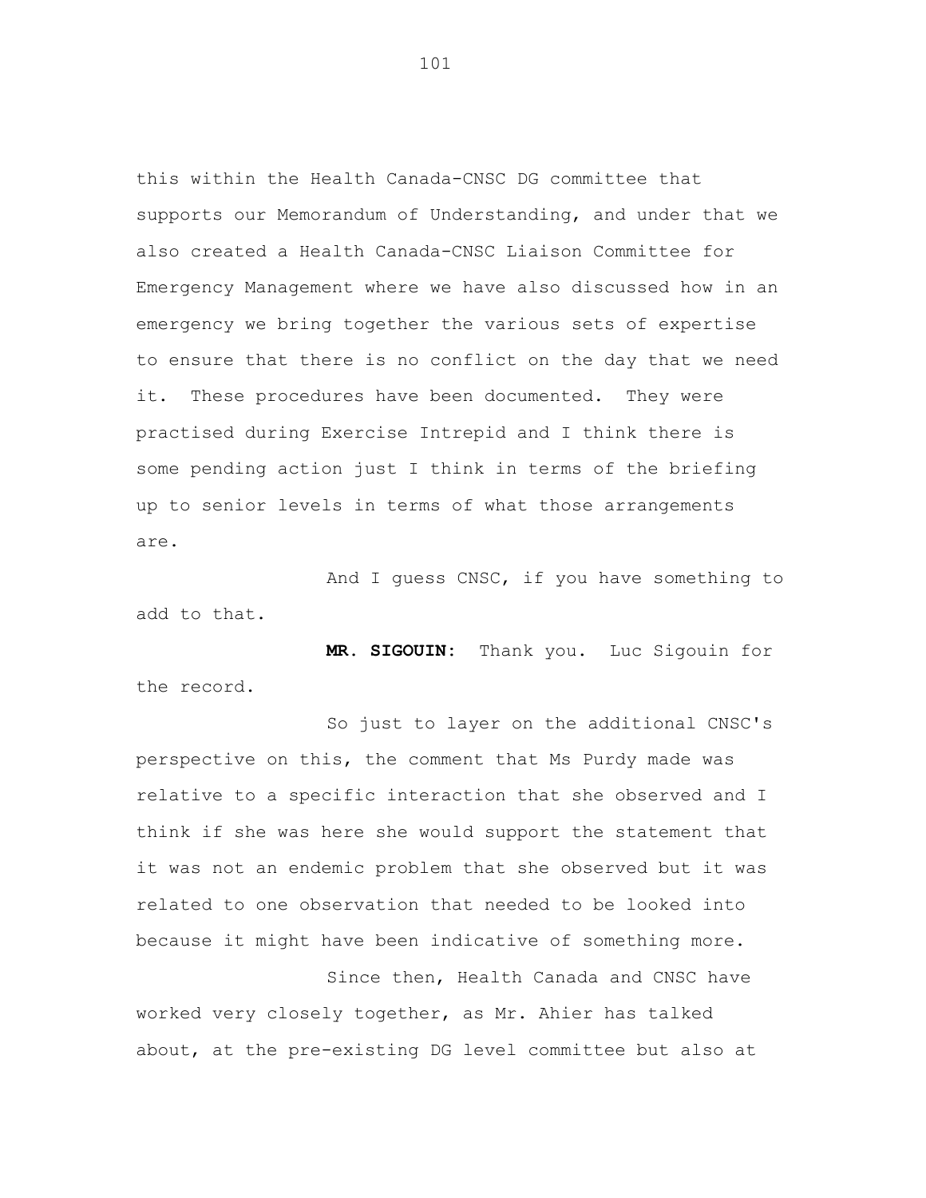this within the Health Canada-CNSC DG committee that supports our Memorandum of Understanding, and under that we also created a Health Canada-CNSC Liaison Committee for Emergency Management where we have also discussed how in an emergency we bring together the various sets of expertise to ensure that there is no conflict on the day that we need it. These procedures have been documented. They were practised during Exercise Intrepid and I think there is some pending action just I think in terms of the briefing up to senior levels in terms of what those arrangements are.

And I guess CNSC, if you have something to add to that.

**MR. SIGOUIN:** Thank you. Luc Sigouin for the record.

So just to layer on the additional CNSC's perspective on this, the comment that Ms Purdy made was relative to a specific interaction that she observed and I think if she was here she would support the statement that it was not an endemic problem that she observed but it was related to one observation that needed to be looked into because it might have been indicative of something more.

Since then, Health Canada and CNSC have worked very closely together, as Mr. Ahier has talked about, at the pre-existing DG level committee but also at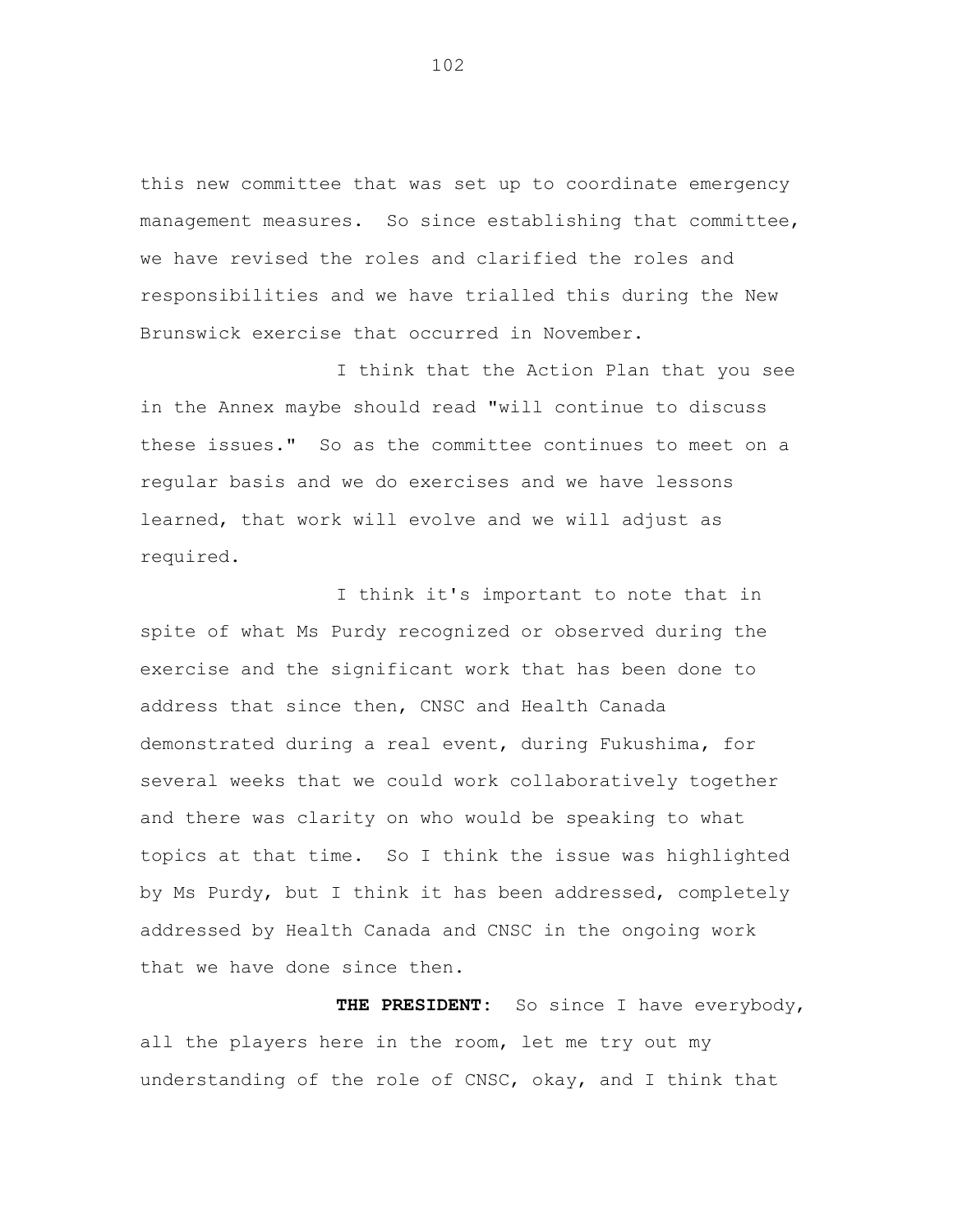this new committee that was set up to coordinate emergency management measures. So since establishing that committee, we have revised the roles and clarified the roles and responsibilities and we have trialled this during the New Brunswick exercise that occurred in November.

I think that the Action Plan that you see in the Annex maybe should read "will continue to discuss these issues." So as the committee continues to meet on a regular basis and we do exercises and we have lessons learned, that work will evolve and we will adjust as required.

I think it's important to note that in spite of what Ms Purdy recognized or observed during the exercise and the significant work that has been done to address that since then, CNSC and Health Canada demonstrated during a real event, during Fukushima, for several weeks that we could work collaboratively together and there was clarity on who would be speaking to what topics at that time. So I think the issue was highlighted by Ms Purdy, but I think it has been addressed, completely addressed by Health Canada and CNSC in the ongoing work that we have done since then.

**THE PRESIDENT:** So since I have everybody, all the players here in the room, let me try out my understanding of the role of CNSC, okay, and I think that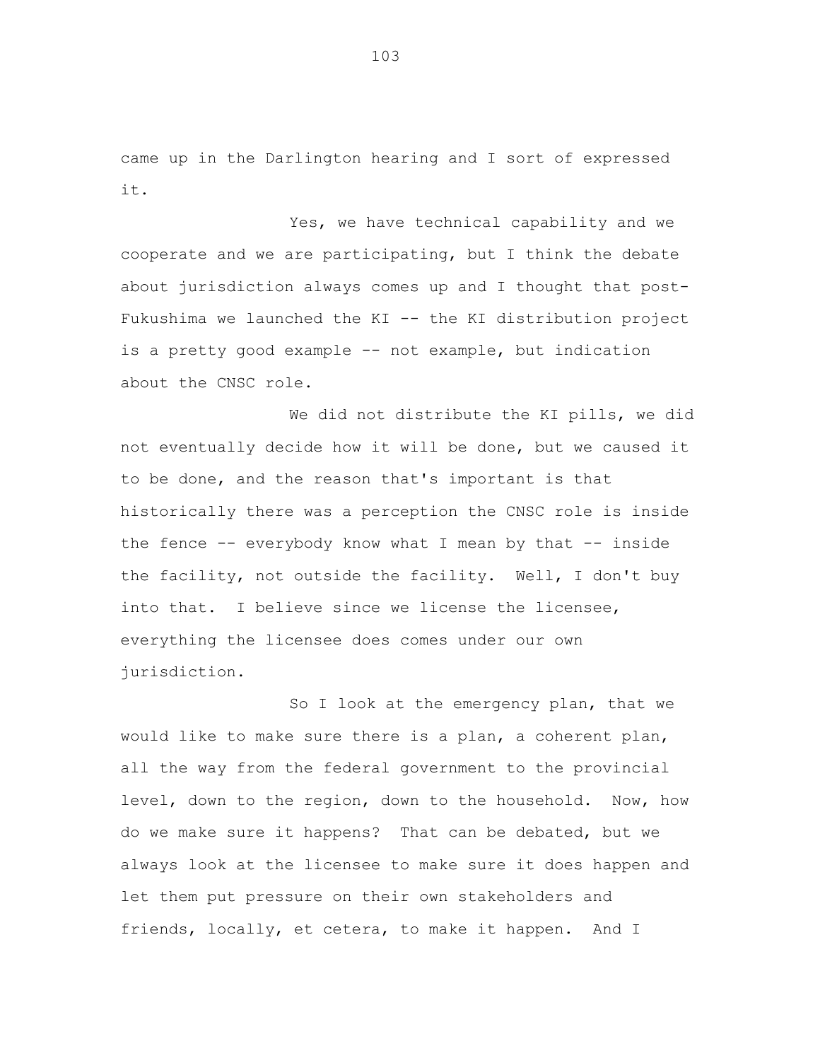came up in the Darlington hearing and I sort of expressed it.

Yes, we have technical capability and we cooperate and we are participating, but I think the debate about jurisdiction always comes up and I thought that post-Fukushima we launched the KI -- the KI distribution project is a pretty good example -- not example, but indication about the CNSC role.

We did not distribute the KI pills, we did not eventually decide how it will be done, but we caused it to be done, and the reason that's important is that historically there was a perception the CNSC role is inside the fence -- everybody know what I mean by that -- inside the facility, not outside the facility. Well, I don't buy into that. I believe since we license the licensee, everything the licensee does comes under our own jurisdiction.

So I look at the emergency plan, that we would like to make sure there is a plan, a coherent plan, all the way from the federal government to the provincial level, down to the region, down to the household. Now, how do we make sure it happens? That can be debated, but we always look at the licensee to make sure it does happen and let them put pressure on their own stakeholders and friends, locally, et cetera, to make it happen. And I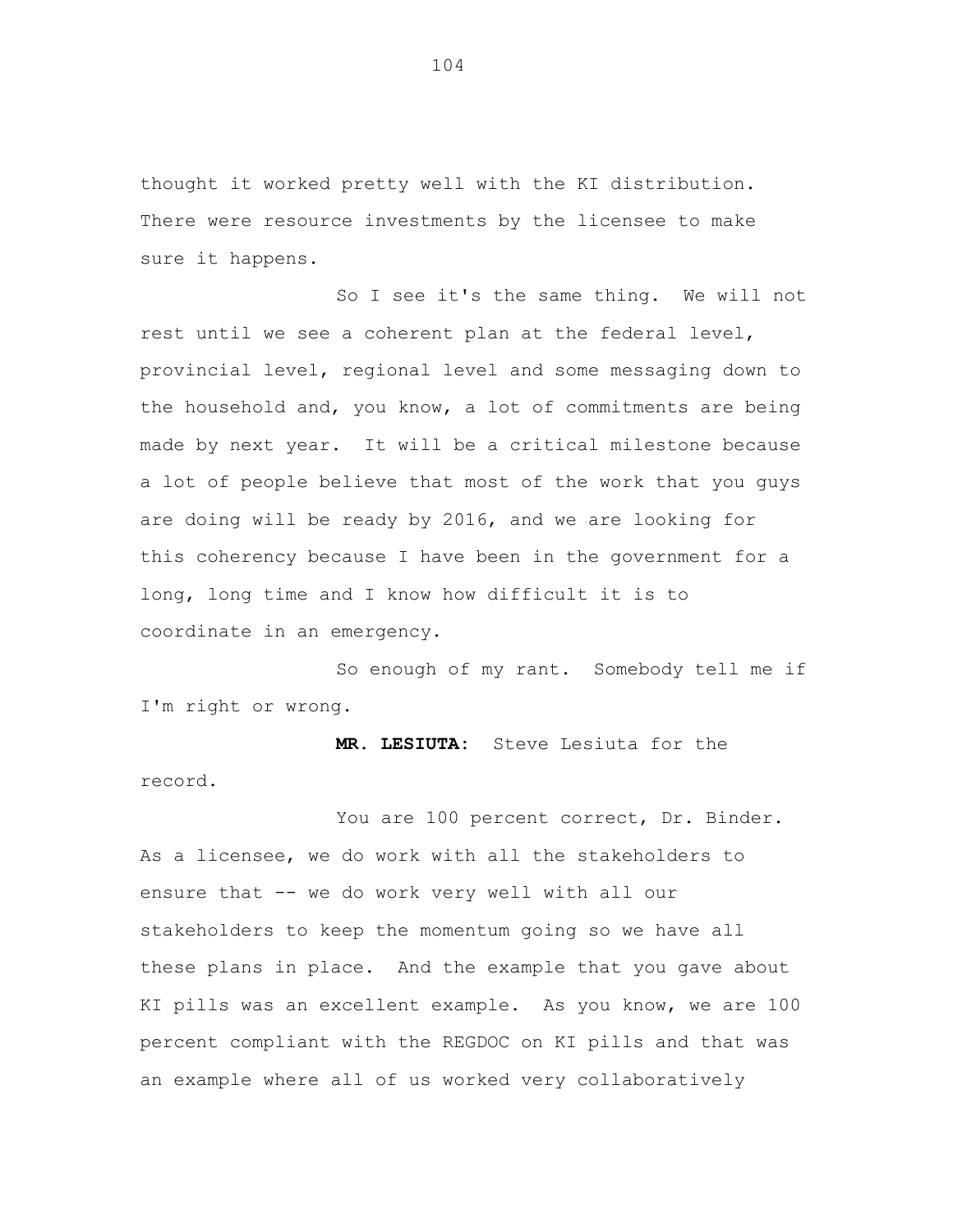thought it worked pretty well with the KI distribution. There were resource investments by the licensee to make sure it happens.

So I see it's the same thing. We will not rest until we see a coherent plan at the federal level, provincial level, regional level and some messaging down to the household and, you know, a lot of commitments are being made by next year. It will be a critical milestone because a lot of people believe that most of the work that you guys are doing will be ready by 2016, and we are looking for this coherency because I have been in the government for a long, long time and I know how difficult it is to coordinate in an emergency.

So enough of my rant. Somebody tell me if I'm right or wrong.

**MR. LESIUTA:** Steve Lesiuta for the record.

You are 100 percent correct, Dr. Binder. As a licensee, we do work with all the stakeholders to ensure that -- we do work very well with all our stakeholders to keep the momentum going so we have all these plans in place. And the example that you gave about KI pills was an excellent example. As you know, we are 100 percent compliant with the REGDOC on KI pills and that was an example where all of us worked very collaboratively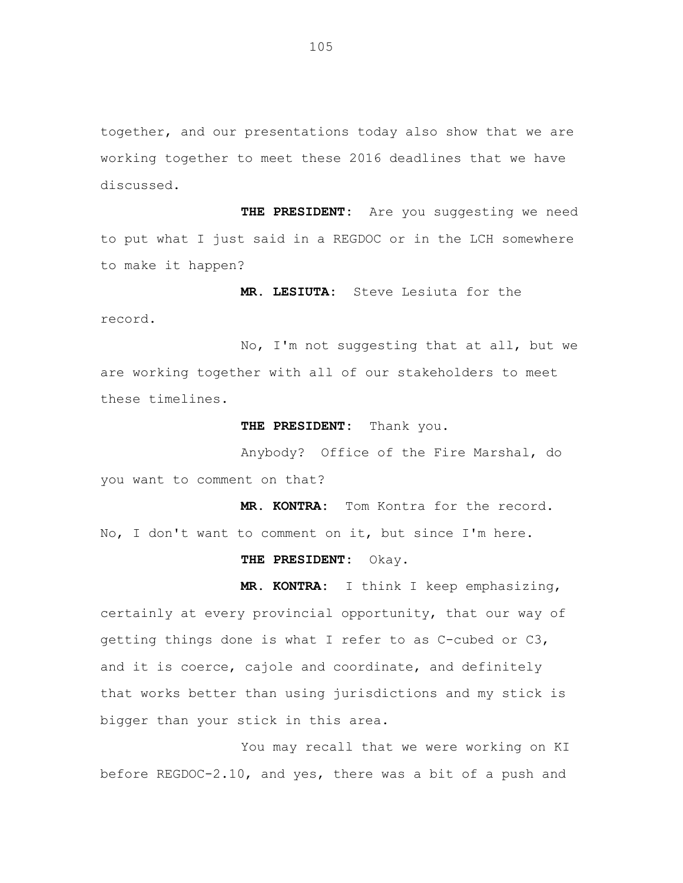together, and our presentations today also show that we are working together to meet these 2016 deadlines that we have discussed.

**THE PRESIDENT:** Are you suggesting we need to put what I just said in a REGDOC or in the LCH somewhere to make it happen?

**MR. LESIUTA:** Steve Lesiuta for the record.

No, I'm not suggesting that at all, but we are working together with all of our stakeholders to meet these timelines.

**THE PRESIDENT:** Thank you.

Anybody? Office of the Fire Marshal, do you want to comment on that?

**MR. KONTRA:** Tom Kontra for the record. No, I don't want to comment on it, but since I'm here.

**THE PRESIDENT:** Okay.

**MR. KONTRA:** I think I keep emphasizing, certainly at every provincial opportunity, that our way of getting things done is what I refer to as C-cubed or C3, and it is coerce, cajole and coordinate, and definitely that works better than using jurisdictions and my stick is bigger than your stick in this area.

You may recall that we were working on KI before REGDOC-2.10, and yes, there was a bit of a push and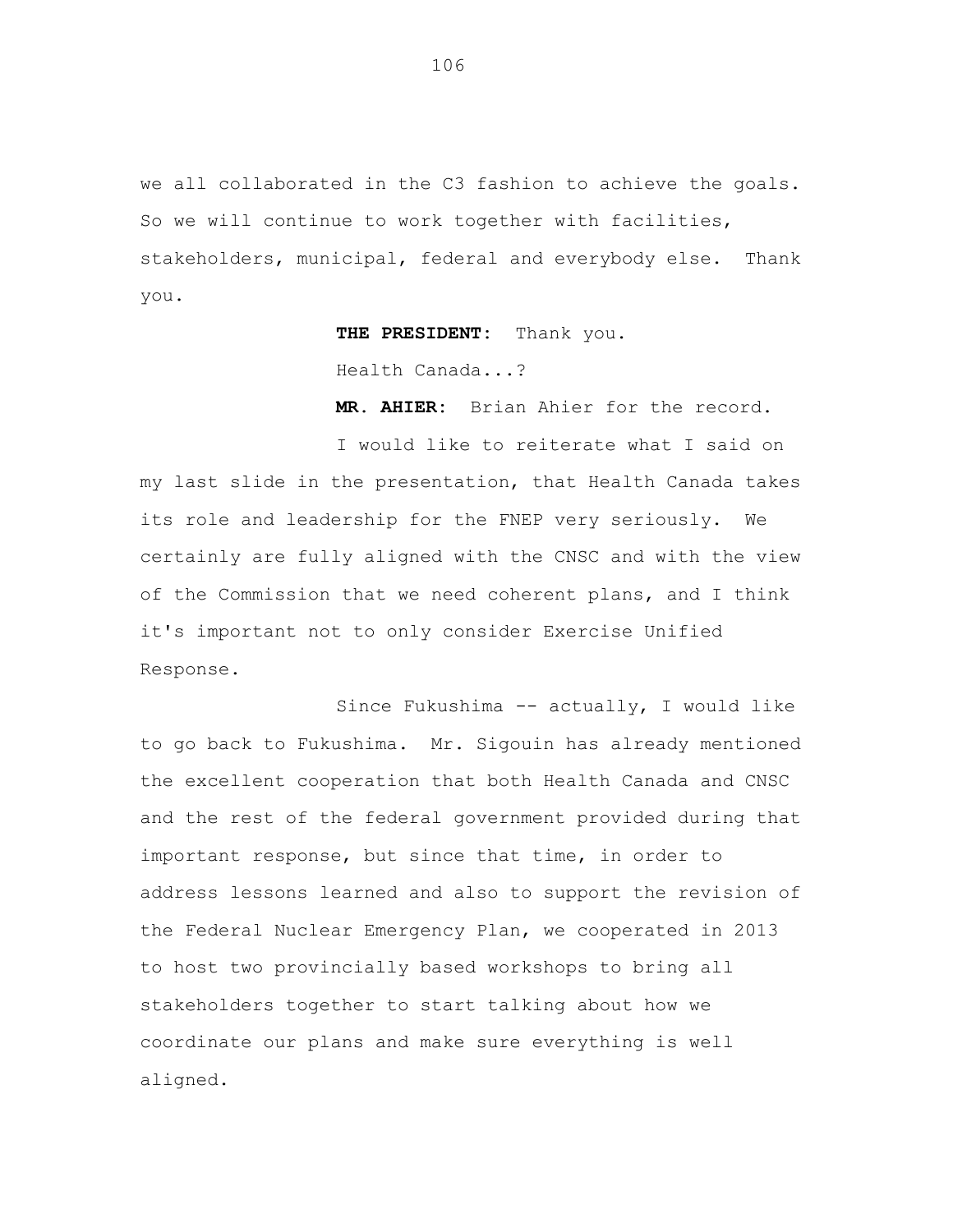we all collaborated in the C3 fashion to achieve the goals. So we will continue to work together with facilities, stakeholders, municipal, federal and everybody else. Thank you.

**THE PRESIDENT:** Thank you.

Health Canada...?

**MR. AHIER:** Brian Ahier for the record.

I would like to reiterate what I said on my last slide in the presentation, that Health Canada takes its role and leadership for the FNEP very seriously. We certainly are fully aligned with the CNSC and with the view of the Commission that we need coherent plans, and I think it's important not to only consider Exercise Unified Response.

Since Fukushima -- actually, I would like to go back to Fukushima. Mr. Sigouin has already mentioned the excellent cooperation that both Health Canada and CNSC and the rest of the federal government provided during that important response, but since that time, in order to address lessons learned and also to support the revision of the Federal Nuclear Emergency Plan, we cooperated in 2013 to host two provincially based workshops to bring all stakeholders together to start talking about how we coordinate our plans and make sure everything is well aligned.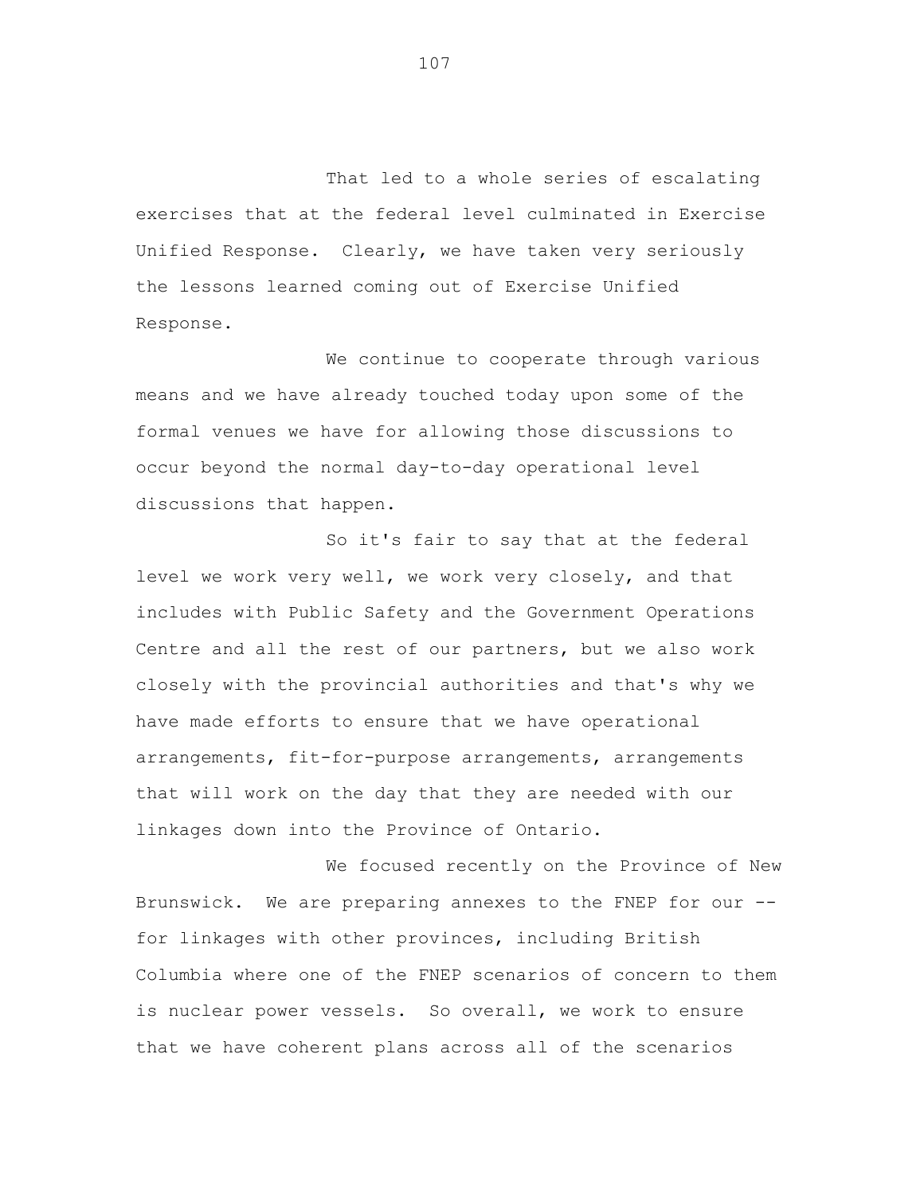That led to a whole series of escalating exercises that at the federal level culminated in Exercise Unified Response. Clearly, we have taken very seriously the lessons learned coming out of Exercise Unified Response.

We continue to cooperate through various means and we have already touched today upon some of the formal venues we have for allowing those discussions to occur beyond the normal day-to-day operational level discussions that happen.

So it's fair to say that at the federal level we work very well, we work very closely, and that includes with Public Safety and the Government Operations Centre and all the rest of our partners, but we also work closely with the provincial authorities and that's why we have made efforts to ensure that we have operational arrangements, fit-for-purpose arrangements, arrangements that will work on the day that they are needed with our linkages down into the Province of Ontario.

We focused recently on the Province of New Brunswick. We are preparing annexes to the FNEP for our -- for linkages with other provinces, including British Columbia where one of the FNEP scenarios of concern to them is nuclear power vessels. So overall, we work to ensure that we have coherent plans across all of the scenarios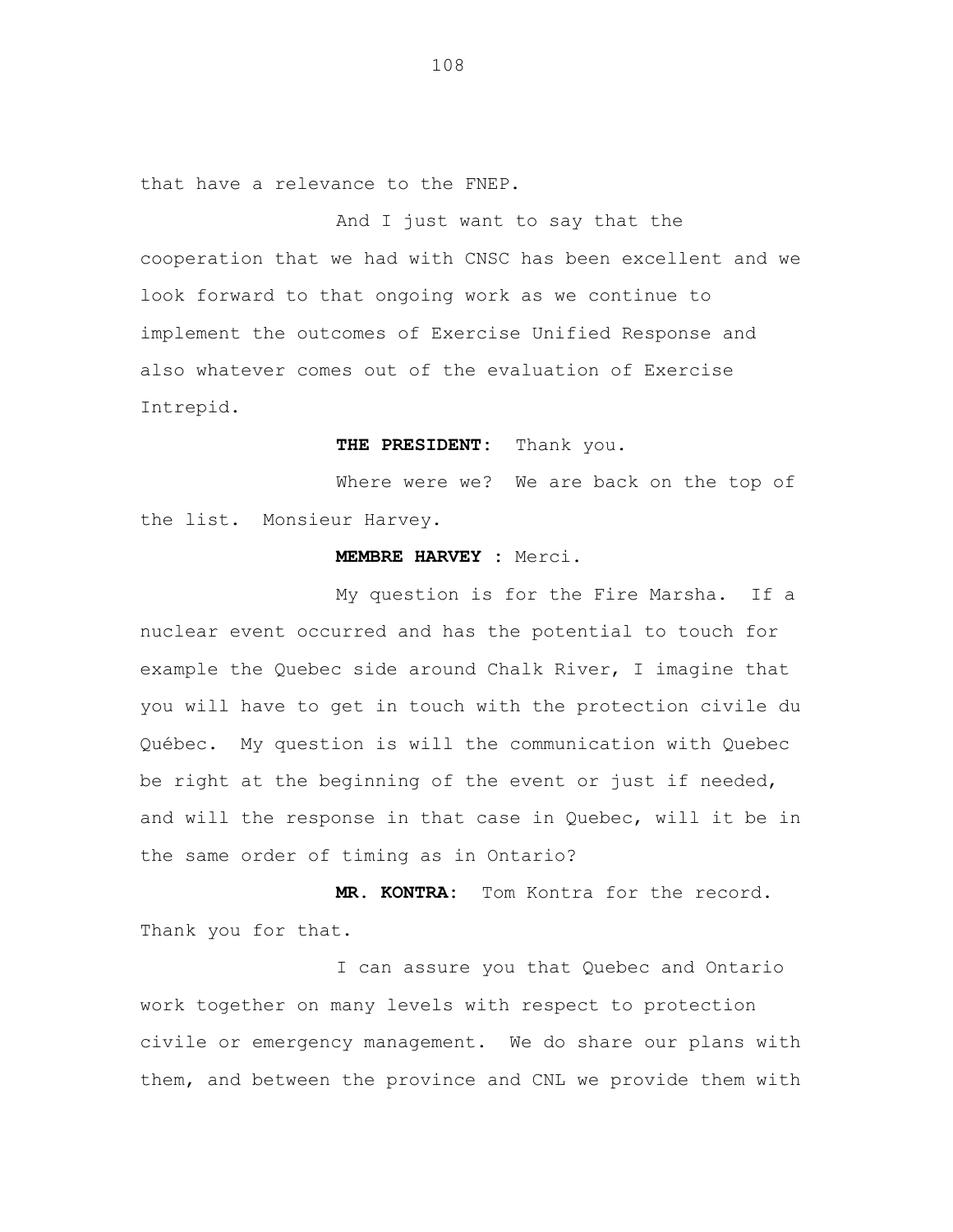that have a relevance to the FNEP.

And I just want to say that the cooperation that we had with CNSC has been excellent and we look forward to that ongoing work as we continue to implement the outcomes of Exercise Unified Response and also whatever comes out of the evaluation of Exercise Intrepid.

**THE PRESIDENT:** Thank you.

Where were we? We are back on the top of the list. Monsieur Harvey.

**MEMBRE HARVEY :** Merci.

My question is for the Fire Marsha. If a nuclear event occurred and has the potential to touch for example the Quebec side around Chalk River, I imagine that you will have to get in touch with the protection civile du Québec. My question is will the communication with Quebec be right at the beginning of the event or just if needed, and will the response in that case in Quebec, will it be in the same order of timing as in Ontario?

**MR. KONTRA:** Tom Kontra for the record. Thank you for that.

I can assure you that Quebec and Ontario work together on many levels with respect to protection civile or emergency management. We do share our plans with them, and between the province and CNL we provide them with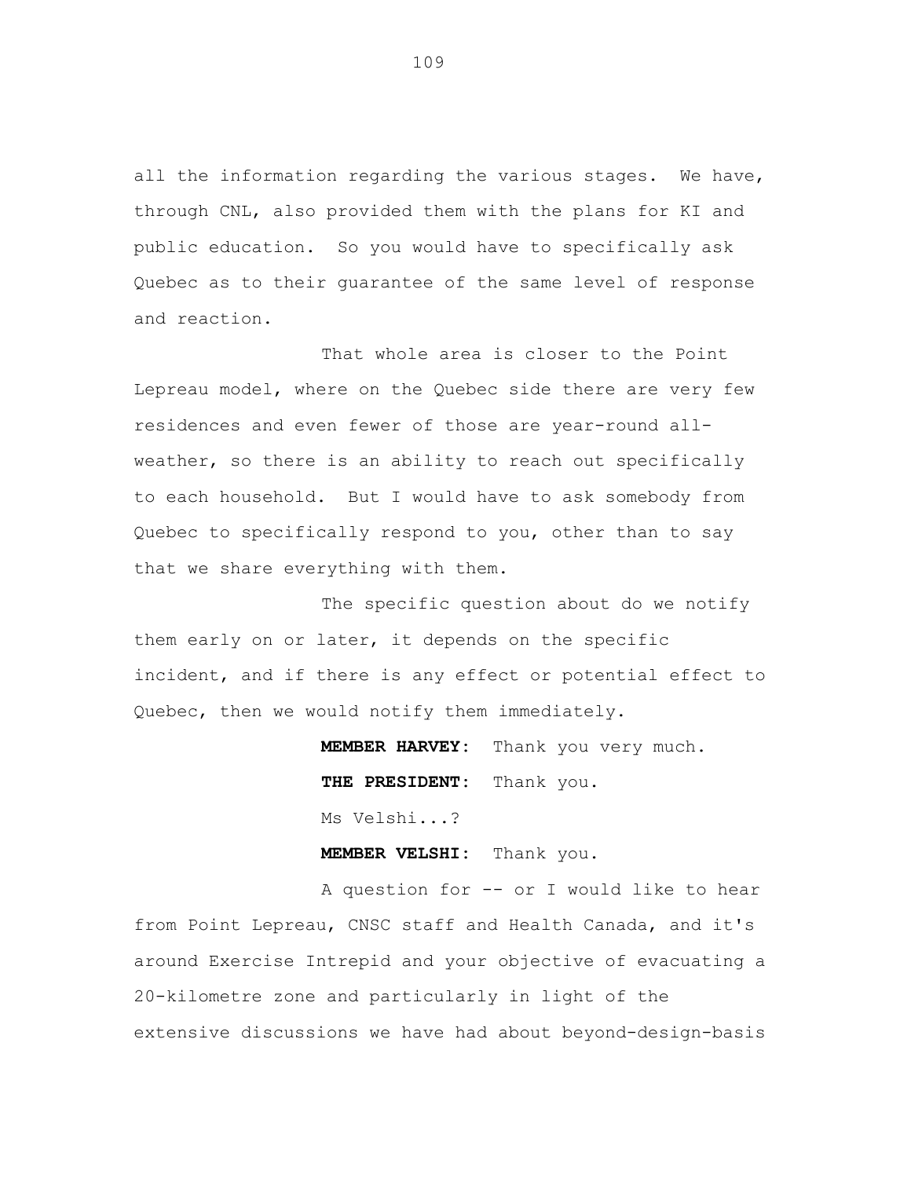all the information regarding the various stages. We have, through CNL, also provided them with the plans for KI and public education. So you would have to specifically ask Quebec as to their guarantee of the same level of response and reaction.

That whole area is closer to the Point Lepreau model, where on the Quebec side there are very few residences and even fewer of those are year-round all-weather, so there is an ability to reach out specifically to each household. But I would have to ask somebody from Quebec to specifically respond to you, other than to say that we share everything with them.

The specific question about do we notify them early on or later, it depends on the specific incident, and if there is any effect or potential effect to Quebec, then we would notify them immediately.

**MEMBER HARVEY:** Thank you very much.

**THE PRESIDENT:** Thank you.

Ms Velshi...?

**MEMBER VELSHI:** Thank you.

A question for -- or I would like to hear from Point Lepreau, CNSC staff and Health Canada, and it's around Exercise Intrepid and your objective of evacuating a 20-kilometre zone and particularly in light of the extensive discussions we have had about beyond-design-basis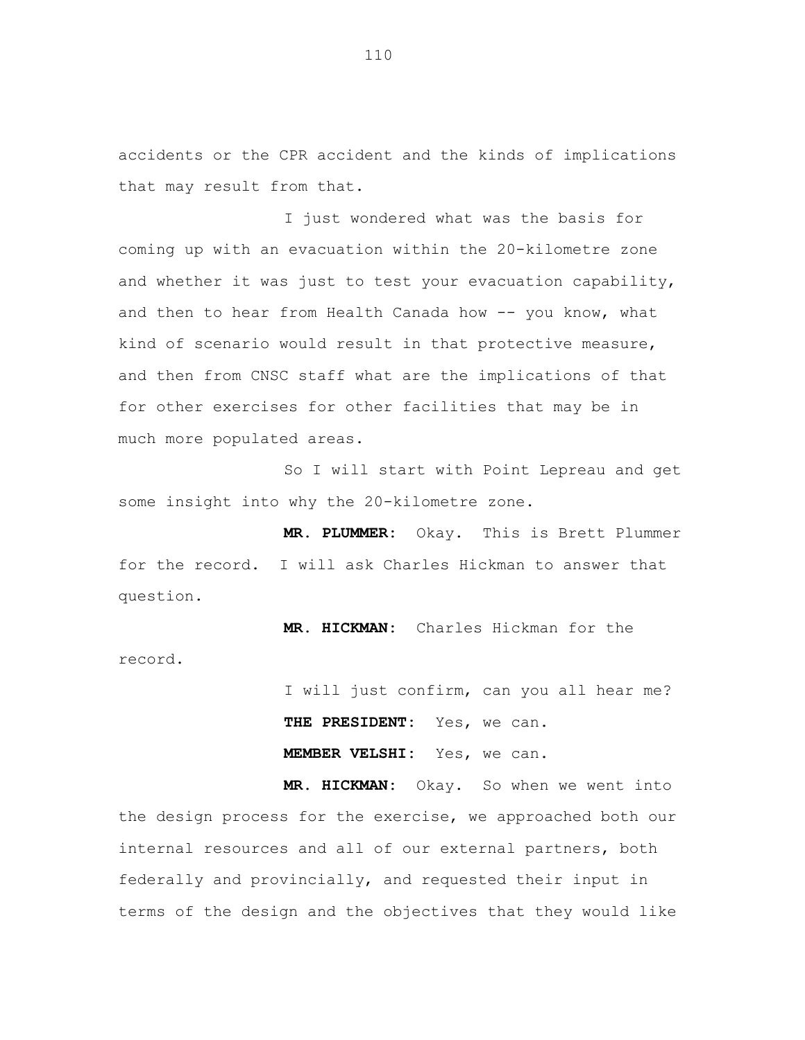accidents or the CPR accident and the kinds of implications that may result from that.

I just wondered what was the basis for coming up with an evacuation within the 20-kilometre zone and whether it was just to test your evacuation capability, and then to hear from Health Canada how -- you know, what kind of scenario would result in that protective measure, and then from CNSC staff what are the implications of that for other exercises for other facilities that may be in much more populated areas.

So I will start with Point Lepreau and get some insight into why the 20-kilometre zone.

**MR. PLUMMER:** Okay. This is Brett Plummer for the record. I will ask Charles Hickman to answer that question.

**MR. HICKMAN:** Charles Hickman for the record.

I will just confirm, can you all hear me?

**THE PRESIDENT:** Yes, we can.

**MEMBER VELSHI:** Yes, we can.

**MR. HICKMAN:** Okay. So when we went into the design process for the exercise, we approached both our internal resources and all of our external partners, both federally and provincially, and requested their input in terms of the design and the objectives that they would like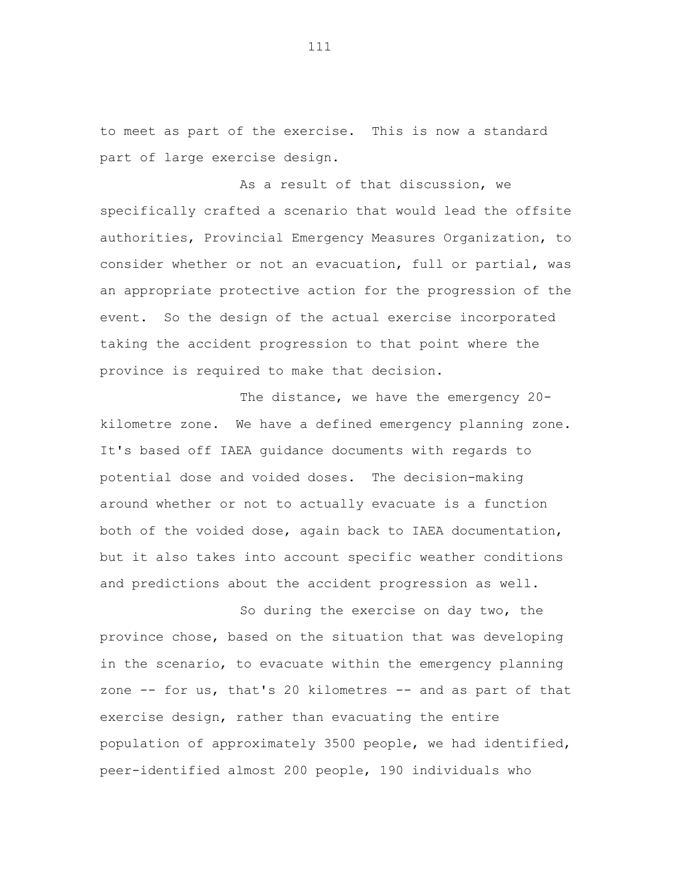to meet as part of the exercise. This is now a standard part of large exercise design.

As a result of that discussion, we specifically crafted a scenario that would lead the offsite authorities, Provincial Emergency Measures Organization, to consider whether or not an evacuation, full or partial, was an appropriate protective action for the progression of the event. So the design of the actual exercise incorporated taking the accident progression to that point where the province is required to make that decision.

The distance, we have the emergency 20-kilometre zone. We have a defined emergency planning zone. It's based off IAEA guidance documents with regards to potential dose and voided doses. The decision-making around whether or not to actually evacuate is a function both of the voided dose, again back to IAEA documentation, but it also takes into account specific weather conditions and predictions about the accident progression as well.

So during the exercise on day two, the province chose, based on the situation that was developing in the scenario, to evacuate within the emergency planning zone -- for us, that's 20 kilometres -- and as part of that exercise design, rather than evacuating the entire population of approximately 3500 people, we had identified, peer-identified almost 200 people, 190 individuals who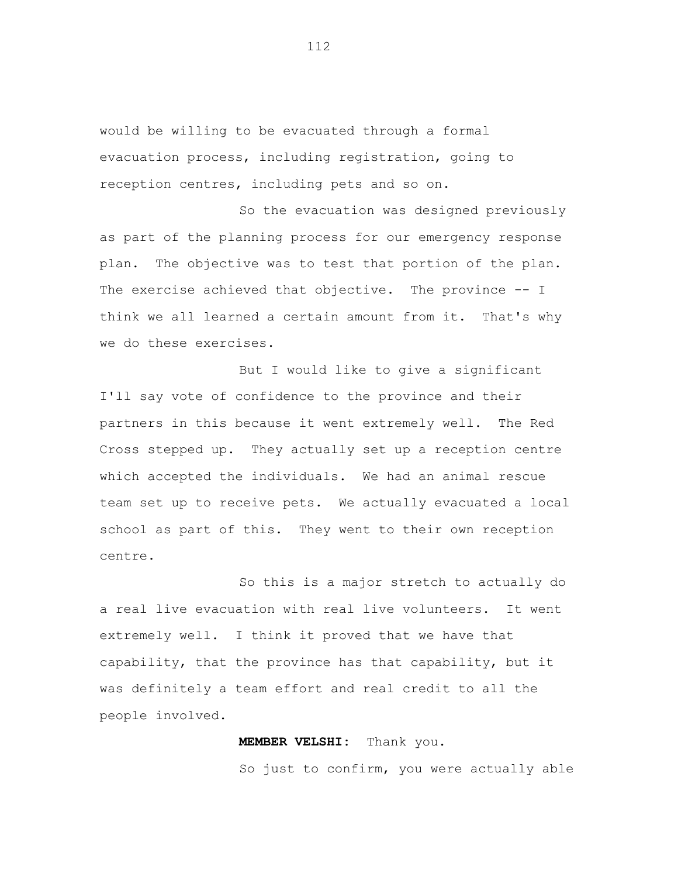would be willing to be evacuated through a formal evacuation process, including registration, going to reception centres, including pets and so on.

So the evacuation was designed previously as part of the planning process for our emergency response plan. The objective was to test that portion of the plan. The exercise achieved that objective. The province -- I think we all learned a certain amount from it. That's why we do these exercises.

But I would like to give a significant I'll say vote of confidence to the province and their partners in this because it went extremely well. The Red Cross stepped up. They actually set up a reception centre which accepted the individuals. We had an animal rescue team set up to receive pets. We actually evacuated a local school as part of this. They went to their own reception centre.

So this is a major stretch to actually do a real live evacuation with real live volunteers. It went extremely well. I think it proved that we have that capability, that the province has that capability, but it was definitely a team effort and real credit to all the people involved.

**MEMBER VELSHI:** Thank you.

So just to confirm, you were actually able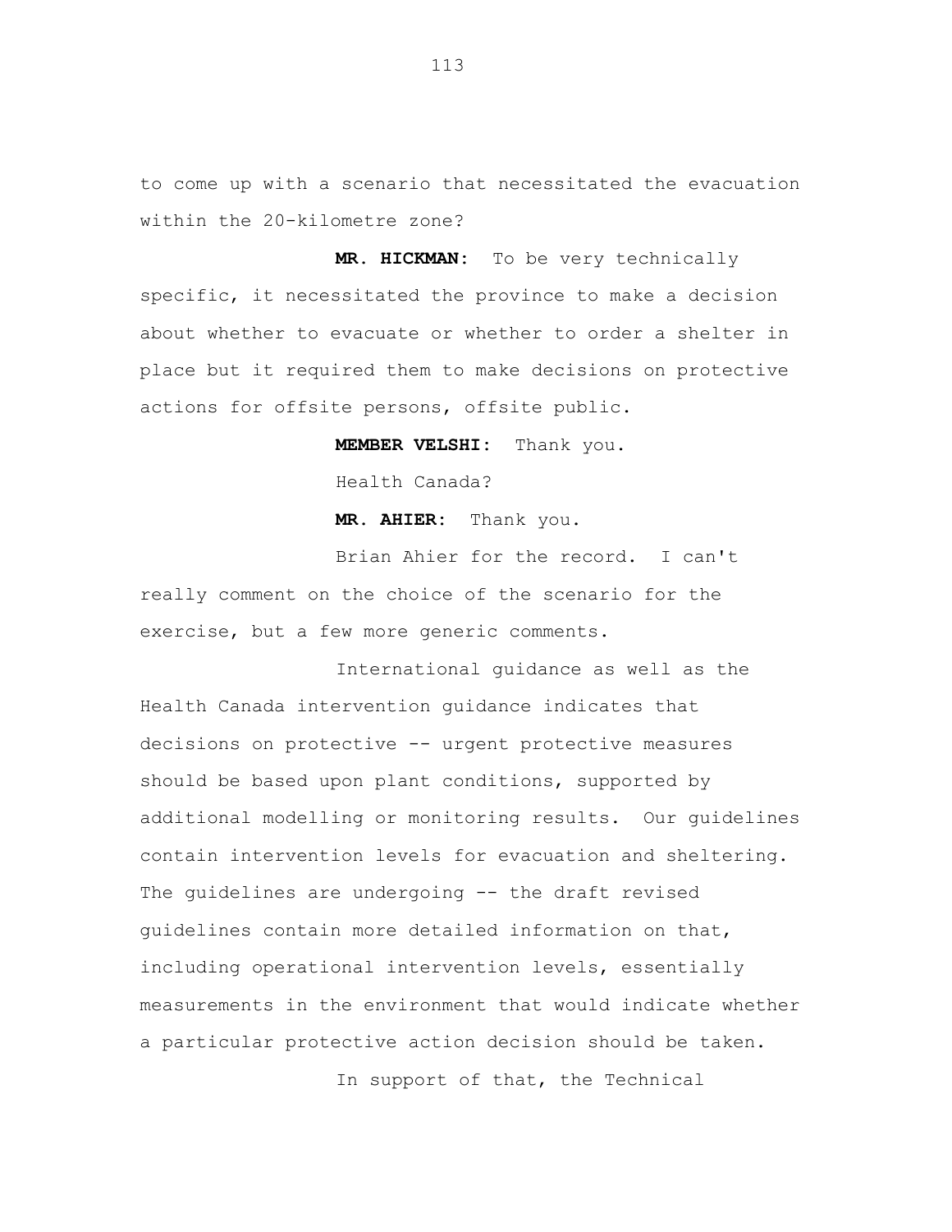to come up with a scenario that necessitated the evacuation within the 20-kilometre zone?

**MR. HICKMAN:** To be very technically specific, it necessitated the province to make a decision about whether to evacuate or whether to order a shelter in place but it required them to make decisions on protective actions for offsite persons, offsite public.

**MEMBER VELSHI:** Thank you.

Health Canada?

**MR. AHIER:** Thank you.

Brian Ahier for the record. I can't really comment on the choice of the scenario for the exercise, but a few more generic comments.

International guidance as well as the Health Canada intervention guidance indicates that decisions on protective -- urgent protective measures should be based upon plant conditions, supported by additional modelling or monitoring results. Our guidelines contain intervention levels for evacuation and sheltering. The guidelines are undergoing -- the draft revised guidelines contain more detailed information on that, including operational intervention levels, essentially measurements in the environment that would indicate whether a particular protective action decision should be taken.

In support of that, the Technical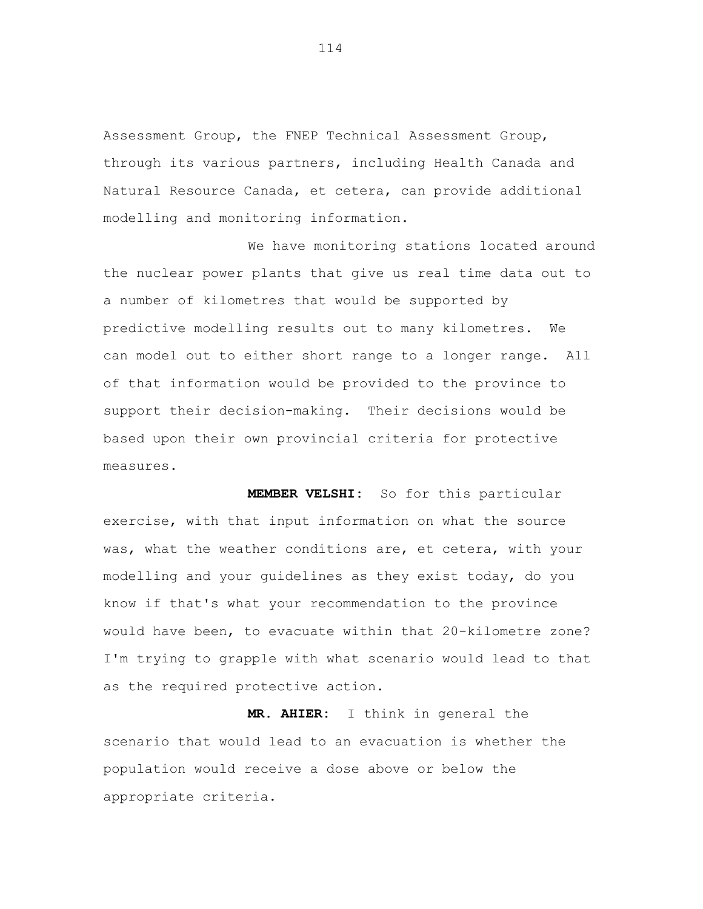Assessment Group, the FNEP Technical Assessment Group, through its various partners, including Health Canada and Natural Resource Canada, et cetera, can provide additional modelling and monitoring information.

We have monitoring stations located around the nuclear power plants that give us real time data out to a number of kilometres that would be supported by predictive modelling results out to many kilometres. We can model out to either short range to a longer range. All of that information would be provided to the province to support their decision-making. Their decisions would be based upon their own provincial criteria for protective measures.

**MEMBER VELSHI:** So for this particular exercise, with that input information on what the source was, what the weather conditions are, et cetera, with your modelling and your guidelines as they exist today, do you know if that's what your recommendation to the province would have been, to evacuate within that 20-kilometre zone? I'm trying to grapple with what scenario would lead to that as the required protective action.

**MR. AHIER:** I think in general the scenario that would lead to an evacuation is whether the population would receive a dose above or below the appropriate criteria.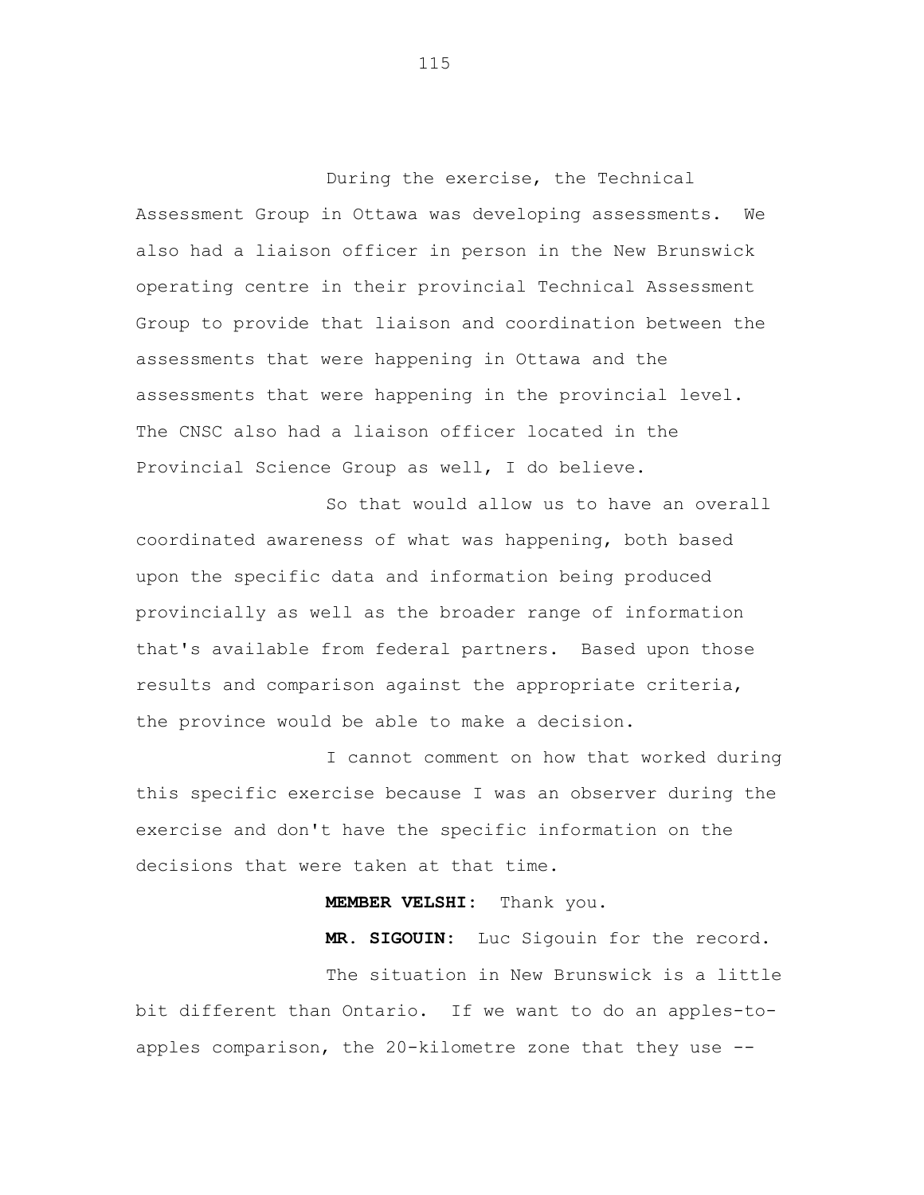During the exercise, the Technical Assessment Group in Ottawa was developing assessments. We also had a liaison officer in person in the New Brunswick operating centre in their provincial Technical Assessment Group to provide that liaison and coordination between the assessments that were happening in Ottawa and the assessments that were happening in the provincial level. The CNSC also had a liaison officer located in the Provincial Science Group as well, I do believe.

So that would allow us to have an overall coordinated awareness of what was happening, both based upon the specific data and information being produced provincially as well as the broader range of information that's available from federal partners. Based upon those results and comparison against the appropriate criteria, the province would be able to make a decision.

I cannot comment on how that worked during this specific exercise because I was an observer during the exercise and don't have the specific information on the decisions that were taken at that time.

**MEMBER VELSHI:** Thank you.

**MR. SIGOUIN:** Luc Sigouin for the record.

The situation in New Brunswick is a little bit different than Ontario. If we want to do an apples-to-apples comparison, the 20-kilometre zone that they use --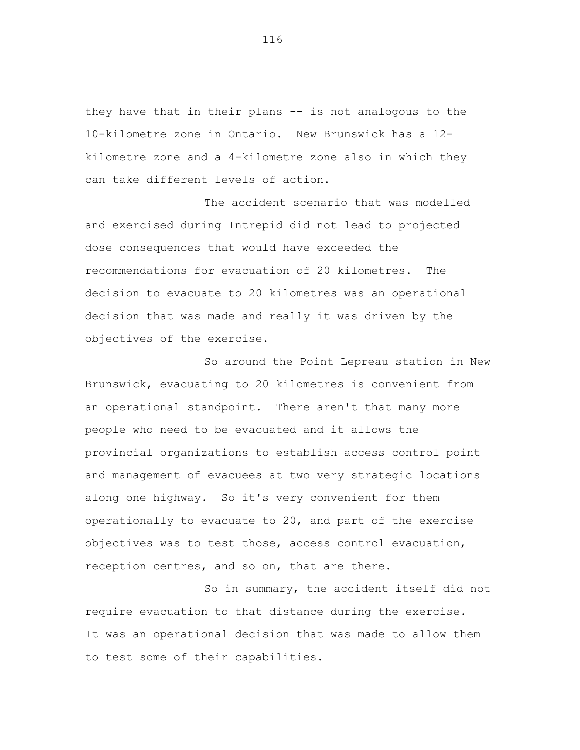they have that in their plans -- is not analogous to the 10-kilometre zone in Ontario. New Brunswick has a 12-kilometre zone and a 4-kilometre zone also in which they can take different levels of action.

The accident scenario that was modelled and exercised during Intrepid did not lead to projected dose consequences that would have exceeded the recommendations for evacuation of 20 kilometres. The decision to evacuate to 20 kilometres was an operational decision that was made and really it was driven by the objectives of the exercise.

So around the Point Lepreau station in New Brunswick, evacuating to 20 kilometres is convenient from an operational standpoint. There aren't that many more people who need to be evacuated and it allows the provincial organizations to establish access control point and management of evacuees at two very strategic locations along one highway. So it's very convenient for them operationally to evacuate to 20, and part of the exercise objectives was to test those, access control evacuation, reception centres, and so on, that are there.

So in summary, the accident itself did not require evacuation to that distance during the exercise. It was an operational decision that was made to allow them to test some of their capabilities.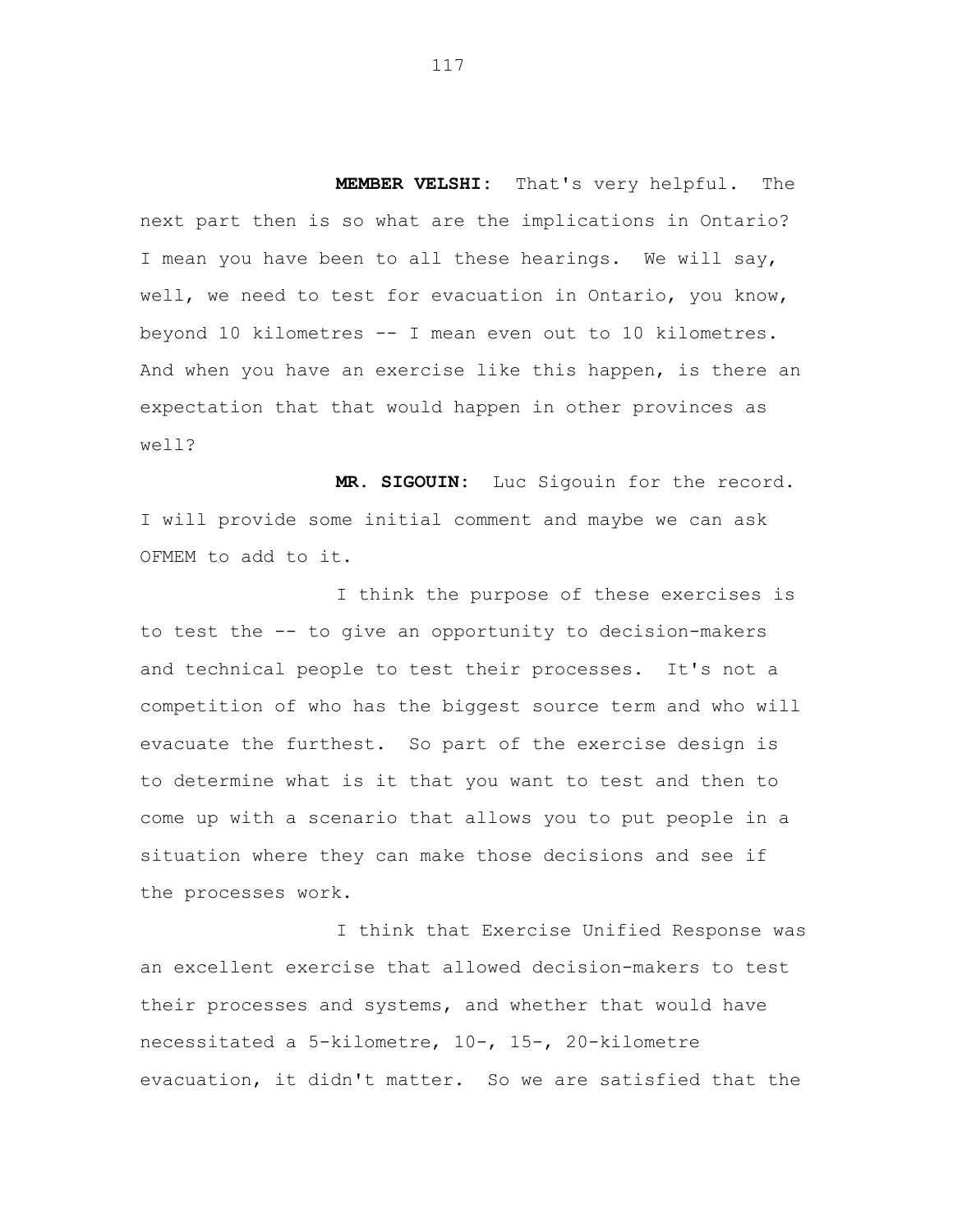**MEMBER VELSHI:** That's very helpful. The next part then is so what are the implications in Ontario? I mean you have been to all these hearings. We will say, well, we need to test for evacuation in Ontario, you know, beyond 10 kilometres -- I mean even out to 10 kilometres. And when you have an exercise like this happen, is there an expectation that that would happen in other provinces as well?

**MR. SIGOUIN:** Luc Sigouin for the record. I will provide some initial comment and maybe we can ask OFMEM to add to it.

I think the purpose of these exercises is to test the -- to give an opportunity to decision-makers and technical people to test their processes. It's not a competition of who has the biggest source term and who will evacuate the furthest. So part of the exercise design is to determine what is it that you want to test and then to come up with a scenario that allows you to put people in a situation where they can make those decisions and see if the processes work.

I think that Exercise Unified Response was an excellent exercise that allowed decision-makers to test their processes and systems, and whether that would have necessitated a 5-kilometre, 10-, 15-, 20-kilometre evacuation, it didn't matter. So we are satisfied that the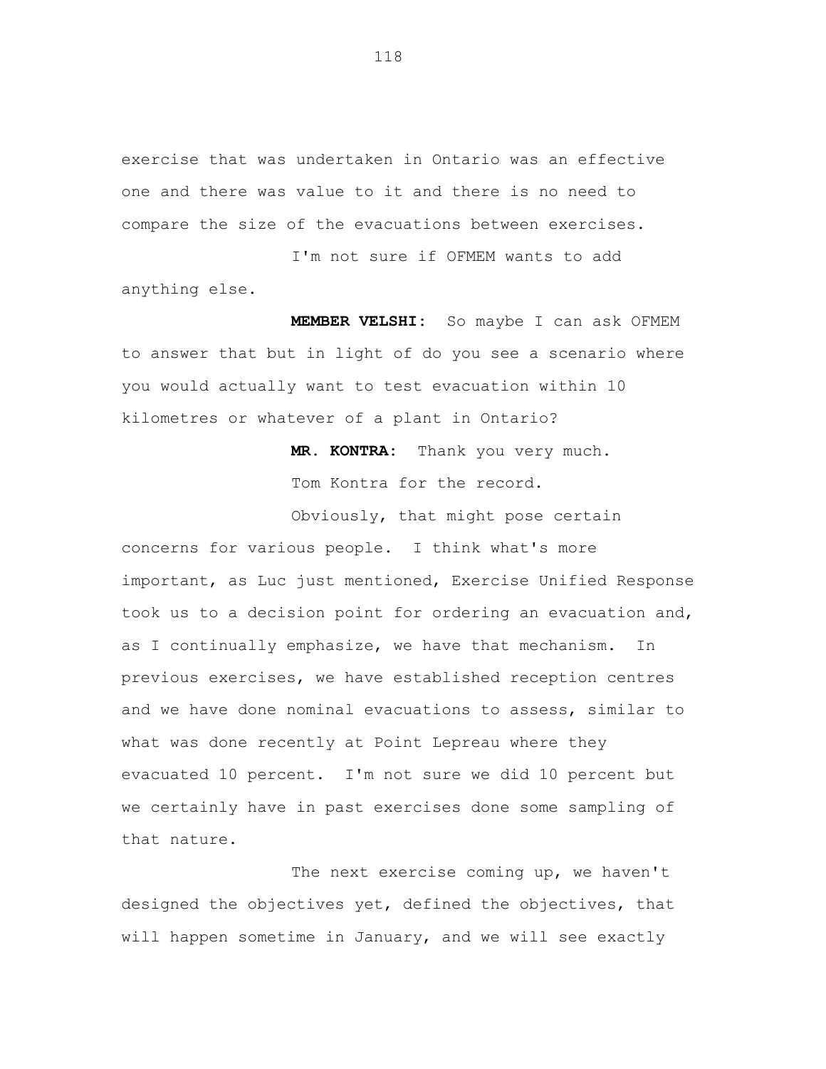exercise that was undertaken in Ontario was an effective one and there was value to it and there is no need to compare the size of the evacuations between exercises.

I'm not sure if OFMEM wants to add anything else.

**MEMBER VELSHI:** So maybe I can ask OFMEM to answer that but in light of do you see a scenario where you would actually want to test evacuation within 10 kilometres or whatever of a plant in Ontario?

**MR. KONTRA:** Thank you very much.

Tom Kontra for the record.

Obviously, that might pose certain concerns for various people. I think what's more important, as Luc just mentioned, Exercise Unified Response took us to a decision point for ordering an evacuation and, as I continually emphasize, we have that mechanism. In previous exercises, we have established reception centres and we have done nominal evacuations to assess, similar to what was done recently at Point Lepreau where they evacuated 10 percent. I'm not sure we did 10 percent but we certainly have in past exercises done some sampling of that nature.

The next exercise coming up, we haven't designed the objectives yet, defined the objectives, that will happen sometime in January, and we will see exactly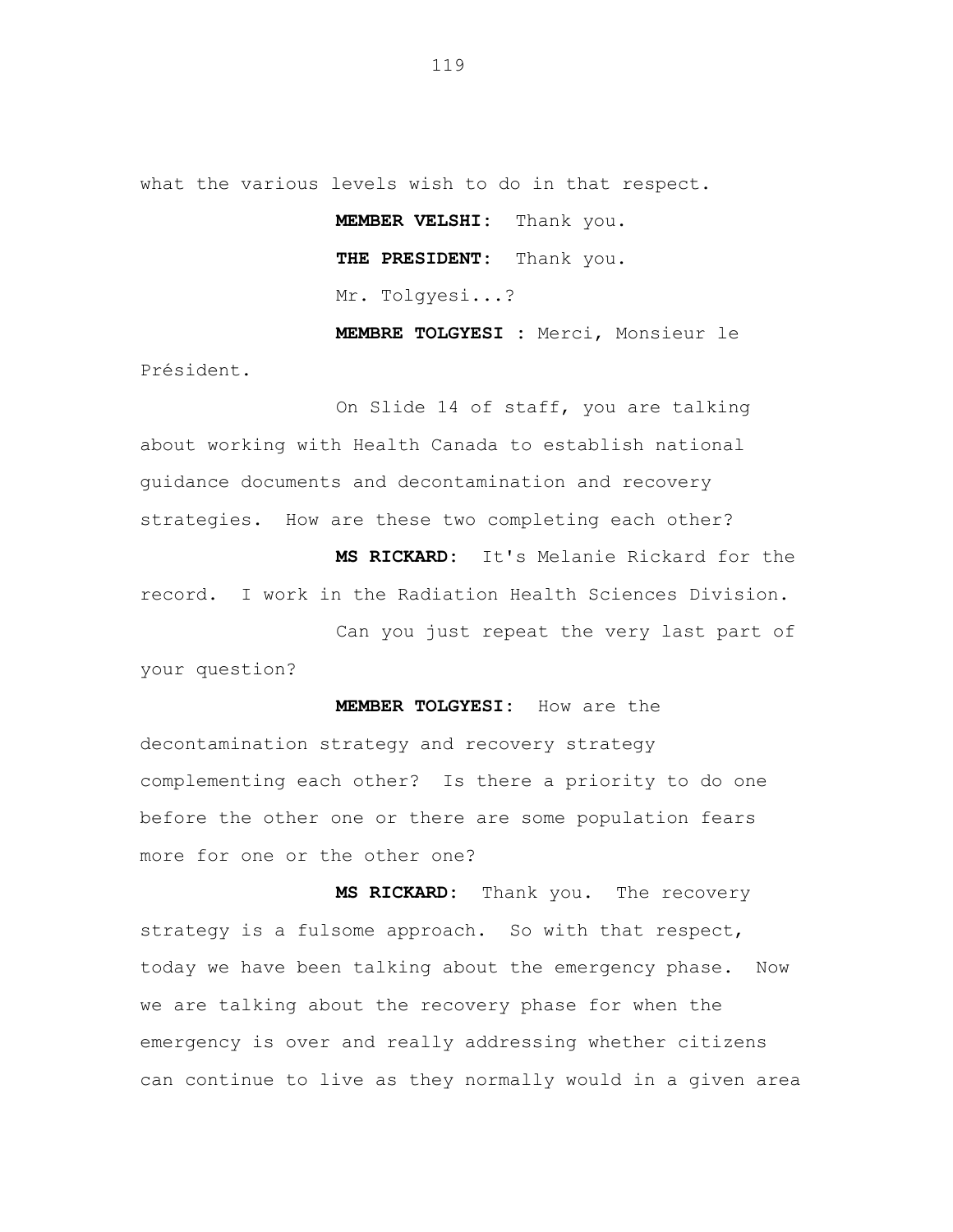what the various levels wish to do in that respect.

**MEMBER VELSHI:** Thank you.

**THE PRESIDENT:** Thank you.

Mr. Tolgyesi...?

**MEMBRE TOLGYESI :** Merci, Monsieur le Président.

On Slide 14 of staff, you are talking about working with Health Canada to establish national guidance documents and decontamination and recovery strategies. How are these two completing each other?

**MS RICKARD:** It's Melanie Rickard for the record. I work in the Radiation Health Sciences Division.

Can you just repeat the very last part of your question?

**MEMBER TOLGYESI:** How are the decontamination strategy and recovery strategy complementing each other? Is there a priority to do one before the other one or there are some population fears more for one or the other one?

**MS RICKARD:** Thank you. The recovery strategy is a fulsome approach. So with that respect, today we have been talking about the emergency phase. Now we are talking about the recovery phase for when the emergency is over and really addressing whether citizens can continue to live as they normally would in a given area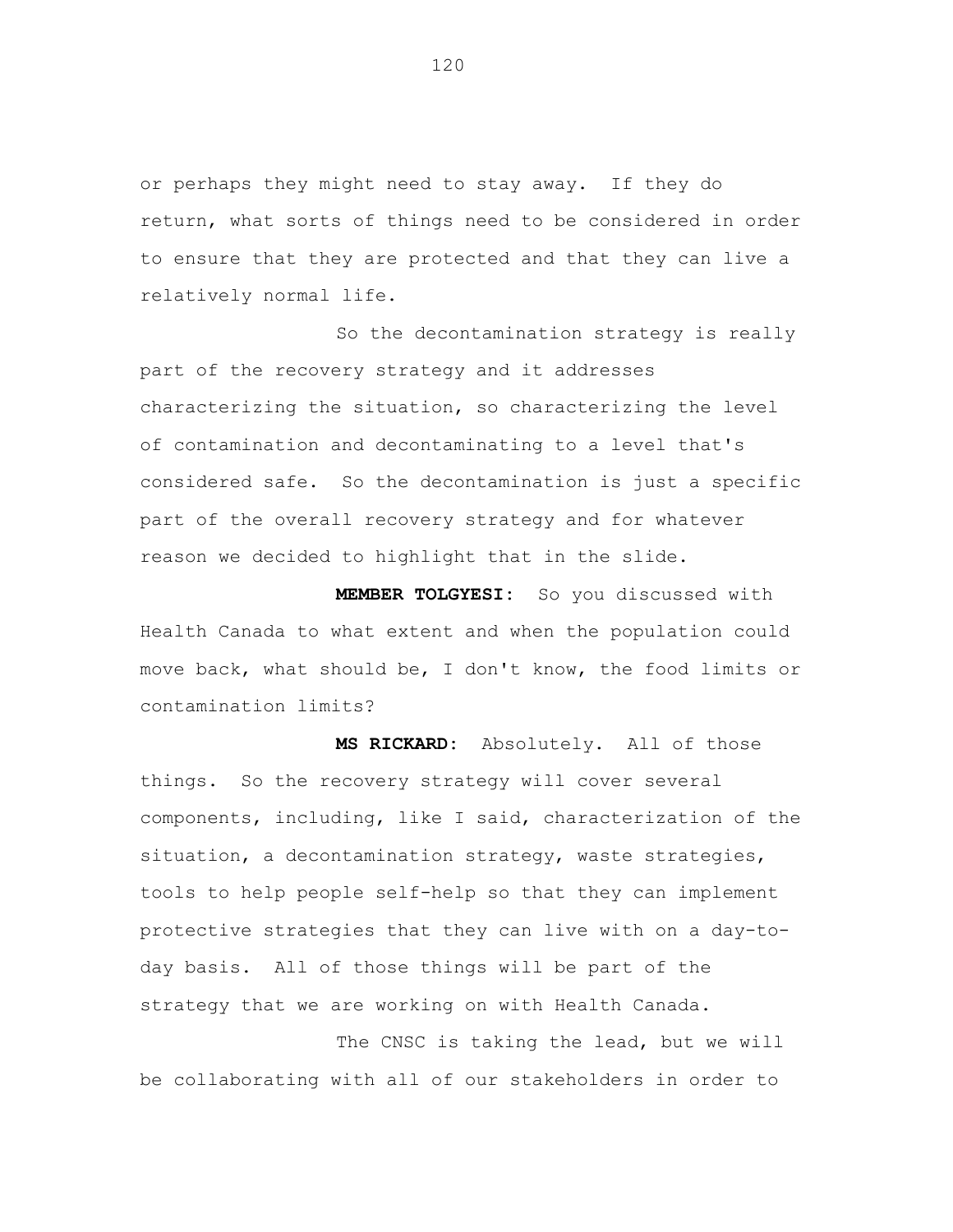or perhaps they might need to stay away. If they do return, what sorts of things need to be considered in order to ensure that they are protected and that they can live a relatively normal life.

So the decontamination strategy is really part of the recovery strategy and it addresses characterizing the situation, so characterizing the level of contamination and decontaminating to a level that's considered safe. So the decontamination is just a specific part of the overall recovery strategy and for whatever reason we decided to highlight that in the slide.

**MEMBER TOLGYESI:** So you discussed with Health Canada to what extent and when the population could move back, what should be, I don't know, the food limits or contamination limits?

**MS RICKARD:** Absolutely. All of those things. So the recovery strategy will cover several components, including, like I said, characterization of the situation, a decontamination strategy, waste strategies, tools to help people self-help so that they can implement protective strategies that they can live with on a day-to-day basis. All of those things will be part of the strategy that we are working on with Health Canada.

The CNSC is taking the lead, but we will be collaborating with all of our stakeholders in order to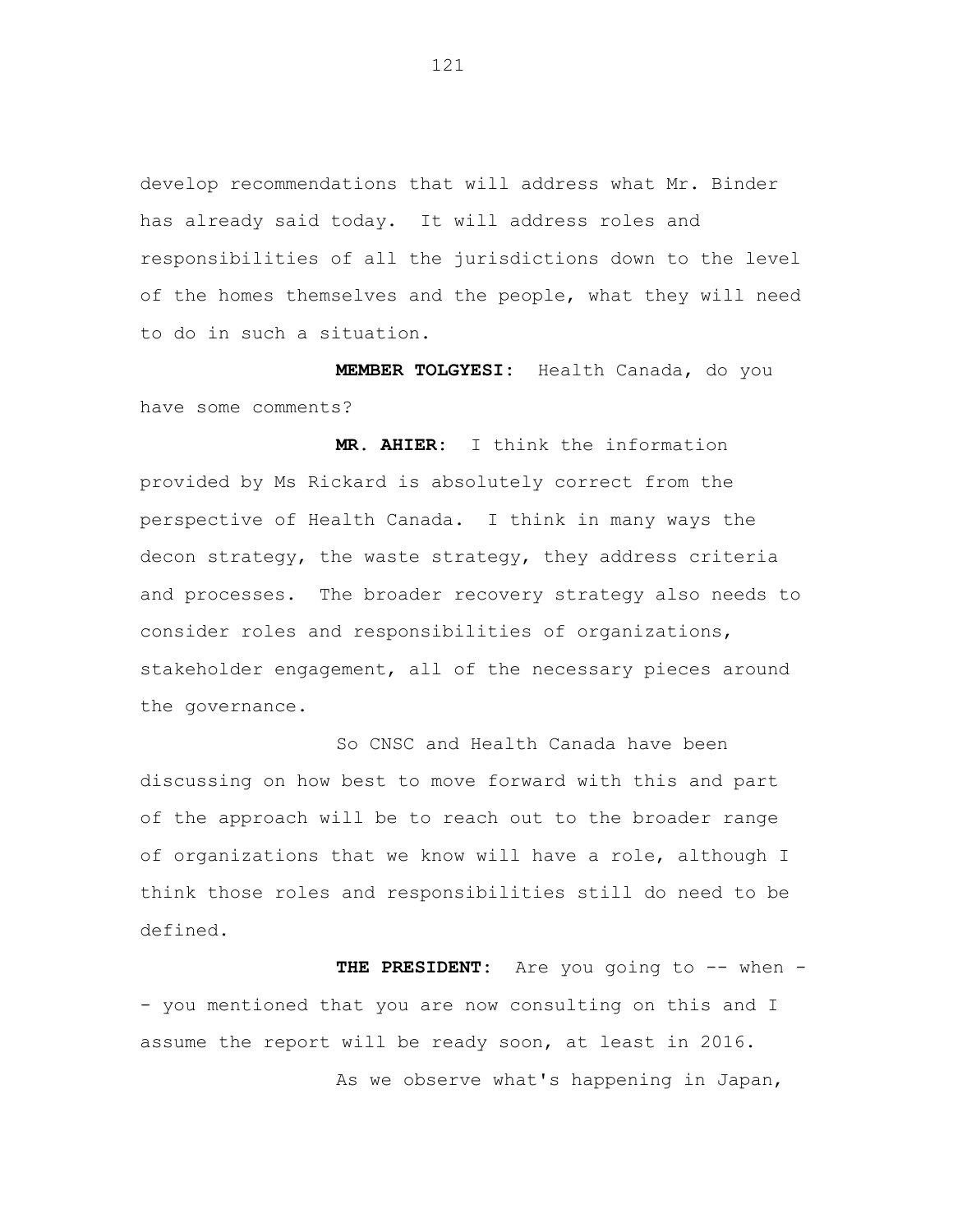develop recommendations that will address what Mr. Binder has already said today. It will address roles and responsibilities of all the jurisdictions down to the level of the homes themselves and the people, what they will need to do in such a situation.

**MEMBER TOLGYESI:** Health Canada, do you have some comments?

**MR. AHIER:** I think the information provided by Ms Rickard is absolutely correct from the perspective of Health Canada. I think in many ways the decon strategy, the waste strategy, they address criteria and processes. The broader recovery strategy also needs to consider roles and responsibilities of organizations, stakeholder engagement, all of the necessary pieces around the governance.

So CNSC and Health Canada have been discussing on how best to move forward with this and part of the approach will be to reach out to the broader range of organizations that we know will have a role, although I think those roles and responsibilities still do need to be defined.

**THE PRESIDENT:** Are you going to -- when -- you mentioned that you are now consulting on this and I assume the report will be ready soon, at least in 2016.

As we observe what's happening in Japan,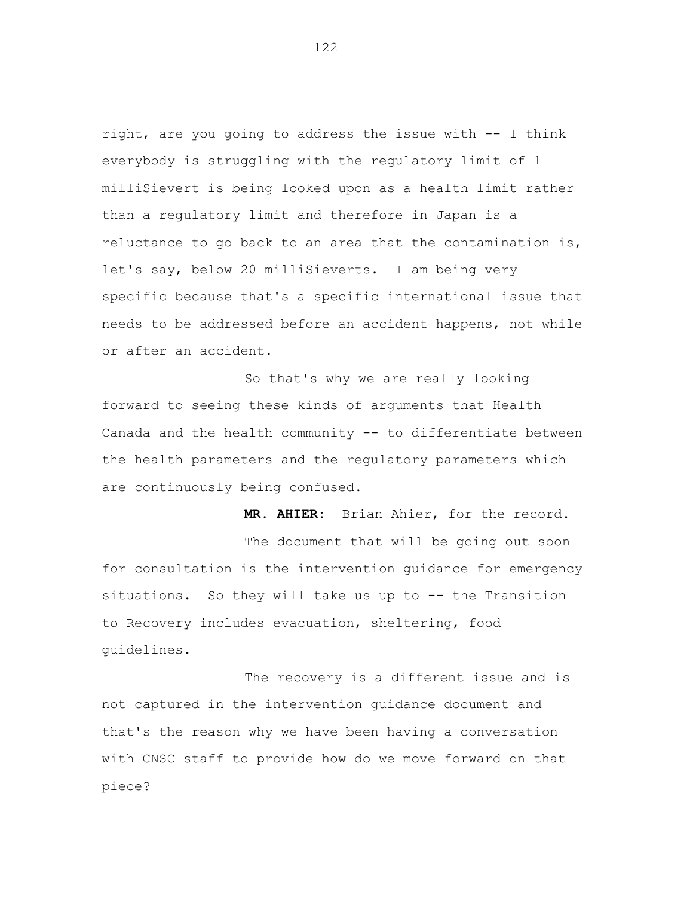right, are you going to address the issue with -- I think everybody is struggling with the regulatory limit of 1 milliSievert is being looked upon as a health limit rather than a regulatory limit and therefore in Japan is a reluctance to go back to an area that the contamination is, let's say, below 20 milliSieverts. I am being very specific because that's a specific international issue that needs to be addressed before an accident happens, not while or after an accident.

So that's why we are really looking forward to seeing these kinds of arguments that Health Canada and the health community -- to differentiate between the health parameters and the regulatory parameters which are continuously being confused.

**MR. AHIER:** Brian Ahier, for the record.

The document that will be going out soon for consultation is the intervention guidance for emergency situations. So they will take us up to -- the Transition to Recovery includes evacuation, sheltering, food guidelines.

The recovery is a different issue and is not captured in the intervention guidance document and that's the reason why we have been having a conversation with CNSC staff to provide how do we move forward on that piece?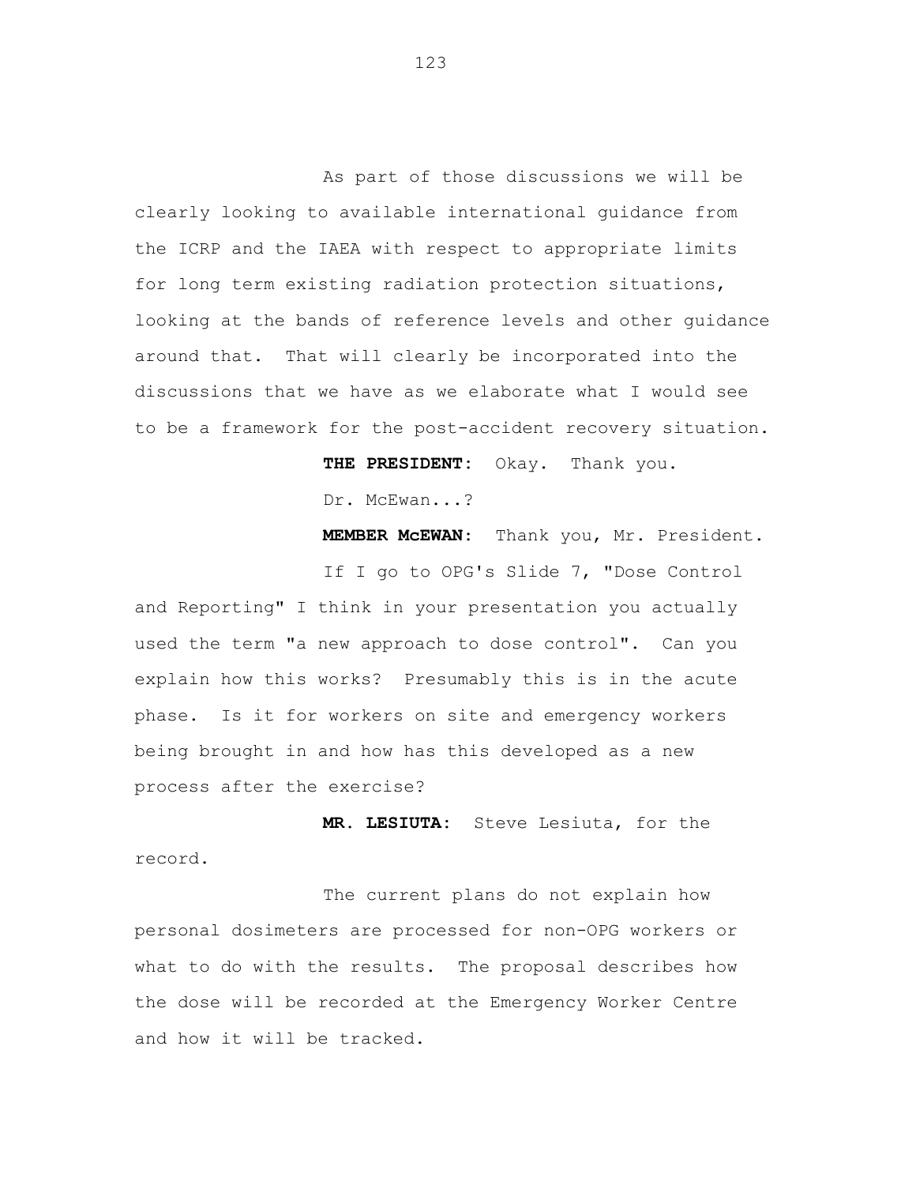As part of those discussions we will be clearly looking to available international guidance from the ICRP and the IAEA with respect to appropriate limits for long term existing radiation protection situations, looking at the bands of reference levels and other guidance around that. That will clearly be incorporated into the discussions that we have as we elaborate what I would see to be a framework for the post-accident recovery situation.

**THE PRESIDENT:** Okay. Thank you.

Dr. McEwan...?

**MEMBER McEWAN:** Thank you, Mr. President.

If I go to OPG's Slide 7, "Dose Control and Reporting" I think in your presentation you actually used the term "a new approach to dose control". Can you explain how this works? Presumably this is in the acute phase. Is it for workers on site and emergency workers being brought in and how has this developed as a new process after the exercise?

**MR. LESIUTA:** Steve Lesiuta, for the record.

The current plans do not explain how personal dosimeters are processed for non-OPG workers or what to do with the results. The proposal describes how the dose will be recorded at the Emergency Worker Centre and how it will be tracked.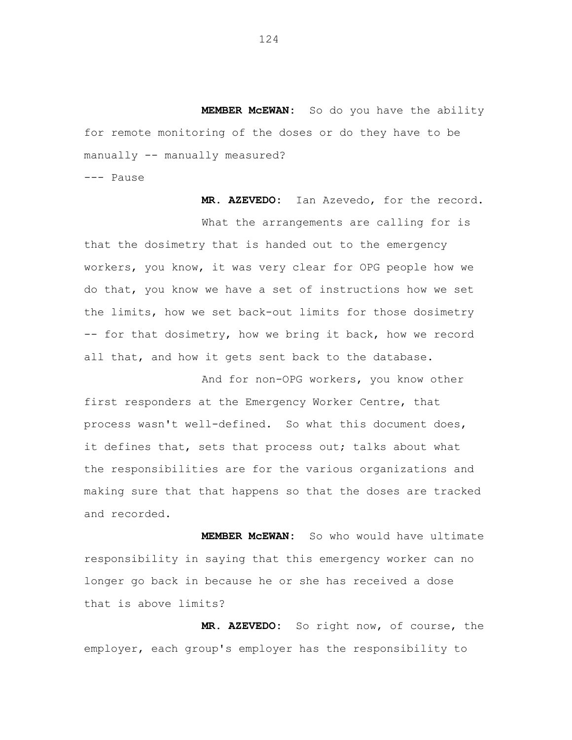**MEMBER McEWAN:** So do you have the ability for remote monitoring of the doses or do they have to be manually -- manually measured?

--- Pause

**MR. AZEVEDO:** Ian Azevedo, for the record.

What the arrangements are calling for is that the dosimetry that is handed out to the emergency workers, you know, it was very clear for OPG people how we do that, you know we have a set of instructions how we set the limits, how we set back-out limits for those dosimetry -- for that dosimetry, how we bring it back, how we record all that, and how it gets sent back to the database.

And for non-OPG workers, you know other first responders at the Emergency Worker Centre, that process wasn't well-defined. So what this document does, it defines that, sets that process out; talks about what the responsibilities are for the various organizations and making sure that that happens so that the doses are tracked and recorded.

**MEMBER McEWAN:** So who would have ultimate responsibility in saying that this emergency worker can no longer go back in because he or she has received a dose that is above limits?

**MR. AZEVEDO:** So right now, of course, the employer, each group's employer has the responsibility to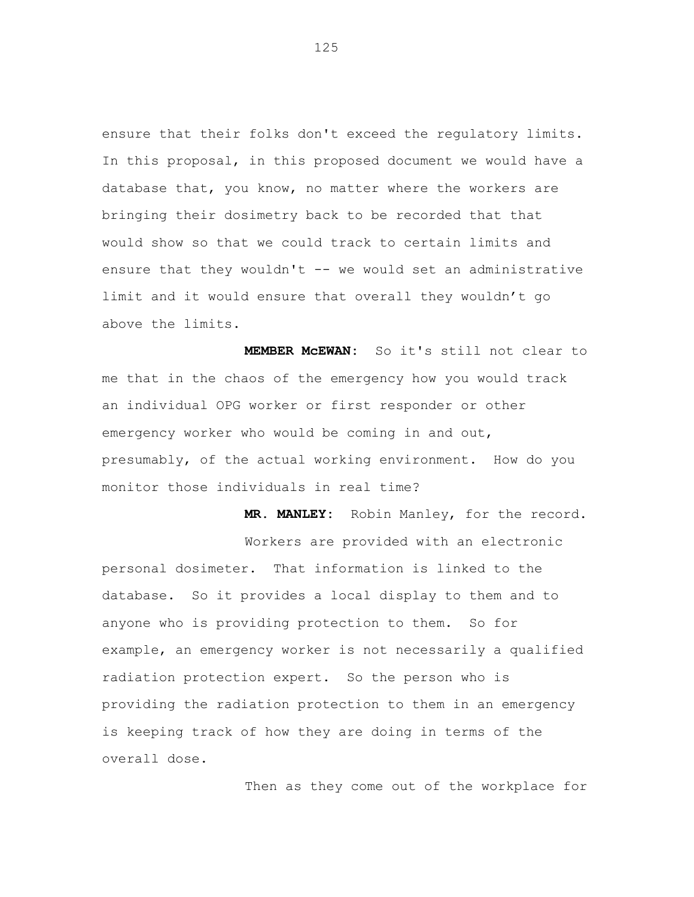ensure that their folks don't exceed the regulatory limits. In this proposal, in this proposed document we would have a database that, you know, no matter where the workers are bringing their dosimetry back to be recorded that that would show so that we could track to certain limits and ensure that they wouldn't -- we would set an administrative limit and it would ensure that overall they wouldn't go above the limits.

**MEMBER McEWAN:** So it's still not clear to me that in the chaos of the emergency how you would track an individual OPG worker or first responder or other emergency worker who would be coming in and out, presumably, of the actual working environment. How do you monitor those individuals in real time?

**MR. MANLEY:** Robin Manley, for the record.

Workers are provided with an electronic personal dosimeter. That information is linked to the database. So it provides a local display to them and to anyone who is providing protection to them. So for example, an emergency worker is not necessarily a qualified radiation protection expert. So the person who is providing the radiation protection to them in an emergency is keeping track of how they are doing in terms of the overall dose.

Then as they come out of the workplace for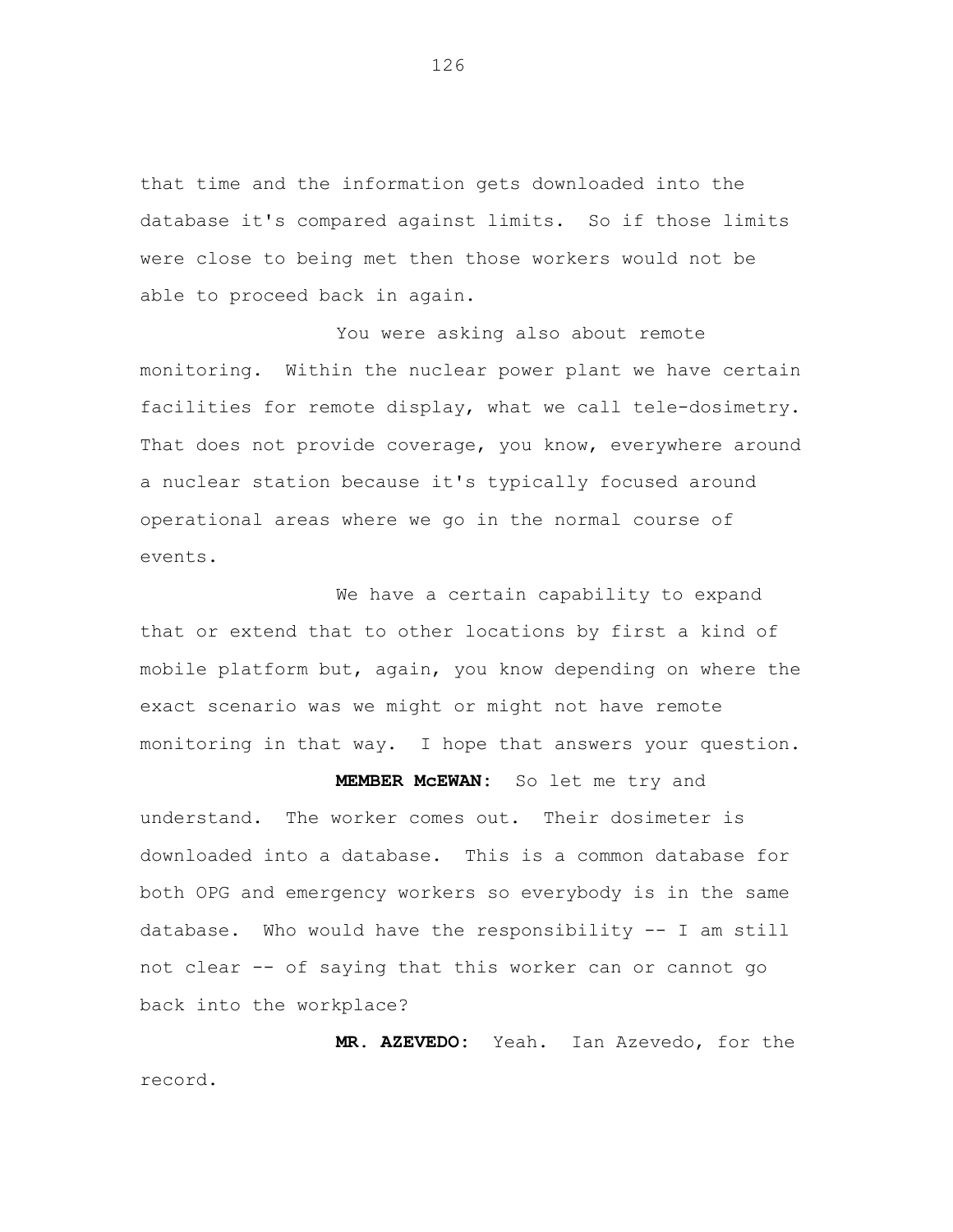that time and the information gets downloaded into the database it's compared against limits. So if those limits were close to being met then those workers would not be able to proceed back in again.

You were asking also about remote monitoring. Within the nuclear power plant we have certain facilities for remote display, what we call tele-dosimetry. That does not provide coverage, you know, everywhere around a nuclear station because it's typically focused around operational areas where we go in the normal course of events.

We have a certain capability to expand that or extend that to other locations by first a kind of mobile platform but, again, you know depending on where the exact scenario was we might or might not have remote monitoring in that way. I hope that answers your question.

**MEMBER McEWAN:** So let me try and understand. The worker comes out. Their dosimeter is downloaded into a database. This is a common database for both OPG and emergency workers so everybody is in the same database. Who would have the responsibility -- I am still not clear -- of saying that this worker can or cannot go back into the workplace?

**MR. AZEVEDO:** Yeah. Ian Azevedo, for the record.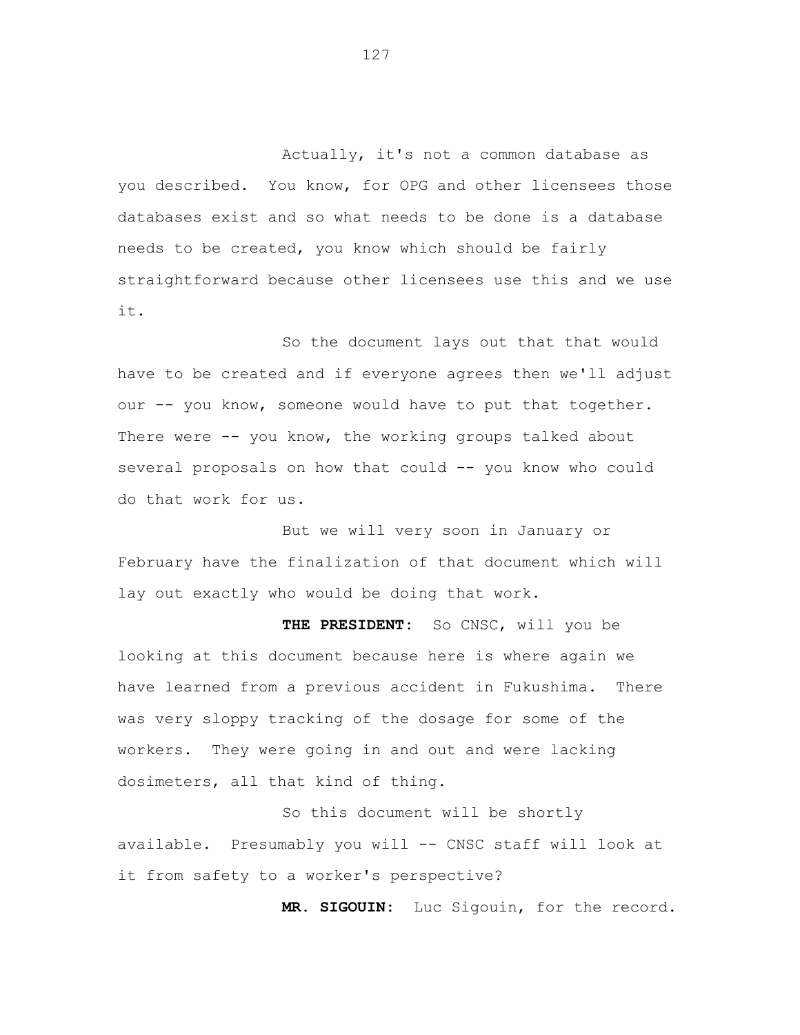Actually, it's not a common database as you described. You know, for OPG and other licensees those databases exist and so what needs to be done is a database needs to be created, you know which should be fairly straightforward because other licensees use this and we use it.

So the document lays out that that would have to be created and if everyone agrees then we'll adjust our -- you know, someone would have to put that together. There were -- you know, the working groups talked about several proposals on how that could -- you know who could do that work for us.

But we will very soon in January or February have the finalization of that document which will lay out exactly who would be doing that work.

**THE PRESIDENT:** So CNSC, will you be looking at this document because here is where again we have learned from a previous accident in Fukushima. There was very sloppy tracking of the dosage for some of the workers. They were going in and out and were lacking dosimeters, all that kind of thing.

So this document will be shortly available. Presumably you will -- CNSC staff will look at it from safety to a worker's perspective?

**MR. SIGOUIN:** Luc Sigouin, for the record.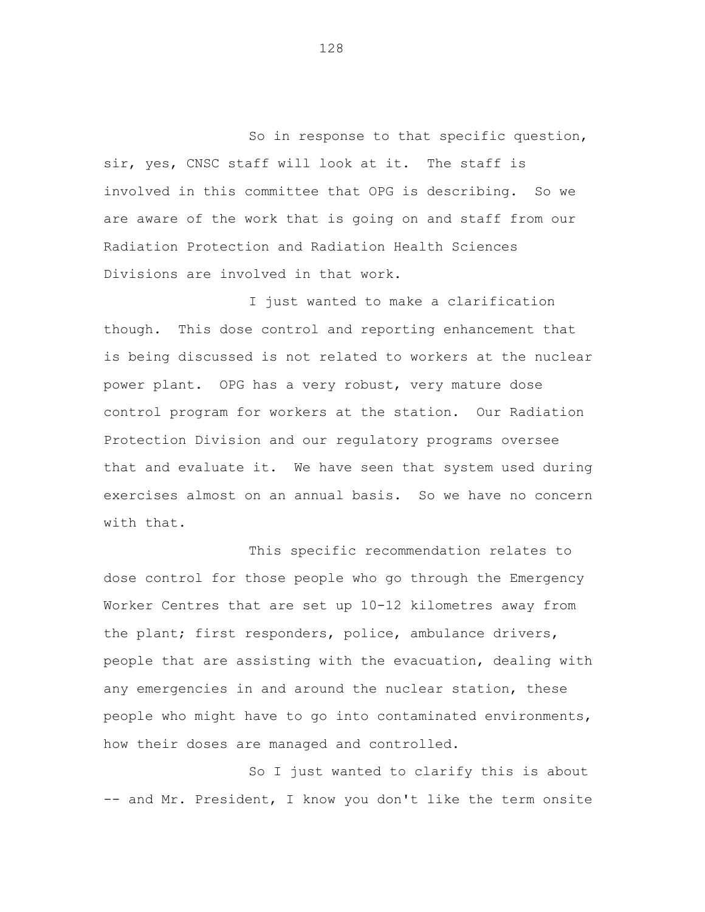So in response to that specific question, sir, yes, CNSC staff will look at it. The staff is involved in this committee that OPG is describing. So we are aware of the work that is going on and staff from our Radiation Protection and Radiation Health Sciences Divisions are involved in that work.

I just wanted to make a clarification though. This dose control and reporting enhancement that is being discussed is not related to workers at the nuclear power plant. OPG has a very robust, very mature dose control program for workers at the station. Our Radiation Protection Division and our regulatory programs oversee that and evaluate it. We have seen that system used during exercises almost on an annual basis. So we have no concern with that.

This specific recommendation relates to dose control for those people who go through the Emergency Worker Centres that are set up 10-12 kilometres away from the plant; first responders, police, ambulance drivers, people that are assisting with the evacuation, dealing with any emergencies in and around the nuclear station, these people who might have to go into contaminated environments, how their doses are managed and controlled.

So I just wanted to clarify this is about -- and Mr. President, I know you don't like the term onsite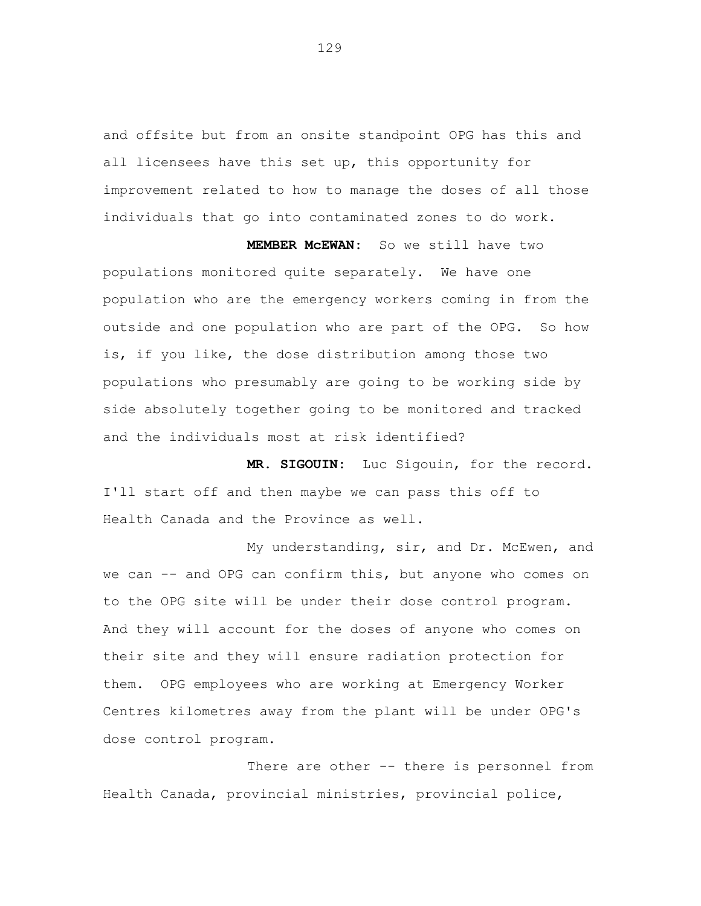and offsite but from an onsite standpoint OPG has this and all licensees have this set up, this opportunity for improvement related to how to manage the doses of all those individuals that go into contaminated zones to do work.

**MEMBER McEWAN:** So we still have two populations monitored quite separately. We have one population who are the emergency workers coming in from the outside and one population who are part of the OPG. So how is, if you like, the dose distribution among those two populations who presumably are going to be working side by side absolutely together going to be monitored and tracked and the individuals most at risk identified?

**MR. SIGOUIN:** Luc Sigouin, for the record. I'll start off and then maybe we can pass this off to Health Canada and the Province as well.

My understanding, sir, and Dr. McEwen, and we can -- and OPG can confirm this, but anyone who comes on to the OPG site will be under their dose control program. And they will account for the doses of anyone who comes on their site and they will ensure radiation protection for them. OPG employees who are working at Emergency Worker Centres kilometres away from the plant will be under OPG's dose control program.

There are other -- there is personnel from Health Canada, provincial ministries, provincial police,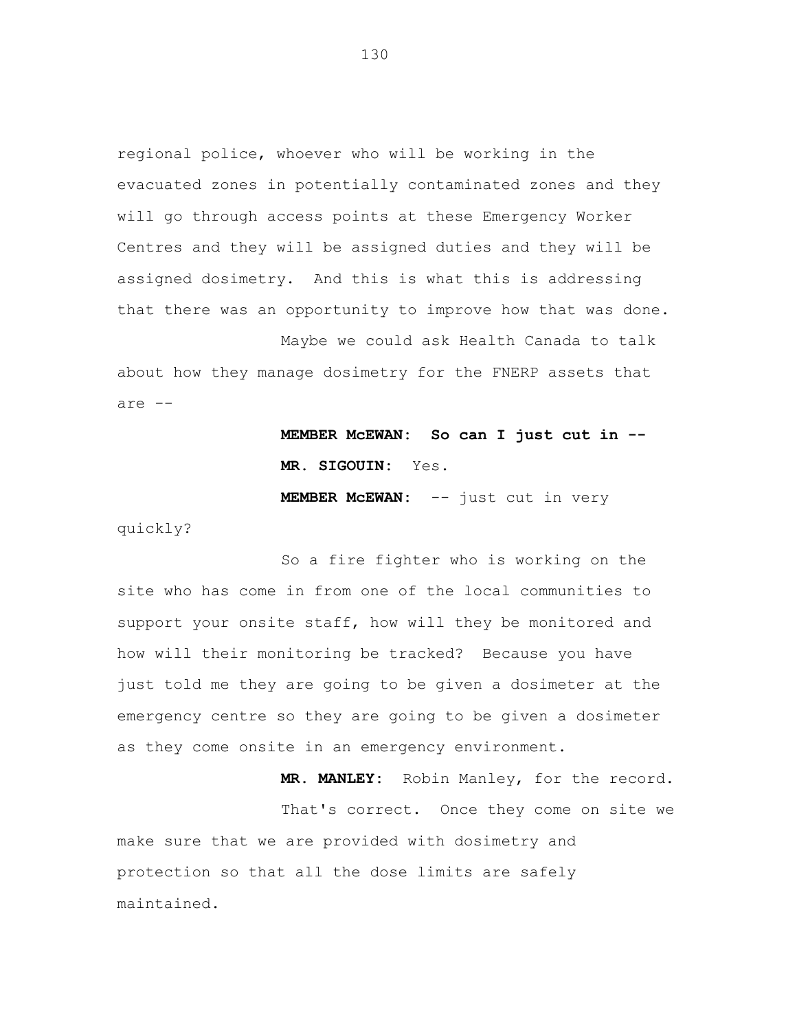regional police, whoever who will be working in the evacuated zones in potentially contaminated zones and they will go through access points at these Emergency Worker Centres and they will be assigned duties and they will be assigned dosimetry. And this is what this is addressing that there was an opportunity to improve how that was done.

Maybe we could ask Health Canada to talk about how they manage dosimetry for the FNERP assets that are --

**MEMBER McEWAN: So can I just cut in --**

**MR. SIGOUIN:** Yes.

**MEMBER McEWAN:** -- just cut in very quickly?

So a fire fighter who is working on the site who has come in from one of the local communities to support your onsite staff, how will they be monitored and how will their monitoring be tracked? Because you have just told me they are going to be given a dosimeter at the emergency centre so they are going to be given a dosimeter as they come onsite in an emergency environment.

**MR. MANLEY:** Robin Manley, for the record.

That's correct. Once they come on site we make sure that we are provided with dosimetry and protection so that all the dose limits are safely maintained.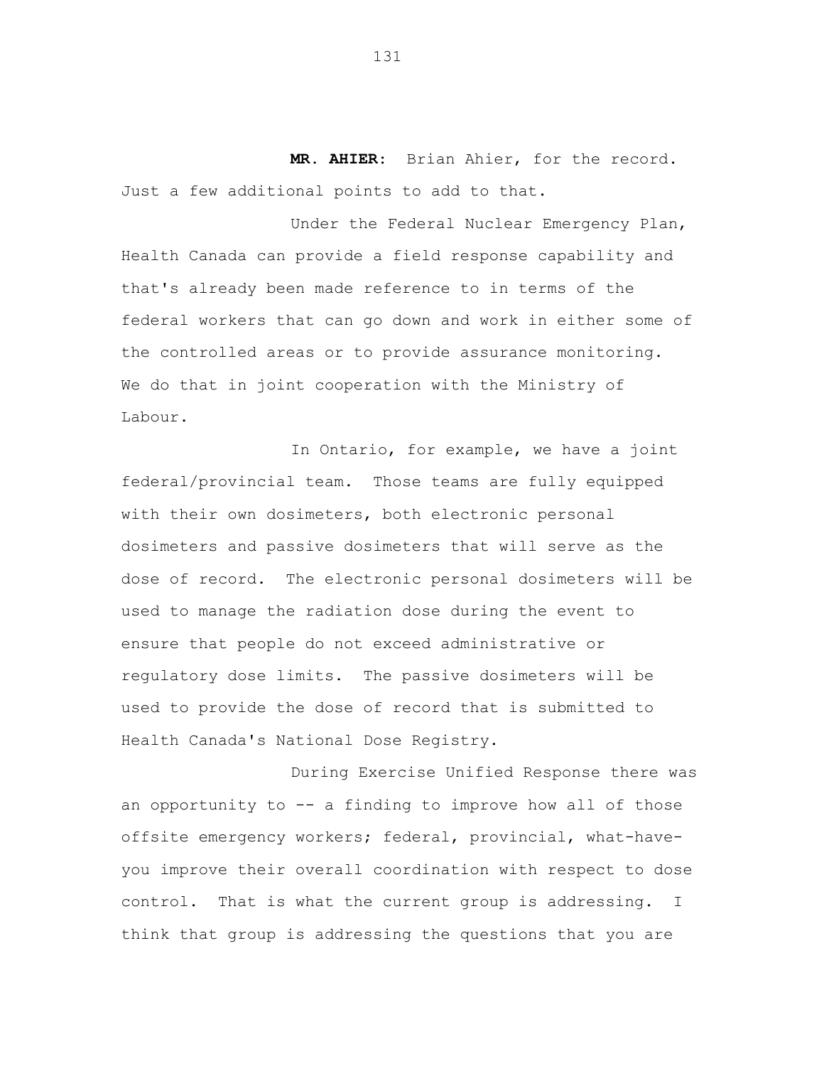**MR. AHIER:** Brian Ahier, for the record. Just a few additional points to add to that.

Under the Federal Nuclear Emergency Plan, Health Canada can provide a field response capability and that's already been made reference to in terms of the federal workers that can go down and work in either some of the controlled areas or to provide assurance monitoring. We do that in joint cooperation with the Ministry of Labour.

In Ontario, for example, we have a joint federal/provincial team. Those teams are fully equipped with their own dosimeters, both electronic personal dosimeters and passive dosimeters that will serve as the dose of record. The electronic personal dosimeters will be used to manage the radiation dose during the event to ensure that people do not exceed administrative or regulatory dose limits. The passive dosimeters will be used to provide the dose of record that is submitted to Health Canada's National Dose Registry.

During Exercise Unified Response there was an opportunity to -- a finding to improve how all of those offsite emergency workers; federal, provincial, what-have-you improve their overall coordination with respect to dose control. That is what the current group is addressing. I think that group is addressing the questions that you are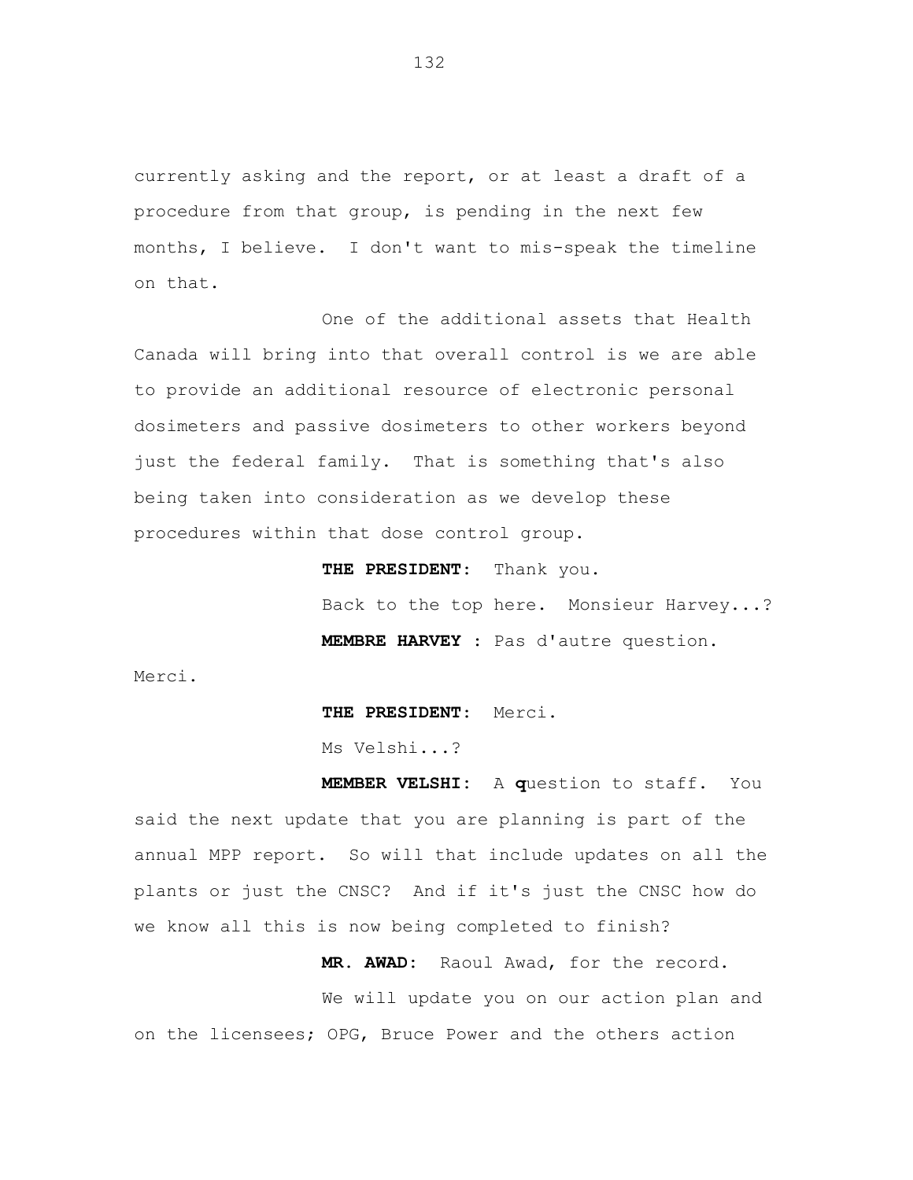currently asking and the report, or at least a draft of a procedure from that group, is pending in the next few months, I believe. I don't want to mis-speak the timeline on that.

One of the additional assets that Health Canada will bring into that overall control is we are able to provide an additional resource of electronic personal dosimeters and passive dosimeters to other workers beyond just the federal family. That is something that's also being taken into consideration as we develop these procedures within that dose control group.

**THE PRESIDENT:** Thank you.

Back to the top here. Monsieur Harvey...?

**MEMBRE HARVEY :** Pas d'autre question. Merci.

**THE PRESIDENT:** Merci.

Ms Velshi...?

**MEMBER VELSHI:** A question to staff. You said the next update that you are planning is part of the annual MPP report. So will that include updates on all the plants or just the CNSC? And if it's just the CNSC how do we know all this is now being completed to finish?

**MR. AWAD:** Raoul Awad, for the record.

We will update you on our action plan and on the licensees; OPG, Bruce Power and the others action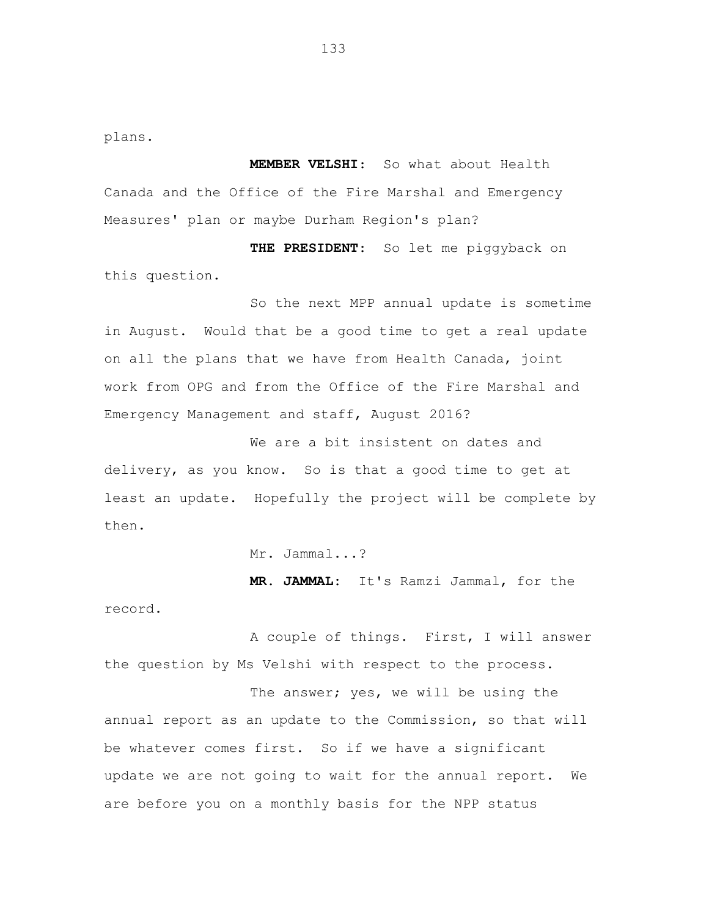plans.

**MEMBER VELSHI:** So what about Health Canada and the Office of the Fire Marshal and Emergency Measures' plan or maybe Durham Region's plan?

**THE PRESIDENT:** So let me piggyback on this question.

So the next MPP annual update is sometime in August. Would that be a good time to get a real update on all the plans that we have from Health Canada, joint work from OPG and from the Office of the Fire Marshal and Emergency Management and staff, August 2016?

We are a bit insistent on dates and delivery, as you know. So is that a good time to get at least an update. Hopefully the project will be complete by then.

Mr. Jammal...?

**MR. JAMMAL:** It's Ramzi Jammal, for the record.

A couple of things. First, I will answer the question by Ms Velshi with respect to the process.

The answer; yes, we will be using the annual report as an update to the Commission, so that will be whatever comes first. So if we have a significant update we are not going to wait for the annual report. We are before you on a monthly basis for the NPP status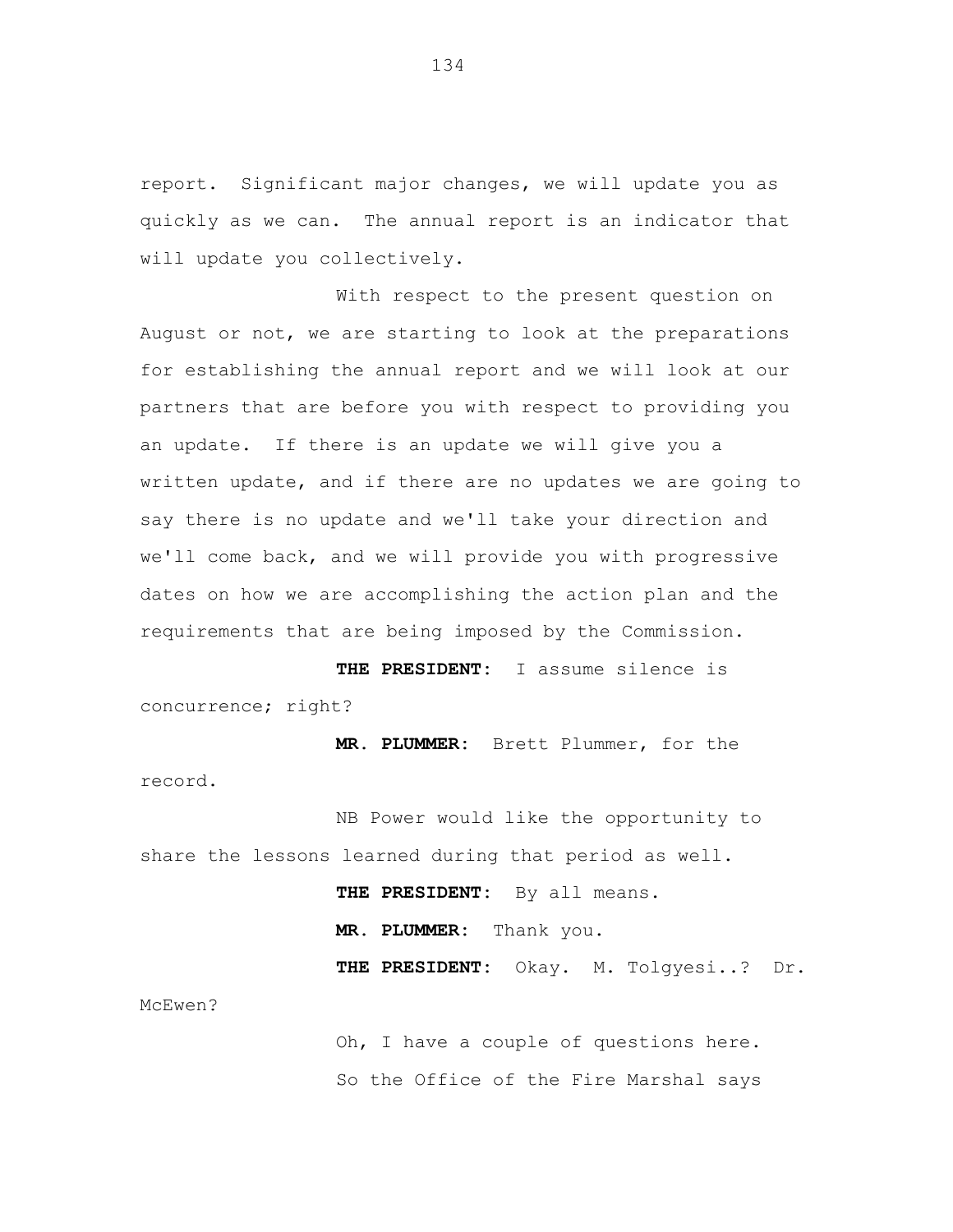report. Significant major changes, we will update you as quickly as we can. The annual report is an indicator that will update you collectively.

With respect to the present question on August or not, we are starting to look at the preparations for establishing the annual report and we will look at our partners that are before you with respect to providing you an update. If there is an update we will give you a written update, and if there are no updates we are going to say there is no update and we'll take your direction and we'll come back, and we will provide you with progressive dates on how we are accomplishing the action plan and the requirements that are being imposed by the Commission.

**THE PRESIDENT:** I assume silence is concurrence; right?

**MR. PLUMMER:** Brett Plummer, for the record.

NB Power would like the opportunity to share the lessons learned during that period as well.

**THE PRESIDENT:** By all means.

**MR. PLUMMER:** Thank you.

**THE PRESIDENT:** Okay. M. Tolgyesi..? Dr. McEwen?

Oh, I have a couple of questions here.

So the Office of the Fire Marshal says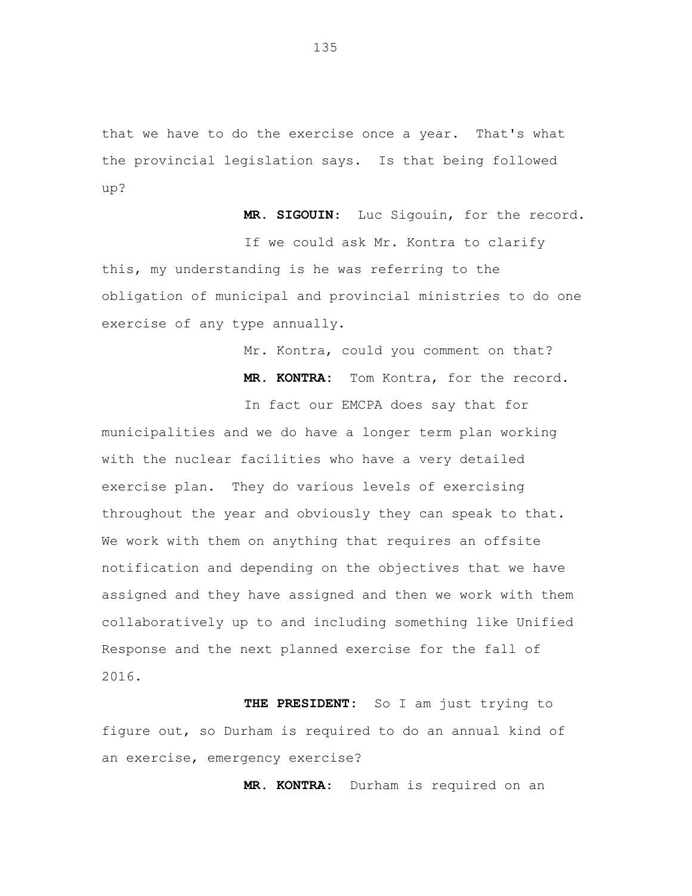that we have to do the exercise once a year. That's what the provincial legislation says. Is that being followed up?

**MR. SIGOUIN:** Luc Sigouin, for the record.

If we could ask Mr. Kontra to clarify this, my understanding is he was referring to the obligation of municipal and provincial ministries to do one exercise of any type annually.

Mr. Kontra, could you comment on that?

**MR. KONTRA:** Tom Kontra, for the record.

In fact our EMCPA does say that for municipalities and we do have a longer term plan working with the nuclear facilities who have a very detailed exercise plan. They do various levels of exercising throughout the year and obviously they can speak to that. We work with them on anything that requires an offsite notification and depending on the objectives that we have assigned and they have assigned and then we work with them collaboratively up to and including something like Unified Response and the next planned exercise for the fall of 2016.

**THE PRESIDENT:** So I am just trying to figure out, so Durham is required to do an annual kind of an exercise, emergency exercise?

**MR. KONTRA:** Durham is required on an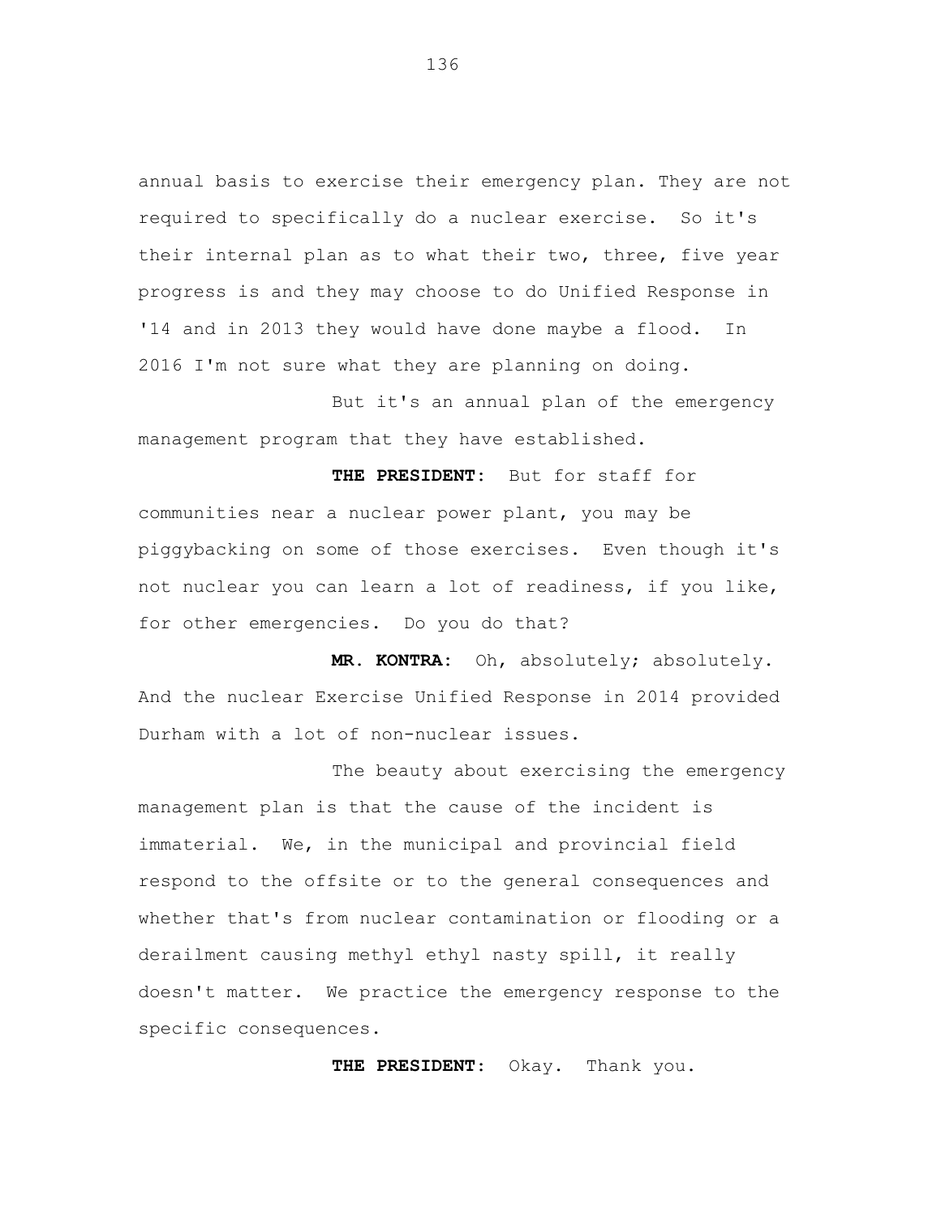annual basis to exercise their emergency plan. They are not required to specifically do a nuclear exercise. So it's their internal plan as to what their two, three, five year progress is and they may choose to do Unified Response in '14 and in 2013 they would have done maybe a flood. In 2016 I'm not sure what they are planning on doing.

But it's an annual plan of the emergency management program that they have established.

**THE PRESIDENT:** But for staff for communities near a nuclear power plant, you may be piggybacking on some of those exercises. Even though it's not nuclear you can learn a lot of readiness, if you like, for other emergencies. Do you do that?

**MR. KONTRA:** Oh, absolutely; absolutely. And the nuclear Exercise Unified Response in 2014 provided Durham with a lot of non-nuclear issues.

The beauty about exercising the emergency management plan is that the cause of the incident is immaterial. We, in the municipal and provincial field respond to the offsite or to the general consequences and whether that's from nuclear contamination or flooding or a derailment causing methyl ethyl nasty spill, it really doesn't matter. We practice the emergency response to the specific consequences.

**THE PRESIDENT:** Okay. Thank you.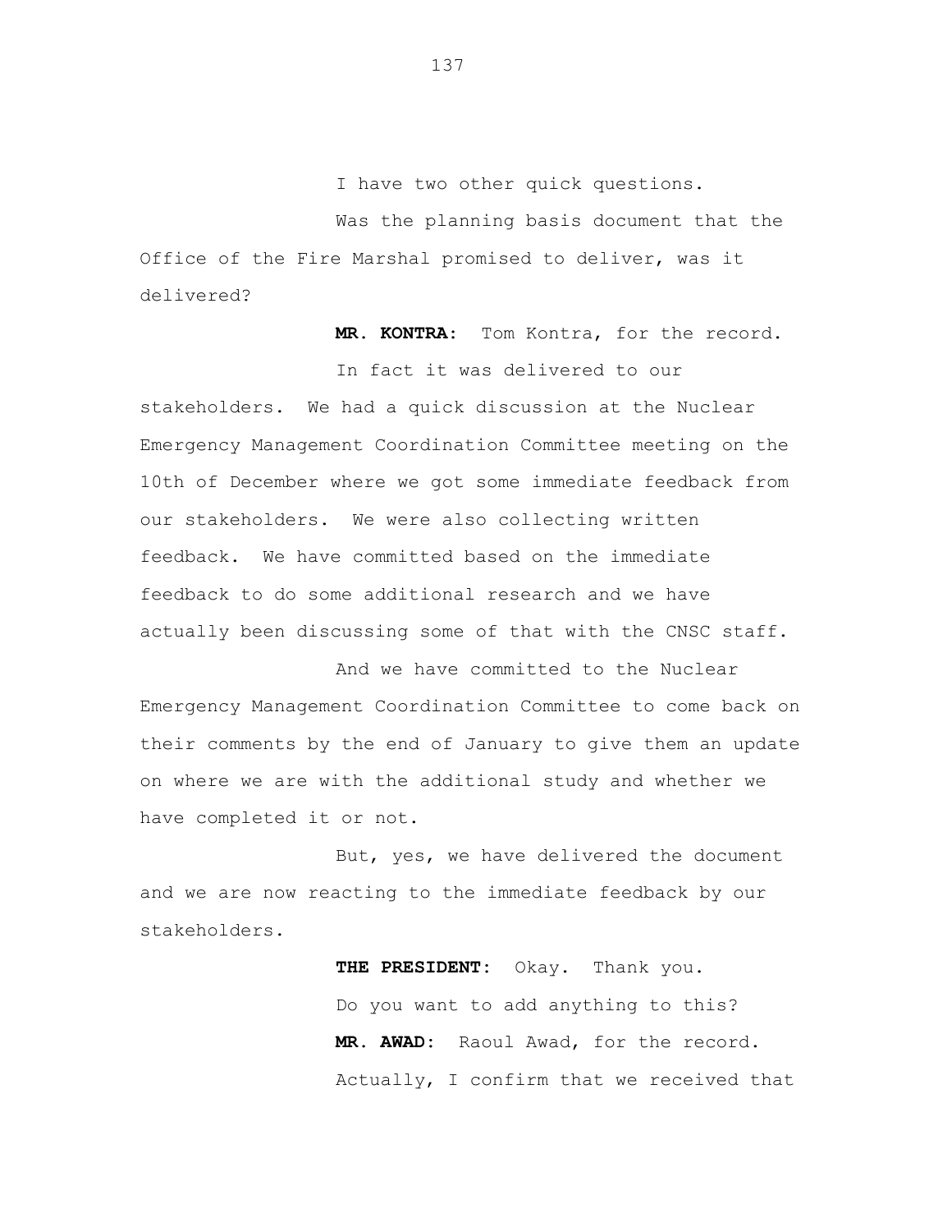I have two other quick questions.

Was the planning basis document that the Office of the Fire Marshal promised to deliver, was it delivered?

**MR. KONTRA:** Tom Kontra, for the record.

In fact it was delivered to our stakeholders. We had a quick discussion at the Nuclear Emergency Management Coordination Committee meeting on the 10th of December where we got some immediate feedback from our stakeholders. We were also collecting written feedback. We have committed based on the immediate feedback to do some additional research and we have actually been discussing some of that with the CNSC staff.

And we have committed to the Nuclear Emergency Management Coordination Committee to come back on their comments by the end of January to give them an update on where we are with the additional study and whether we have completed it or not.

But, yes, we have delivered the document and we are now reacting to the immediate feedback by our stakeholders.

**THE PRESIDENT:** Okay. Thank you.

Do you want to add anything to this?

**MR. AWAD:** Raoul Awad, for the record.

Actually, I confirm that we received that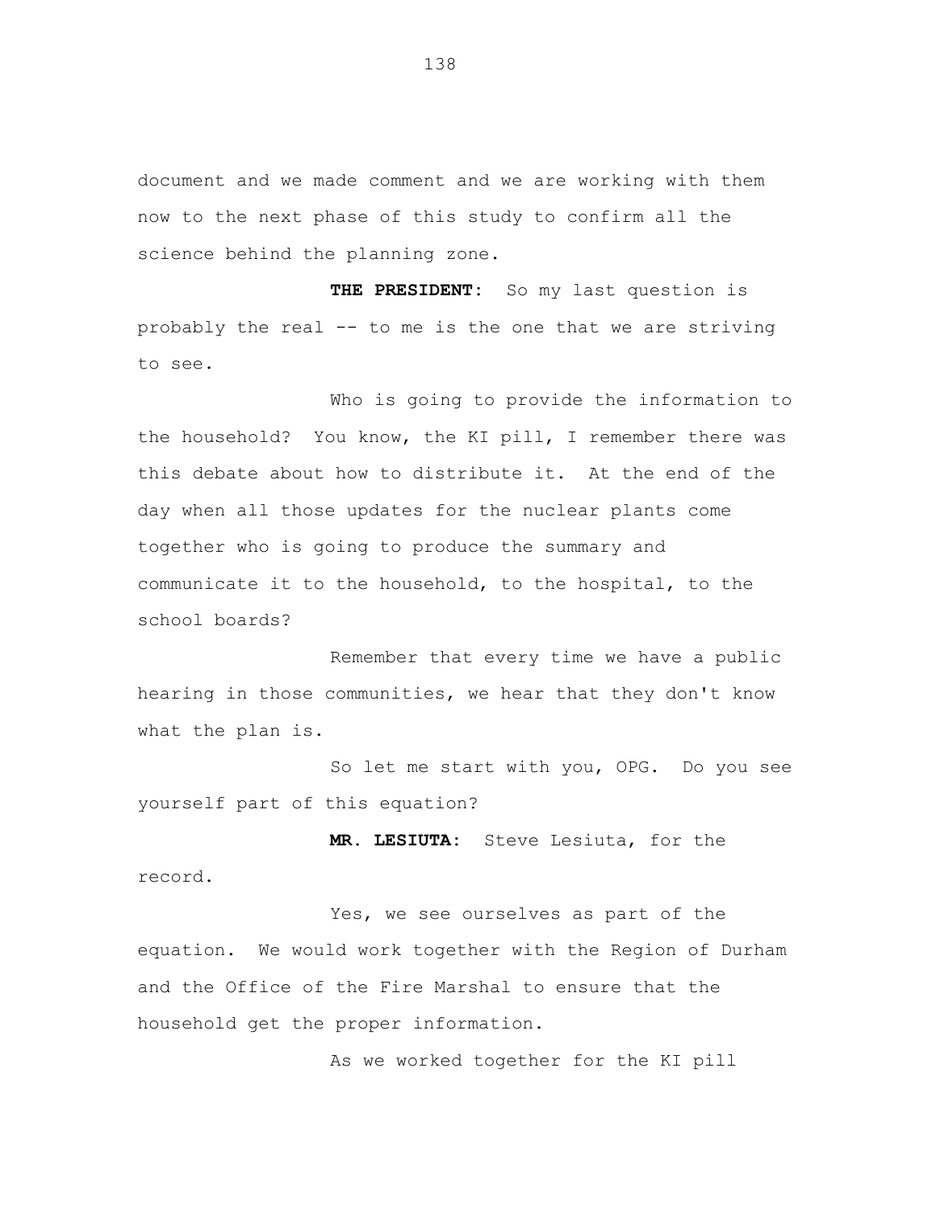document and we made comment and we are working with them now to the next phase of this study to confirm all the science behind the planning zone.

**THE PRESIDENT:** So my last question is probably the real -- to me is the one that we are striving to see.

Who is going to provide the information to the household? You know, the KI pill, I remember there was this debate about how to distribute it. At the end of the day when all those updates for the nuclear plants come together who is going to produce the summary and communicate it to the household, to the hospital, to the school boards?

Remember that every time we have a public hearing in those communities, we hear that they don't know what the plan is.

So let me start with you, OPG. Do you see yourself part of this equation?

**MR. LESIUTA:** Steve Lesiuta, for the record.

Yes, we see ourselves as part of the equation. We would work together with the Region of Durham and the Office of the Fire Marshal to ensure that the household get the proper information.

As we worked together for the KI pill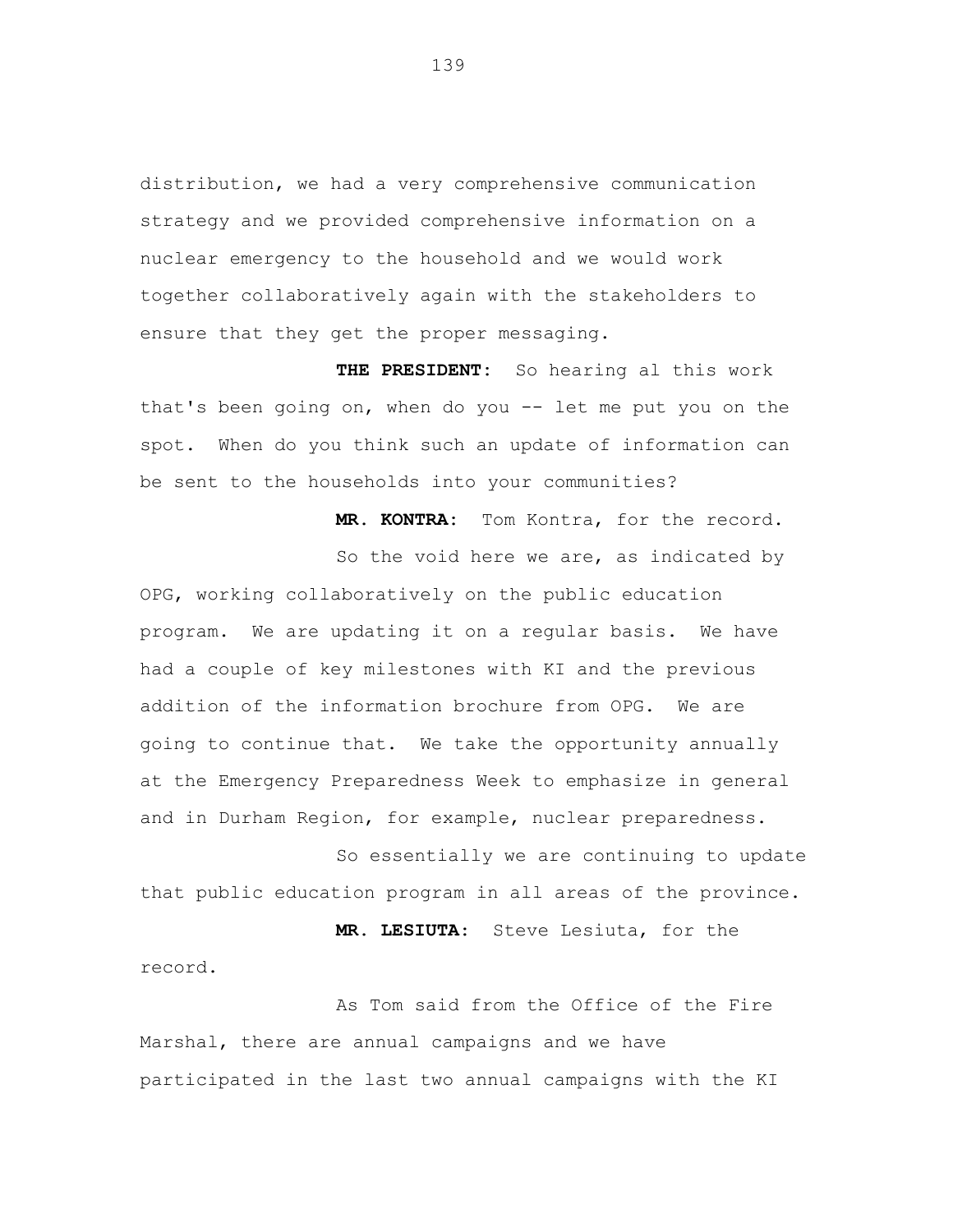distribution, we had a very comprehensive communication strategy and we provided comprehensive information on a nuclear emergency to the household and we would work together collaboratively again with the stakeholders to ensure that they get the proper messaging.

**THE PRESIDENT:** So hearing al this work that's been going on, when do you -- let me put you on the spot. When do you think such an update of information can be sent to the households into your communities?

**MR. KONTRA:** Tom Kontra, for the record.

So the void here we are, as indicated by OPG, working collaboratively on the public education program. We are updating it on a regular basis. We have had a couple of key milestones with KI and the previous addition of the information brochure from OPG. We are going to continue that. We take the opportunity annually at the Emergency Preparedness Week to emphasize in general and in Durham Region, for example, nuclear preparedness.

So essentially we are continuing to update that public education program in all areas of the province.

**MR. LESIUTA:** Steve Lesiuta, for the record.

As Tom said from the Office of the Fire Marshal, there are annual campaigns and we have participated in the last two annual campaigns with the KI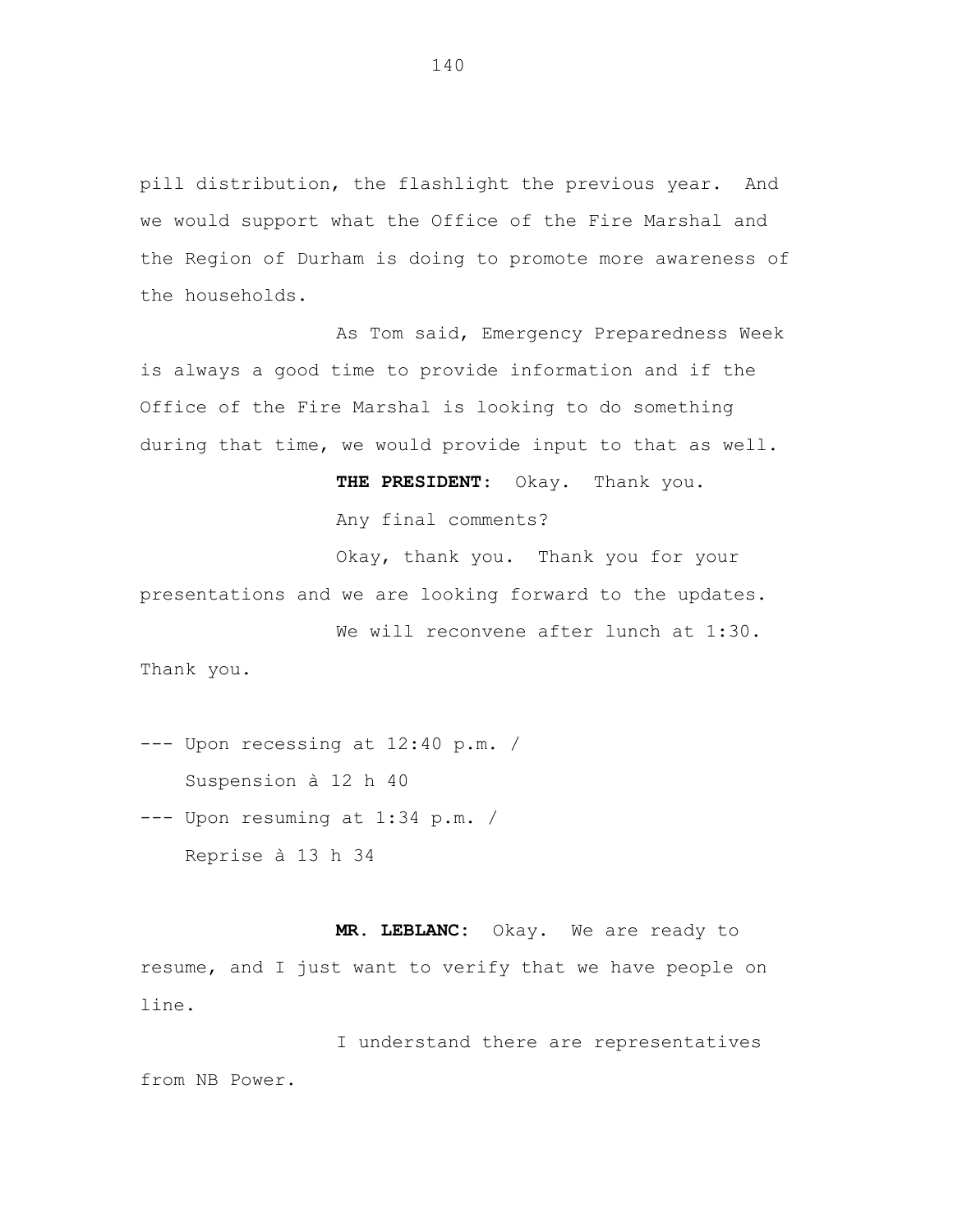pill distribution, the flashlight the previous year. And we would support what the Office of the Fire Marshal and the Region of Durham is doing to promote more awareness of the households.

As Tom said, Emergency Preparedness Week is always a good time to provide information and if the Office of the Fire Marshal is looking to do something during that time, we would provide input to that as well.

**THE PRESIDENT:** Okay. Thank you.

Any final comments?

Okay, thank you. Thank you for your presentations and we are looking forward to the updates.

We will reconvene after lunch at 1:30. Thank you.

--- Upon recessing at 12:40 p.m. /
Suspension à 12 h 40

--- Upon resuming at 1:34 p.m. /
Reprise à 13 h 34

**MR. LEBLANC:** Okay. We are ready to resume, and I just want to verify that we have people on line.

I understand there are representatives from NB Power.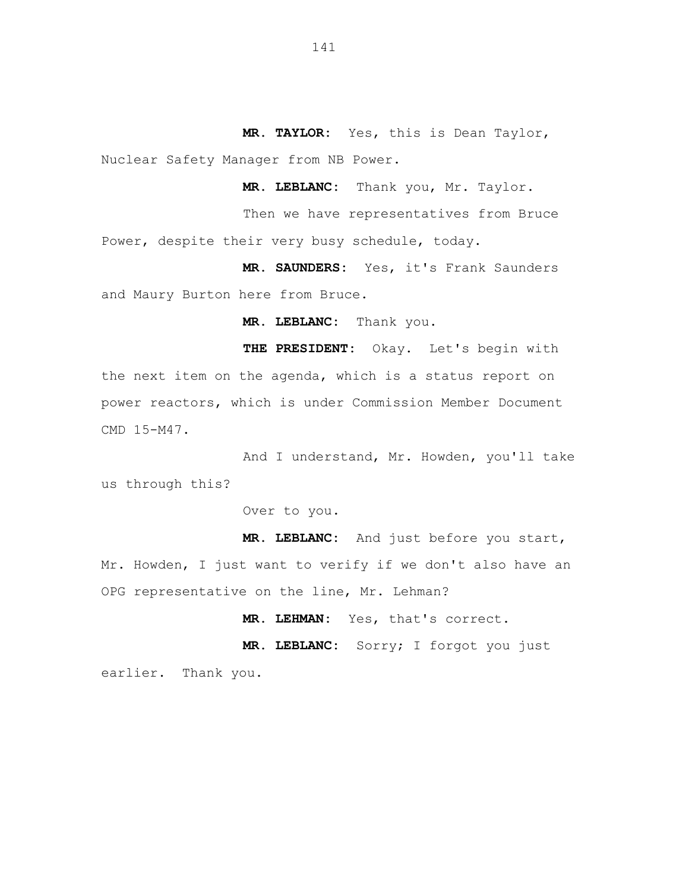**MR. TAYLOR:** Yes, this is Dean Taylor, Nuclear Safety Manager from NB Power.

**MR. LEBLANC:** Thank you, Mr. Taylor.

Then we have representatives from Bruce Power, despite their very busy schedule, today.

**MR. SAUNDERS:** Yes, it's Frank Saunders and Maury Burton here from Bruce.

**MR. LEBLANC:** Thank you.

**THE PRESIDENT:** Okay. Let's begin with the next item on the agenda, which is a status report on power reactors, which is under Commission Member Document CMD 15-M47.

And I understand, Mr. Howden, you'll take us through this?

Over to you.

**MR. LEBLANC:** And just before you start, Mr. Howden, I just want to verify if we don't also have an OPG representative on the line, Mr. Lehman?

**MR. LEHMAN:** Yes, that's correct.

**MR. LEBLANC:** Sorry; I forgot you just earlier. Thank you.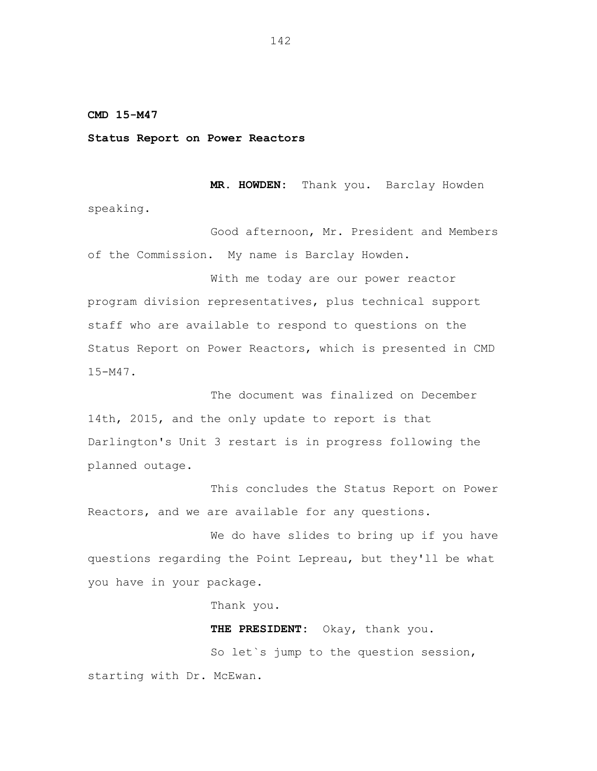**CMD 15-M47**

**Status Report on Power Reactors**

**MR. HOWDEN:** Thank you. Barclay Howden speaking.

Good afternoon, Mr. President and Members of the Commission. My name is Barclay Howden.

With me today are our power reactor program division representatives, plus technical support staff who are available to respond to questions on the Status Report on Power Reactors, which is presented in CMD 15-M47.

The document was finalized on December 14th, 2015, and the only update to report is that Darlington's Unit 3 restart is in progress following the planned outage.

This concludes the Status Report on Power Reactors, and we are available for any questions.

We do have slides to bring up if you have questions regarding the Point Lepreau, but they'll be what you have in your package.

Thank you.

**THE PRESIDENT:** Okay, thank you.

So let`s jump to the question session, starting with Dr. McEwan.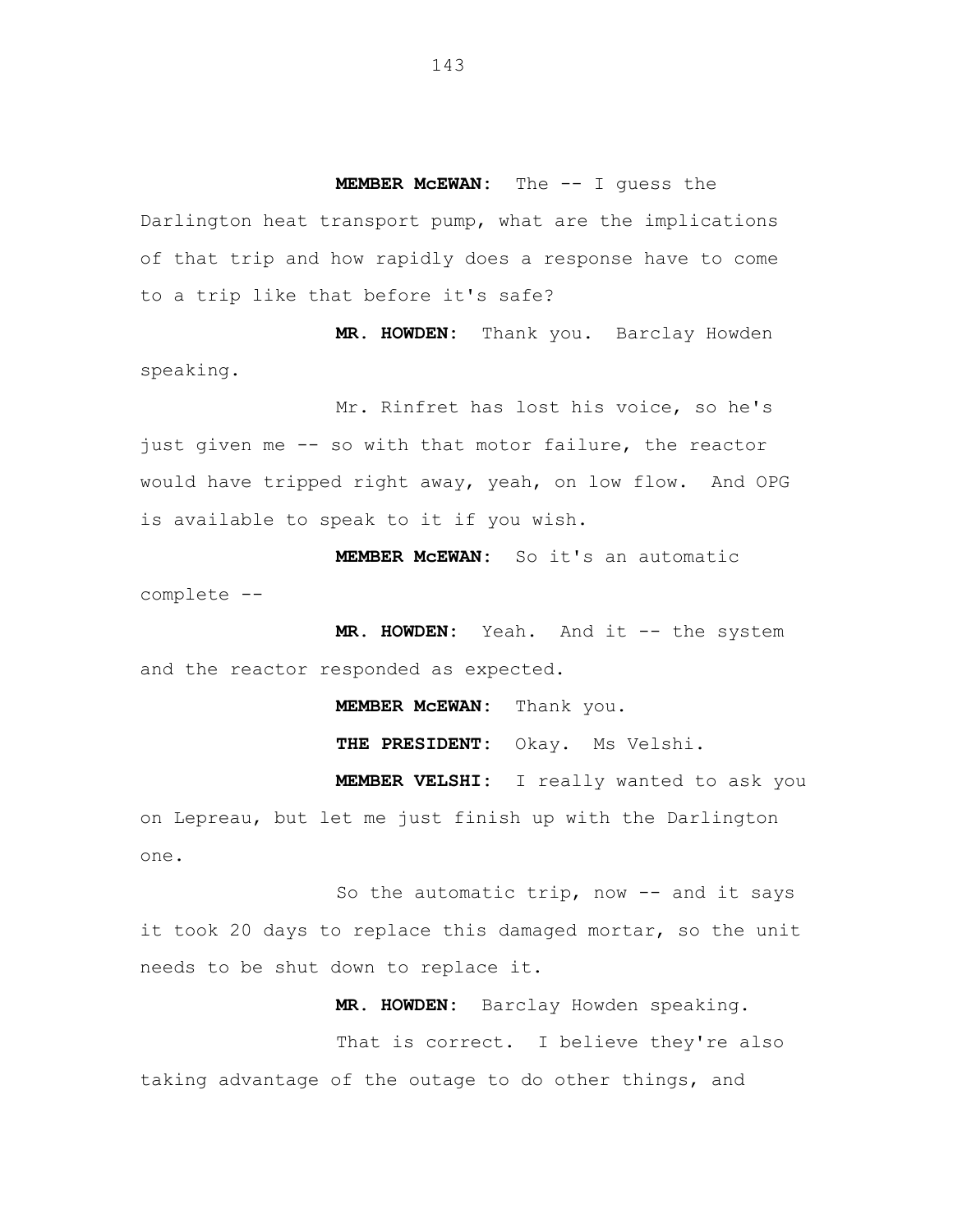**MEMBER McEWAN:** The -- I guess the Darlington heat transport pump, what are the implications of that trip and how rapidly does a response have to come to a trip like that before it's safe?

**MR. HOWDEN:** Thank you. Barclay Howden speaking.

Mr. Rinfret has lost his voice, so he's just given me -- so with that motor failure, the reactor would have tripped right away, yeah, on low flow. And OPG is available to speak to it if you wish.

**MEMBER McEWAN:** So it's an automatic complete --

**MR. HOWDEN:** Yeah. And it -- the system and the reactor responded as expected.

**MEMBER McEWAN:** Thank you.

**THE PRESIDENT:** Okay. Ms Velshi.

**MEMBER VELSHI:** I really wanted to ask you on Lepreau, but let me just finish up with the Darlington one.

So the automatic trip, now -- and it says it took 20 days to replace this damaged mortar, so the unit needs to be shut down to replace it.

**MR. HOWDEN:** Barclay Howden speaking.

That is correct. I believe they're also taking advantage of the outage to do other things, and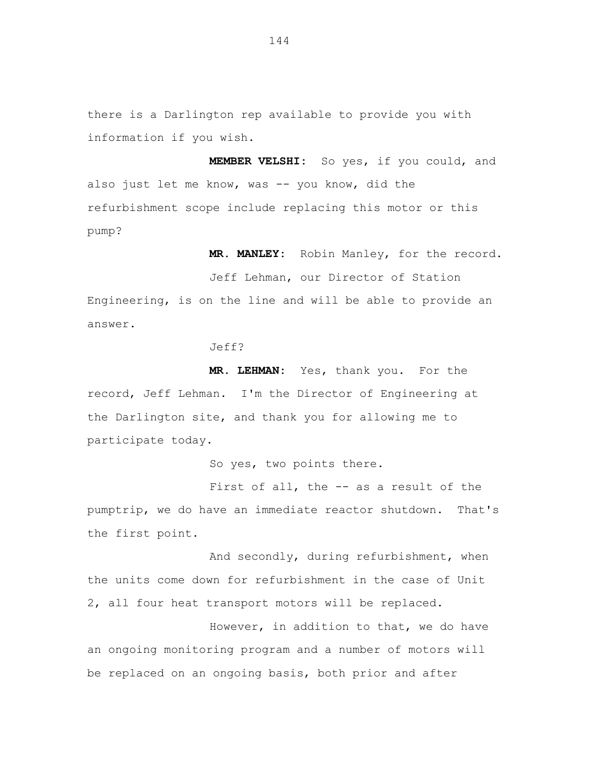there is a Darlington rep available to provide you with information if you wish.

**MEMBER VELSHI:** So yes, if you could, and also just let me know, was -- you know, did the refurbishment scope include replacing this motor or this pump?

**MR. MANLEY:** Robin Manley, for the record.

Jeff Lehman, our Director of Station Engineering, is on the line and will be able to provide an answer.

Jeff?

**MR. LEHMAN:** Yes, thank you. For the record, Jeff Lehman. I'm the Director of Engineering at the Darlington site, and thank you for allowing me to participate today.

So yes, two points there.

First of all, the -- as a result of the pumptrip, we do have an immediate reactor shutdown. That's the first point.

And secondly, during refurbishment, when the units come down for refurbishment in the case of Unit 2, all four heat transport motors will be replaced.

However, in addition to that, we do have an ongoing monitoring program and a number of motors will be replaced on an ongoing basis, both prior and after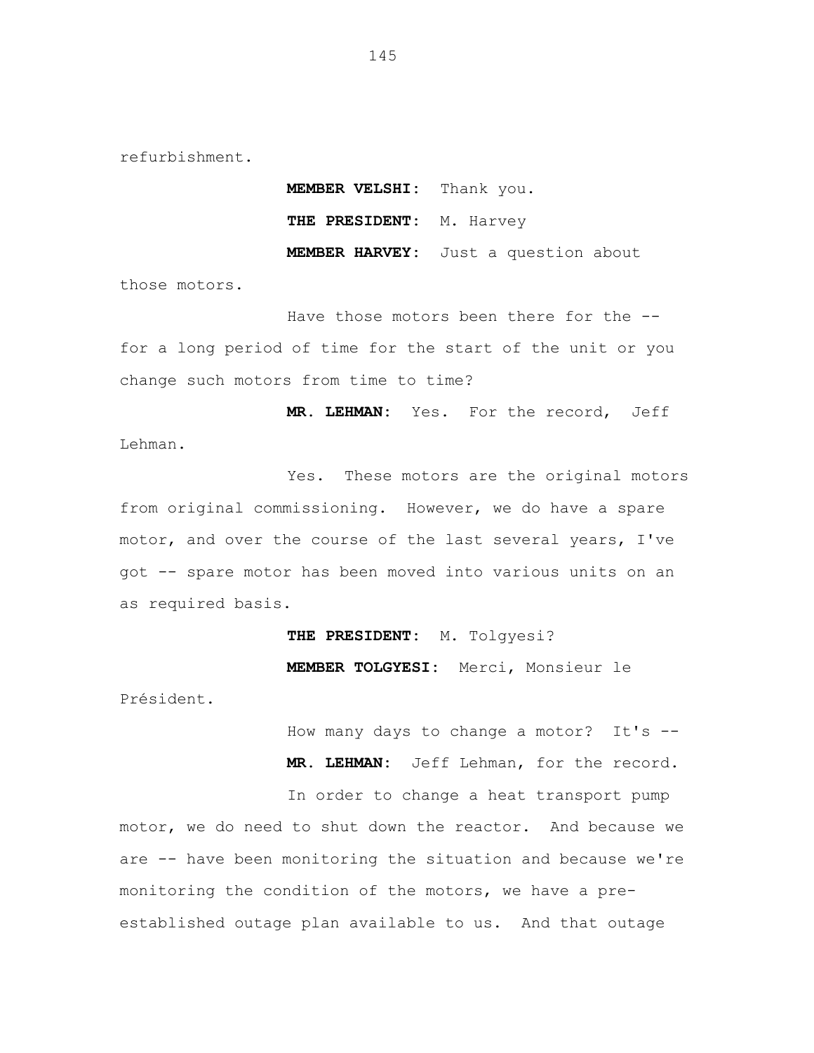refurbishment.

**MEMBER VELSHI:** Thank you.

**THE PRESIDENT:** M. Harvey

**MEMBER HARVEY:** Just a question about those motors.

Have those motors been there for the -- for a long period of time for the start of the unit or you change such motors from time to time?

**MR. LEHMAN:** Yes. For the record, Jeff Lehman.

Yes. These motors are the original motors from original commissioning. However, we do have a spare motor, and over the course of the last several years, I've got -- spare motor has been moved into various units on an as required basis.

**THE PRESIDENT:** M. Tolgyesi?

**MEMBER TOLGYESI:** Merci, Monsieur le Président.

How many days to change a motor? It's --

**MR. LEHMAN:** Jeff Lehman, for the record.

In order to change a heat transport pump motor, we do need to shut down the reactor. And because we are -- have been monitoring the situation and because we're monitoring the condition of the motors, we have a pre-established outage plan available to us. And that outage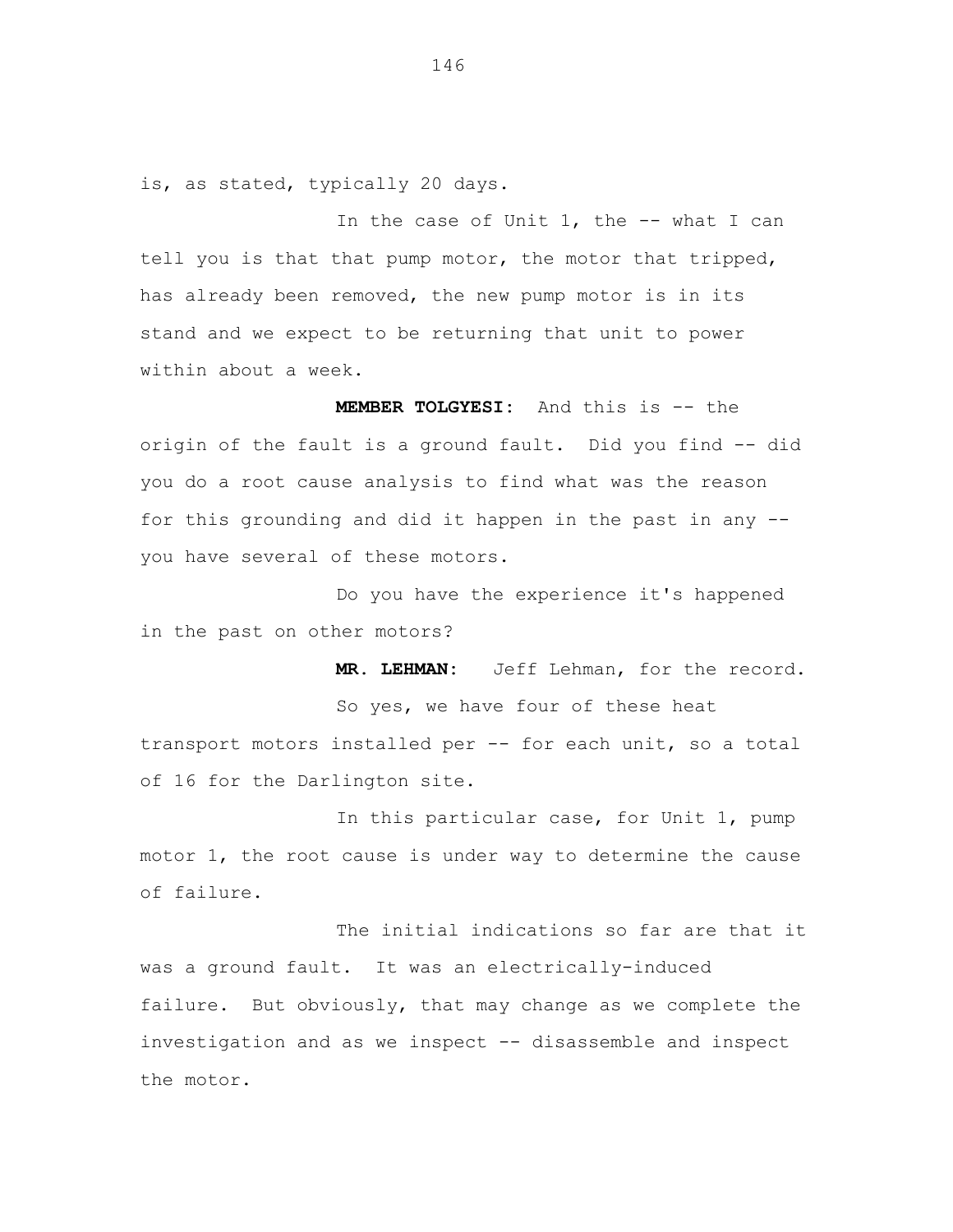is, as stated, typically 20 days.

In the case of Unit 1, the -- what I can tell you is that that pump motor, the motor that tripped, has already been removed, the new pump motor is in its stand and we expect to be returning that unit to power within about a week.

**MEMBER TOLGYESI:** And this is -- the origin of the fault is a ground fault. Did you find -- did you do a root cause analysis to find what was the reason for this grounding and did it happen in the past in any -- you have several of these motors.

Do you have the experience it's happened in the past on other motors?

**MR. LEHMAN:** Jeff Lehman, for the record.

So yes, we have four of these heat transport motors installed per -- for each unit, so a total of 16 for the Darlington site.

In this particular case, for Unit 1, pump motor 1, the root cause is under way to determine the cause of failure.

The initial indications so far are that it was a ground fault. It was an electrically-induced failure. But obviously, that may change as we complete the investigation and as we inspect -- disassemble and inspect the motor.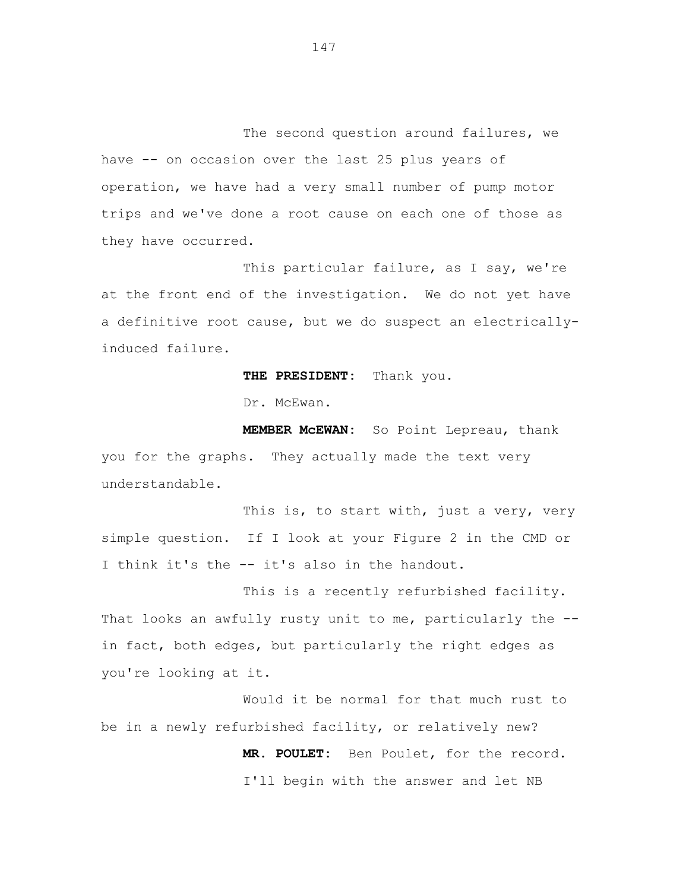The second question around failures, we have -- on occasion over the last 25 plus years of operation, we have had a very small number of pump motor trips and we've done a root cause on each one of those as they have occurred.

This particular failure, as I say, we're at the front end of the investigation. We do not yet have a definitive root cause, but we do suspect an electrically-induced failure.

**THE PRESIDENT:** Thank you.

Dr. McEwan.

**MEMBER McEWAN:** So Point Lepreau, thank you for the graphs. They actually made the text very understandable.

This is, to start with, just a very, very simple question. If I look at your Figure 2 in the CMD or I think it's the -- it's also in the handout.

This is a recently refurbished facility. That looks an awfully rusty unit to me, particularly the -- in fact, both edges, but particularly the right edges as you're looking at it.

Would it be normal for that much rust to be in a newly refurbished facility, or relatively new?

**MR. POULET:** Ben Poulet, for the record.

I'll begin with the answer and let NB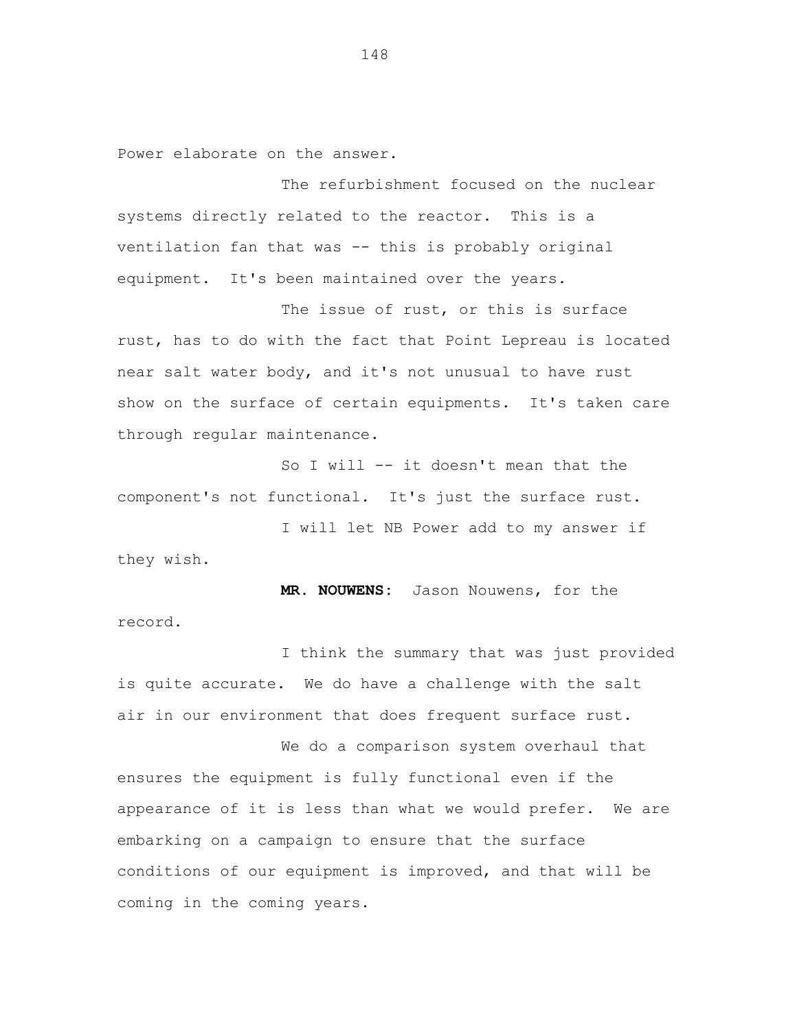Power elaborate on the answer.

The refurbishment focused on the nuclear systems directly related to the reactor. This is a ventilation fan that was -- this is probably original equipment. It's been maintained over the years.

The issue of rust, or this is surface rust, has to do with the fact that Point Lepreau is located near salt water body, and it's not unusual to have rust show on the surface of certain equipments. It's taken care through regular maintenance.

So I will -- it doesn't mean that the component's not functional. It's just the surface rust.

I will let NB Power add to my answer if they wish.

**MR. NOUWENS:** Jason Nouwens, for the record.

I think the summary that was just provided is quite accurate. We do have a challenge with the salt air in our environment that does frequent surface rust.

We do a comparison system overhaul that ensures the equipment is fully functional even if the appearance of it is less than what we would prefer. We are embarking on a campaign to ensure that the surface conditions of our equipment is improved, and that will be coming in the coming years.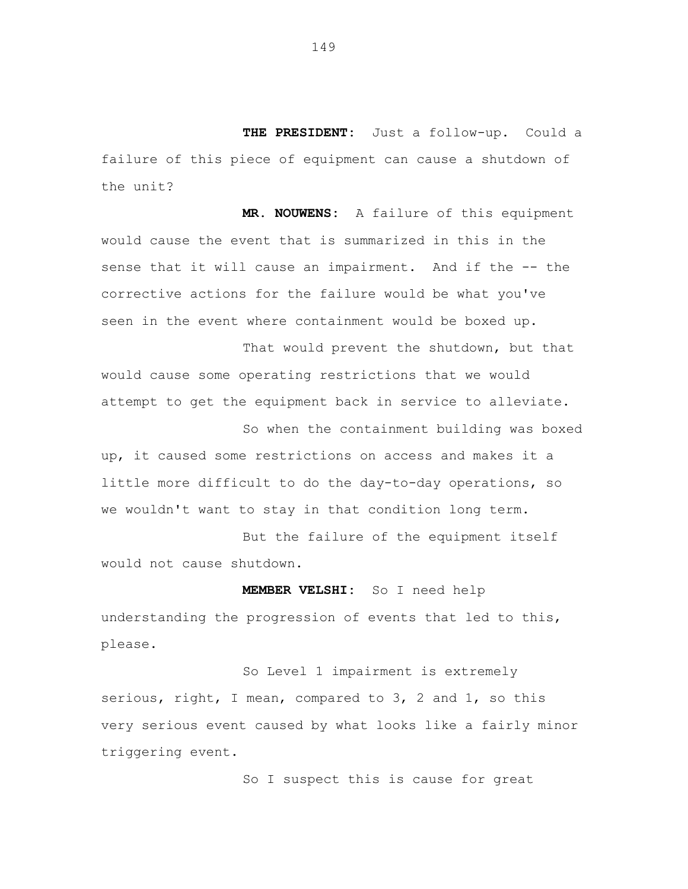**THE PRESIDENT:** Just a follow-up. Could a failure of this piece of equipment can cause a shutdown of the unit?

**MR. NOUWENS:** A failure of this equipment would cause the event that is summarized in this in the sense that it will cause an impairment. And if the -- the corrective actions for the failure would be what you've seen in the event where containment would be boxed up.

That would prevent the shutdown, but that would cause some operating restrictions that we would attempt to get the equipment back in service to alleviate.

So when the containment building was boxed up, it caused some restrictions on access and makes it a little more difficult to do the day-to-day operations, so we wouldn't want to stay in that condition long term.

But the failure of the equipment itself would not cause shutdown.

**MEMBER VELSHI:** So I need help understanding the progression of events that led to this, please.

So Level 1 impairment is extremely serious, right, I mean, compared to 3, 2 and 1, so this very serious event caused by what looks like a fairly minor triggering event.

So I suspect this is cause for great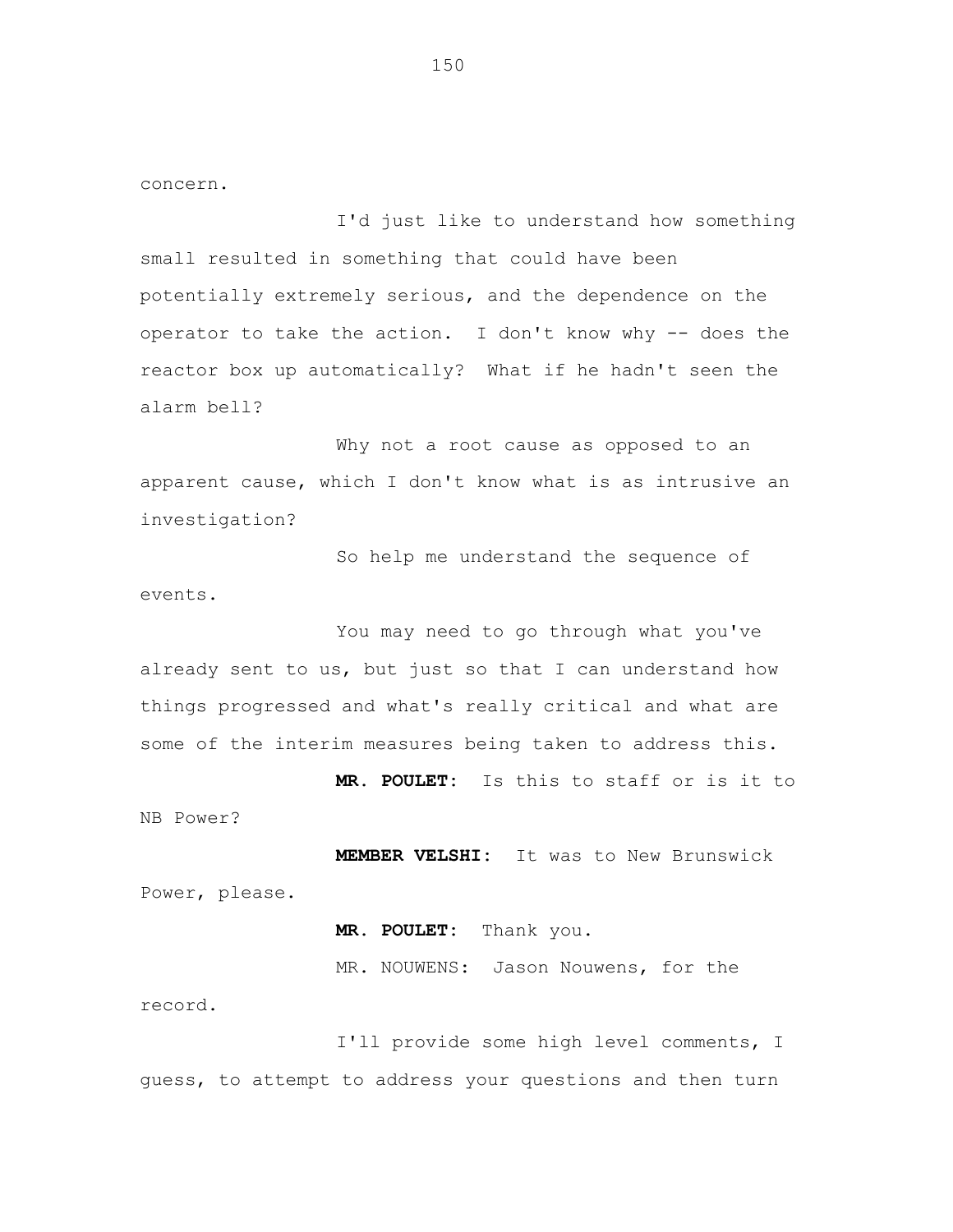concern.

I'd just like to understand how something small resulted in something that could have been potentially extremely serious, and the dependence on the operator to take the action. I don't know why -- does the reactor box up automatically? What if he hadn't seen the alarm bell?

Why not a root cause as opposed to an apparent cause, which I don't know what is as intrusive an investigation?

So help me understand the sequence of events.

You may need to go through what you've already sent to us, but just so that I can understand how things progressed and what's really critical and what are some of the interim measures being taken to address this.

**MR. POULET:** Is this to staff or is it to NB Power?

**MEMBER VELSHI:** It was to New Brunswick Power, please.

**MR. POULET:** Thank you.

MR. NOUWENS: Jason Nouwens, for the record.

I'll provide some high level comments, I guess, to attempt to address your questions and then turn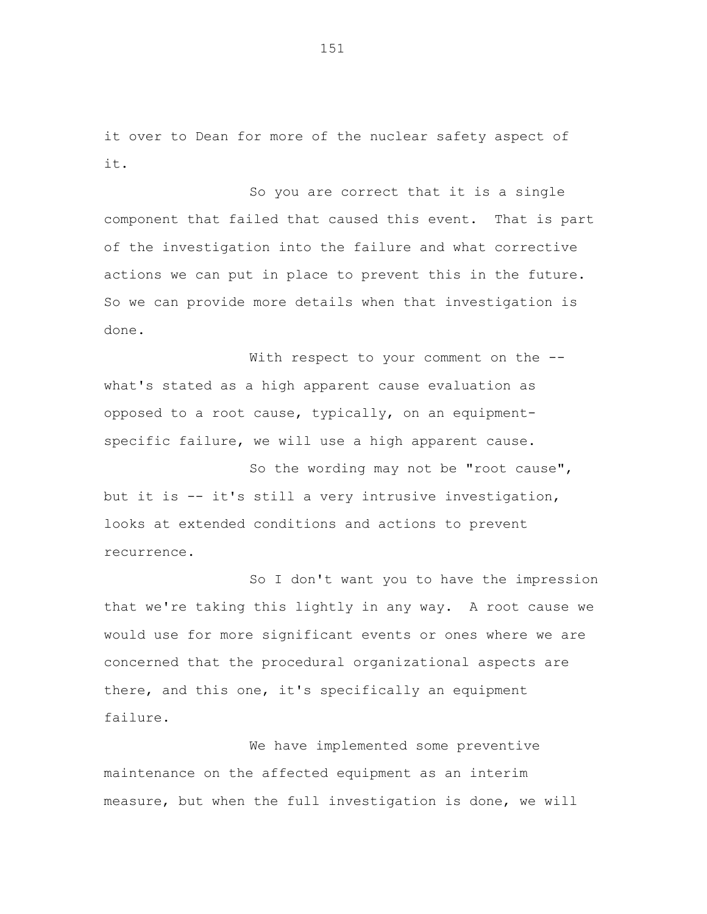it over to Dean for more of the nuclear safety aspect of it.

So you are correct that it is a single component that failed that caused this event. That is part of the investigation into the failure and what corrective actions we can put in place to prevent this in the future. So we can provide more details when that investigation is done.

With respect to your comment on the -- what's stated as a high apparent cause evaluation as opposed to a root cause, typically, on an equipment-specific failure, we will use a high apparent cause.

So the wording may not be "root cause", but it is -- it's still a very intrusive investigation, looks at extended conditions and actions to prevent recurrence.

So I don't want you to have the impression that we're taking this lightly in any way. A root cause we would use for more significant events or ones where we are concerned that the procedural organizational aspects are there, and this one, it's specifically an equipment failure.

We have implemented some preventive maintenance on the affected equipment as an interim measure, but when the full investigation is done, we will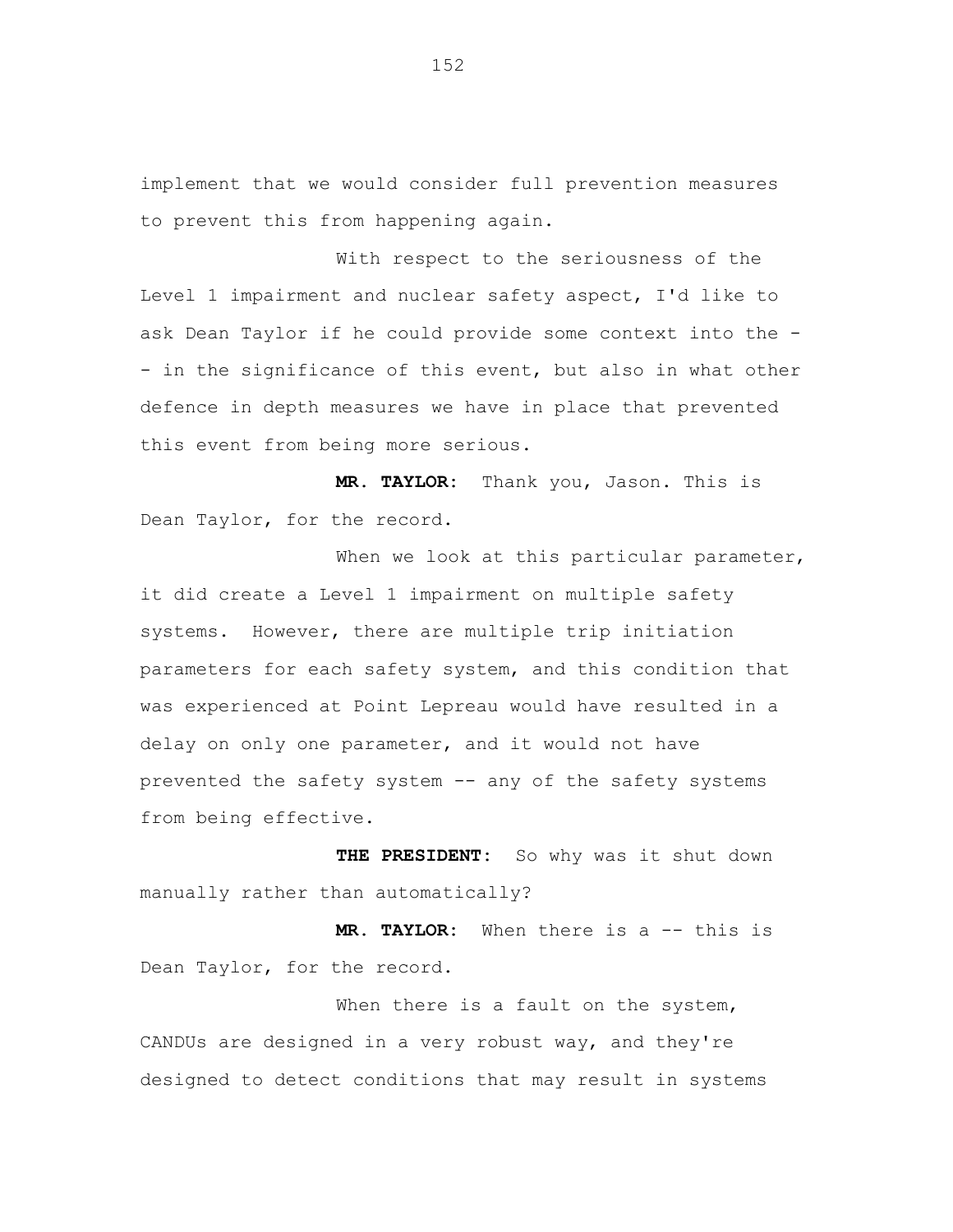implement that we would consider full prevention measures to prevent this from happening again.

With respect to the seriousness of the Level 1 impairment and nuclear safety aspect, I'd like to ask Dean Taylor if he could provide some context into the -- in the significance of this event, but also in what other defence in depth measures we have in place that prevented this event from being more serious.

**MR. TAYLOR:** Thank you, Jason. This is Dean Taylor, for the record.

When we look at this particular parameter, it did create a Level 1 impairment on multiple safety systems. However, there are multiple trip initiation parameters for each safety system, and this condition that was experienced at Point Lepreau would have resulted in a delay on only one parameter, and it would not have prevented the safety system -- any of the safety systems from being effective.

**THE PRESIDENT:** So why was it shut down manually rather than automatically?

**MR. TAYLOR:** When there is a -- this is Dean Taylor, for the record.

When there is a fault on the system, CANDUs are designed in a very robust way, and they're designed to detect conditions that may result in systems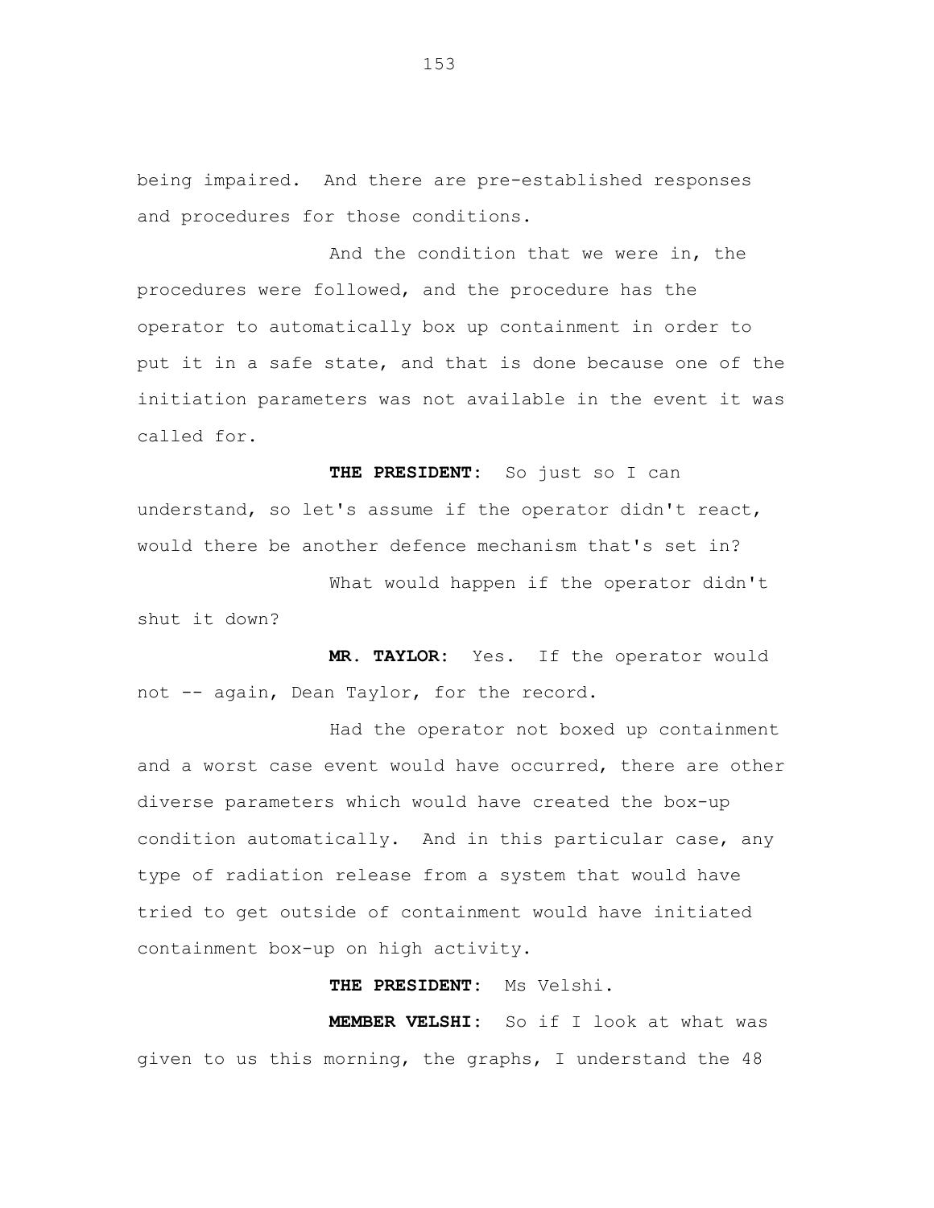being impaired. And there are pre-established responses and procedures for those conditions.

And the condition that we were in, the procedures were followed, and the procedure has the operator to automatically box up containment in order to put it in a safe state, and that is done because one of the initiation parameters was not available in the event it was called for.

**THE PRESIDENT:** So just so I can understand, so let's assume if the operator didn't react, would there be another defence mechanism that's set in?

What would happen if the operator didn't shut it down?

**MR. TAYLOR:** Yes. If the operator would not -- again, Dean Taylor, for the record.

Had the operator not boxed up containment and a worst case event would have occurred, there are other diverse parameters which would have created the box-up condition automatically. And in this particular case, any type of radiation release from a system that would have tried to get outside of containment would have initiated containment box-up on high activity.

**THE PRESIDENT:** Ms Velshi.

**MEMBER VELSHI:** So if I look at what was given to us this morning, the graphs, I understand the 48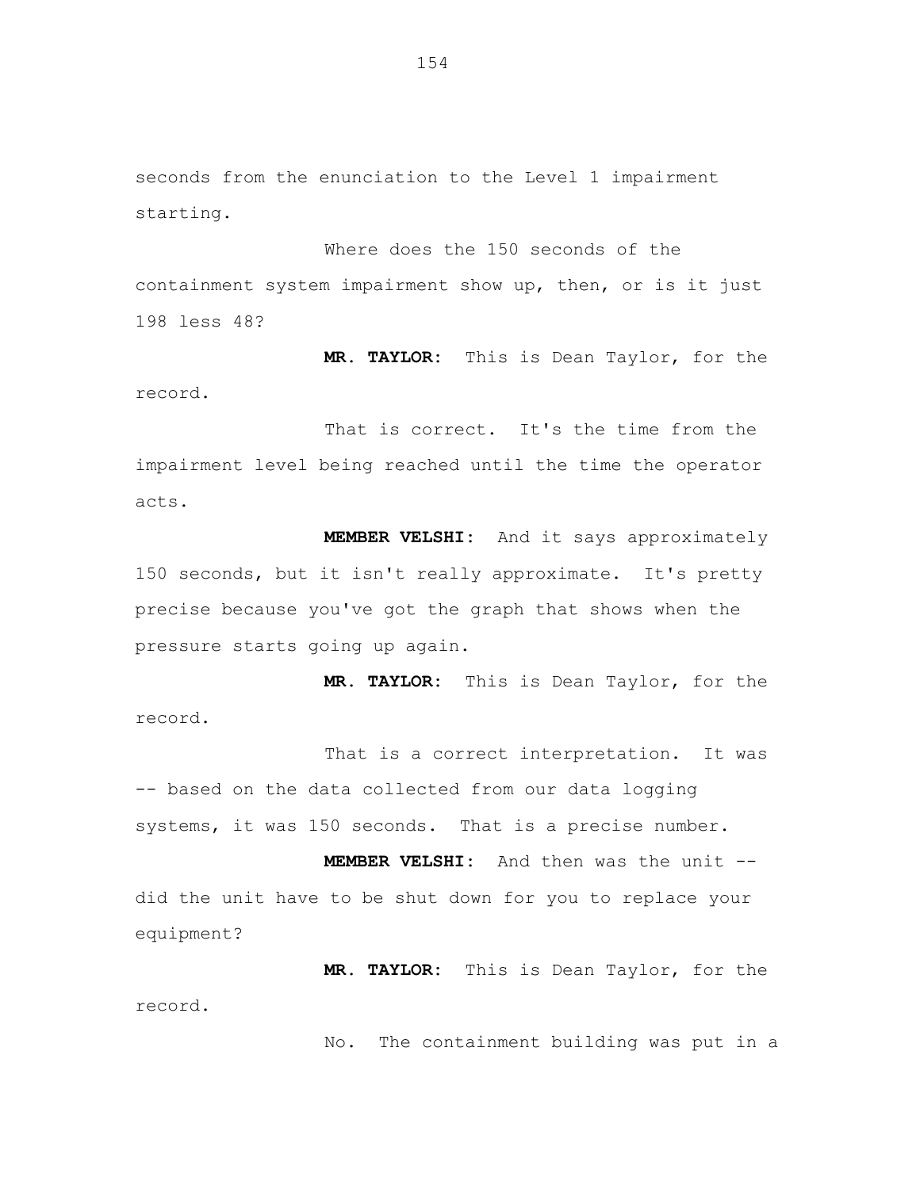seconds from the enunciation to the Level 1 impairment starting.

Where does the 150 seconds of the containment system impairment show up, then, or is it just 198 less 48?

**MR. TAYLOR:** This is Dean Taylor, for the record.

That is correct. It's the time from the impairment level being reached until the time the operator acts.

**MEMBER VELSHI:** And it says approximately 150 seconds, but it isn't really approximate. It's pretty precise because you've got the graph that shows when the pressure starts going up again.

**MR. TAYLOR:** This is Dean Taylor, for the record.

That is a correct interpretation. It was -- based on the data collected from our data logging systems, it was 150 seconds. That is a precise number.

**MEMBER VELSHI:** And then was the unit -- did the unit have to be shut down for you to replace your equipment?

**MR. TAYLOR:** This is Dean Taylor, for the record.

No. The containment building was put in a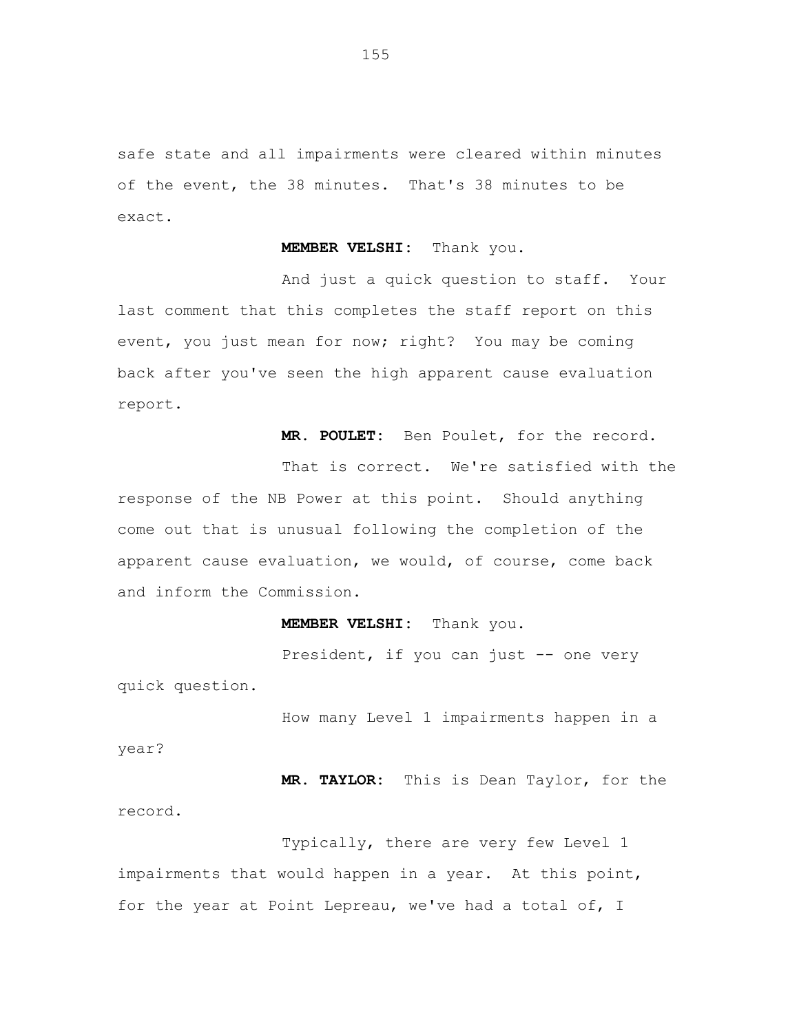safe state and all impairments were cleared within minutes of the event, the 38 minutes. That's 38 minutes to be exact.

**MEMBER VELSHI:** Thank you.

And just a quick question to staff. Your last comment that this completes the staff report on this event, you just mean for now; right? You may be coming back after you've seen the high apparent cause evaluation report.

**MR. POULET:** Ben Poulet, for the record.

That is correct. We're satisfied with the response of the NB Power at this point. Should anything come out that is unusual following the completion of the apparent cause evaluation, we would, of course, come back and inform the Commission.

**MEMBER VELSHI:** Thank you.

President, if you can just -- one very quick question.

How many Level 1 impairments happen in a year?

**MR. TAYLOR:** This is Dean Taylor, for the record.

Typically, there are very few Level 1 impairments that would happen in a year. At this point, for the year at Point Lepreau, we've had a total of, I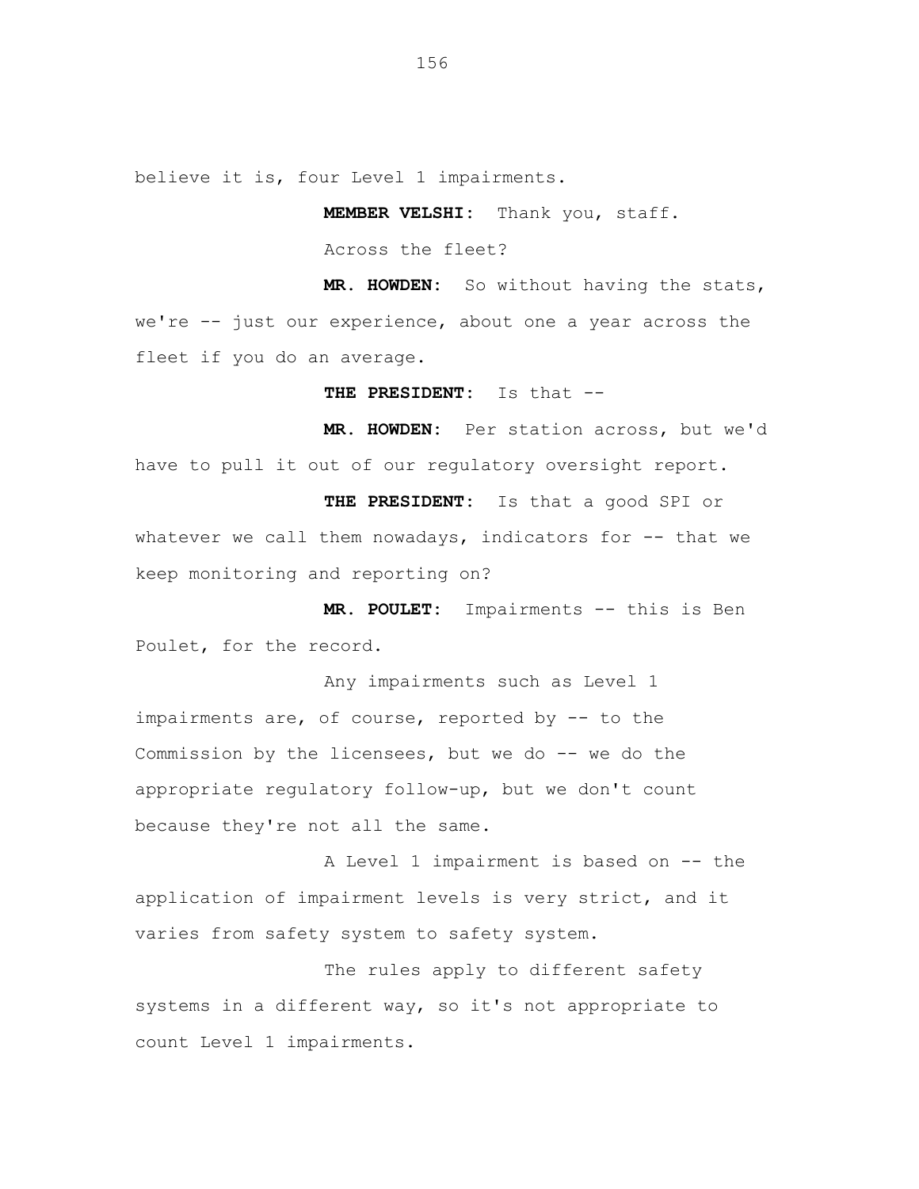believe it is, four Level 1 impairments.

**MEMBER VELSHI:** Thank you, staff.

Across the fleet?

**MR. HOWDEN:** So without having the stats, we're -- just our experience, about one a year across the fleet if you do an average.

**THE PRESIDENT:** Is that --

**MR. HOWDEN:** Per station across, but we'd have to pull it out of our regulatory oversight report.

**THE PRESIDENT:** Is that a good SPI or whatever we call them nowadays, indicators for -- that we keep monitoring and reporting on?

**MR. POULET:** Impairments -- this is Ben Poulet, for the record.

Any impairments such as Level 1 impairments are, of course, reported by -- to the Commission by the licensees, but we do -- we do the appropriate regulatory follow-up, but we don't count because they're not all the same.

A Level 1 impairment is based on -- the application of impairment levels is very strict, and it varies from safety system to safety system.

The rules apply to different safety systems in a different way, so it's not appropriate to count Level 1 impairments.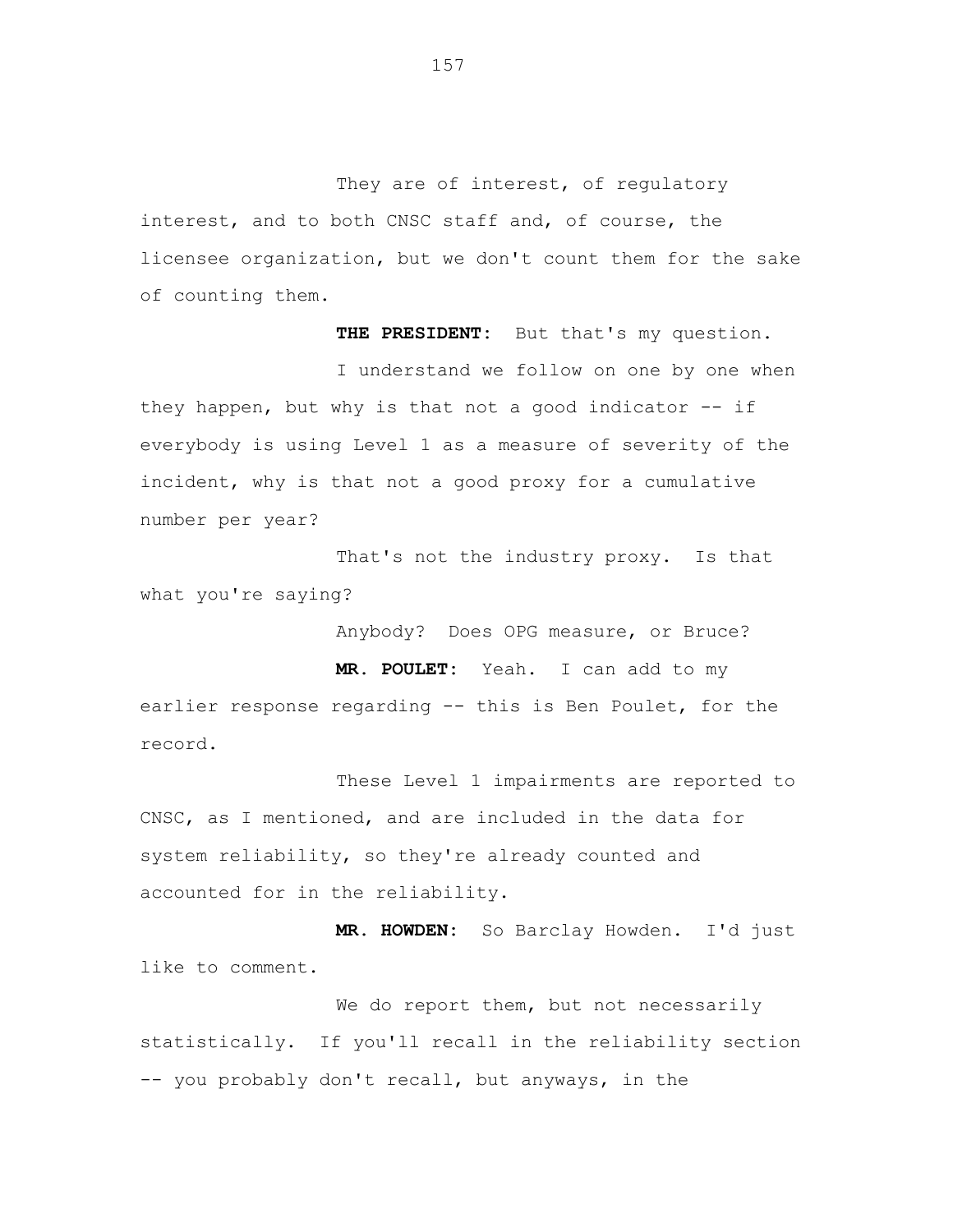They are of interest, of regulatory interest, and to both CNSC staff and, of course, the licensee organization, but we don't count them for the sake of counting them.

**THE PRESIDENT:** But that's my question.

I understand we follow on one by one when they happen, but why is that not a good indicator -- if everybody is using Level 1 as a measure of severity of the incident, why is that not a good proxy for a cumulative number per year?

That's not the industry proxy. Is that what you're saying?

Anybody? Does OPG measure, or Bruce?

**MR. POULET:** Yeah. I can add to my earlier response regarding -- this is Ben Poulet, for the record.

These Level 1 impairments are reported to CNSC, as I mentioned, and are included in the data for system reliability, so they're already counted and accounted for in the reliability.

**MR. HOWDEN:** So Barclay Howden. I'd just like to comment.

We do report them, but not necessarily statistically. If you'll recall in the reliability section -- you probably don't recall, but anyways, in the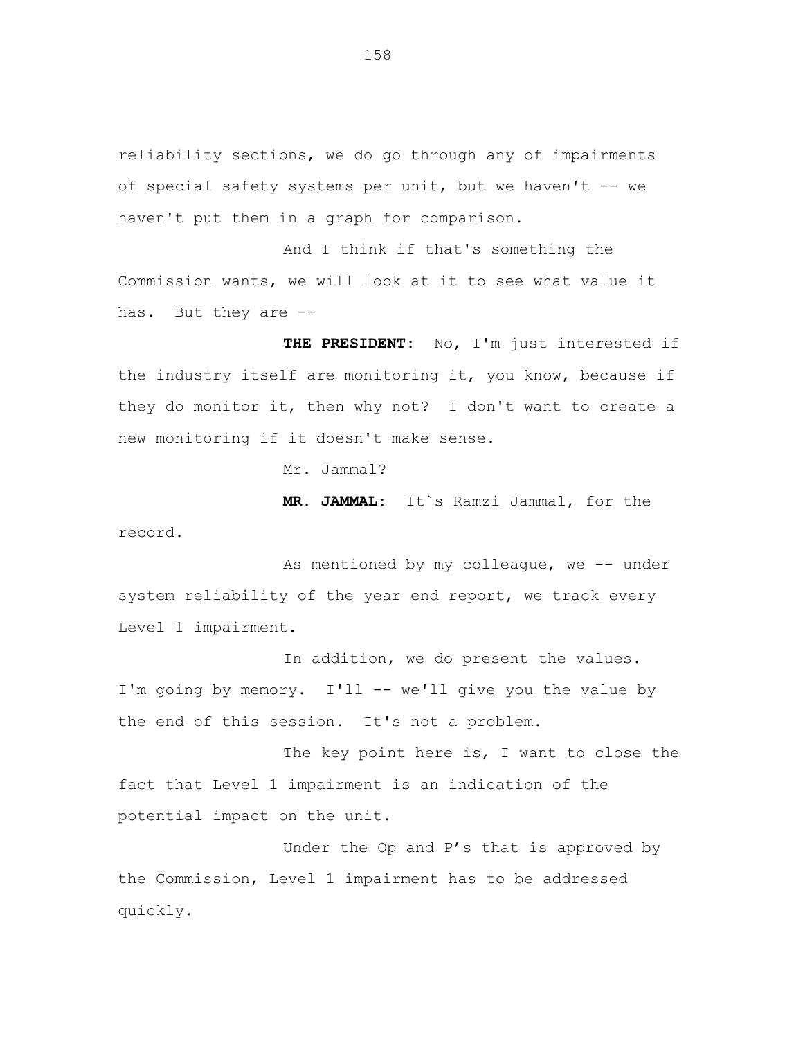reliability sections, we do go through any of impairments of special safety systems per unit, but we haven't -- we haven't put them in a graph for comparison.

And I think if that's something the Commission wants, we will look at it to see what value it has. But they are --

**THE PRESIDENT:** No, I'm just interested if the industry itself are monitoring it, you know, because if they do monitor it, then why not? I don't want to create a new monitoring if it doesn't make sense.

Mr. Jammal?

**MR. JAMMAL:** It`s Ramzi Jammal, for the record.

As mentioned by my colleague, we -- under system reliability of the year end report, we track every Level 1 impairment.

In addition, we do present the values. I'm going by memory. I'll -- we'll give you the value by the end of this session. It's not a problem.

The key point here is, I want to close the fact that Level 1 impairment is an indication of the potential impact on the unit.

Under the Op and P's that is approved by the Commission, Level 1 impairment has to be addressed quickly.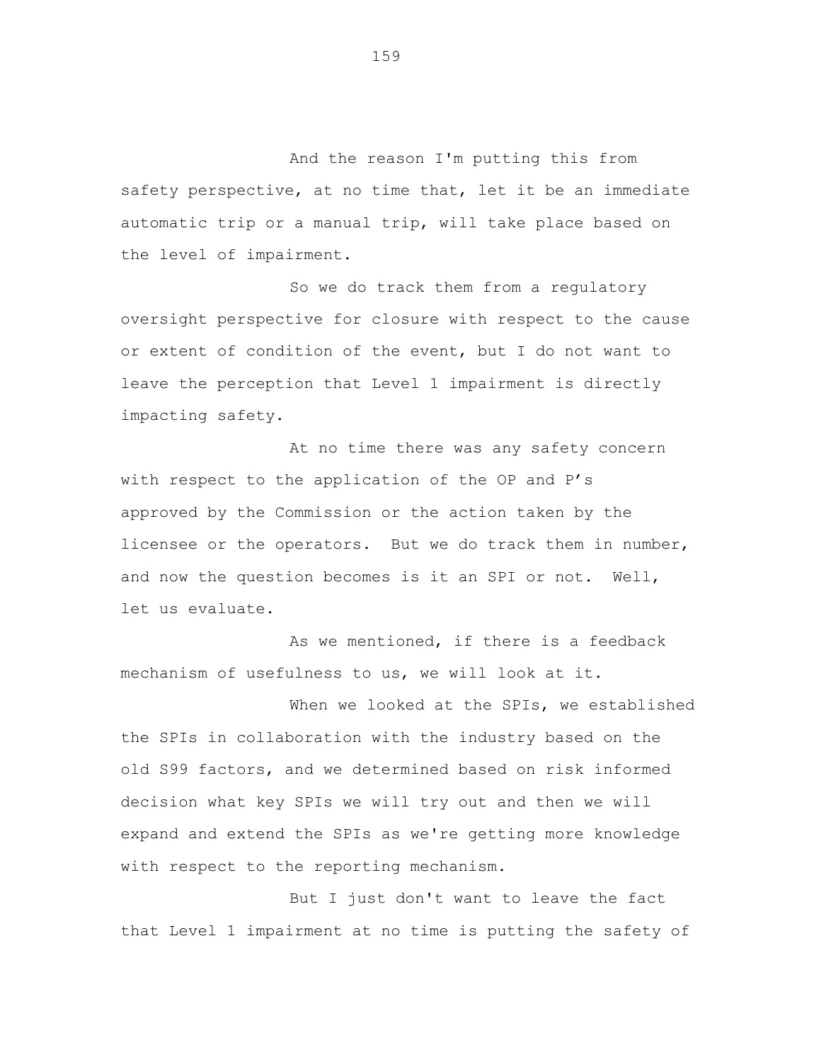And the reason I'm putting this from safety perspective, at no time that, let it be an immediate automatic trip or a manual trip, will take place based on the level of impairment.

So we do track them from a regulatory oversight perspective for closure with respect to the cause or extent of condition of the event, but I do not want to leave the perception that Level 1 impairment is directly impacting safety.

At no time there was any safety concern with respect to the application of the OP and P's approved by the Commission or the action taken by the licensee or the operators. But we do track them in number, and now the question becomes is it an SPI or not. Well, let us evaluate.

As we mentioned, if there is a feedback mechanism of usefulness to us, we will look at it.

When we looked at the SPIs, we established the SPIs in collaboration with the industry based on the old S99 factors, and we determined based on risk informed decision what key SPIs we will try out and then we will expand and extend the SPIs as we're getting more knowledge with respect to the reporting mechanism.

But I just don't want to leave the fact that Level 1 impairment at no time is putting the safety of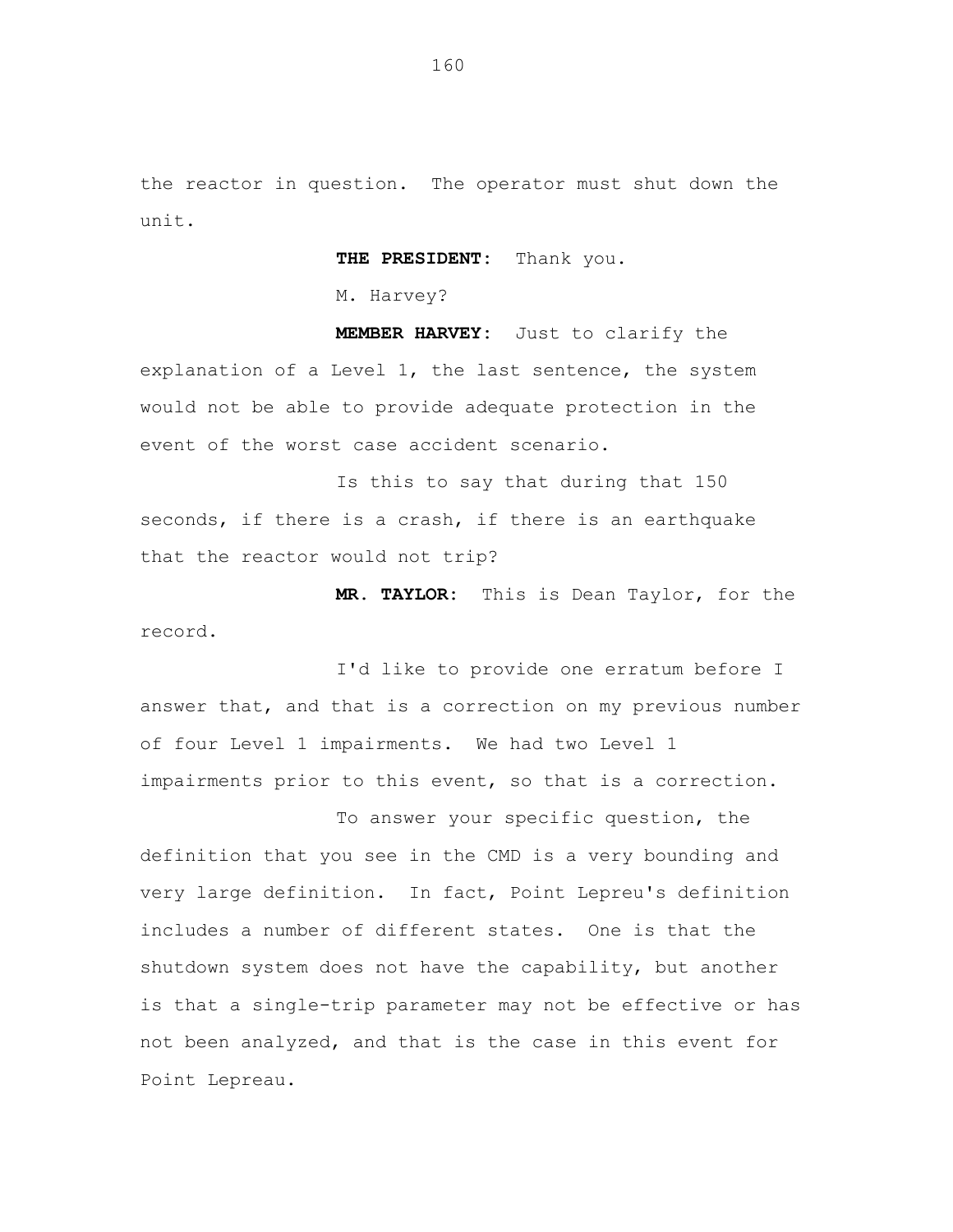the reactor in question. The operator must shut down the unit.

**THE PRESIDENT:** Thank you.

M. Harvey?

**MEMBER HARVEY:** Just to clarify the explanation of a Level 1, the last sentence, the system would not be able to provide adequate protection in the event of the worst case accident scenario.

Is this to say that during that 150 seconds, if there is a crash, if there is an earthquake that the reactor would not trip?

**MR. TAYLOR:** This is Dean Taylor, for the record.

I'd like to provide one erratum before I answer that, and that is a correction on my previous number of four Level 1 impairments. We had two Level 1 impairments prior to this event, so that is a correction.

To answer your specific question, the definition that you see in the CMD is a very bounding and very large definition. In fact, Point Lepreu's definition includes a number of different states. One is that the shutdown system does not have the capability, but another is that a single-trip parameter may not be effective or has not been analyzed, and that is the case in this event for Point Lepreau.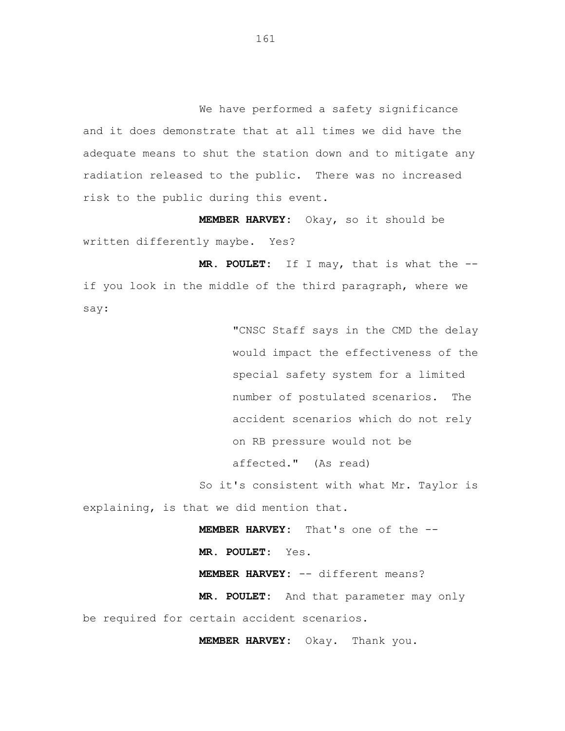We have performed a safety significance and it does demonstrate that at all times we did have the adequate means to shut the station down and to mitigate any radiation released to the public. There was no increased risk to the public during this event.

**MEMBER HARVEY:** Okay, so it should be written differently maybe. Yes?

**MR. POULET:** If I may, that is what the -- if you look in the middle of the third paragraph, where we say:

> "CNSC Staff says in the CMD the delay would impact the effectiveness of the special safety system for a limited number of postulated scenarios. The accident scenarios which do not rely on RB pressure would not be affected." (As read)

So it's consistent with what Mr. Taylor is explaining, is that we did mention that.

**MEMBER HARVEY:** That's one of the --

**MR. POULET:** Yes.

**MEMBER HARVEY:** -- different means?

**MR. POULET:** And that parameter may only be required for certain accident scenarios.

**MEMBER HARVEY:** Okay. Thank you.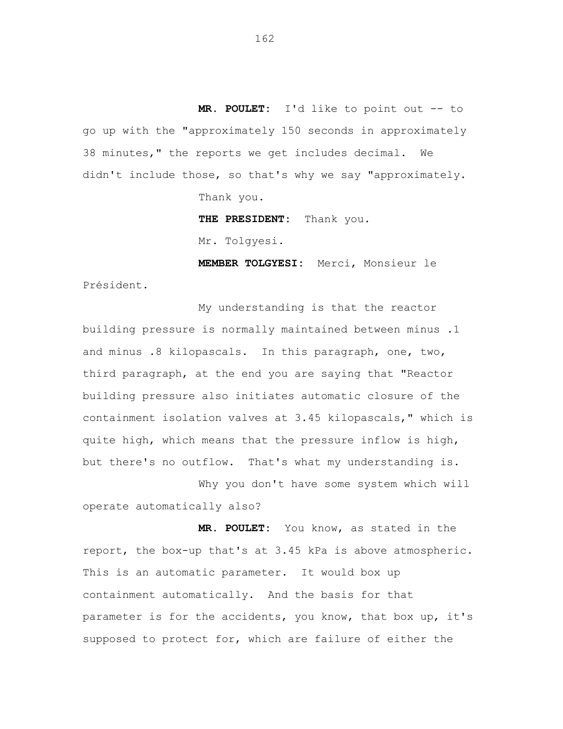**MR. POULET:** I'd like to point out -- to go up with the "approximately 150 seconds in approximately 38 minutes," the reports we get includes decimal. We didn't include those, so that's why we say "approximately.

Thank you.

**THE PRESIDENT:** Thank you.

Mr. Tolgyesi.

**MEMBER TOLGYESI:** Merci, Monsieur le Président.

My understanding is that the reactor building pressure is normally maintained between minus .1 and minus .8 kilopascals. In this paragraph, one, two, third paragraph, at the end you are saying that "Reactor building pressure also initiates automatic closure of the containment isolation valves at 3.45 kilopascals," which is quite high, which means that the pressure inflow is high, but there's no outflow. That's what my understanding is.

Why you don't have some system which will operate automatically also?

**MR. POULET:** You know, as stated in the report, the box-up that's at 3.45 kPa is above atmospheric. This is an automatic parameter. It would box up containment automatically. And the basis for that parameter is for the accidents, you know, that box up, it's supposed to protect for, which are failure of either the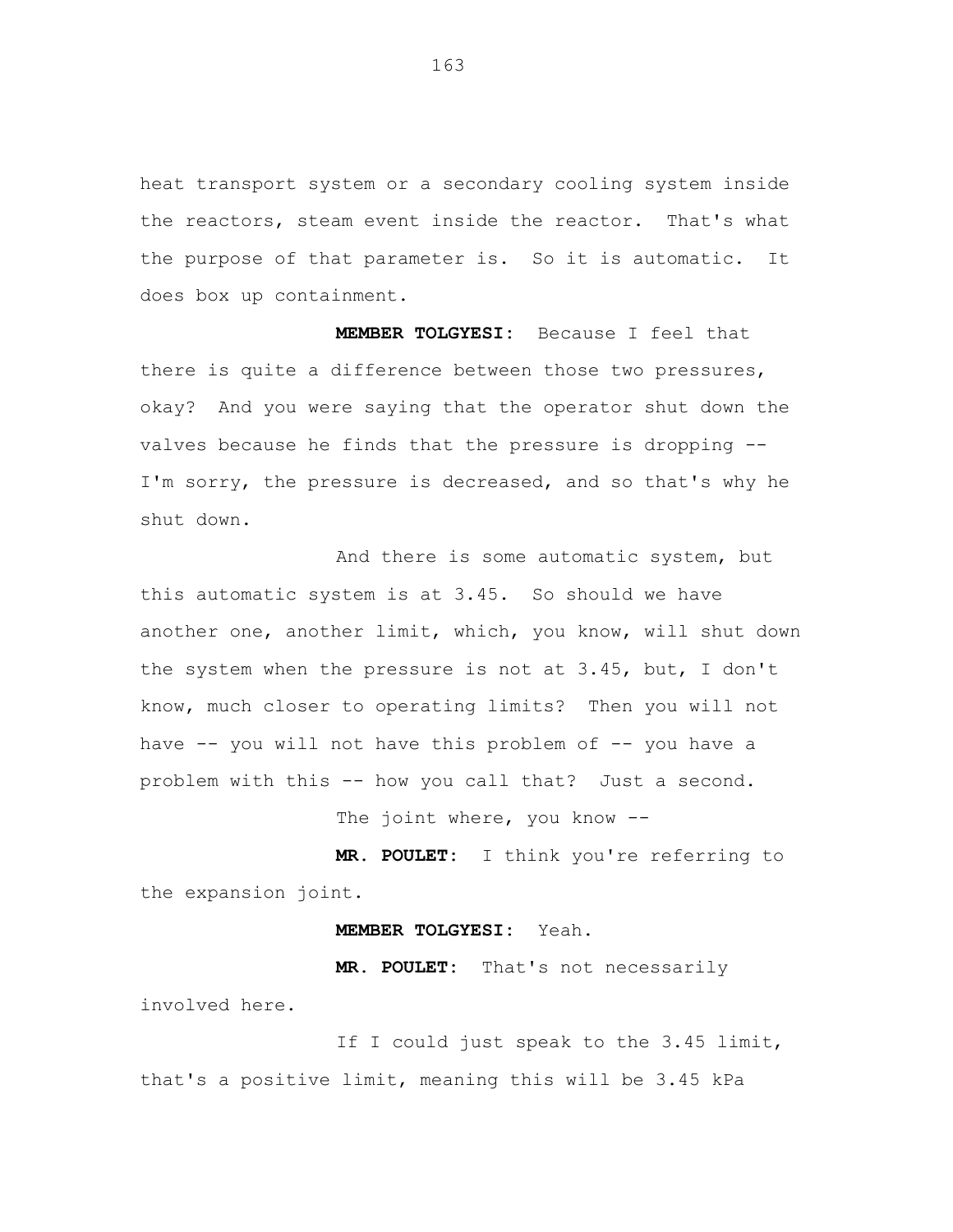heat transport system or a secondary cooling system inside the reactors, steam event inside the reactor. That's what the purpose of that parameter is. So it is automatic. It does box up containment.

**MEMBER TOLGYESI:** Because I feel that there is quite a difference between those two pressures, okay? And you were saying that the operator shut down the valves because he finds that the pressure is dropping -- I'm sorry, the pressure is decreased, and so that's why he shut down.

And there is some automatic system, but this automatic system is at 3.45. So should we have another one, another limit, which, you know, will shut down the system when the pressure is not at 3.45, but, I don't know, much closer to operating limits? Then you will not have -- you will not have this problem of -- you have a problem with this -- how you call that? Just a second.

The joint where, you know --

**MR. POULET:** I think you're referring to the expansion joint.

**MEMBER TOLGYESI:** Yeah.

**MR. POULET:** That's not necessarily involved here.

If I could just speak to the 3.45 limit, that's a positive limit, meaning this will be 3.45 kPa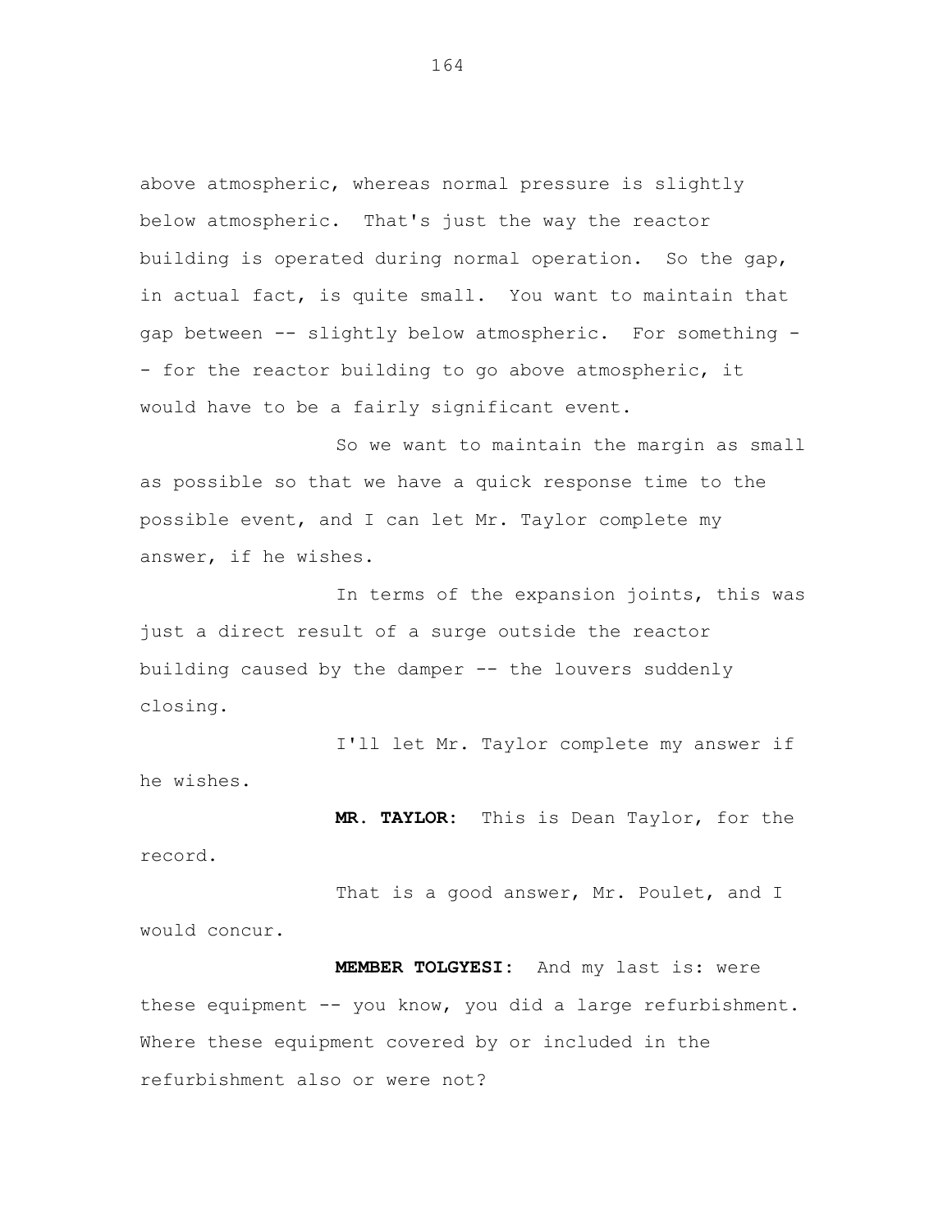above atmospheric, whereas normal pressure is slightly below atmospheric. That's just the way the reactor building is operated during normal operation. So the gap, in actual fact, is quite small. You want to maintain that gap between -- slightly below atmospheric. For something -- for the reactor building to go above atmospheric, it would have to be a fairly significant event.

So we want to maintain the margin as small as possible so that we have a quick response time to the possible event, and I can let Mr. Taylor complete my answer, if he wishes.

In terms of the expansion joints, this was just a direct result of a surge outside the reactor building caused by the damper -- the louvers suddenly closing.

I'll let Mr. Taylor complete my answer if he wishes.

**MR. TAYLOR:** This is Dean Taylor, for the record.

That is a good answer, Mr. Poulet, and I would concur.

**MEMBER TOLGYESI:** And my last is: were these equipment -- you know, you did a large refurbishment. Where these equipment covered by or included in the refurbishment also or were not?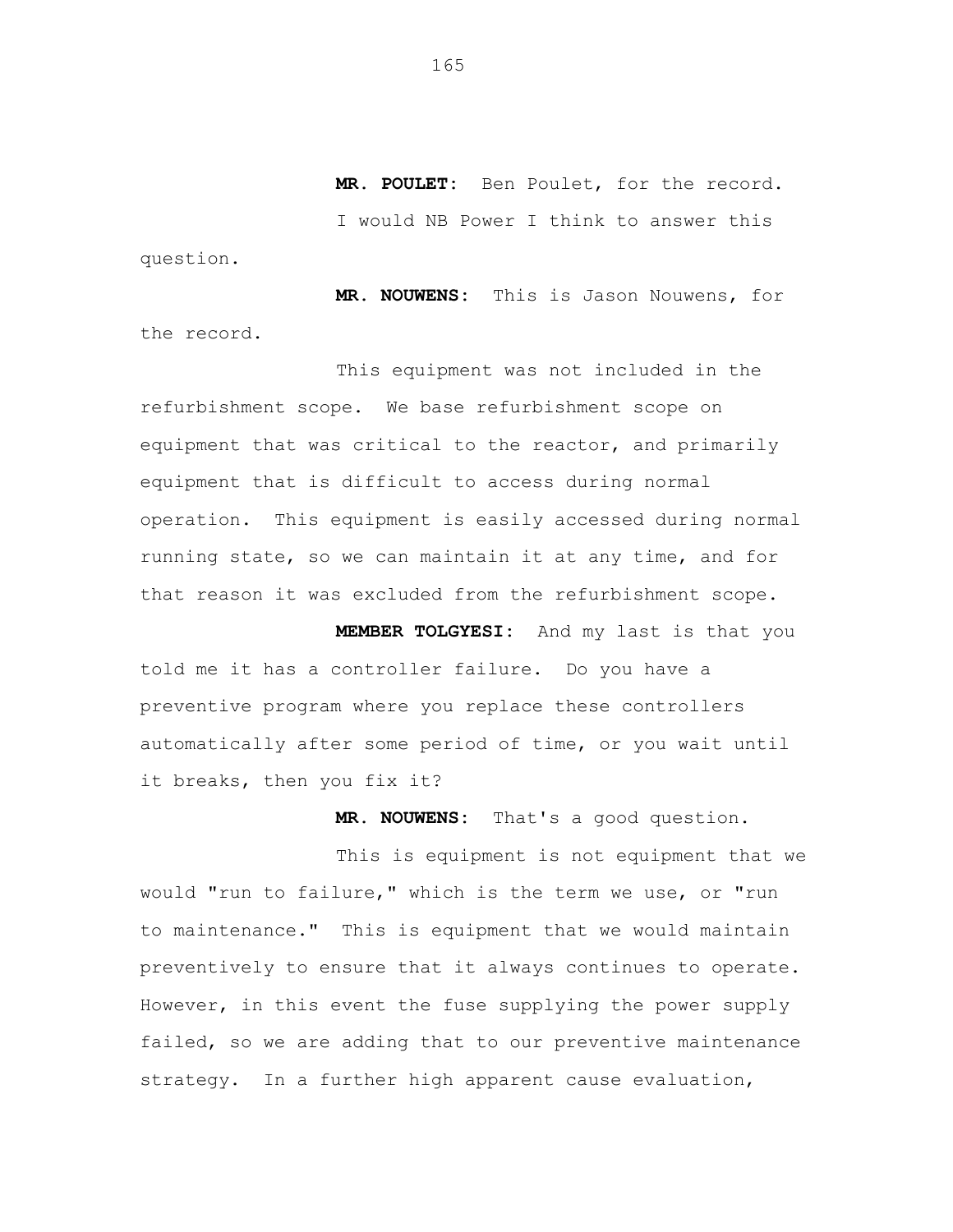**MR. POULET:** Ben Poulet, for the record.

I would NB Power I think to answer this question.

**MR. NOUWENS:** This is Jason Nouwens, for the record.

This equipment was not included in the refurbishment scope. We base refurbishment scope on equipment that was critical to the reactor, and primarily equipment that is difficult to access during normal operation. This equipment is easily accessed during normal running state, so we can maintain it at any time, and for that reason it was excluded from the refurbishment scope.

**MEMBER TOLGYESI:** And my last is that you told me it has a controller failure. Do you have a preventive program where you replace these controllers automatically after some period of time, or you wait until it breaks, then you fix it?

**MR. NOUWENS:** That's a good question.

This is equipment is not equipment that we would "run to failure," which is the term we use, or "run to maintenance." This is equipment that we would maintain preventively to ensure that it always continues to operate. However, in this event the fuse supplying the power supply failed, so we are adding that to our preventive maintenance strategy. In a further high apparent cause evaluation,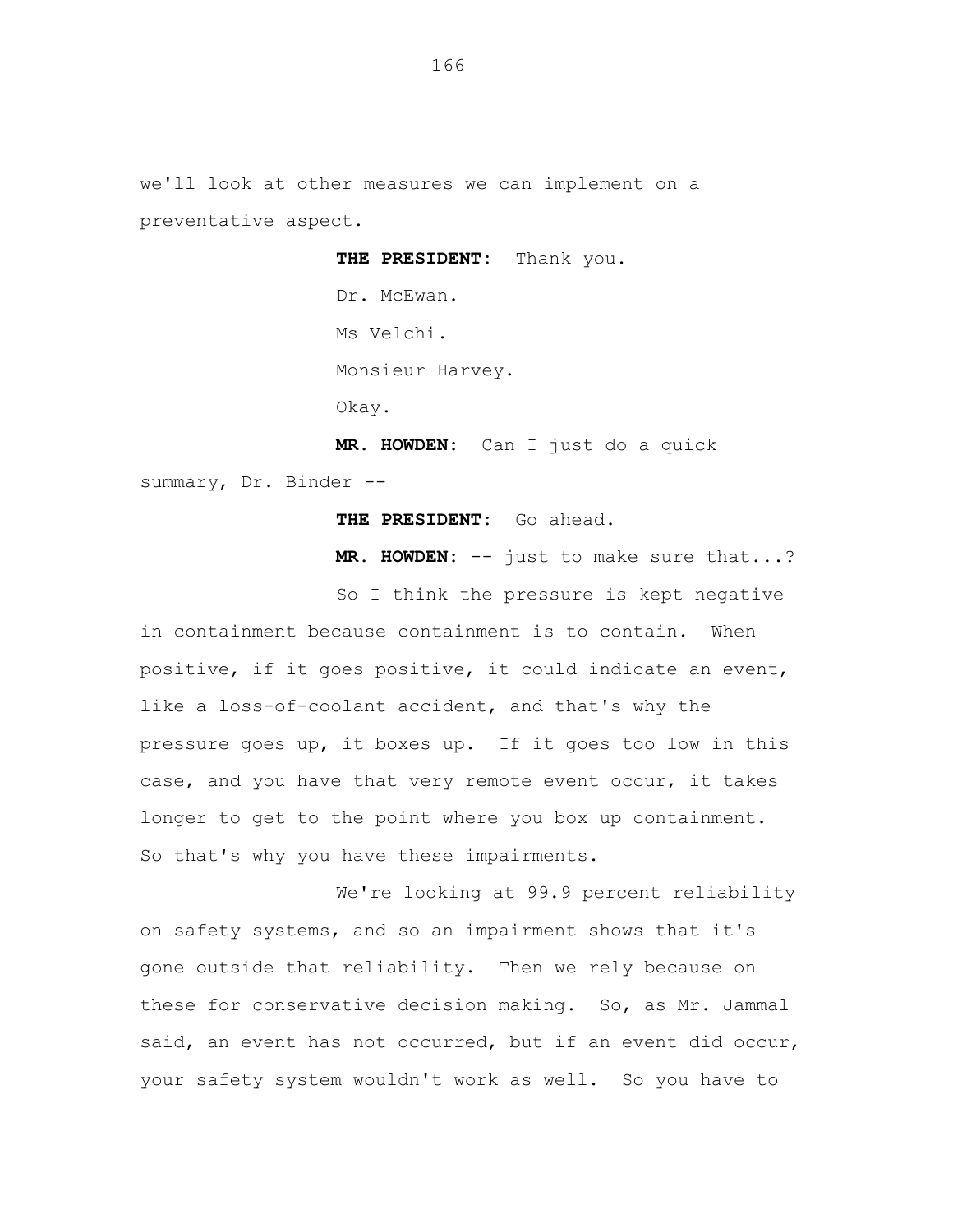we'll look at other measures we can implement on a preventative aspect.

**THE PRESIDENT:** Thank you.

Dr. McEwan.

Ms Velchi.

Monsieur Harvey.

Okay.

**MR. HOWDEN:** Can I just do a quick summary, Dr. Binder --

**THE PRESIDENT:** Go ahead.

**MR. HOWDEN:** -- just to make sure that...?

So I think the pressure is kept negative in containment because containment is to contain. When positive, if it goes positive, it could indicate an event, like a loss-of-coolant accident, and that's why the pressure goes up, it boxes up. If it goes too low in this case, and you have that very remote event occur, it takes longer to get to the point where you box up containment. So that's why you have these impairments.

We're looking at 99.9 percent reliability on safety systems, and so an impairment shows that it's gone outside that reliability. Then we rely because on these for conservative decision making. So, as Mr. Jammal said, an event has not occurred, but if an event did occur, your safety system wouldn't work as well. So you have to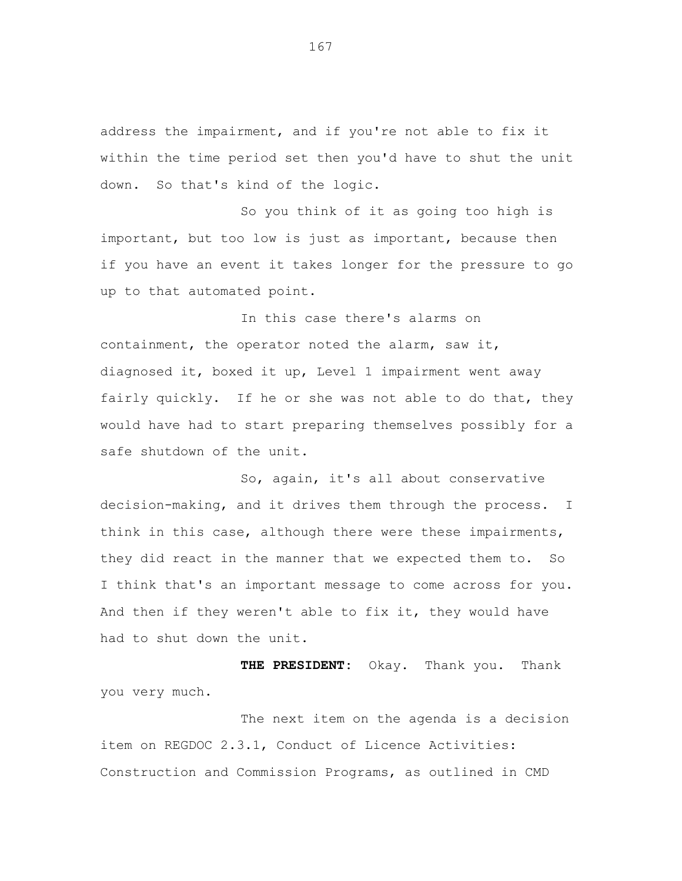address the impairment, and if you're not able to fix it within the time period set then you'd have to shut the unit down. So that's kind of the logic.

So you think of it as going too high is important, but too low is just as important, because then if you have an event it takes longer for the pressure to go up to that automated point.

In this case there's alarms on containment, the operator noted the alarm, saw it, diagnosed it, boxed it up, Level 1 impairment went away fairly quickly. If he or she was not able to do that, they would have had to start preparing themselves possibly for a safe shutdown of the unit.

So, again, it's all about conservative decision-making, and it drives them through the process. I think in this case, although there were these impairments, they did react in the manner that we expected them to. So I think that's an important message to come across for you. And then if they weren't able to fix it, they would have had to shut down the unit.

**THE PRESIDENT:** Okay. Thank you. Thank you very much.

The next item on the agenda is a decision item on REGDOC 2.3.1, Conduct of Licence Activities: Construction and Commission Programs, as outlined in CMD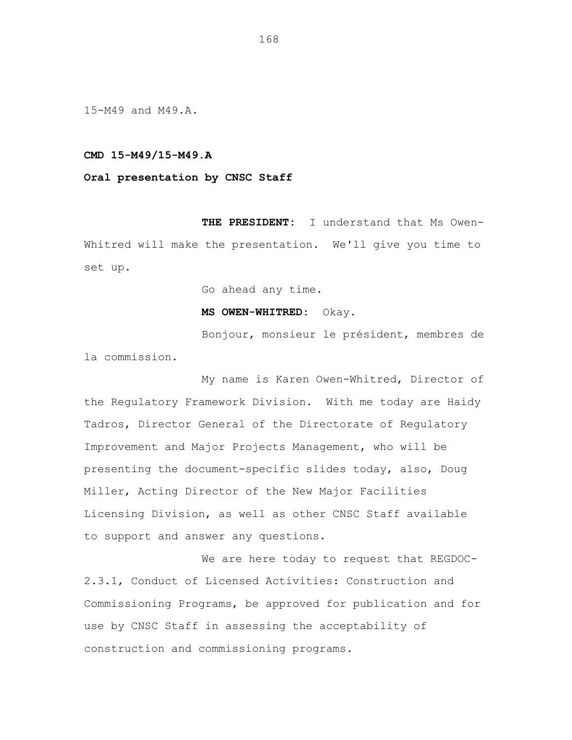15-M49 and M49.A.

**CMD 15-M49/15-M49.A**

**Oral presentation by CNSC Staff**

**THE PRESIDENT:** I understand that Ms Owen-Whitred will make the presentation. We'll give you time to set up.

Go ahead any time.

**MS OWEN-WHITRED:** Okay.

Bonjour, monsieur le président, membres de la commission.

My name is Karen Owen-Whitred, Director of the Regulatory Framework Division. With me today are Haidy Tadros, Director General of the Directorate of Regulatory Improvement and Major Projects Management, who will be presenting the document-specific slides today, also, Doug Miller, Acting Director of the New Major Facilities Licensing Division, as well as other CNSC Staff available to support and answer any questions.

We are here today to request that REGDOC-2.3.1, Conduct of Licensed Activities: Construction and Commissioning Programs, be approved for publication and for use by CNSC Staff in assessing the acceptability of construction and commissioning programs.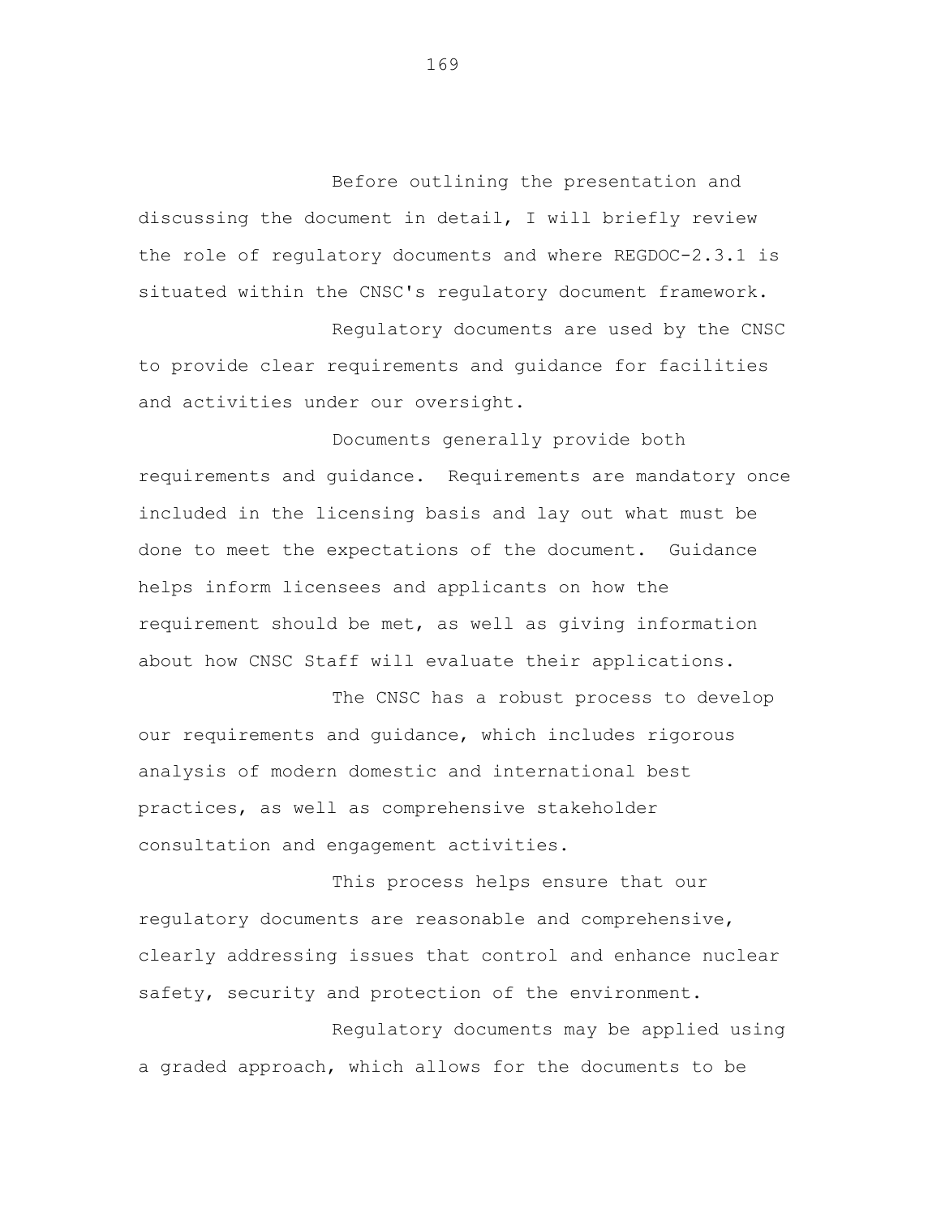Before outlining the presentation and discussing the document in detail, I will briefly review the role of regulatory documents and where REGDOC-2.3.1 is situated within the CNSC's regulatory document framework.

Regulatory documents are used by the CNSC to provide clear requirements and guidance for facilities and activities under our oversight.

Documents generally provide both requirements and guidance. Requirements are mandatory once included in the licensing basis and lay out what must be done to meet the expectations of the document. Guidance helps inform licensees and applicants on how the requirement should be met, as well as giving information about how CNSC Staff will evaluate their applications.

The CNSC has a robust process to develop our requirements and guidance, which includes rigorous analysis of modern domestic and international best practices, as well as comprehensive stakeholder consultation and engagement activities.

This process helps ensure that our regulatory documents are reasonable and comprehensive, clearly addressing issues that control and enhance nuclear safety, security and protection of the environment.

Regulatory documents may be applied using a graded approach, which allows for the documents to be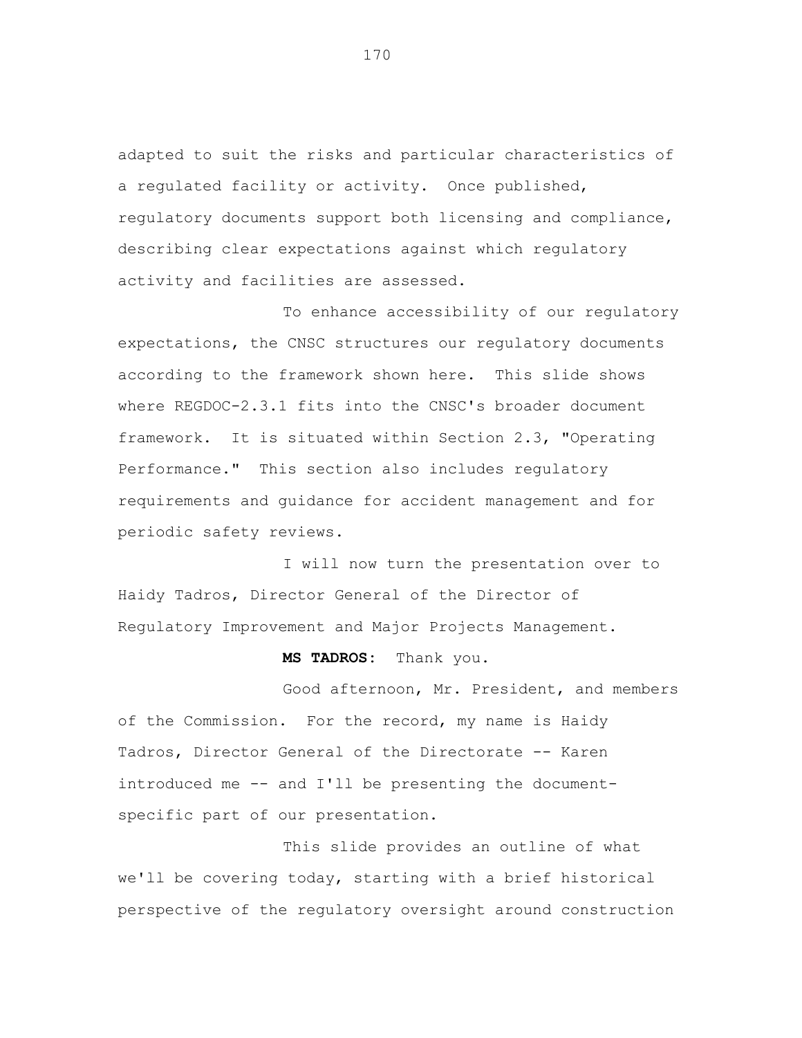adapted to suit the risks and particular characteristics of a regulated facility or activity. Once published, regulatory documents support both licensing and compliance, describing clear expectations against which regulatory activity and facilities are assessed.

To enhance accessibility of our regulatory expectations, the CNSC structures our regulatory documents according to the framework shown here. This slide shows where REGDOC-2.3.1 fits into the CNSC's broader document framework. It is situated within Section 2.3, "Operating Performance." This section also includes regulatory requirements and guidance for accident management and for periodic safety reviews.

I will now turn the presentation over to Haidy Tadros, Director General of the Director of Regulatory Improvement and Major Projects Management.

**MS TADROS:** Thank you.

Good afternoon, Mr. President, and members of the Commission. For the record, my name is Haidy Tadros, Director General of the Directorate -- Karen introduced me -- and I'll be presenting the document-specific part of our presentation.

This slide provides an outline of what we'll be covering today, starting with a brief historical perspective of the regulatory oversight around construction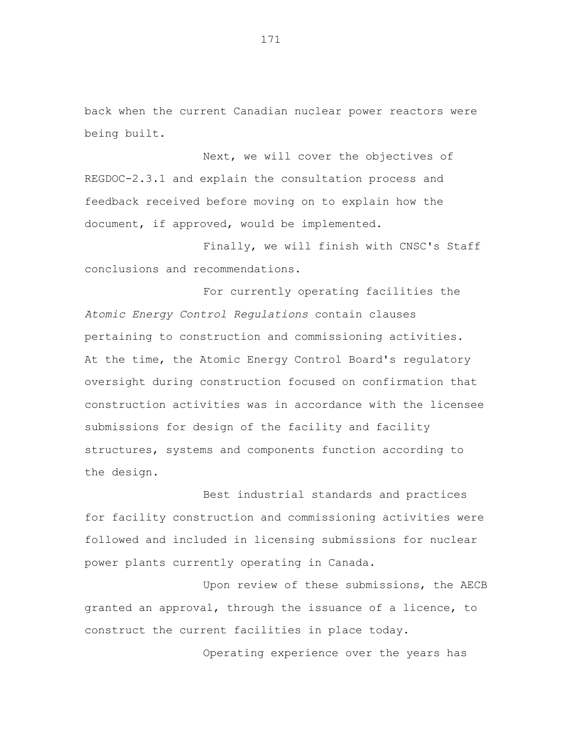back when the current Canadian nuclear power reactors were being built.

Next, we will cover the objectives of REGDOC-2.3.1 and explain the consultation process and feedback received before moving on to explain how the document, if approved, would be implemented.

Finally, we will finish with CNSC's Staff conclusions and recommendations.

For currently operating facilities the *Atomic Energy Control Regulations* contain clauses pertaining to construction and commissioning activities. At the time, the Atomic Energy Control Board's regulatory oversight during construction focused on confirmation that construction activities was in accordance with the licensee submissions for design of the facility and facility structures, systems and components function according to the design.

Best industrial standards and practices for facility construction and commissioning activities were followed and included in licensing submissions for nuclear power plants currently operating in Canada.

Upon review of these submissions, the AECB granted an approval, through the issuance of a licence, to construct the current facilities in place today.

Operating experience over the years has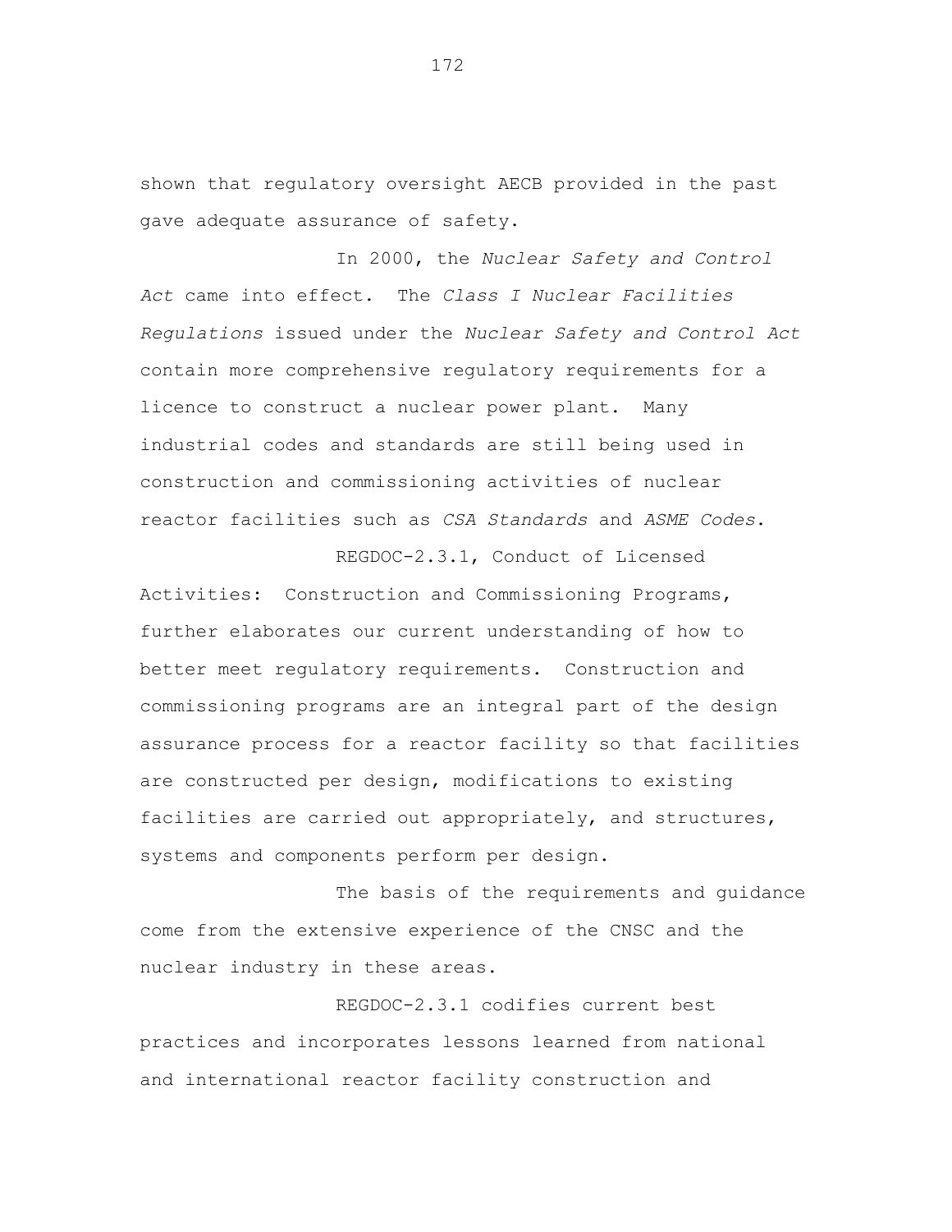shown that regulatory oversight AECB provided in the past gave adequate assurance of safety.

In 2000, the *Nuclear Safety and Control Act* came into effect. The *Class I Nuclear Facilities Regulations* issued under the *Nuclear Safety and Control Act* contain more comprehensive regulatory requirements for a licence to construct a nuclear power plant. Many industrial codes and standards are still being used in construction and commissioning activities of nuclear reactor facilities such as *CSA Standards* and *ASME Codes*.

REGDOC-2.3.1, Conduct of Licensed Activities: Construction and Commissioning Programs, further elaborates our current understanding of how to better meet regulatory requirements. Construction and commissioning programs are an integral part of the design assurance process for a reactor facility so that facilities are constructed per design, modifications to existing facilities are carried out appropriately, and structures, systems and components perform per design.

The basis of the requirements and guidance come from the extensive experience of the CNSC and the nuclear industry in these areas.

REGDOC-2.3.1 codifies current best practices and incorporates lessons learned from national and international reactor facility construction and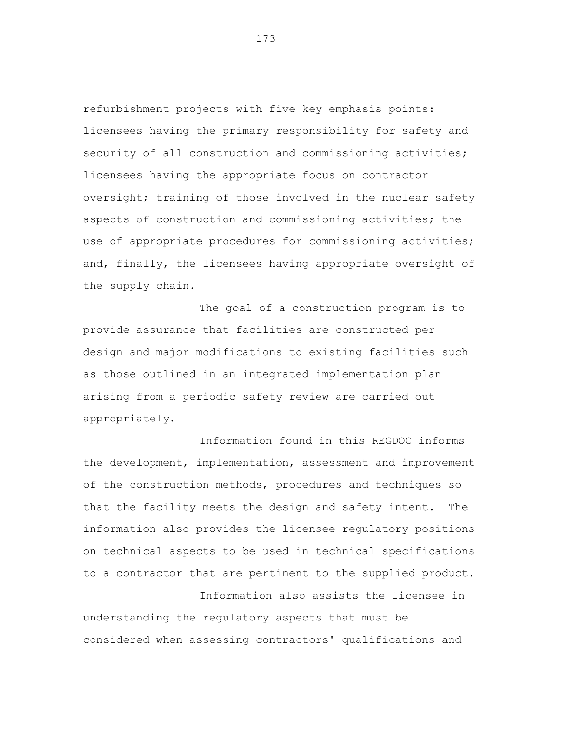refurbishment projects with five key emphasis points: licensees having the primary responsibility for safety and security of all construction and commissioning activities; licensees having the appropriate focus on contractor oversight; training of those involved in the nuclear safety aspects of construction and commissioning activities; the use of appropriate procedures for commissioning activities; and, finally, the licensees having appropriate oversight of the supply chain.

The goal of a construction program is to provide assurance that facilities are constructed per design and major modifications to existing facilities such as those outlined in an integrated implementation plan arising from a periodic safety review are carried out appropriately.

Information found in this REGDOC informs the development, implementation, assessment and improvement of the construction methods, procedures and techniques so that the facility meets the design and safety intent. The information also provides the licensee regulatory positions on technical aspects to be used in technical specifications to a contractor that are pertinent to the supplied product.

Information also assists the licensee in understanding the regulatory aspects that must be considered when assessing contractors' qualifications and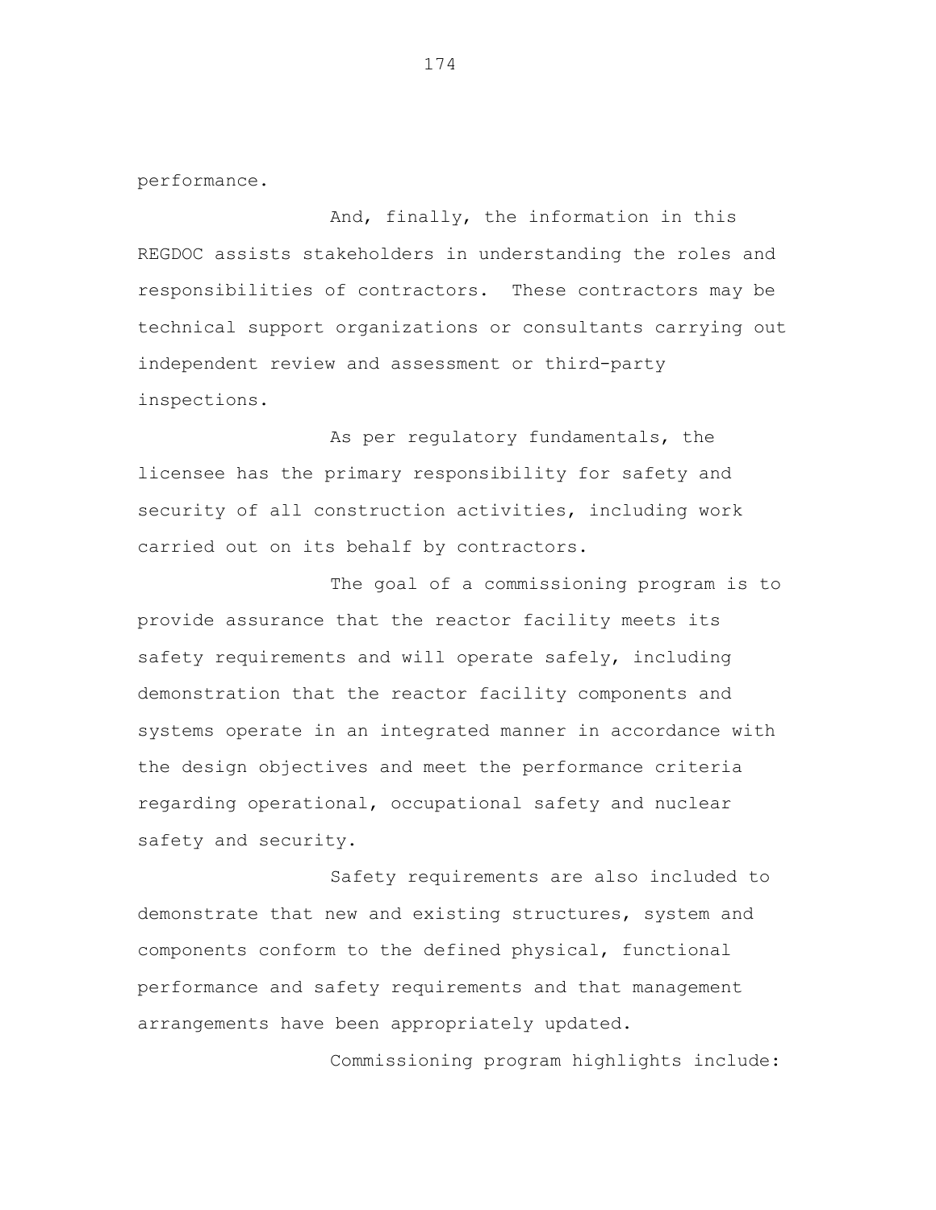performance.

And, finally, the information in this REGDOC assists stakeholders in understanding the roles and responsibilities of contractors. These contractors may be technical support organizations or consultants carrying out independent review and assessment or third-party inspections.

As per regulatory fundamentals, the licensee has the primary responsibility for safety and security of all construction activities, including work carried out on its behalf by contractors.

The goal of a commissioning program is to provide assurance that the reactor facility meets its safety requirements and will operate safely, including demonstration that the reactor facility components and systems operate in an integrated manner in accordance with the design objectives and meet the performance criteria regarding operational, occupational safety and nuclear safety and security.

Safety requirements are also included to demonstrate that new and existing structures, system and components conform to the defined physical, functional performance and safety requirements and that management arrangements have been appropriately updated.

Commissioning program highlights include: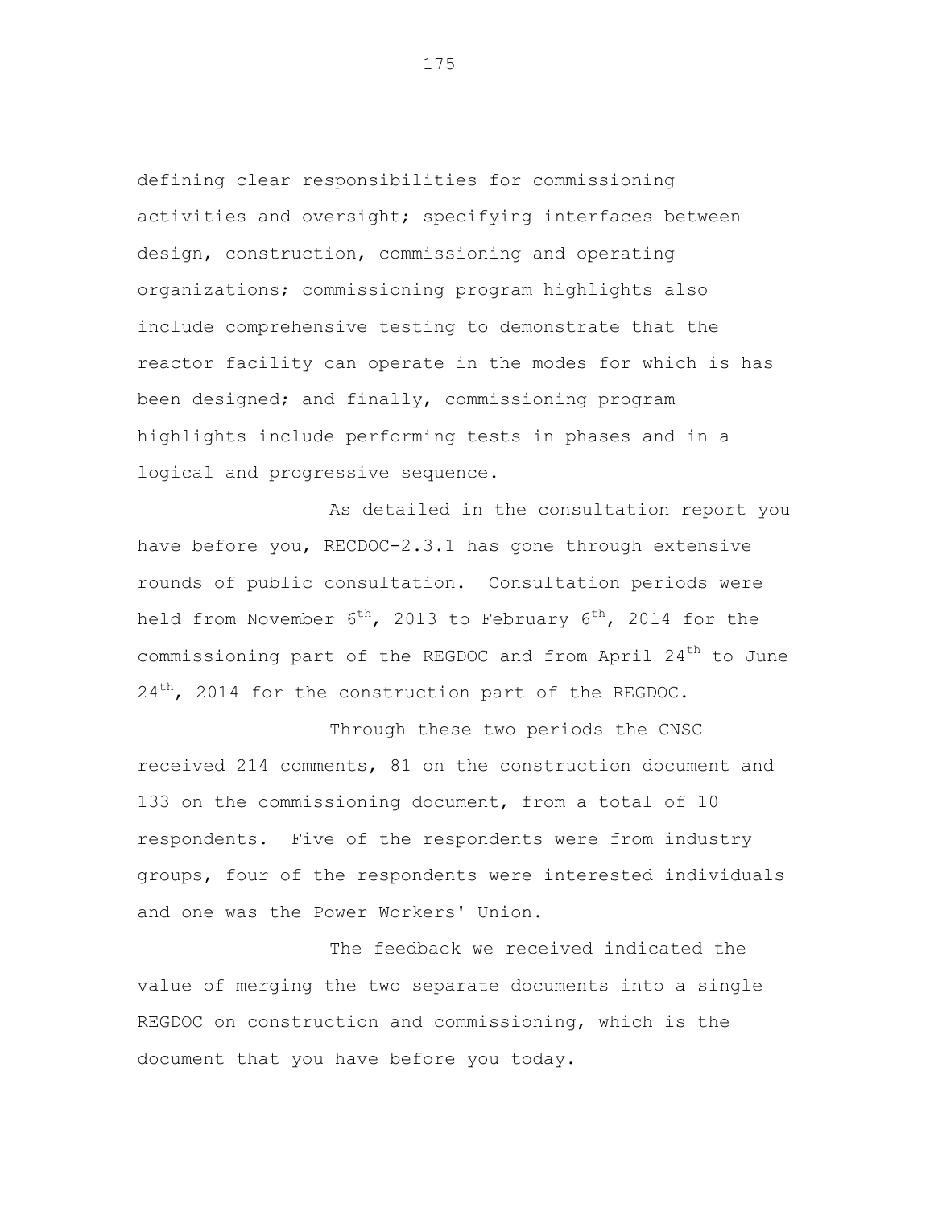defining clear responsibilities for commissioning activities and oversight; specifying interfaces between design, construction, commissioning and operating organizations; commissioning program highlights also include comprehensive testing to demonstrate that the reactor facility can operate in the modes for which is has been designed; and finally, commissioning program highlights include performing tests in phases and in a logical and progressive sequence.

As detailed in the consultation report you have before you, RECDOC-2.3.1 has gone through extensive rounds of public consultation. Consultation periods were held from November 6th, 2013 to February 6th, 2014 for the commissioning part of the REGDOC and from April 24th to June 24th, 2014 for the construction part of the REGDOC.

Through these two periods the CNSC received 214 comments, 81 on the construction document and 133 on the commissioning document, from a total of 10 respondents. Five of the respondents were from industry groups, four of the respondents were interested individuals and one was the Power Workers' Union.

The feedback we received indicated the value of merging the two separate documents into a single REGDOC on construction and commissioning, which is the document that you have before you today.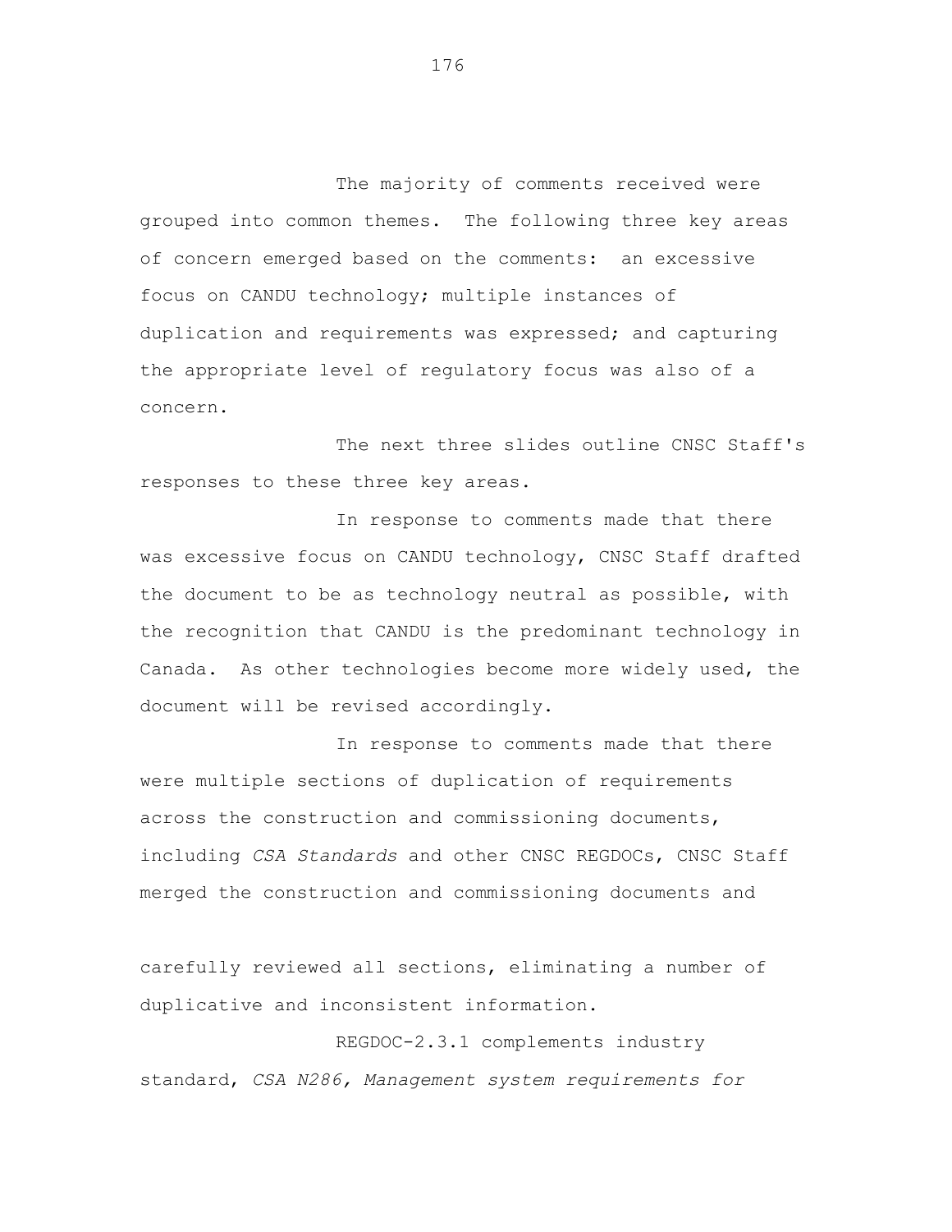The majority of comments received were grouped into common themes. The following three key areas of concern emerged based on the comments: an excessive focus on CANDU technology; multiple instances of duplication and requirements was expressed; and capturing the appropriate level of regulatory focus was also of a concern.

The next three slides outline CNSC Staff's responses to these three key areas.

In response to comments made that there was excessive focus on CANDU technology, CNSC Staff drafted the document to be as technology neutral as possible, with the recognition that CANDU is the predominant technology in Canada. As other technologies become more widely used, the document will be revised accordingly.

In response to comments made that there were multiple sections of duplication of requirements across the construction and commissioning documents, including *CSA Standards* and other CNSC REGDOCs, CNSC Staff merged the construction and commissioning documents and carefully reviewed all sections, eliminating a number of duplicative and inconsistent information.

REGDOC-2.3.1 complements industry standard, *CSA N286, Management system requirements for*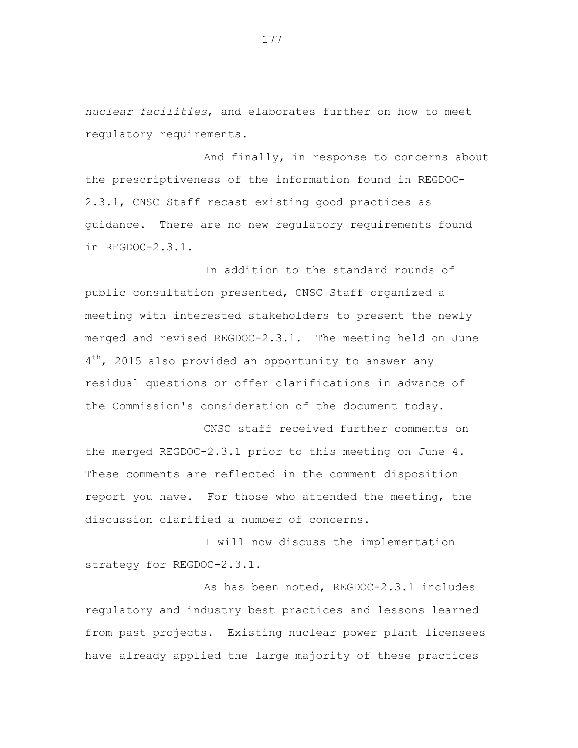*nuclear facilities*, and elaborates further on how to meet regulatory requirements.

And finally, in response to concerns about the prescriptiveness of the information found in REGDOC-2.3.1, CNSC Staff recast existing good practices as guidance. There are no new regulatory requirements found in REGDOC-2.3.1.

In addition to the standard rounds of public consultation presented, CNSC Staff organized a meeting with interested stakeholders to present the newly merged and revised REGDOC-2.3.1. The meeting held on June 4th, 2015 also provided an opportunity to answer any residual questions or offer clarifications in advance of the Commission's consideration of the document today.

CNSC staff received further comments on the merged REGDOC-2.3.1 prior to this meeting on June 4. These comments are reflected in the comment disposition report you have. For those who attended the meeting, the discussion clarified a number of concerns.

I will now discuss the implementation strategy for REGDOC-2.3.1.

As has been noted, REGDOC-2.3.1 includes regulatory and industry best practices and lessons learned from past projects. Existing nuclear power plant licensees have already applied the large majority of these practices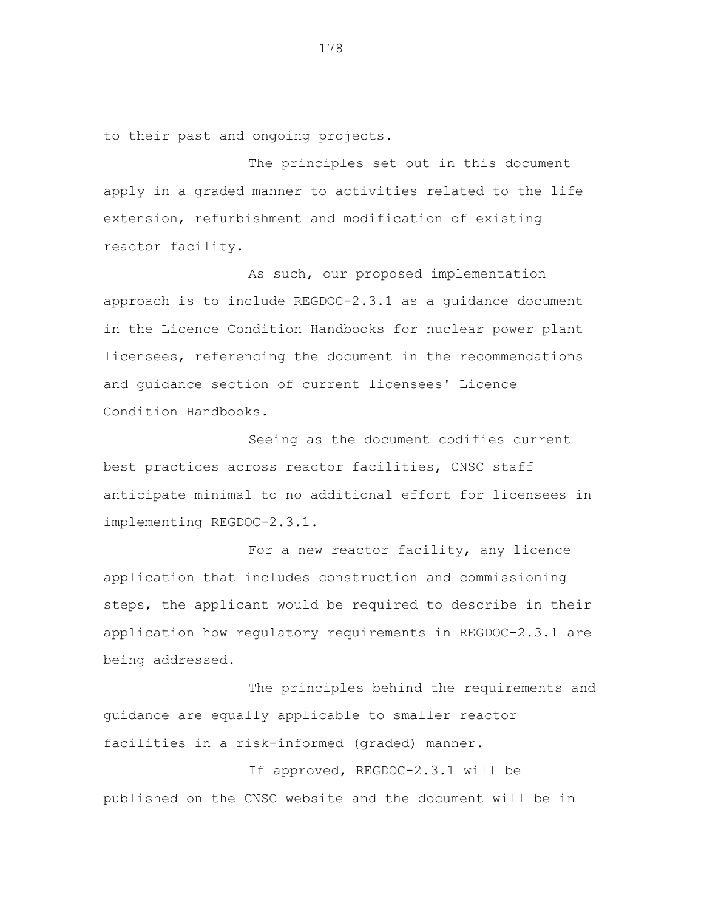to their past and ongoing projects.

The principles set out in this document apply in a graded manner to activities related to the life extension, refurbishment and modification of existing reactor facility.

As such, our proposed implementation approach is to include REGDOC-2.3.1 as a guidance document in the Licence Condition Handbooks for nuclear power plant licensees, referencing the document in the recommendations and guidance section of current licensees' Licence Condition Handbooks.

Seeing as the document codifies current best practices across reactor facilities, CNSC staff anticipate minimal to no additional effort for licensees in implementing REGDOC-2.3.1.

For a new reactor facility, any licence application that includes construction and commissioning steps, the applicant would be required to describe in their application how regulatory requirements in REGDOC-2.3.1 are being addressed.

The principles behind the requirements and guidance are equally applicable to smaller reactor facilities in a risk-informed (graded) manner.

If approved, REGDOC-2.3.1 will be published on the CNSC website and the document will be in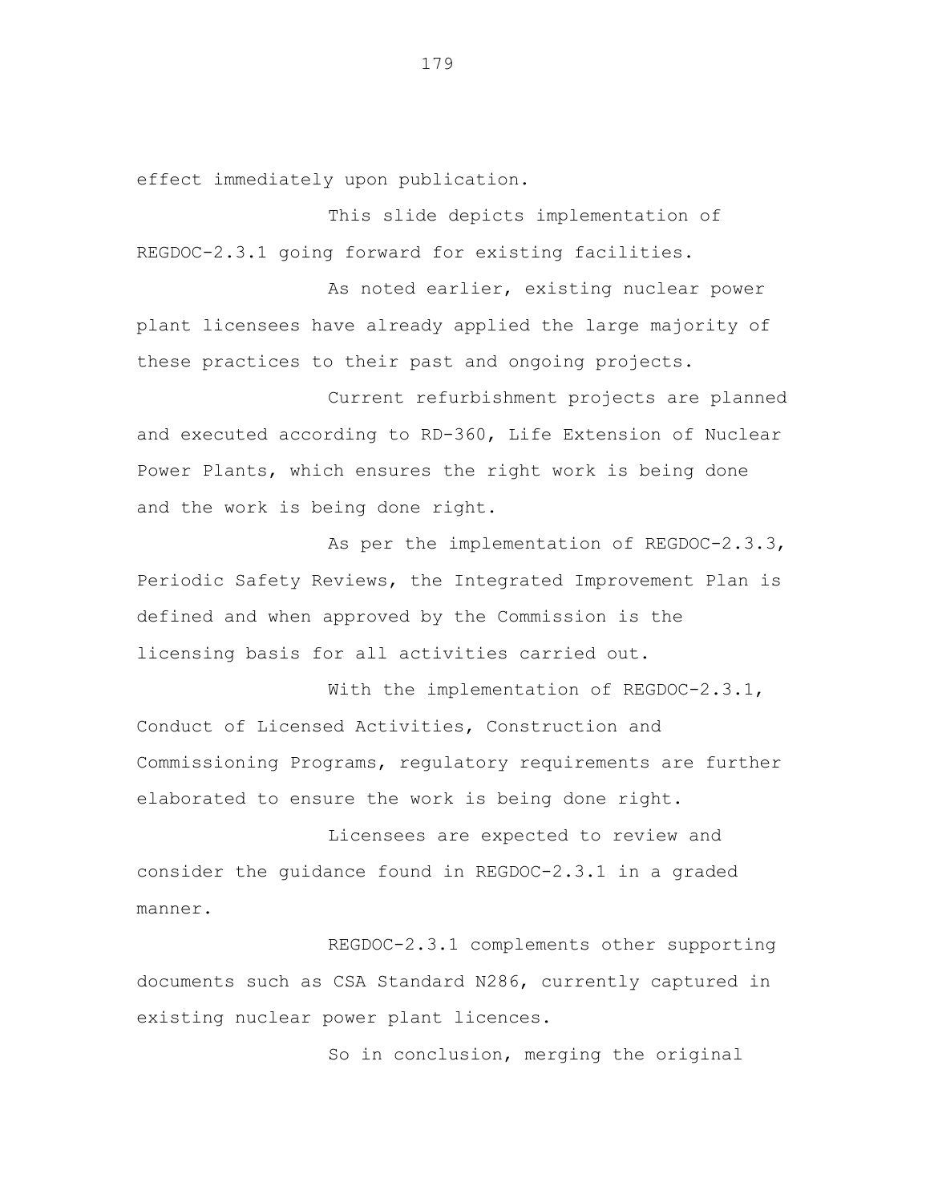effect immediately upon publication.

This slide depicts implementation of REGDOC-2.3.1 going forward for existing facilities.

As noted earlier, existing nuclear power plant licensees have already applied the large majority of these practices to their past and ongoing projects.

Current refurbishment projects are planned and executed according to RD-360, Life Extension of Nuclear Power Plants, which ensures the right work is being done and the work is being done right.

As per the implementation of REGDOC-2.3.3, Periodic Safety Reviews, the Integrated Improvement Plan is defined and when approved by the Commission is the licensing basis for all activities carried out.

With the implementation of REGDOC-2.3.1, Conduct of Licensed Activities, Construction and Commissioning Programs, regulatory requirements are further elaborated to ensure the work is being done right.

Licensees are expected to review and consider the guidance found in REGDOC-2.3.1 in a graded manner.

REGDOC-2.3.1 complements other supporting documents such as CSA Standard N286, currently captured in existing nuclear power plant licences.

So in conclusion, merging the original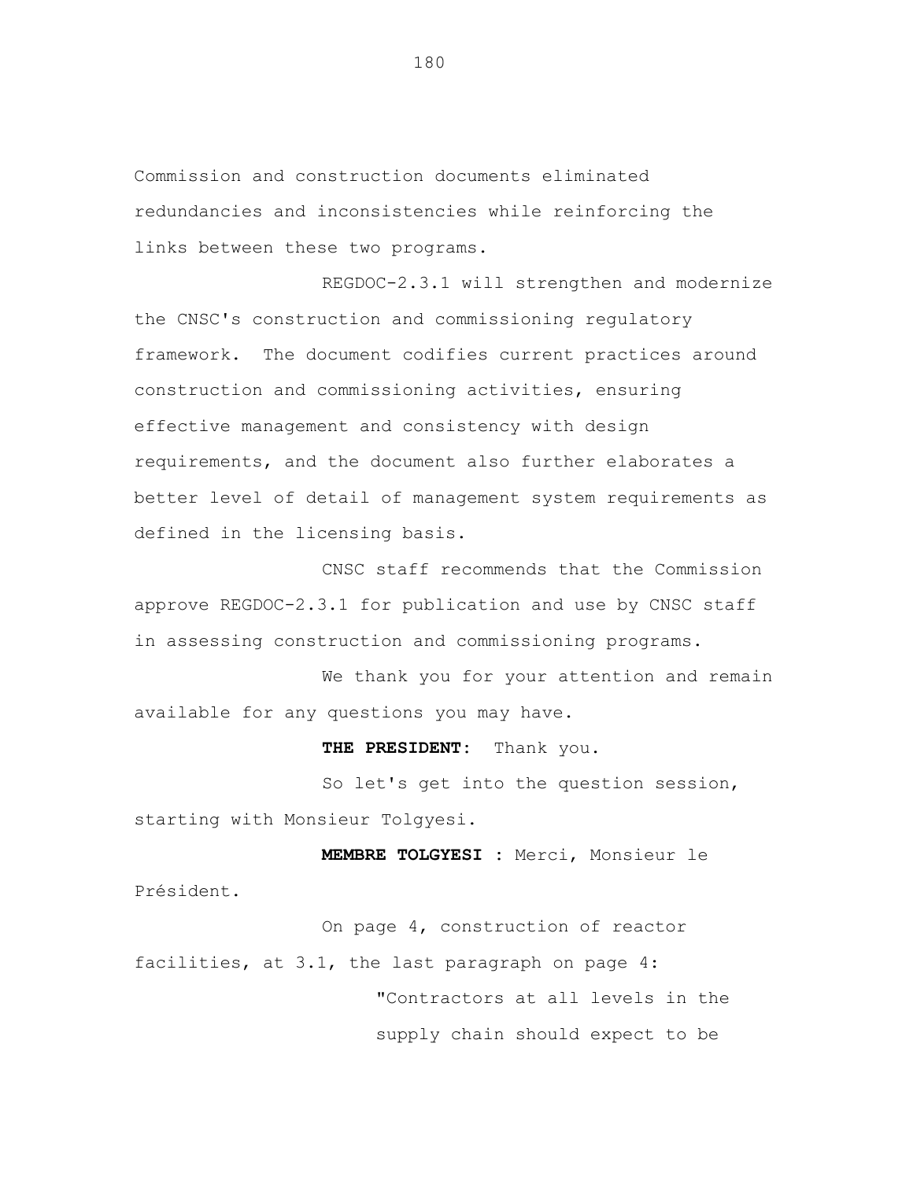Commission and construction documents eliminated redundancies and inconsistencies while reinforcing the links between these two programs.

REGDOC-2.3.1 will strengthen and modernize the CNSC's construction and commissioning regulatory framework. The document codifies current practices around construction and commissioning activities, ensuring effective management and consistency with design requirements, and the document also further elaborates a better level of detail of management system requirements as defined in the licensing basis.

CNSC staff recommends that the Commission approve REGDOC-2.3.1 for publication and use by CNSC staff in assessing construction and commissioning programs.

We thank you for your attention and remain available for any questions you may have.

**THE PRESIDENT**: Thank you.

So let's get into the question session, starting with Monsieur Tolgyesi.

**MEMBRE TOLGYESI** : Merci, Monsieur le Président.

On page 4, construction of reactor facilities, at 3.1, the last paragraph on page 4:

> "Contractors at all levels in the supply chain should expect to be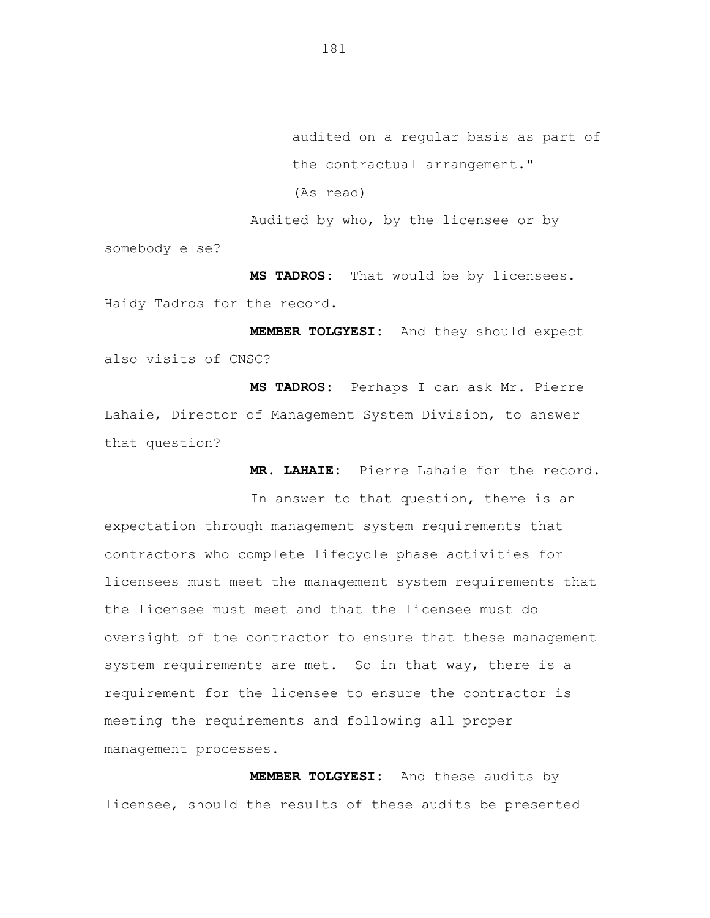audited on a regular basis as part of the contractual arrangement."

(As read)

Audited by who, by the licensee or by somebody else?

**MS TADROS:** That would be by licensees. Haidy Tadros for the record.

**MEMBER TOLGYESI:** And they should expect also visits of CNSC?

**MS TADROS:** Perhaps I can ask Mr. Pierre Lahaie, Director of Management System Division, to answer that question?

**MR. LAHAIE:** Pierre Lahaie for the record.

In answer to that question, there is an expectation through management system requirements that contractors who complete lifecycle phase activities for licensees must meet the management system requirements that the licensee must meet and that the licensee must do oversight of the contractor to ensure that these management system requirements are met. So in that way, there is a requirement for the licensee to ensure the contractor is meeting the requirements and following all proper management processes.

**MEMBER TOLGYESI:** And these audits by licensee, should the results of these audits be presented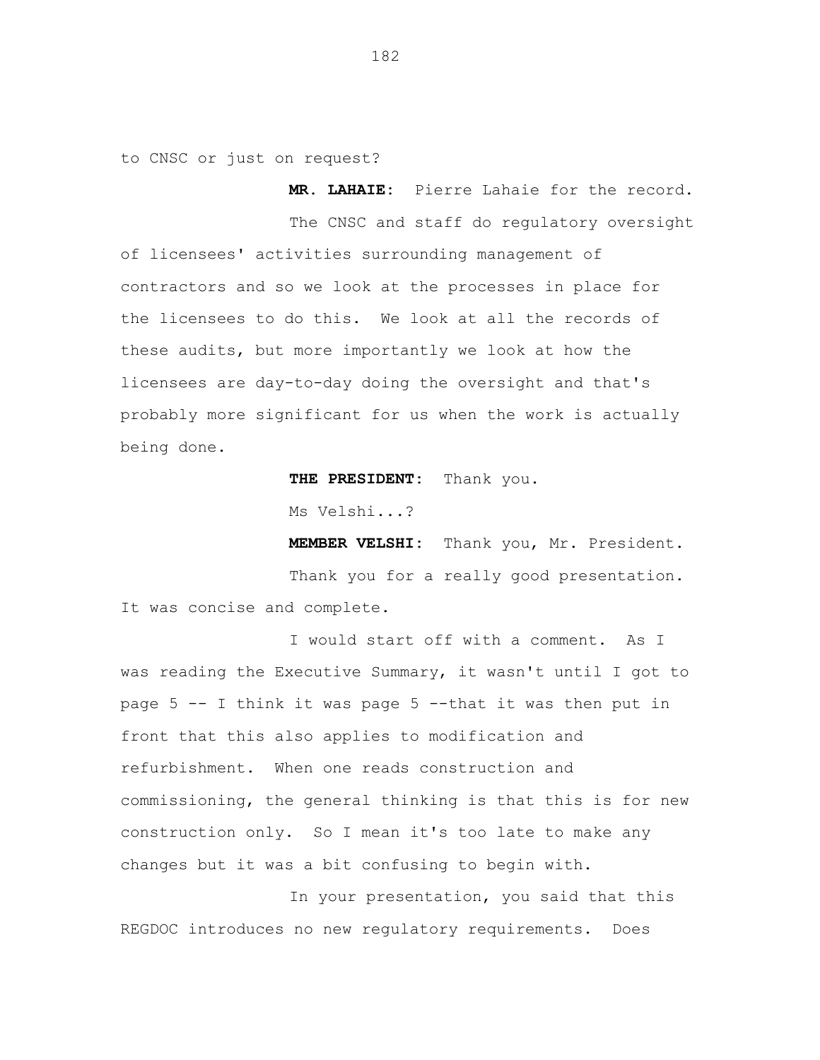to CNSC or just on request?

**MR. LAHAIE:** Pierre Lahaie for the record.

The CNSC and staff do regulatory oversight of licensees' activities surrounding management of contractors and so we look at the processes in place for the licensees to do this. We look at all the records of these audits, but more importantly we look at how the licensees are day-to-day doing the oversight and that's probably more significant for us when the work is actually being done.

**THE PRESIDENT:** Thank you.

Ms Velshi...?

**MEMBER VELSHI:** Thank you, Mr. President.

Thank you for a really good presentation. It was concise and complete.

I would start off with a comment. As I was reading the Executive Summary, it wasn't until I got to page 5 -- I think it was page 5 --that it was then put in front that this also applies to modification and refurbishment. When one reads construction and commissioning, the general thinking is that this is for new construction only. So I mean it's too late to make any changes but it was a bit confusing to begin with.

In your presentation, you said that this REGDOC introduces no new regulatory requirements. Does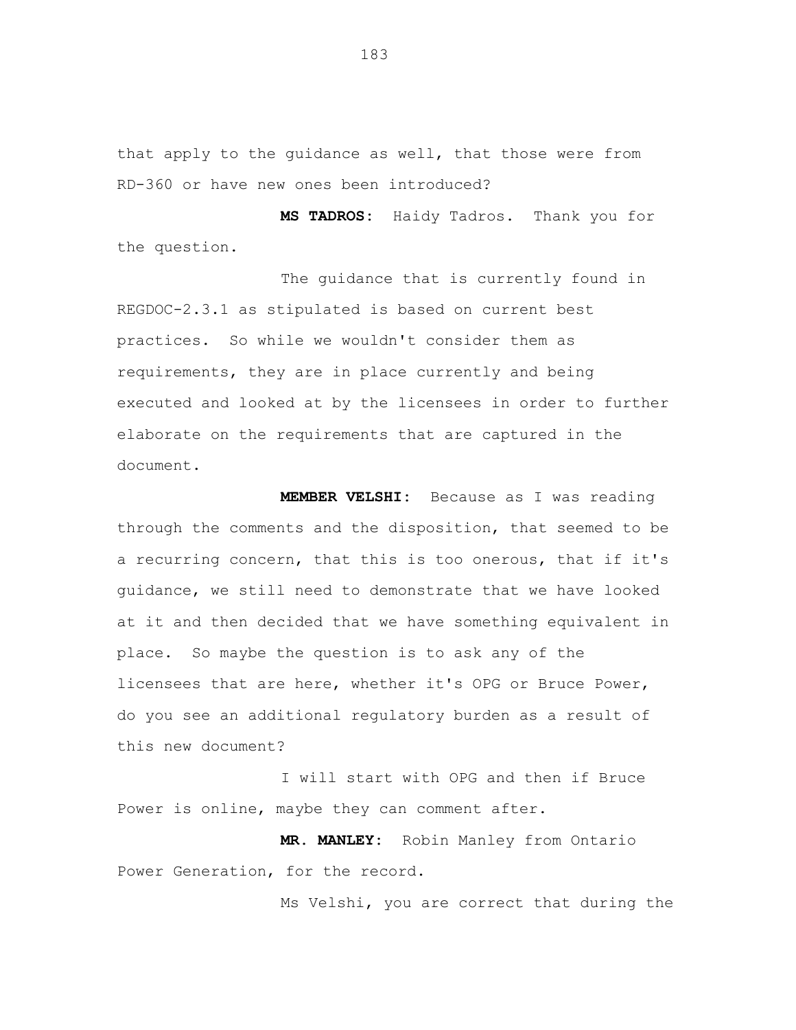that apply to the guidance as well, that those were from RD-360 or have new ones been introduced?

**MS TADROS:** Haidy Tadros. Thank you for the question.

The guidance that is currently found in REGDOC-2.3.1 as stipulated is based on current best practices. So while we wouldn't consider them as requirements, they are in place currently and being executed and looked at by the licensees in order to further elaborate on the requirements that are captured in the document.

**MEMBER VELSHI:** Because as I was reading through the comments and the disposition, that seemed to be a recurring concern, that this is too onerous, that if it's guidance, we still need to demonstrate that we have looked at it and then decided that we have something equivalent in place. So maybe the question is to ask any of the licensees that are here, whether it's OPG or Bruce Power, do you see an additional regulatory burden as a result of this new document?

I will start with OPG and then if Bruce Power is online, maybe they can comment after.

**MR. MANLEY:** Robin Manley from Ontario Power Generation, for the record.

Ms Velshi, you are correct that during the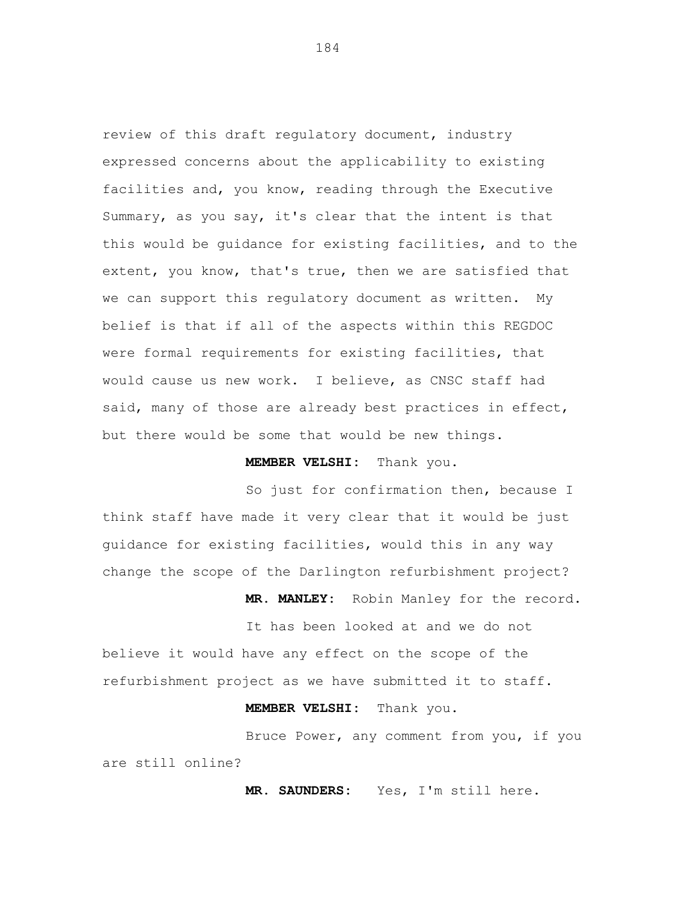review of this draft regulatory document, industry expressed concerns about the applicability to existing facilities and, you know, reading through the Executive Summary, as you say, it's clear that the intent is that this would be guidance for existing facilities, and to the extent, you know, that's true, then we are satisfied that we can support this regulatory document as written. My belief is that if all of the aspects within this REGDOC were formal requirements for existing facilities, that would cause us new work. I believe, as CNSC staff had said, many of those are already best practices in effect, but there would be some that would be new things.

**MEMBER VELSHI:** Thank you.

So just for confirmation then, because I think staff have made it very clear that it would be just guidance for existing facilities, would this in any way change the scope of the Darlington refurbishment project?

**MR. MANLEY:** Robin Manley for the record.

It has been looked at and we do not believe it would have any effect on the scope of the refurbishment project as we have submitted it to staff.

**MEMBER VELSHI:** Thank you.

Bruce Power, any comment from you, if you are still online?

**MR. SAUNDERS:** Yes, I'm still here.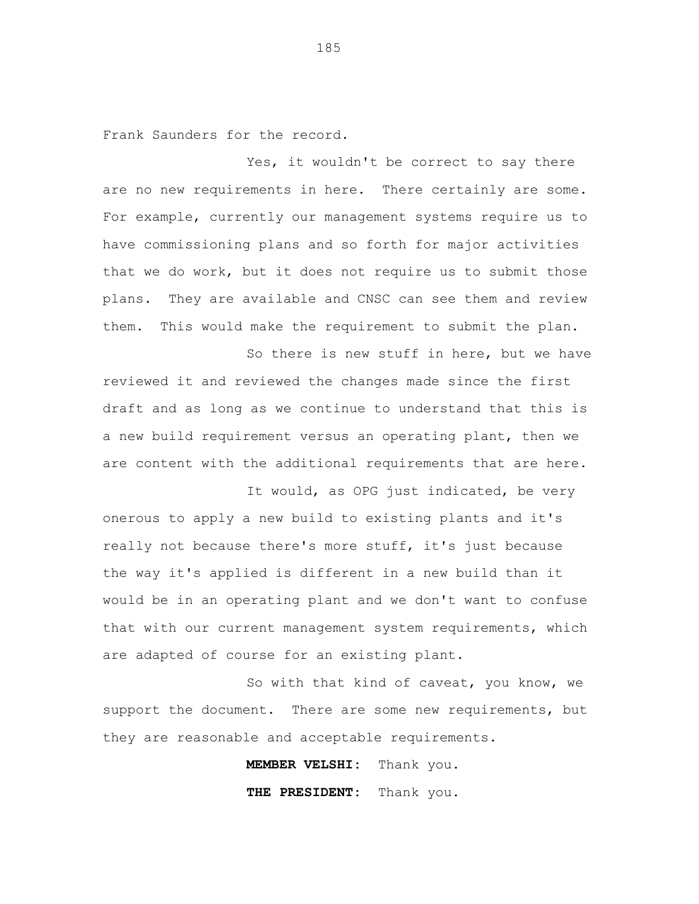Frank Saunders for the record.

Yes, it wouldn't be correct to say there are no new requirements in here. There certainly are some. For example, currently our management systems require us to have commissioning plans and so forth for major activities that we do work, but it does not require us to submit those plans. They are available and CNSC can see them and review them. This would make the requirement to submit the plan.

So there is new stuff in here, but we have reviewed it and reviewed the changes made since the first draft and as long as we continue to understand that this is a new build requirement versus an operating plant, then we are content with the additional requirements that are here.

It would, as OPG just indicated, be very onerous to apply a new build to existing plants and it's really not because there's more stuff, it's just because the way it's applied is different in a new build than it would be in an operating plant and we don't want to confuse that with our current management system requirements, which are adapted of course for an existing plant.

So with that kind of caveat, you know, we support the document. There are some new requirements, but they are reasonable and acceptable requirements.

**MEMBER VELSHI:** Thank you.

**THE PRESIDENT:** Thank you.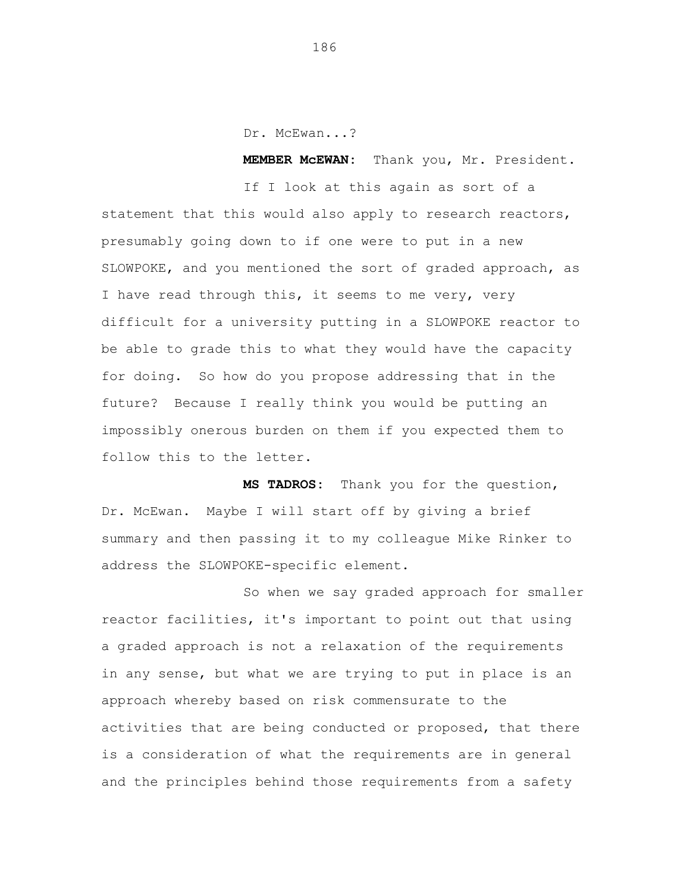Dr. McEwan...?

**MEMBER McEWAN:** Thank you, Mr. President.

If I look at this again as sort of a statement that this would also apply to research reactors, presumably going down to if one were to put in a new SLOWPOKE, and you mentioned the sort of graded approach, as I have read through this, it seems to me very, very difficult for a university putting in a SLOWPOKE reactor to be able to grade this to what they would have the capacity for doing. So how do you propose addressing that in the future? Because I really think you would be putting an impossibly onerous burden on them if you expected them to follow this to the letter.

**MS TADROS:** Thank you for the question, Dr. McEwan. Maybe I will start off by giving a brief summary and then passing it to my colleague Mike Rinker to address the SLOWPOKE-specific element.

So when we say graded approach for smaller reactor facilities, it's important to point out that using a graded approach is not a relaxation of the requirements in any sense, but what we are trying to put in place is an approach whereby based on risk commensurate to the activities that are being conducted or proposed, that there is a consideration of what the requirements are in general and the principles behind those requirements from a safety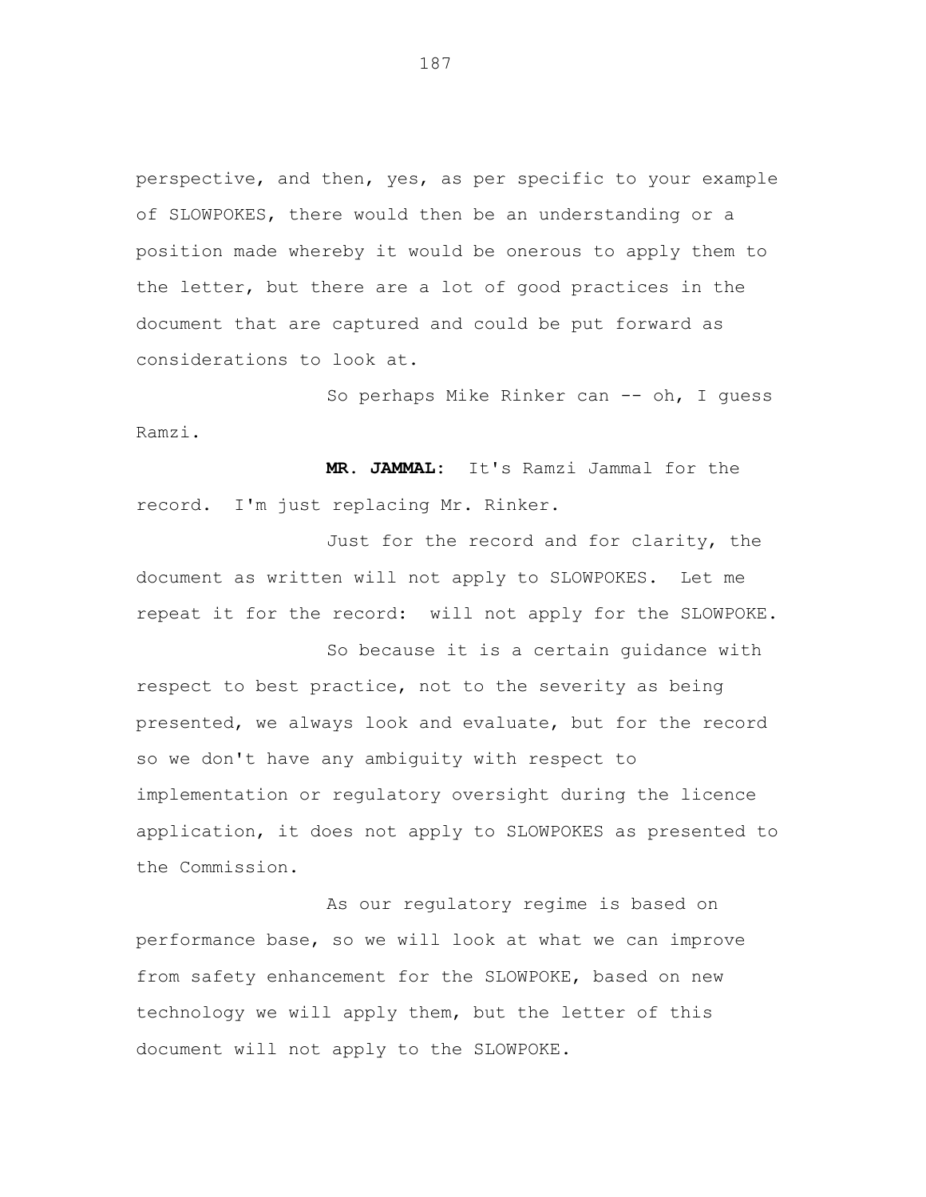perspective, and then, yes, as per specific to your example of SLOWPOKES, there would then be an understanding or a position made whereby it would be onerous to apply them to the letter, but there are a lot of good practices in the document that are captured and could be put forward as considerations to look at.

So perhaps Mike Rinker can -- oh, I guess Ramzi.

**MR. JAMMAL:** It's Ramzi Jammal for the record. I'm just replacing Mr. Rinker.

Just for the record and for clarity, the document as written will not apply to SLOWPOKES. Let me repeat it for the record: will not apply for the SLOWPOKE.

So because it is a certain guidance with respect to best practice, not to the severity as being presented, we always look and evaluate, but for the record so we don't have any ambiguity with respect to implementation or regulatory oversight during the licence application, it does not apply to SLOWPOKES as presented to the Commission.

As our regulatory regime is based on performance base, so we will look at what we can improve from safety enhancement for the SLOWPOKE, based on new technology we will apply them, but the letter of this document will not apply to the SLOWPOKE.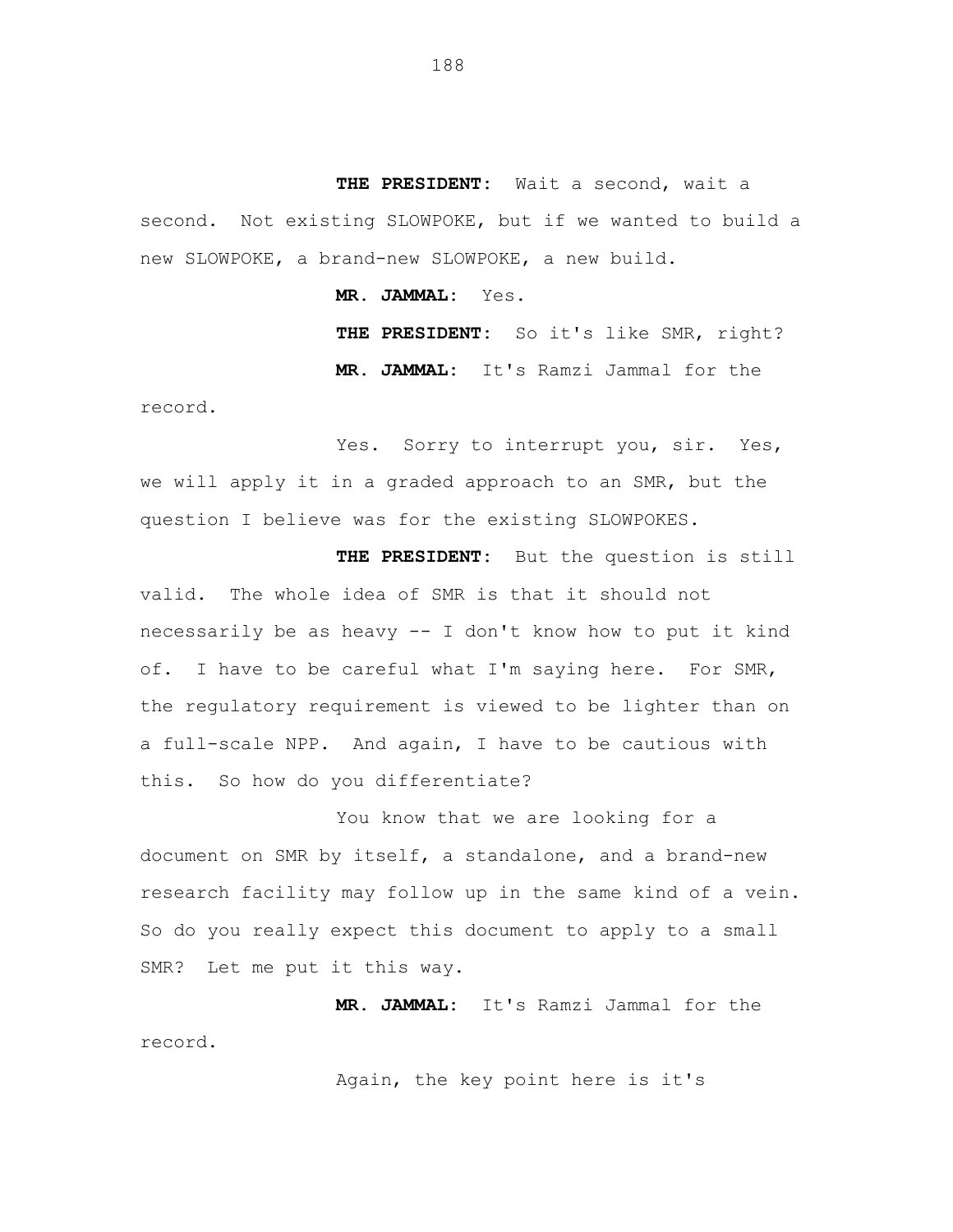**THE PRESIDENT:** Wait a second, wait a second. Not existing SLOWPOKE, but if we wanted to build a new SLOWPOKE, a brand-new SLOWPOKE, a new build.

**MR. JAMMAL:** Yes.

**THE PRESIDENT:** So it's like SMR, right?

**MR. JAMMAL:** It's Ramzi Jammal for the record.

Yes. Sorry to interrupt you, sir. Yes, we will apply it in a graded approach to an SMR, but the question I believe was for the existing SLOWPOKES.

**THE PRESIDENT:** But the question is still valid. The whole idea of SMR is that it should not necessarily be as heavy -- I don't know how to put it kind of. I have to be careful what I'm saying here. For SMR, the regulatory requirement is viewed to be lighter than on a full-scale NPP. And again, I have to be cautious with this. So how do you differentiate?

You know that we are looking for a document on SMR by itself, a standalone, and a brand-new research facility may follow up in the same kind of a vein. So do you really expect this document to apply to a small SMR? Let me put it this way.

**MR. JAMMAL:** It's Ramzi Jammal for the record.

Again, the key point here is it's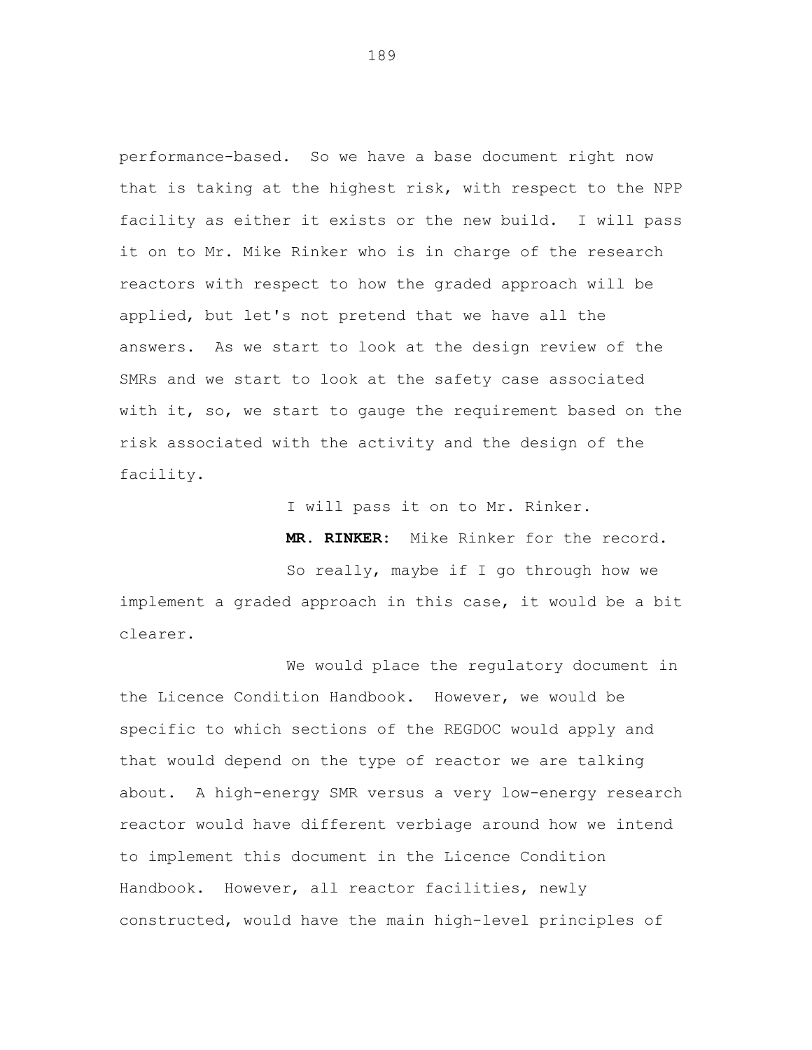performance-based. So we have a base document right now that is taking at the highest risk, with respect to the NPP facility as either it exists or the new build. I will pass it on to Mr. Mike Rinker who is in charge of the research reactors with respect to how the graded approach will be applied, but let's not pretend that we have all the answers. As we start to look at the design review of the SMRs and we start to look at the safety case associated with it, so, we start to gauge the requirement based on the risk associated with the activity and the design of the facility.

I will pass it on to Mr. Rinker.

**MR. RINKER:** Mike Rinker for the record.

So really, maybe if I go through how we implement a graded approach in this case, it would be a bit clearer.

We would place the regulatory document in the Licence Condition Handbook. However, we would be specific to which sections of the REGDOC would apply and that would depend on the type of reactor we are talking about. A high-energy SMR versus a very low-energy research reactor would have different verbiage around how we intend to implement this document in the Licence Condition Handbook. However, all reactor facilities, newly constructed, would have the main high-level principles of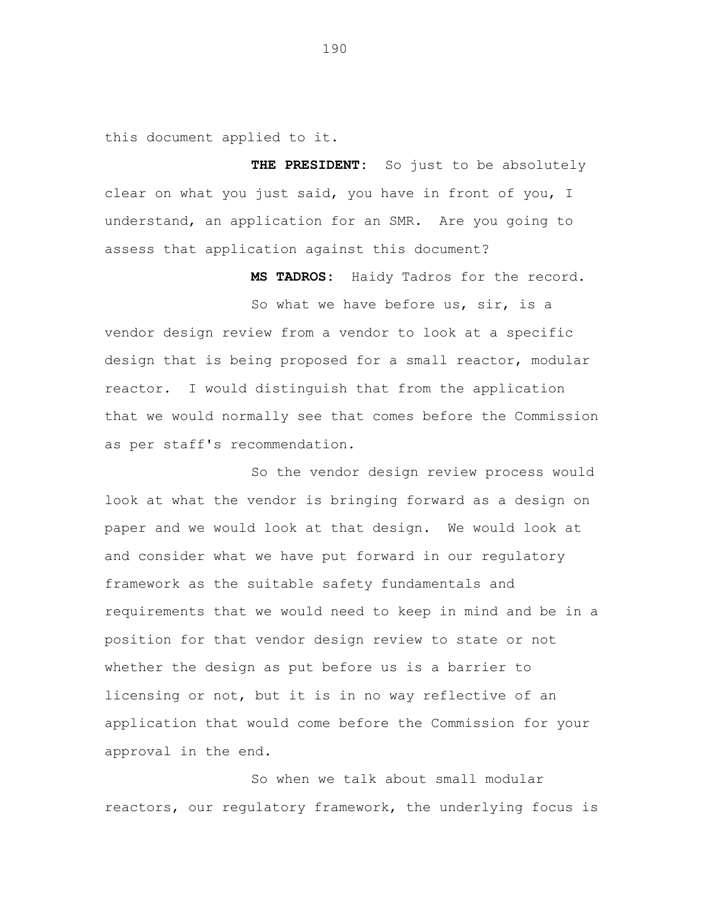this document applied to it.

**THE PRESIDENT:** So just to be absolutely clear on what you just said, you have in front of you, I understand, an application for an SMR. Are you going to assess that application against this document?

**MS TADROS:** Haidy Tadros for the record.

So what we have before us, sir, is a vendor design review from a vendor to look at a specific design that is being proposed for a small reactor, modular reactor. I would distinguish that from the application that we would normally see that comes before the Commission as per staff's recommendation.

So the vendor design review process would look at what the vendor is bringing forward as a design on paper and we would look at that design. We would look at and consider what we have put forward in our regulatory framework as the suitable safety fundamentals and requirements that we would need to keep in mind and be in a position for that vendor design review to state or not whether the design as put before us is a barrier to licensing or not, but it is in no way reflective of an application that would come before the Commission for your approval in the end.

So when we talk about small modular reactors, our regulatory framework, the underlying focus is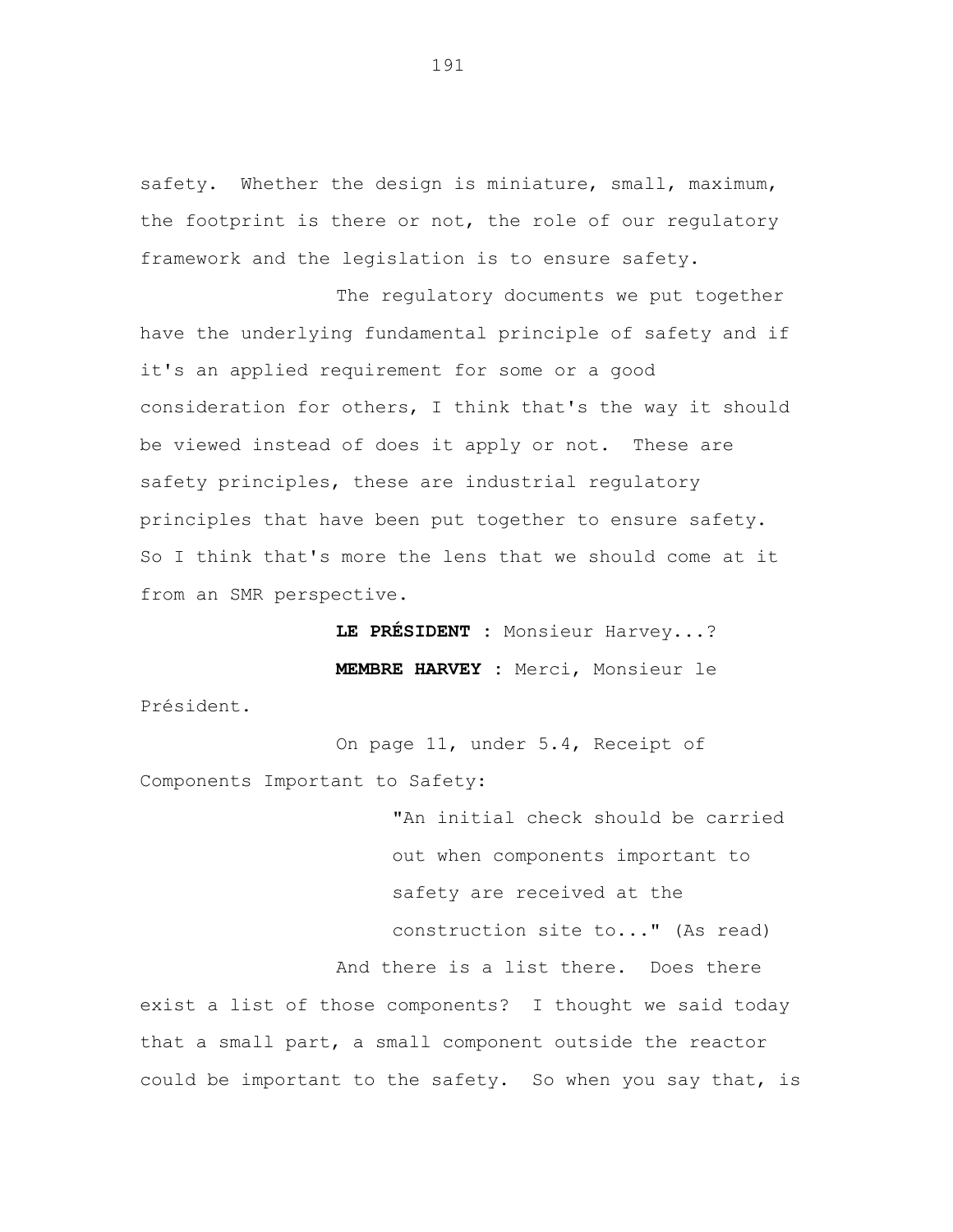safety. Whether the design is miniature, small, maximum, the footprint is there or not, the role of our regulatory framework and the legislation is to ensure safety.

The regulatory documents we put together have the underlying fundamental principle of safety and if it's an applied requirement for some or a good consideration for others, I think that's the way it should be viewed instead of does it apply or not. These are safety principles, these are industrial regulatory principles that have been put together to ensure safety. So I think that's more the lens that we should come at it from an SMR perspective.

**LE PRÉSIDENT :** Monsieur Harvey...?

**MEMBRE HARVEY :** Merci, Monsieur le Président.

On page 11, under 5.4, Receipt of Components Important to Safety:

> "An initial check should be carried out when components important to safety are received at the construction site to..." (As read)

And there is a list there. Does there exist a list of those components? I thought we said today that a small part, a small component outside the reactor could be important to the safety. So when you say that, is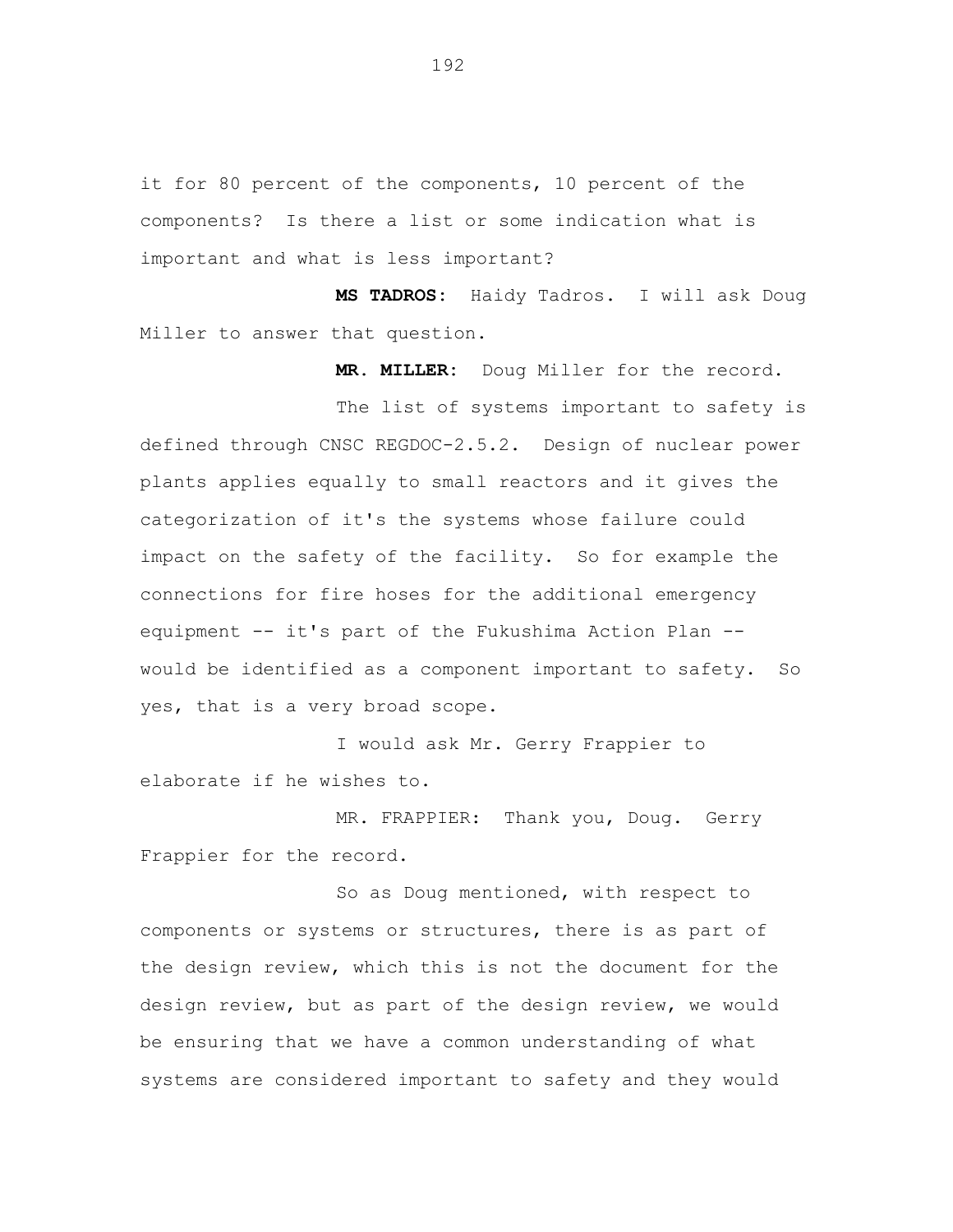it for 80 percent of the components, 10 percent of the components? Is there a list or some indication what is important and what is less important?

**MS TADROS:** Haidy Tadros. I will ask Doug Miller to answer that question.

**MR. MILLER:** Doug Miller for the record.

The list of systems important to safety is defined through CNSC REGDOC-2.5.2. Design of nuclear power plants applies equally to small reactors and it gives the categorization of it's the systems whose failure could impact on the safety of the facility. So for example the connections for fire hoses for the additional emergency equipment -- it's part of the Fukushima Action Plan -- would be identified as a component important to safety. So yes, that is a very broad scope.

I would ask Mr. Gerry Frappier to elaborate if he wishes to.

MR. FRAPPIER: Thank you, Doug. Gerry Frappier for the record.

So as Doug mentioned, with respect to components or systems or structures, there is as part of the design review, which this is not the document for the design review, but as part of the design review, we would be ensuring that we have a common understanding of what systems are considered important to safety and they would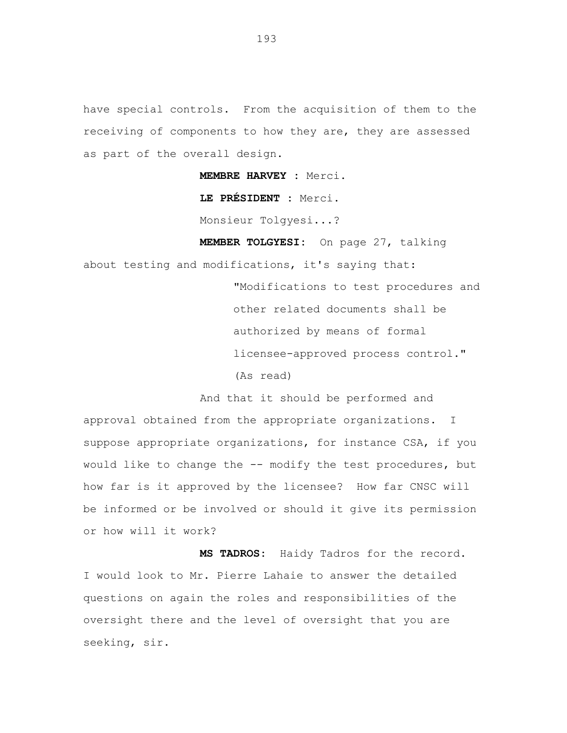have special controls. From the acquisition of them to the receiving of components to how they are, they are assessed as part of the overall design.

**MEMBRE HARVEY :** Merci.

**LE PRÉSIDENT :** Merci.

Monsieur Tolgyesi...?

**MEMBER TOLGYESI:** On page 27, talking about testing and modifications, it's saying that:

> "Modifications to test procedures and other related documents shall be authorized by means of formal licensee-approved process control." (As read)

And that it should be performed and approval obtained from the appropriate organizations. I suppose appropriate organizations, for instance CSA, if you would like to change the -- modify the test procedures, but how far is it approved by the licensee? How far CNSC will be informed or be involved or should it give its permission or how will it work?

**MS TADROS:** Haidy Tadros for the record. I would look to Mr. Pierre Lahaie to answer the detailed questions on again the roles and responsibilities of the oversight there and the level of oversight that you are seeking, sir.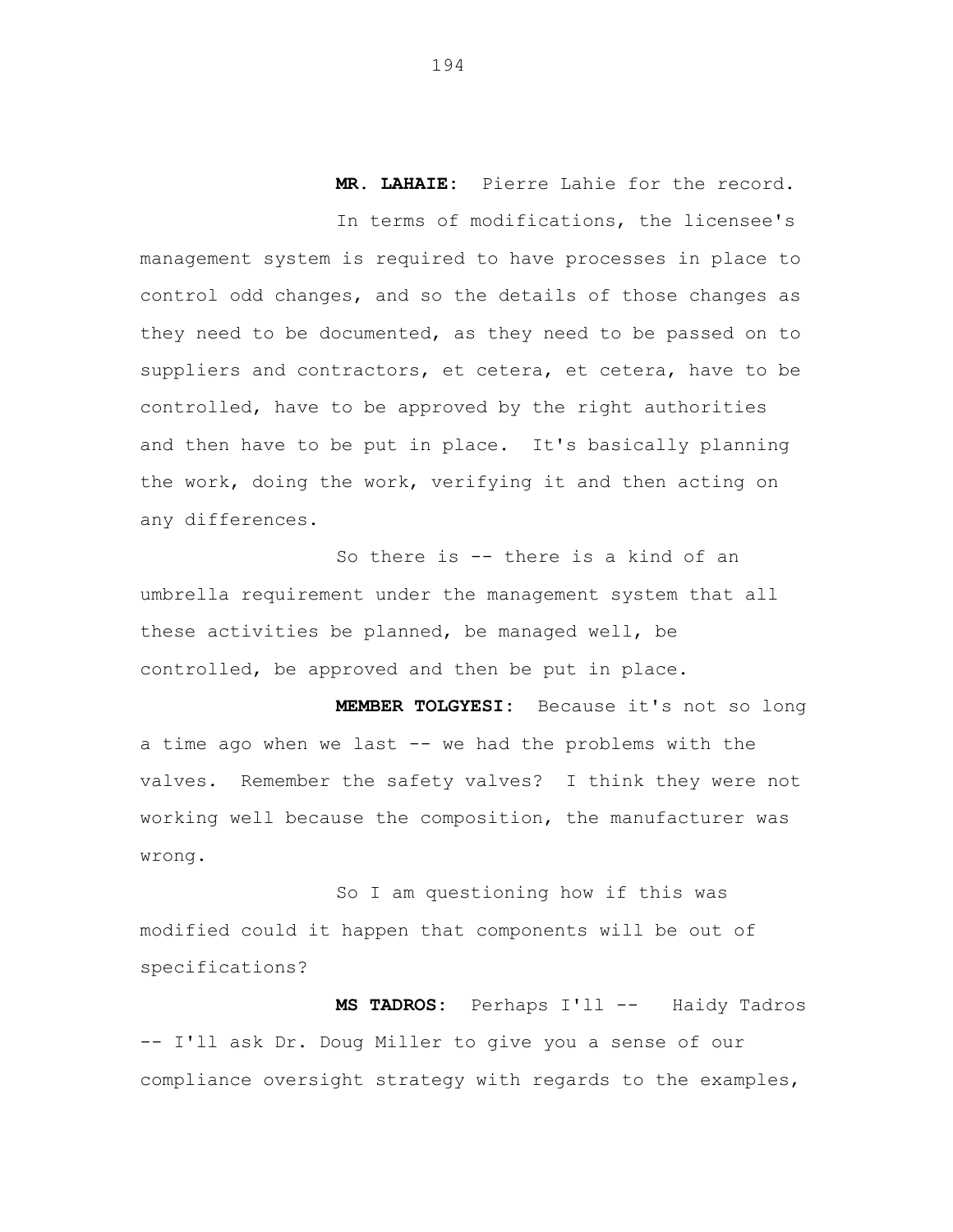**MR. LAHAIE:** Pierre Lahie for the record.

In terms of modifications, the licensee's management system is required to have processes in place to control odd changes, and so the details of those changes as they need to be documented, as they need to be passed on to suppliers and contractors, et cetera, et cetera, have to be controlled, have to be approved by the right authorities and then have to be put in place. It's basically planning the work, doing the work, verifying it and then acting on any differences.

So there is -- there is a kind of an umbrella requirement under the management system that all these activities be planned, be managed well, be controlled, be approved and then be put in place.

**MEMBER TOLGYESI:** Because it's not so long a time ago when we last -- we had the problems with the valves. Remember the safety valves? I think they were not working well because the composition, the manufacturer was wrong.

So I am questioning how if this was modified could it happen that components will be out of specifications?

**MS TADROS:** Perhaps I'll -- Haidy Tadros -- I'll ask Dr. Doug Miller to give you a sense of our compliance oversight strategy with regards to the examples,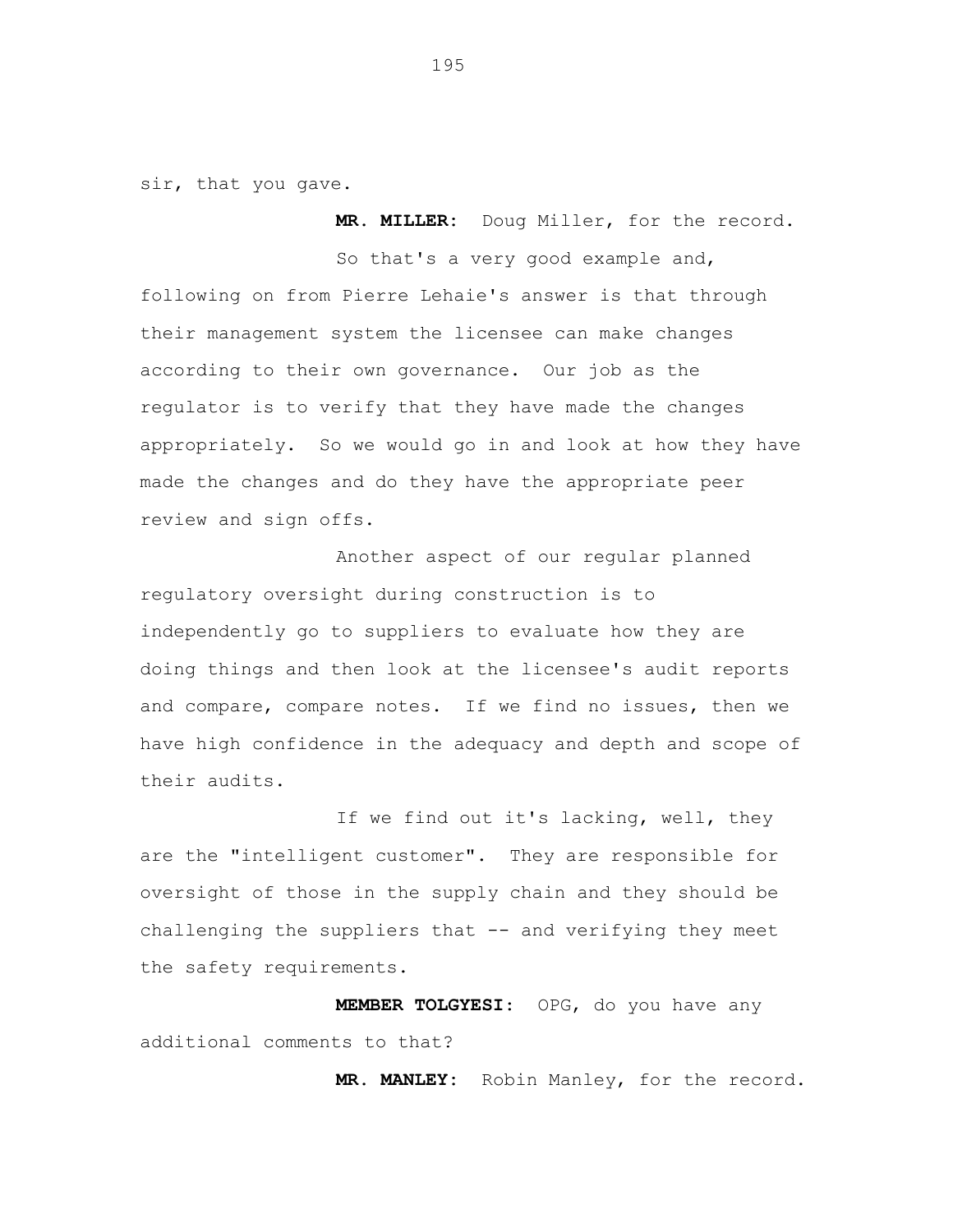sir, that you gave.

**MR. MILLER:** Doug Miller, for the record.

So that's a very good example and, following on from Pierre Lehaie's answer is that through their management system the licensee can make changes according to their own governance. Our job as the regulator is to verify that they have made the changes appropriately. So we would go in and look at how they have made the changes and do they have the appropriate peer review and sign offs.

Another aspect of our regular planned regulatory oversight during construction is to independently go to suppliers to evaluate how they are doing things and then look at the licensee's audit reports and compare, compare notes. If we find no issues, then we have high confidence in the adequacy and depth and scope of their audits.

If we find out it's lacking, well, they are the "intelligent customer". They are responsible for oversight of those in the supply chain and they should be challenging the suppliers that -- and verifying they meet the safety requirements.

**MEMBER TOLGYESI:** OPG, do you have any additional comments to that?

**MR. MANLEY:** Robin Manley, for the record.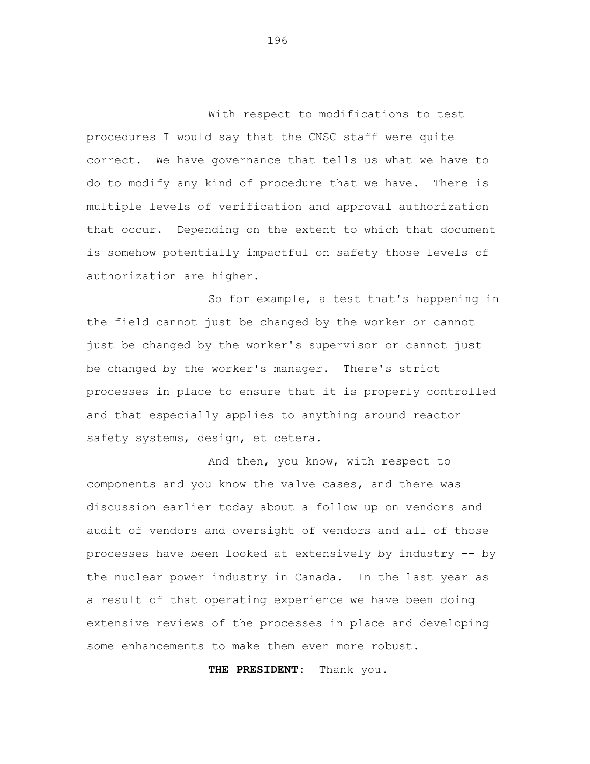With respect to modifications to test procedures I would say that the CNSC staff were quite correct. We have governance that tells us what we have to do to modify any kind of procedure that we have. There is multiple levels of verification and approval authorization that occur. Depending on the extent to which that document is somehow potentially impactful on safety those levels of authorization are higher.

So for example, a test that's happening in the field cannot just be changed by the worker or cannot just be changed by the worker's supervisor or cannot just be changed by the worker's manager. There's strict processes in place to ensure that it is properly controlled and that especially applies to anything around reactor safety systems, design, et cetera.

And then, you know, with respect to components and you know the valve cases, and there was discussion earlier today about a follow up on vendors and audit of vendors and oversight of vendors and all of those processes have been looked at extensively by industry -- by the nuclear power industry in Canada. In the last year as a result of that operating experience we have been doing extensive reviews of the processes in place and developing some enhancements to make them even more robust.

**THE PRESIDENT:** Thank you.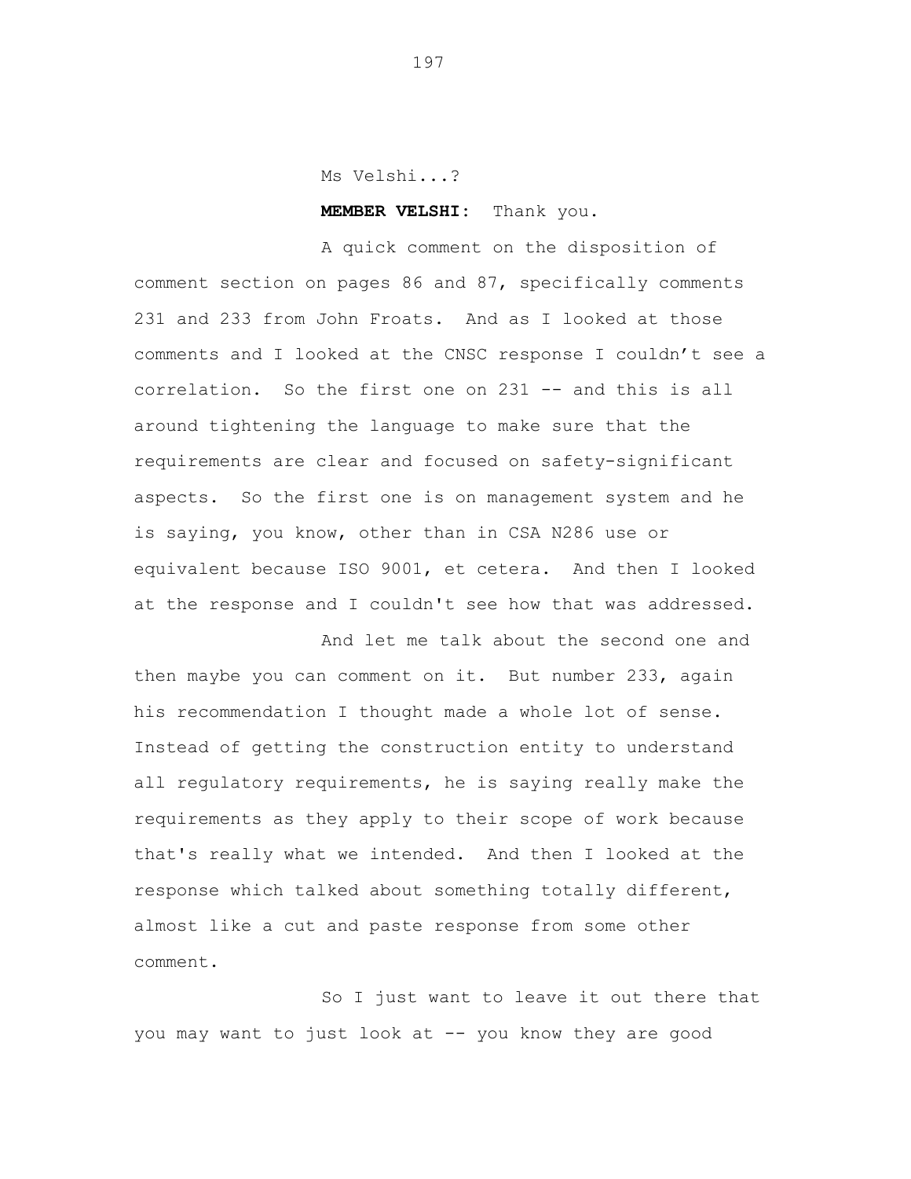Ms Velshi...?

**MEMBER VELSHI:** Thank you.

A quick comment on the disposition of comment section on pages 86 and 87, specifically comments 231 and 233 from John Froats. And as I looked at those comments and I looked at the CNSC response I couldn't see a correlation. So the first one on 231 -- and this is all around tightening the language to make sure that the requirements are clear and focused on safety-significant aspects. So the first one is on management system and he is saying, you know, other than in CSA N286 use or equivalent because ISO 9001, et cetera. And then I looked at the response and I couldn't see how that was addressed.

And let me talk about the second one and then maybe you can comment on it. But number 233, again his recommendation I thought made a whole lot of sense. Instead of getting the construction entity to understand all regulatory requirements, he is saying really make the requirements as they apply to their scope of work because that's really what we intended. And then I looked at the response which talked about something totally different, almost like a cut and paste response from some other comment.

So I just want to leave it out there that you may want to just look at -- you know they are good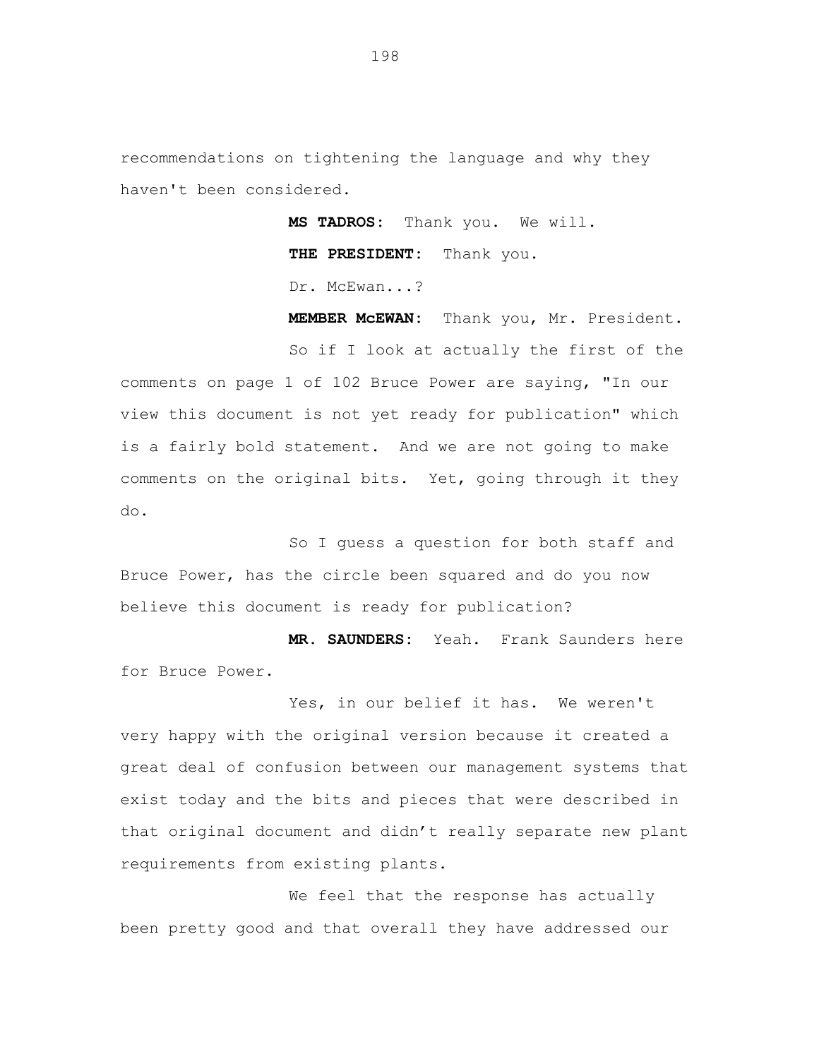recommendations on tightening the language and why they haven't been considered.

**MS TADROS:** Thank you. We will.

**THE PRESIDENT:** Thank you.

Dr. McEwan...?

**MEMBER McEWAN:** Thank you, Mr. President.

So if I look at actually the first of the comments on page 1 of 102 Bruce Power are saying, "In our view this document is not yet ready for publication" which is a fairly bold statement. And we are not going to make comments on the original bits. Yet, going through it they do.

So I guess a question for both staff and Bruce Power, has the circle been squared and do you now believe this document is ready for publication?

**MR. SAUNDERS:** Yeah. Frank Saunders here for Bruce Power.

Yes, in our belief it has. We weren't very happy with the original version because it created a great deal of confusion between our management systems that exist today and the bits and pieces that were described in that original document and didn't really separate new plant requirements from existing plants.

We feel that the response has actually been pretty good and that overall they have addressed our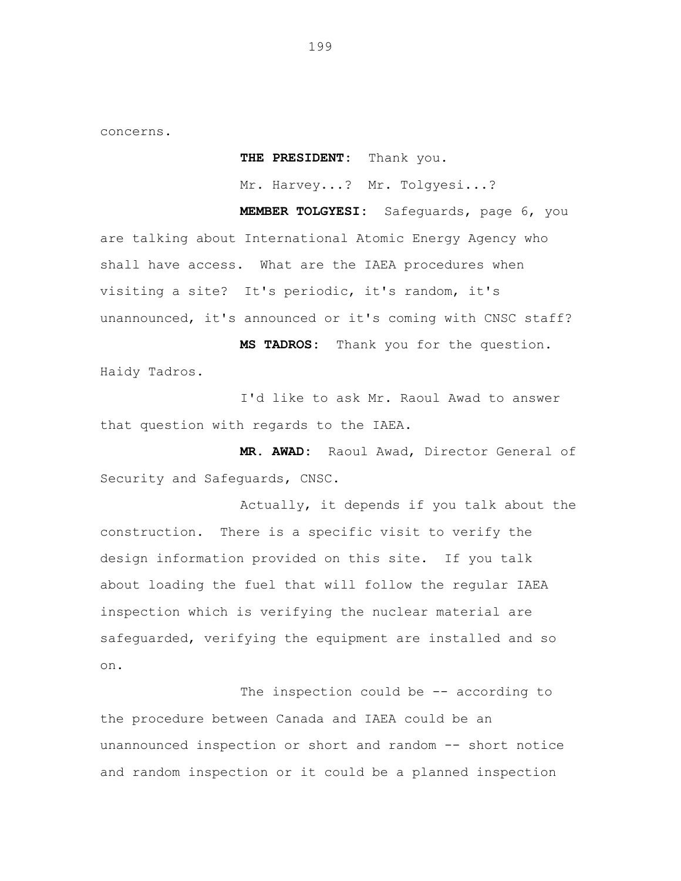concerns.

**THE PRESIDENT:** Thank you.

Mr. Harvey...? Mr. Tolgyesi...?

**MEMBER TOLGYESI:** Safeguards, page 6, you are talking about International Atomic Energy Agency who shall have access. What are the IAEA procedures when visiting a site? It's periodic, it's random, it's unannounced, it's announced or it's coming with CNSC staff?

**MS TADROS:** Thank you for the question. Haidy Tadros.

I'd like to ask Mr. Raoul Awad to answer that question with regards to the IAEA.

**MR. AWAD:** Raoul Awad, Director General of Security and Safeguards, CNSC.

Actually, it depends if you talk about the construction. There is a specific visit to verify the design information provided on this site. If you talk about loading the fuel that will follow the regular IAEA inspection which is verifying the nuclear material are safeguarded, verifying the equipment are installed and so on.

The inspection could be -- according to the procedure between Canada and IAEA could be an unannounced inspection or short and random -- short notice and random inspection or it could be a planned inspection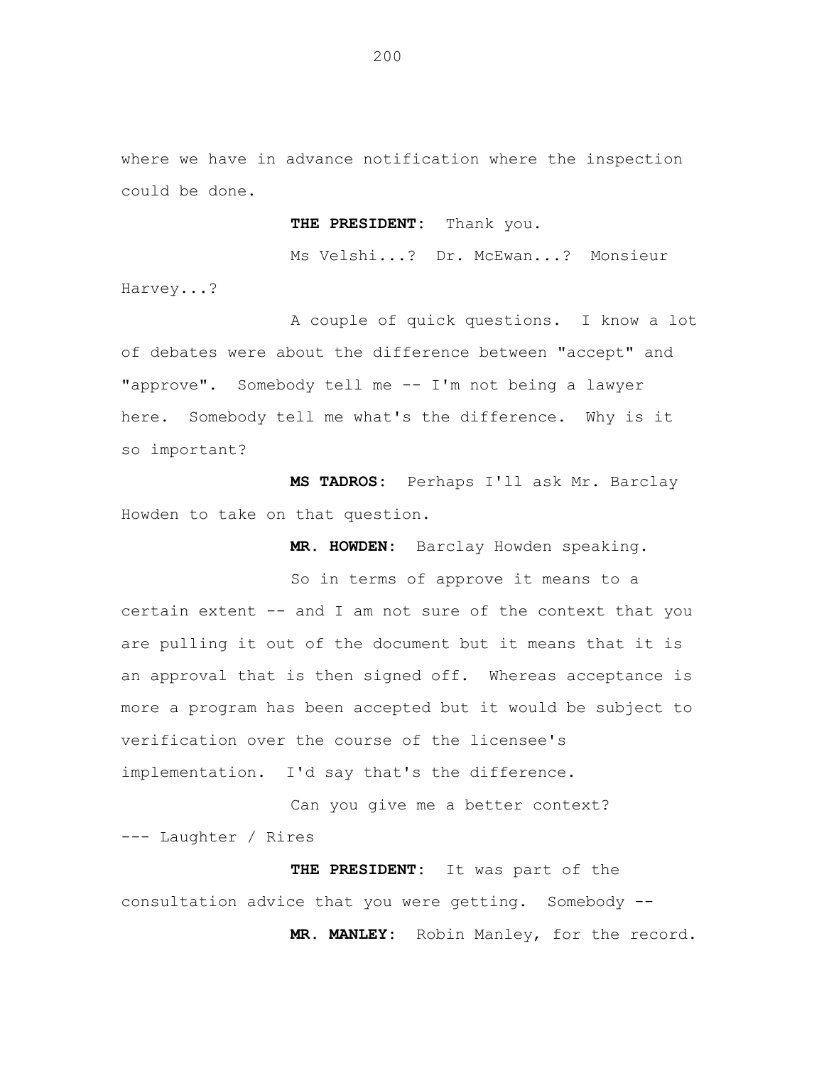where we have in advance notification where the inspection could be done.

**THE PRESIDENT:** Thank you.

Ms Velshi...? Dr. McEwan...? Monsieur Harvey...?

A couple of quick questions. I know a lot of debates were about the difference between "accept" and "approve". Somebody tell me -- I'm not being a lawyer here. Somebody tell me what's the difference. Why is it so important?

**MS TADROS:** Perhaps I'll ask Mr. Barclay Howden to take on that question.

**MR. HOWDEN:** Barclay Howden speaking.

So in terms of approve it means to a certain extent -- and I am not sure of the context that you are pulling it out of the document but it means that it is an approval that is then signed off. Whereas acceptance is more a program has been accepted but it would be subject to verification over the course of the licensee's implementation. I'd say that's the difference.

Can you give me a better context?

--- Laughter / Rires

**THE PRESIDENT:** It was part of the consultation advice that you were getting. Somebody --

**MR. MANLEY:** Robin Manley, for the record.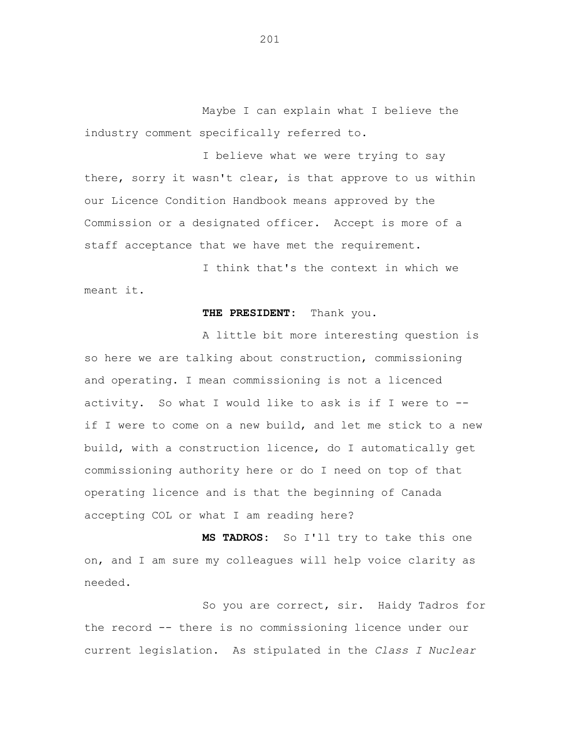Maybe I can explain what I believe the industry comment specifically referred to.

I believe what we were trying to say there, sorry it wasn't clear, is that approve to us within our Licence Condition Handbook means approved by the Commission or a designated officer. Accept is more of a staff acceptance that we have met the requirement.

I think that's the context in which we meant it.

**THE PRESIDENT:** Thank you.

A little bit more interesting question is so here we are talking about construction, commissioning and operating. I mean commissioning is not a licenced activity. So what I would like to ask is if I were to -- if I were to come on a new build, and let me stick to a new build, with a construction licence, do I automatically get commissioning authority here or do I need on top of that operating licence and is that the beginning of Canada accepting COL or what I am reading here?

**MS TADROS:** So I'll try to take this one on, and I am sure my colleagues will help voice clarity as needed.

So you are correct, sir. Haidy Tadros for the record -- there is no commissioning licence under our current legislation. As stipulated in the *Class I Nuclear*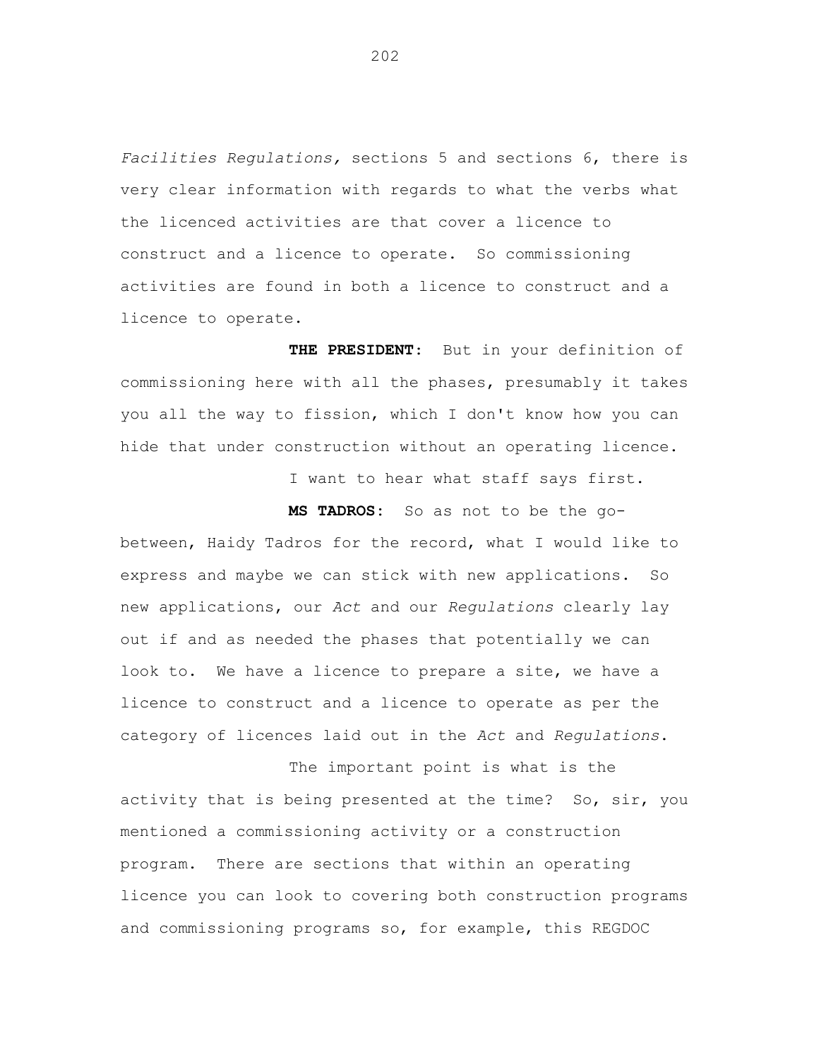*Facilities Regulations,* sections 5 and sections 6, there is very clear information with regards to what the verbs what the licenced activities are that cover a licence to construct and a licence to operate. So commissioning activities are found in both a licence to construct and a licence to operate.

**THE PRESIDENT:** But in your definition of commissioning here with all the phases, presumably it takes you all the way to fission, which I don't know how you can hide that under construction without an operating licence.

I want to hear what staff says first.

**MS TADROS:** So as not to be the go-between, Haidy Tadros for the record, what I would like to express and maybe we can stick with new applications. So new applications, our *Act* and our *Regulations* clearly lay out if and as needed the phases that potentially we can look to. We have a licence to prepare a site, we have a licence to construct and a licence to operate as per the category of licences laid out in the *Act* and *Regulations*.

The important point is what is the activity that is being presented at the time? So, sir, you mentioned a commissioning activity or a construction program. There are sections that within an operating licence you can look to covering both construction programs and commissioning programs so, for example, this REGDOC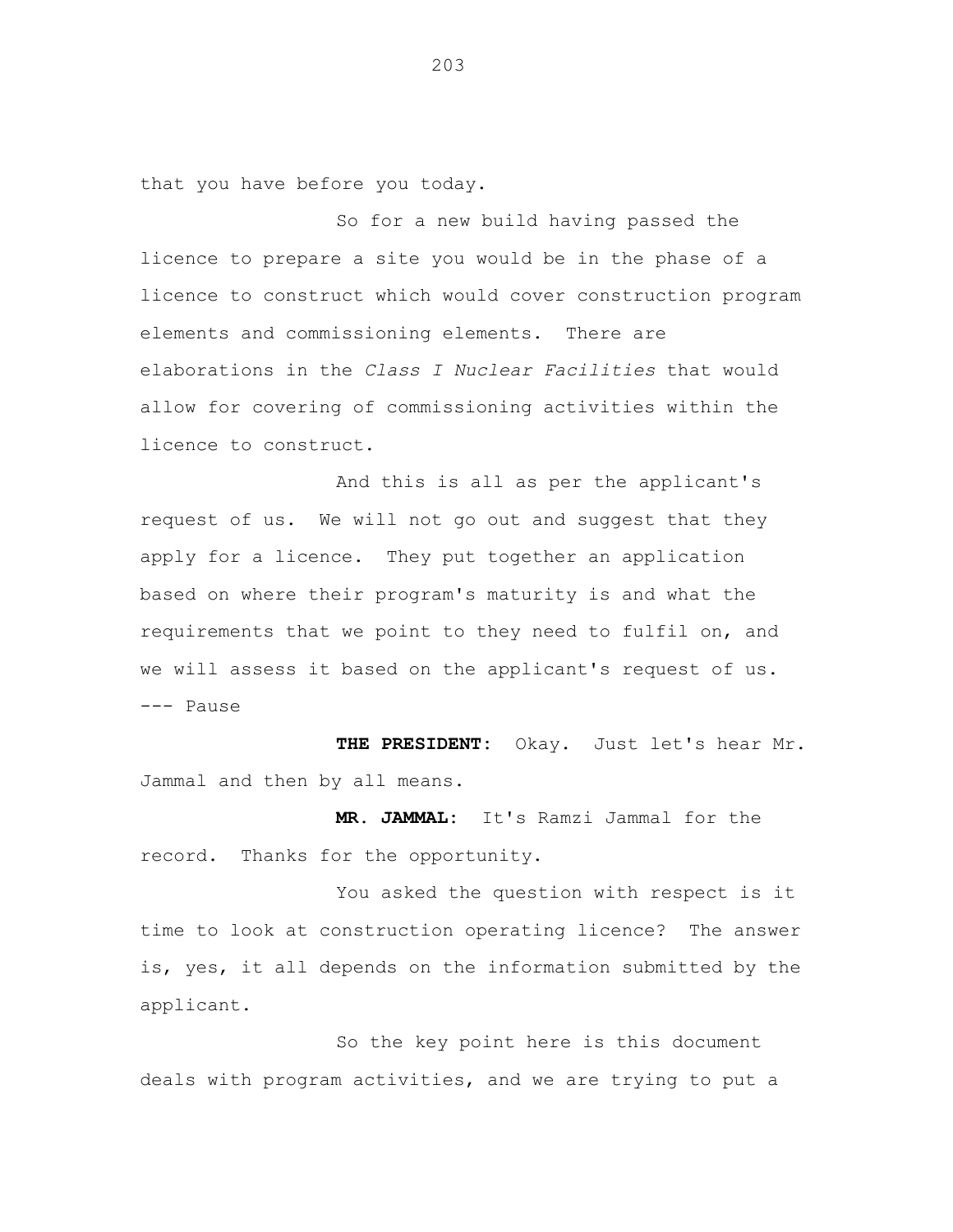that you have before you today.

So for a new build having passed the licence to prepare a site you would be in the phase of a licence to construct which would cover construction program elements and commissioning elements. There are elaborations in the *Class I Nuclear Facilities* that would allow for covering of commissioning activities within the licence to construct.

And this is all as per the applicant's request of us. We will not go out and suggest that they apply for a licence. They put together an application based on where their program's maturity is and what the requirements that we point to they need to fulfil on, and we will assess it based on the applicant's request of us.

--- Pause

**THE PRESIDENT:** Okay. Just let's hear Mr. Jammal and then by all means.

**MR. JAMMAL:** It's Ramzi Jammal for the record. Thanks for the opportunity.

You asked the question with respect is it time to look at construction operating licence? The answer is, yes, it all depends on the information submitted by the applicant.

So the key point here is this document deals with program activities, and we are trying to put a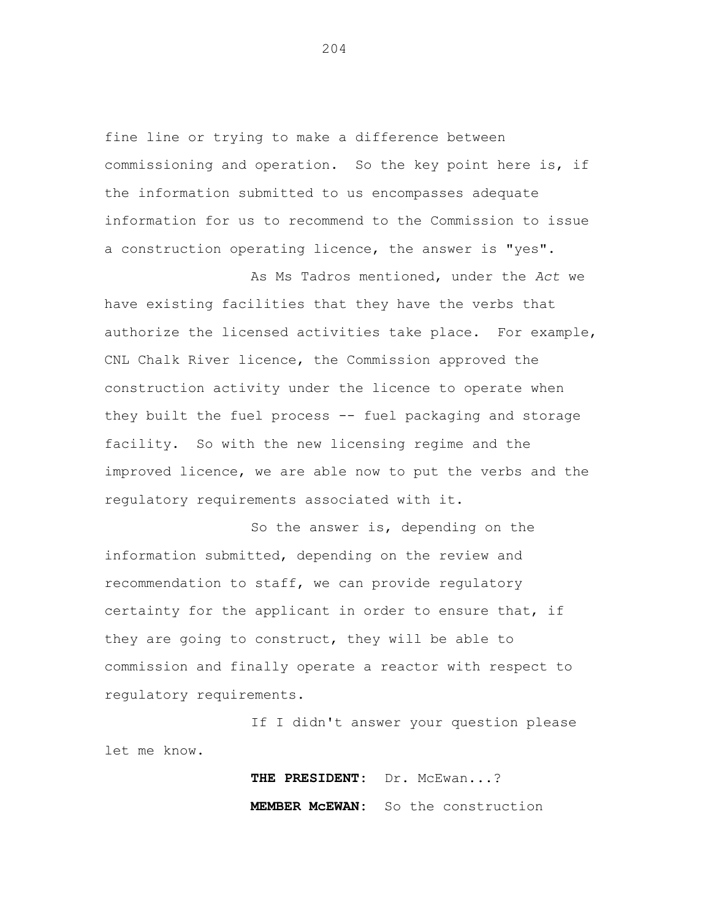fine line or trying to make a difference between commissioning and operation. So the key point here is, if the information submitted to us encompasses adequate information for us to recommend to the Commission to issue a construction operating licence, the answer is "yes".

As Ms Tadros mentioned, under the *Act* we have existing facilities that they have the verbs that authorize the licensed activities take place. For example, CNL Chalk River licence, the Commission approved the construction activity under the licence to operate when they built the fuel process -- fuel packaging and storage facility. So with the new licensing regime and the improved licence, we are able now to put the verbs and the regulatory requirements associated with it.

So the answer is, depending on the information submitted, depending on the review and recommendation to staff, we can provide regulatory certainty for the applicant in order to ensure that, if they are going to construct, they will be able to commission and finally operate a reactor with respect to regulatory requirements.

If I didn't answer your question please let me know.

**THE PRESIDENT:** Dr. McEwan...?

**MEMBER McEWAN:** So the construction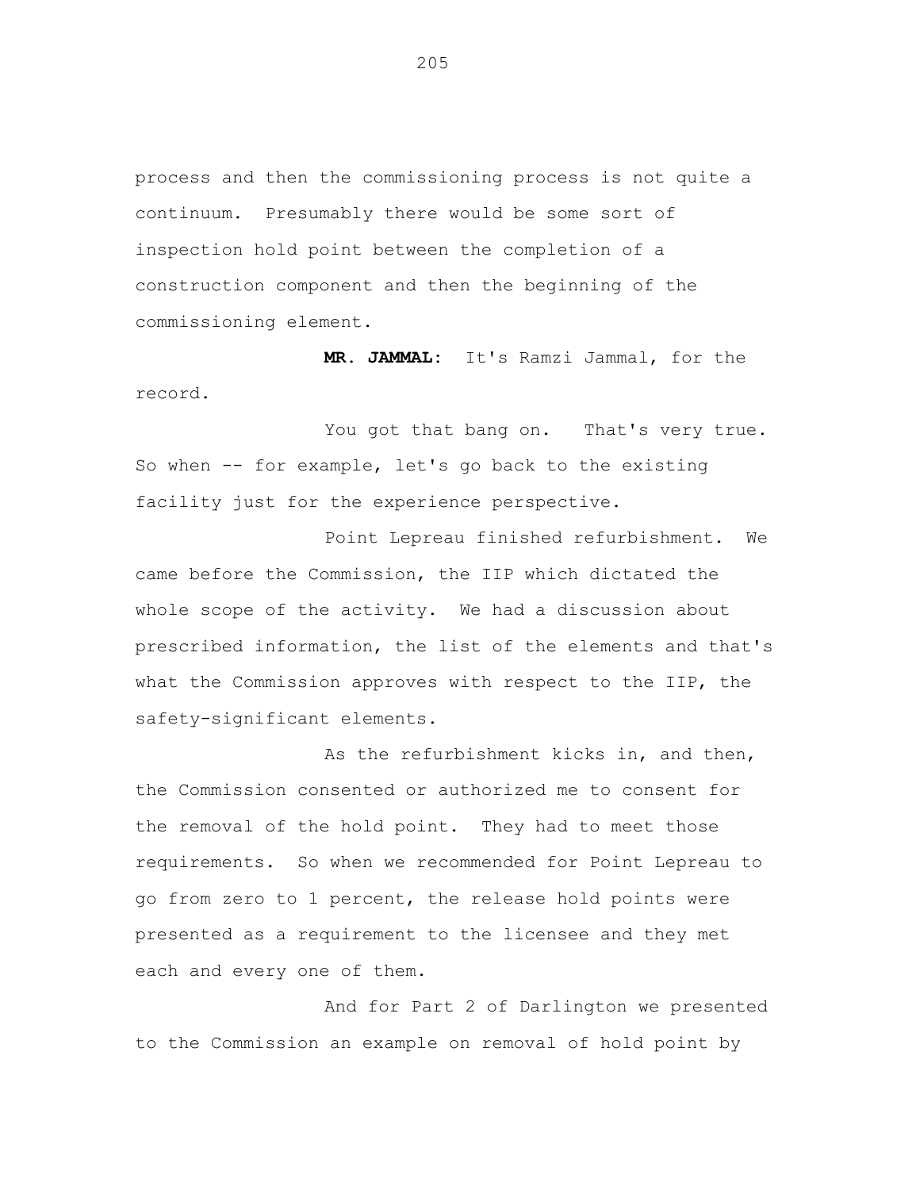process and then the commissioning process is not quite a continuum. Presumably there would be some sort of inspection hold point between the completion of a construction component and then the beginning of the commissioning element.

**MR. JAMMAL:** It's Ramzi Jammal, for the record.

You got that bang on. That's very true. So when -- for example, let's go back to the existing facility just for the experience perspective.

Point Lepreau finished refurbishment. We came before the Commission, the IIP which dictated the whole scope of the activity. We had a discussion about prescribed information, the list of the elements and that's what the Commission approves with respect to the IIP, the safety-significant elements.

As the refurbishment kicks in, and then, the Commission consented or authorized me to consent for the removal of the hold point. They had to meet those requirements. So when we recommended for Point Lepreau to go from zero to 1 percent, the release hold points were presented as a requirement to the licensee and they met each and every one of them.

And for Part 2 of Darlington we presented to the Commission an example on removal of hold point by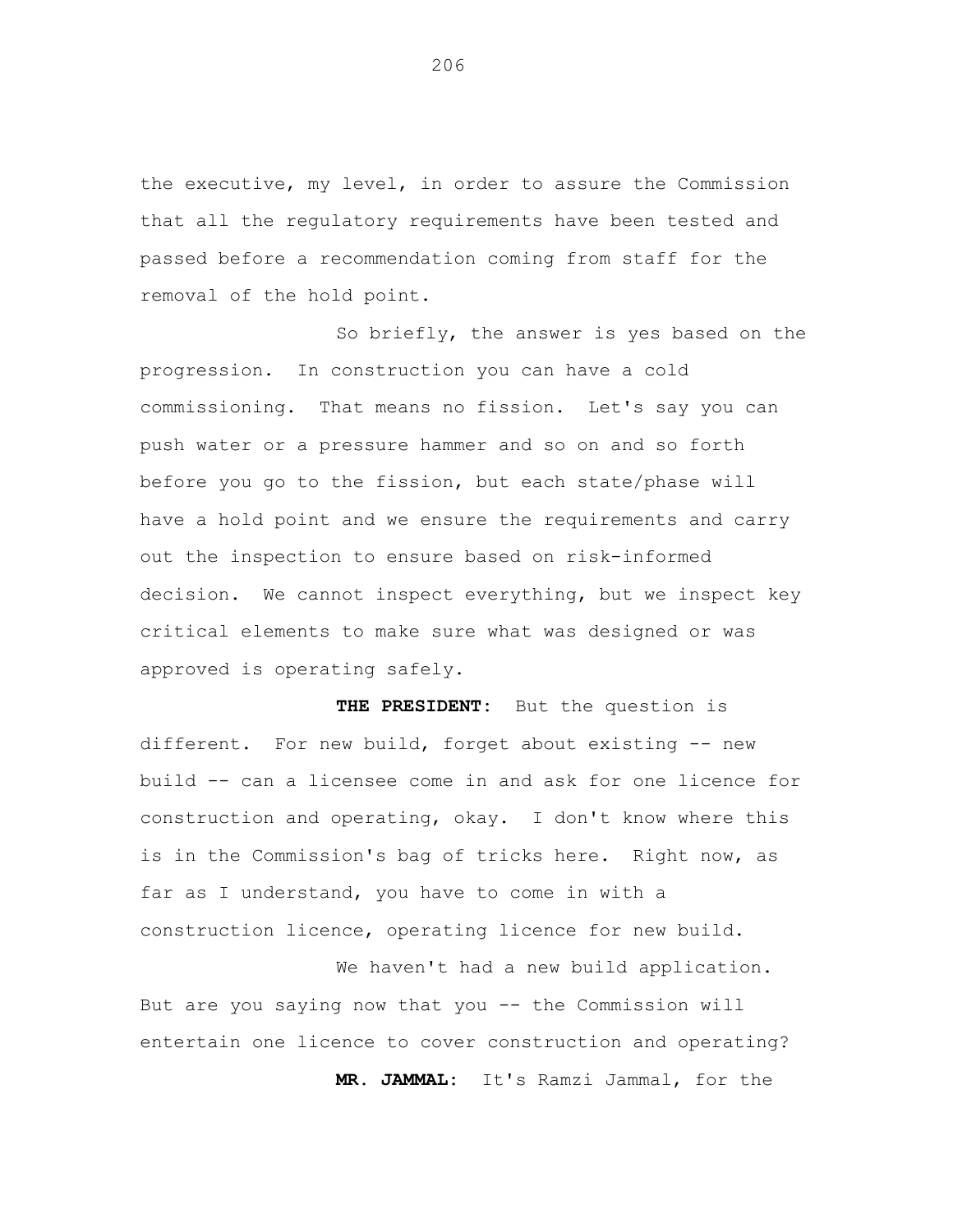the executive, my level, in order to assure the Commission that all the regulatory requirements have been tested and passed before a recommendation coming from staff for the removal of the hold point.

So briefly, the answer is yes based on the progression. In construction you can have a cold commissioning. That means no fission. Let's say you can push water or a pressure hammer and so on and so forth before you go to the fission, but each state/phase will have a hold point and we ensure the requirements and carry out the inspection to ensure based on risk-informed decision. We cannot inspect everything, but we inspect key critical elements to make sure what was designed or was approved is operating safely.

**THE PRESIDENT:** But the question is different. For new build, forget about existing -- new build -- can a licensee come in and ask for one licence for construction and operating, okay. I don't know where this is in the Commission's bag of tricks here. Right now, as far as I understand, you have to come in with a construction licence, operating licence for new build.

We haven't had a new build application. But are you saying now that you -- the Commission will entertain one licence to cover construction and operating?

**MR. JAMMAL:** It's Ramzi Jammal, for the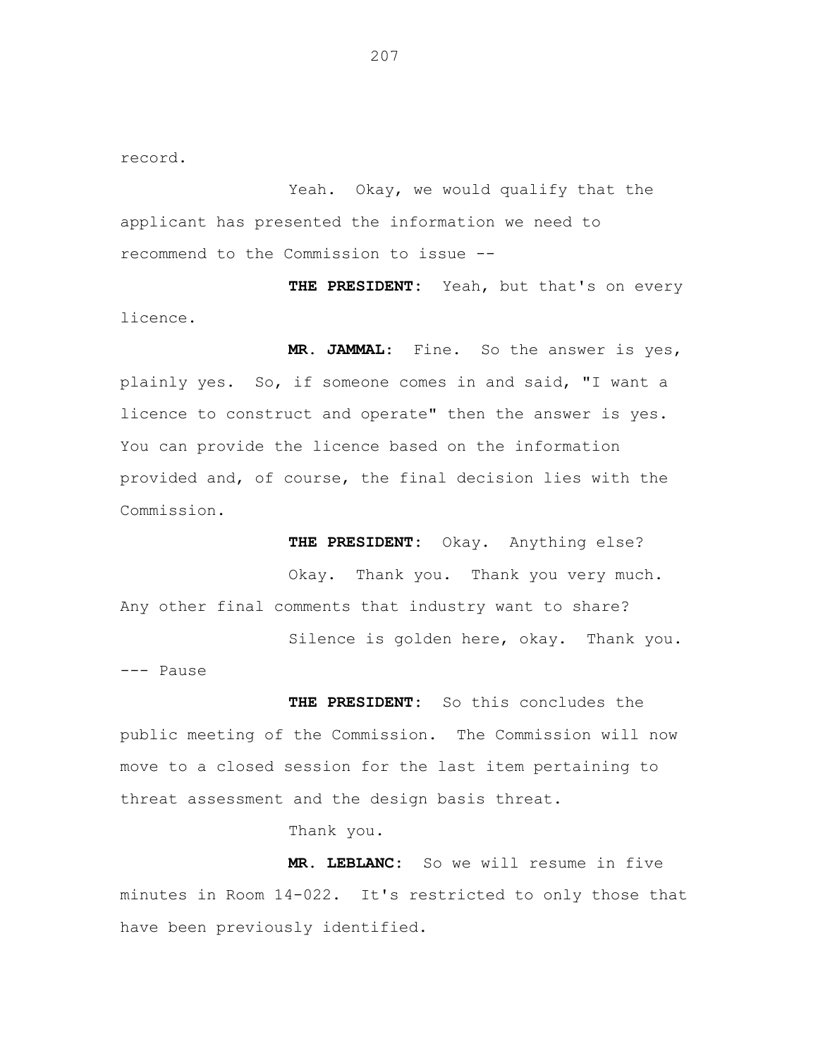record.

Yeah. Okay, we would qualify that the applicant has presented the information we need to recommend to the Commission to issue --

**THE PRESIDENT:** Yeah, but that's on every licence.

**MR. JAMMAL:** Fine. So the answer is yes, plainly yes. So, if someone comes in and said, "I want a licence to construct and operate" then the answer is yes. You can provide the licence based on the information provided and, of course, the final decision lies with the Commission.

**THE PRESIDENT:** Okay. Anything else?

Okay. Thank you. Thank you very much. Any other final comments that industry want to share?

Silence is golden here, okay. Thank you.

--- Pause

**THE PRESIDENT:** So this concludes the public meeting of the Commission. The Commission will now move to a closed session for the last item pertaining to threat assessment and the design basis threat.

Thank you.

**MR. LEBLANC:** So we will resume in five minutes in Room 14-022. It's restricted to only those that have been previously identified.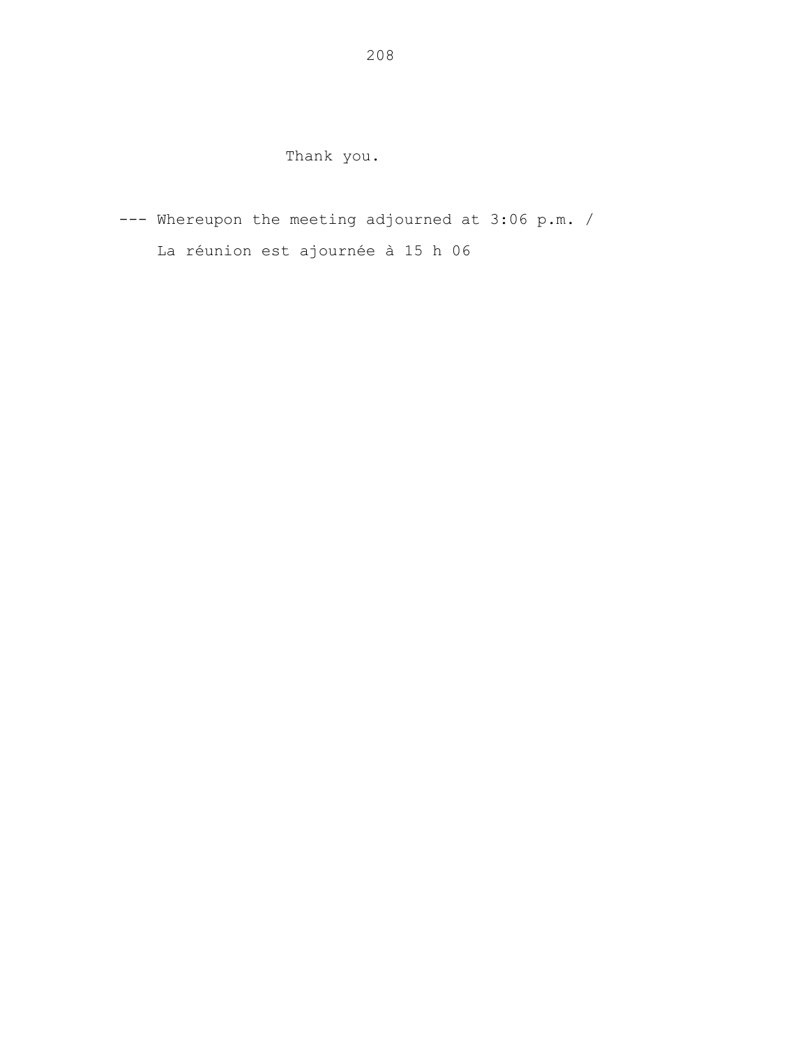Thank you.

--- Whereupon the meeting adjourned at 3:06 p.m. /
La réunion est ajournée à 15 h 06